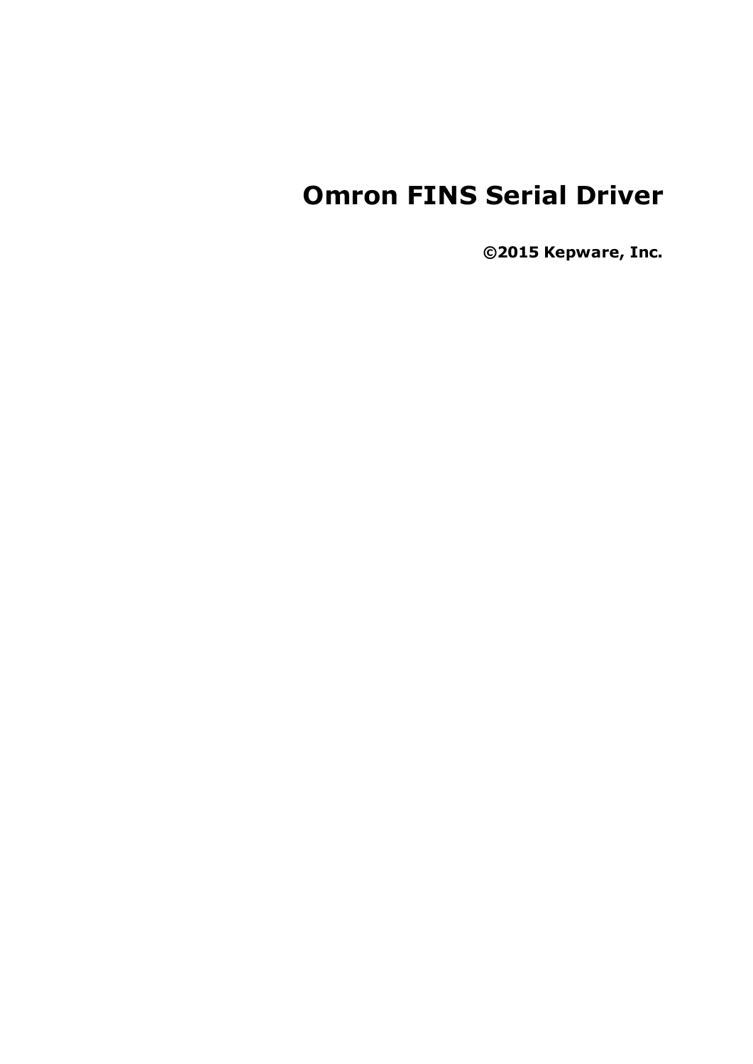# Omron FINS Serial Driver

**©2015 Kepware, Inc.**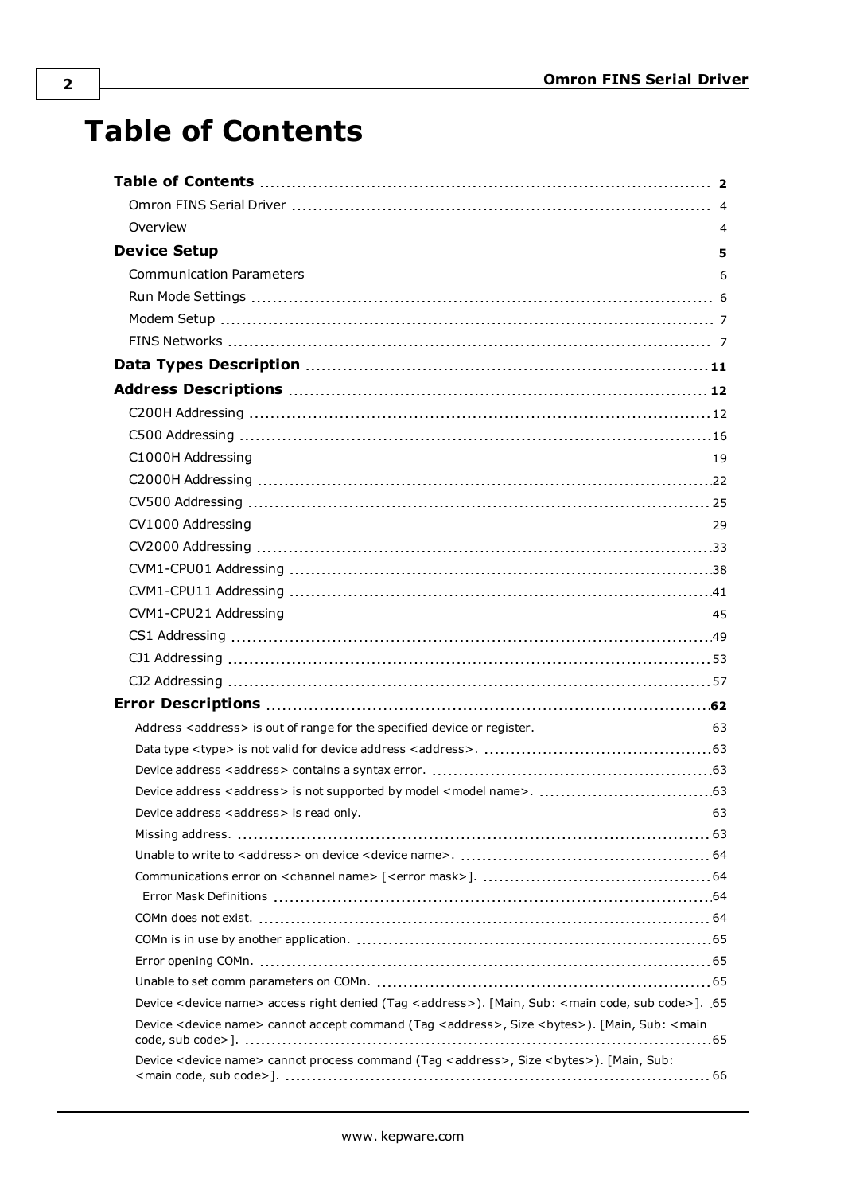# Table of Contents

**Table of Contents** 2

Omron FINS Serial Driver 4

Overview 4

**Device Setup** 5

Communication Parameters 6

Run Mode Settings 6

Modem Setup 7

FINS Networks 7

**Data Types Description** 11

**Address Descriptions** 12

C200H Addressing 12

C500 Addressing 16

C1000H Addressing 19

C2000H Addressing 22

CV500 Addressing 25

CV1000 Addressing 29

CV2000 Addressing 33

CVM1-CPU01 Addressing 38

CVM1-CPU11 Addressing 41

CVM1-CPU21 Addressing 45

CS1 Addressing 49

CJ1 Addressing 53

CJ2 Addressing 57

**Error Descriptions** 62

Address <address> is out of range for the specified device or register. 63

Data type <type> is not valid for device address <address>. 63

Device address <address> contains a syntax error. 63

Device address <address> is not supported by model <model name>. 63

Device address <address> is read only. 63

Missing address. 63

Unable to write to <address> on device <device name>. 64

Communications error on <channel name> [<error mask>]. 64

Error Mask Definitions 64

COMn does not exist. 64

COMn is in use by another application. 65

Error opening COMn. 65

Unable to set comm parameters on COMn. 65

Device <device name> access right denied (Tag <address>). [Main, Sub: <main code, sub code>]. 65

Device <device name> cannot accept command (Tag <address>, Size <bytes>). [Main, Sub: <main code, sub code>]. 65

Device <device name> cannot process command (Tag <address>, Size <bytes>). [Main, Sub: <main code, sub code>]. 66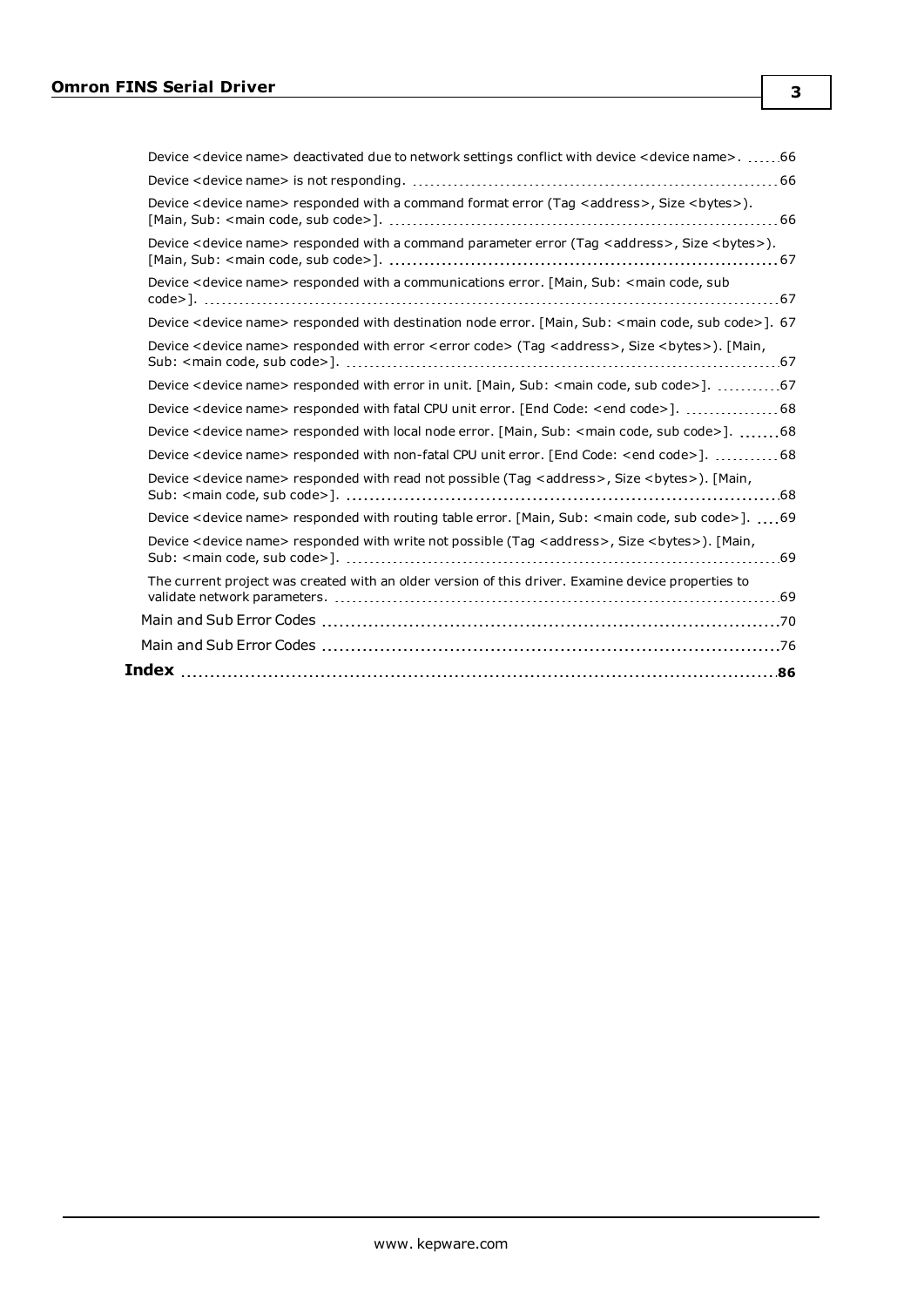Device <device name> deactivated due to network settings conflict with device <device name>. 66

Device <device name> is not responding. 66

Device <device name> responded with a command format error (Tag <address>, Size <bytes>). [Main, Sub: <main code, sub code>]. 66

Device <device name> responded with a command parameter error (Tag <address>, Size <bytes>). [Main, Sub: <main code, sub code>]. 67

Device <device name> responded with a communications error. [Main, Sub: <main code, sub code>]. 67

Device <device name> responded with destination node error. [Main, Sub: <main code, sub code>]. 67

Device <device name> responded with error <error code> (Tag <address>, Size <bytes>). [Main, Sub: <main code, sub code>]. 67

Device <device name> responded with error in unit. [Main, Sub: <main code, sub code>]. 67

Device <device name> responded with fatal CPU unit error. [End Code: <end code>]. 68

Device <device name> responded with local node error. [Main, Sub: <main code, sub code>]. 68

Device <device name> responded with non-fatal CPU unit error. [End Code: <end code>]. 68

Device <device name> responded with read not possible (Tag <address>, Size <bytes>). [Main, Sub: <main code, sub code>]. 68

Device <device name> responded with routing table error. [Main, Sub: <main code, sub code>]. 69

Device <device name> responded with write not possible (Tag <address>, Size <bytes>). [Main, Sub: <main code, sub code>]. 69

The current project was created with an older version of this driver. Examine device properties to validate network parameters. 69

Main and Sub Error Codes 70

Main and Sub Error Codes 76

**Index 86**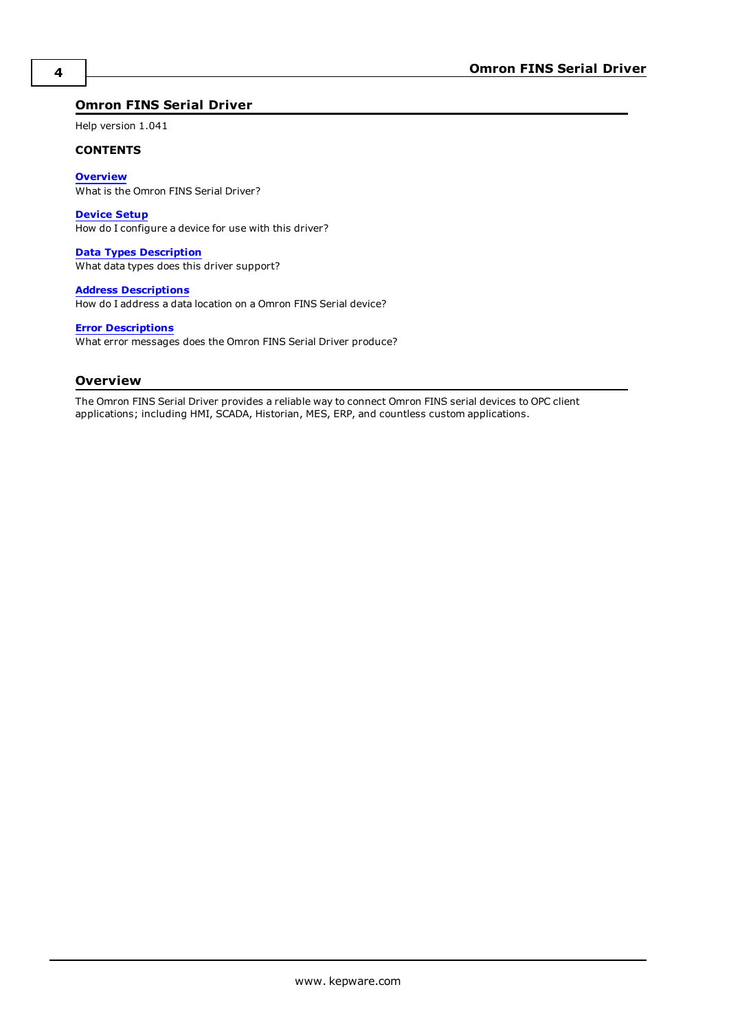# Omron FINS Serial Driver

Help version 1.041

**CONTENTS**

**[Overview](#overview)**
What is the Omron FINS Serial Driver?

**[Device Setup]()**
How do I configure a device for use with this driver?

**[Data Types Description]()**
What data types does this driver support?

**[Address Descriptions]()**
How do I address a data location on a Omron FINS Serial device?

**[Error Descriptions]()**
What error messages does the Omron FINS Serial Driver produce?

## Overview

The Omron FINS Serial Driver provides a reliable way to connect Omron FINS serial devices to OPC client applications; including HMI, SCADA, Historian, MES, ERP, and countless custom applications.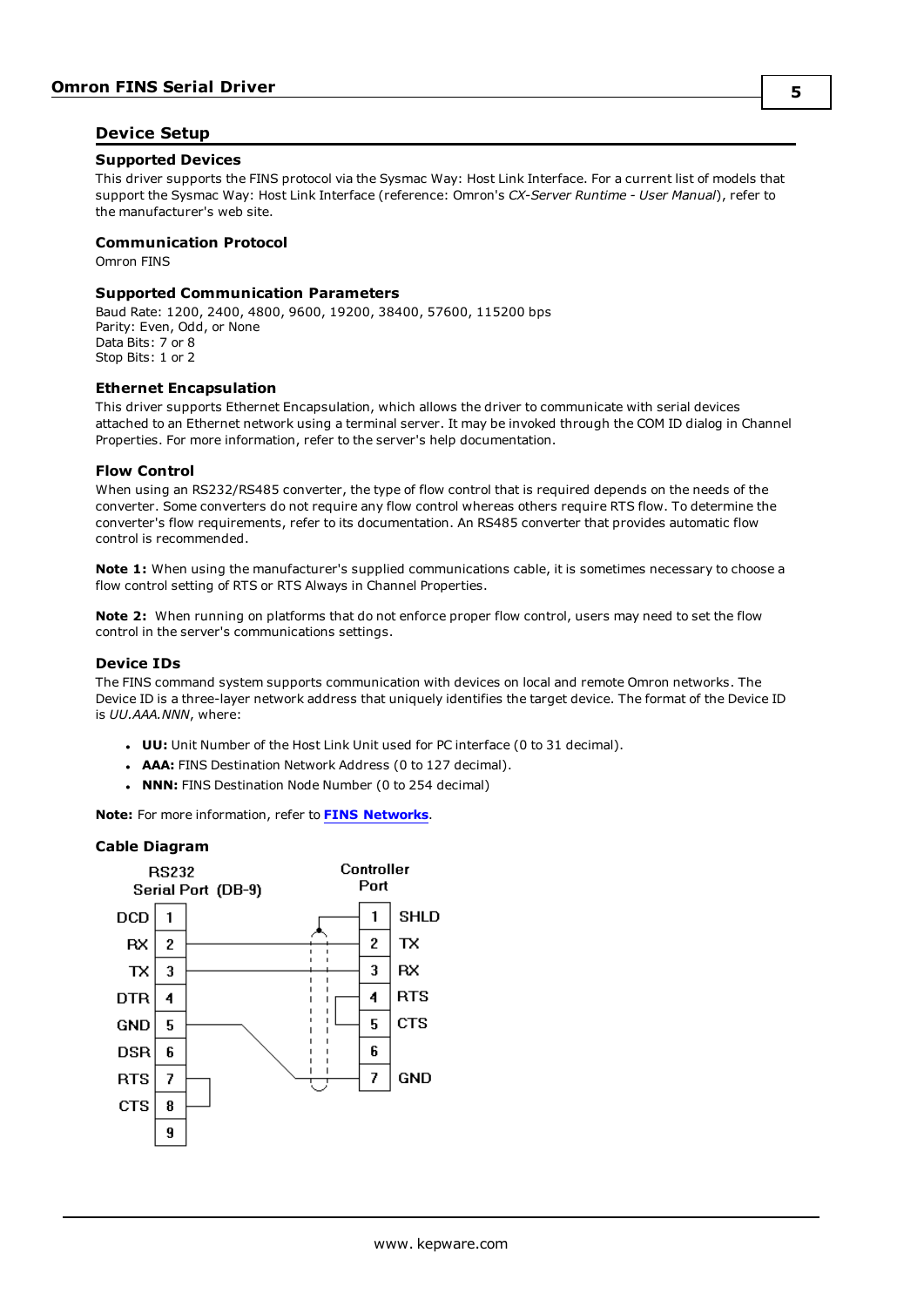## Device Setup

### Supported Devices

This driver supports the FINS protocol via the Sysmac Way: Host Link Interface. For a current list of models that support the Sysmac Way: Host Link Interface (reference: Omron's *CX-Server Runtime - User Manual*), refer to the manufacturer's web site.

### Communication Protocol

Omron FINS

### Supported Communication Parameters

Baud Rate: 1200, 2400, 4800, 9600, 19200, 38400, 57600, 115200 bps
Parity: Even, Odd, or None
Data Bits: 7 or 8
Stop Bits: 1 or 2

### Ethernet Encapsulation

This driver supports Ethernet Encapsulation, which allows the driver to communicate with serial devices attached to an Ethernet network using a terminal server. It may be invoked through the COM ID dialog in Channel Properties. For more information, refer to the server's help documentation.

### Flow Control

When using an RS232/RS485 converter, the type of flow control that is required depends on the needs of the converter. Some converters do not require any flow control whereas others require RTS flow. To determine the converter's flow requirements, refer to its documentation. An RS485 converter that provides automatic flow control is recommended.

**Note 1:** When using the manufacturer's supplied communications cable, it is sometimes necessary to choose a flow control setting of RTS or RTS Always in Channel Properties.

**Note 2:** When running on platforms that do not enforce proper flow control, users may need to set the flow control in the server's communications settings.

### Device IDs

The FINS command system supports communication with devices on local and remote Omron networks. The Device ID is a three-layer network address that uniquely identifies the target device. The format of the Device ID is *UU.AAA.NNN*, where:

- **UU:** Unit Number of the Host Link Unit used for PC interface (0 to 31 decimal).
- **AAA:** FINS Destination Network Address (0 to 127 decimal).
- **NNN:** FINS Destination Node Number (0 to 254 decimal)

**Note:** For more information, refer to **FINS Networks**.

### Cable Diagram

RS232 Serial Port (DB-9) — Controller Port

| RS232 Pin | Signal | | Controller Pin | Signal |
|---|---|---|---|---|
| 1 | DCD | | 1 | SHLD |
| 2 | RX | ↔ | 2 | TX |
| 3 | TX | ↔ | 3 | RX |
| 4 | DTR | | 4 | RTS |
| 5 | GND | ↔ (to 7) | 5 | CTS |
| 6 | DSR | | 6 | |
| 7 | RTS | | 7 | GND |
| 8 | CTS | | | |
| 9 | | | | |

RS232 pins 7 (RTS) and 8 (CTS) are jumpered together; controller pins 4 (RTS) and 5 (CTS) are jumpered together; RS232 pin 5 (GND) connects to controller pin 7 (GND); cable shield connects to controller pin 1 (SHLD).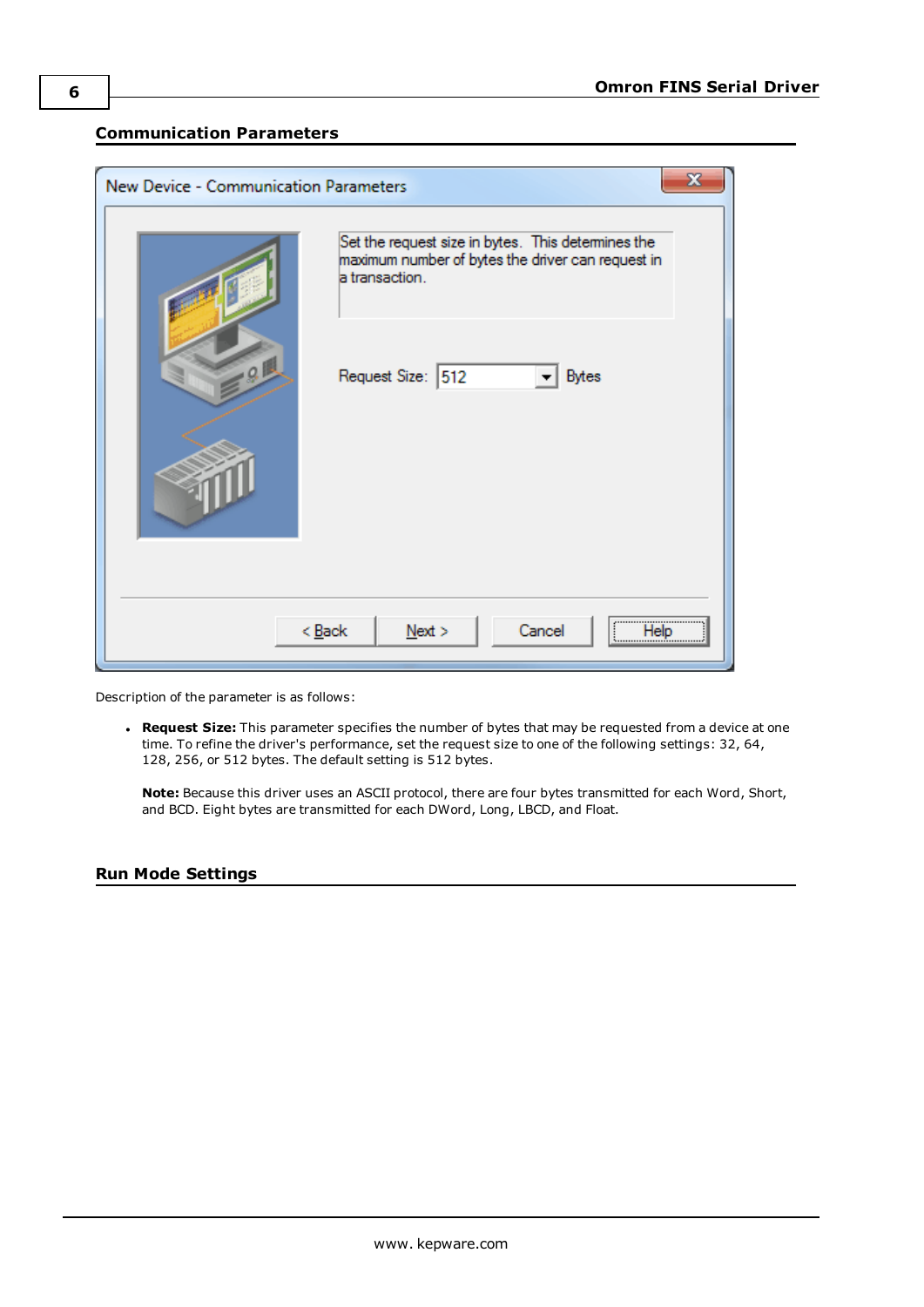## Communication Parameters

Description of the parameter is as follows:

- **Request Size:** This parameter specifies the number of bytes that may be requested from a device at one time. To refine the driver's performance, set the request size to one of the following settings: 32, 64, 128, 256, or 512 bytes. The default setting is 512 bytes.

  **Note:** Because this driver uses an ASCII protocol, there are four bytes transmitted for each Word, Short, and BCD. Eight bytes are transmitted for each DWord, Long, LBCD, and Float.

## Run Mode Settings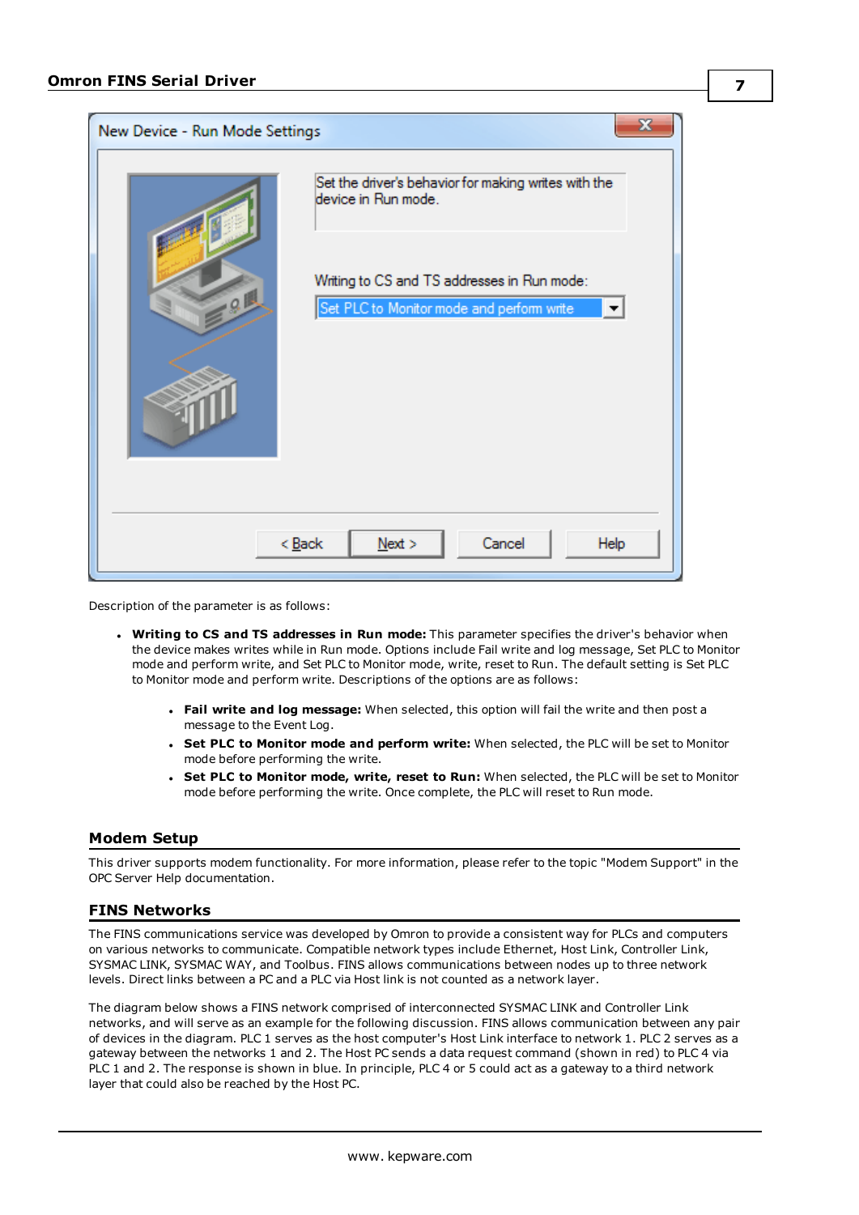Description of the parameter is as follows:

- **Writing to CS and TS addresses in Run mode:** This parameter specifies the driver's behavior when the device makes writes while in Run mode. Options include Fail write and log message, Set PLC to Monitor mode and perform write, and Set PLC to Monitor mode, write, reset to Run. The default setting is Set PLC to Monitor mode and perform write. Descriptions of the options are as follows:
  - **Fail write and log message:** When selected, this option will fail the write and then post a message to the Event Log.
  - **Set PLC to Monitor mode and perform write:** When selected, the PLC will be set to Monitor mode before performing the write.
  - **Set PLC to Monitor mode, write, reset to Run:** When selected, the PLC will be set to Monitor mode before performing the write. Once complete, the PLC will reset to Run mode.

## Modem Setup

This driver supports modem functionality. For more information, please refer to the topic "Modem Support" in the OPC Server Help documentation.

## FINS Networks

The FINS communications service was developed by Omron to provide a consistent way for PLCs and computers on various networks to communicate. Compatible network types include Ethernet, Host Link, Controller Link, SYSMAC LINK, SYSMAC WAY, and Toolbus. FINS allows communications between nodes up to three network levels. Direct links between a PC and a PLC via Host link is not counted as a network layer.

The diagram below shows a FINS network comprised of interconnected SYSMAC LINK and Controller Link networks, and will serve as an example for the following discussion. FINS allows communication between any pair of devices in the diagram. PLC 1 serves as the host computer's Host Link interface to network 1. PLC 2 serves as a gateway between the networks 1 and 2. The Host PC sends a data request command (shown in red) to PLC 4 via PLC 1 and 2. The response is shown in blue. In principle, PLC 4 or 5 could act as a gateway to a third network layer that could also be reached by the Host PC.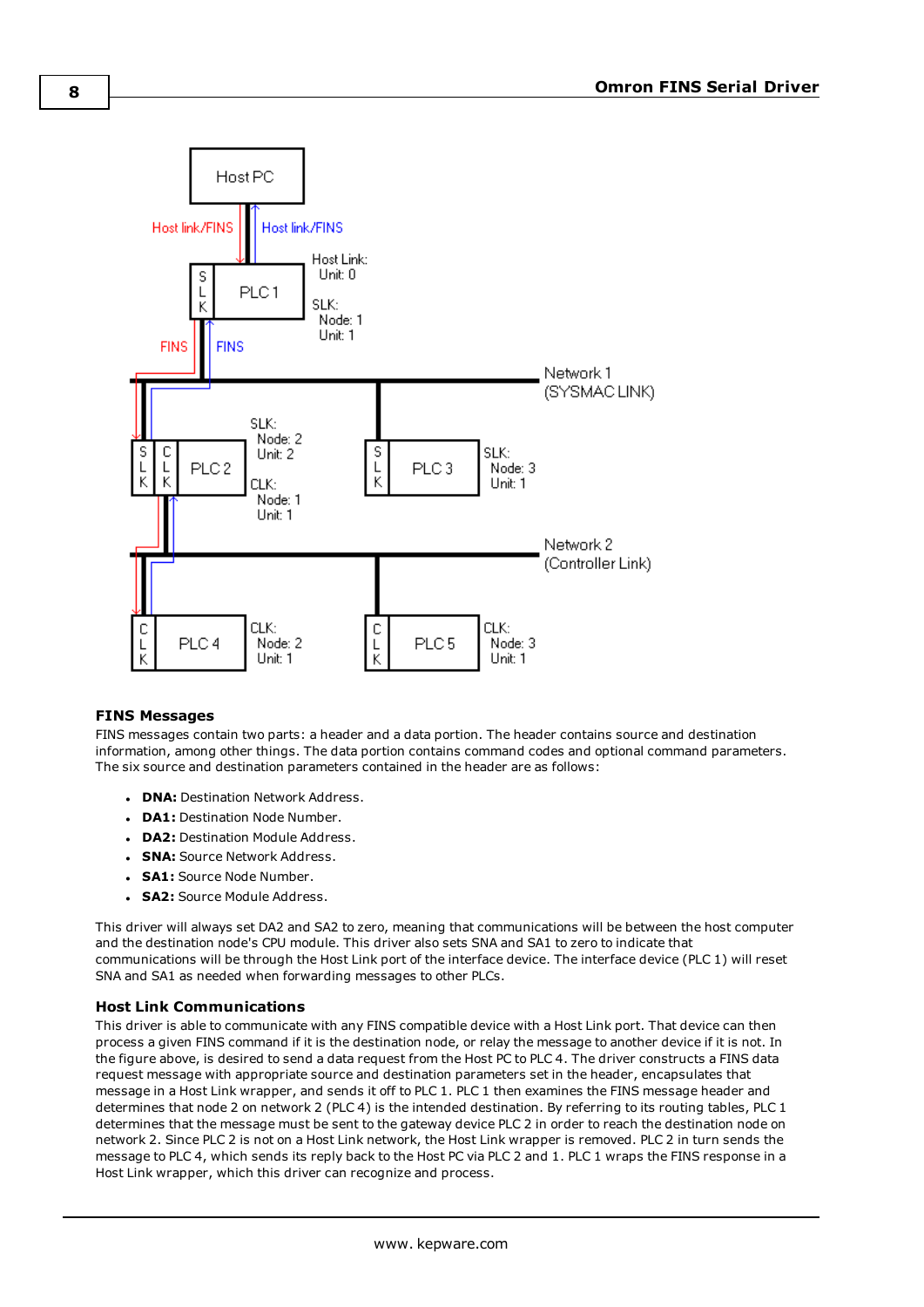## FINS Messages

FINS messages contain two parts: a header and a data portion. The header contains source and destination information, among other things. The data portion contains command codes and optional command parameters. The six source and destination parameters contained in the header are as follows:

- **DNA:** Destination Network Address.
- **DA1:** Destination Node Number.
- **DA2:** Destination Module Address.
- **SNA:** Source Network Address.
- **SA1:** Source Node Number.
- **SA2:** Source Module Address.

This driver will always set DA2 and SA2 to zero, meaning that communications will be between the host computer and the destination node's CPU module. This driver also sets SNA and SA1 to zero to indicate that communications will be through the Host Link port of the interface device. The interface device (PLC 1) will reset SNA and SA1 as needed when forwarding messages to other PLCs.

## Host Link Communications

This driver is able to communicate with any FINS compatible device with a Host Link port. That device can then process a given FINS command if it is the destination node, or relay the message to another device if it is not. In the figure above, is desired to send a data request from the Host PC to PLC 4. The driver constructs a FINS data request message with appropriate source and destination parameters set in the header, encapsulates that message in a Host Link wrapper, and sends it off to PLC 1. PLC 1 then examines the FINS message header and determines that node 2 on network 2 (PLC 4) is the intended destination. By referring to its routing tables, PLC 1 determines that the message must be sent to the gateway device PLC 2 in order to reach the destination node on network 2. Since PLC 2 is not on a Host Link network, the Host Link wrapper is removed. PLC 2 in turn sends the message to PLC 4, which sends its reply back to the Host PC via PLC 2 and 1. PLC 1 wraps the FINS response in a Host Link wrapper, which this driver can recognize and process.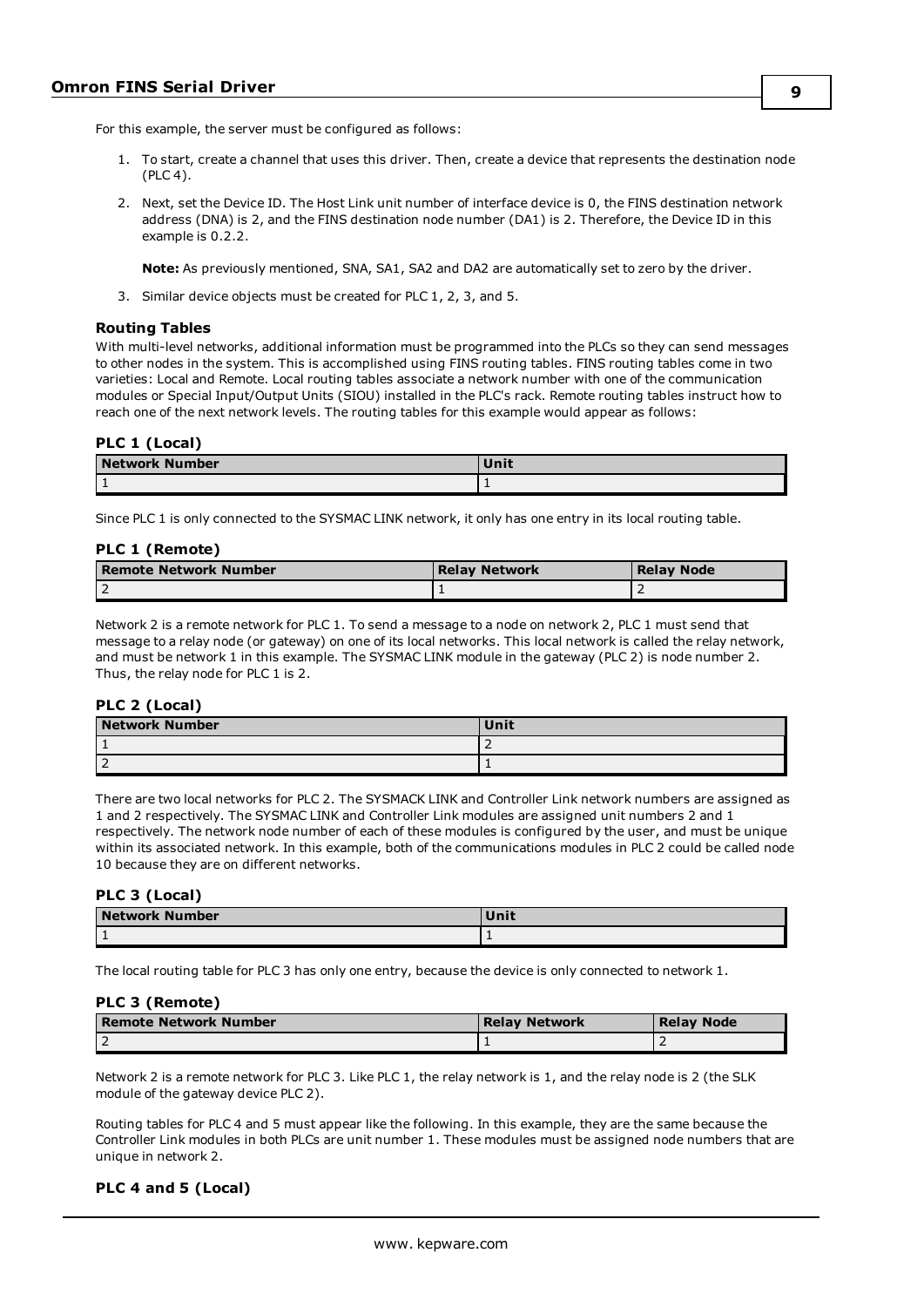For this example, the server must be configured as follows:

1. To start, create a channel that uses this driver. Then, create a device that represents the destination node (PLC 4).
2. Next, set the Device ID. The Host Link unit number of interface device is 0, the FINS destination network address (DNA) is 2, and the FINS destination node number (DA1) is 2. Therefore, the Device ID in this example is 0.2.2.

   **Note:** As previously mentioned, SNA, SA1, SA2 and DA2 are automatically set to zero by the driver.
3. Similar device objects must be created for PLC 1, 2, 3, and 5.

### Routing Tables

With multi-level networks, additional information must be programmed into the PLCs so they can send messages to other nodes in the system. This is accomplished using FINS routing tables. FINS routing tables come in two varieties: Local and Remote. Local routing tables associate a network number with one of the communication modules or Special Input/Output Units (SIOU) installed in the PLC's rack. Remote routing tables instruct how to reach one of the next network levels. The routing tables for this example would appear as follows:

#### PLC 1 (Local)

| Network Number | Unit |
| --- | --- |
| 1 | 1 |

Since PLC 1 is only connected to the SYSMAC LINK network, it only has one entry in its local routing table.

#### PLC 1 (Remote)

| Remote Network Number | Relay Network | Relay Node |
| --- | --- | --- |
| 2 | 1 | 2 |

Network 2 is a remote network for PLC 1. To send a message to a node on network 2, PLC 1 must send that message to a relay node (or gateway) on one of its local networks. This local network is called the relay network, and must be network 1 in this example. The SYSMAC LINK module in the gateway (PLC 2) is node number 2. Thus, the relay node for PLC 1 is 2.

#### PLC 2 (Local)

| Network Number | Unit |
| --- | --- |
| 1 | 2 |
| 2 | 1 |

There are two local networks for PLC 2. The SYSMACK LINK and Controller Link network numbers are assigned as 1 and 2 respectively. The SYSMAC LINK and Controller Link modules are assigned unit numbers 2 and 1 respectively. The network node number of each of these modules is configured by the user, and must be unique within its associated network. In this example, both of the communications modules in PLC 2 could be called node 10 because they are on different networks.

#### PLC 3 (Local)

| Network Number | Unit |
| --- | --- |
| 1 | 1 |

The local routing table for PLC 3 has only one entry, because the device is only connected to network 1.

#### PLC 3 (Remote)

| Remote Network Number | Relay Network | Relay Node |
| --- | --- | --- |
| 2 | 1 | 2 |

Network 2 is a remote network for PLC 3. Like PLC 1, the relay network is 1, and the relay node is 2 (the SLK module of the gateway device PLC 2).

Routing tables for PLC 4 and 5 must appear like the following. In this example, they are the same because the Controller Link modules in both PLCs are unit number 1. These modules must be assigned node numbers that are unique in network 2.

#### PLC 4 and 5 (Local)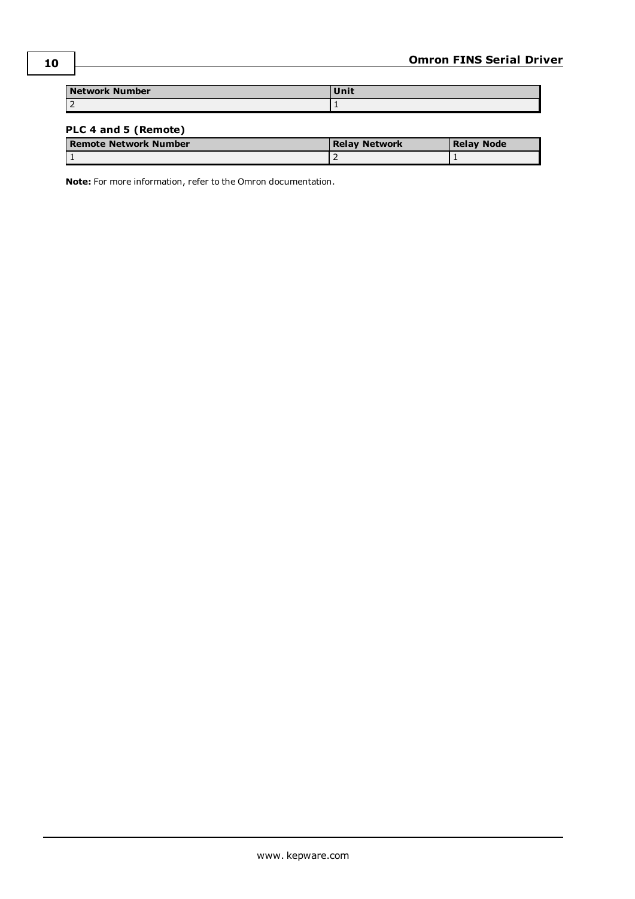| Network Number | Unit |
| --- | --- |
| 2 | 1 |

### PLC 4 and 5 (Remote)

| Remote Network Number | Relay Network | Relay Node |
| --- | --- | --- |
| 1 | 2 | 1 |

**Note:** For more information, refer to the Omron documentation.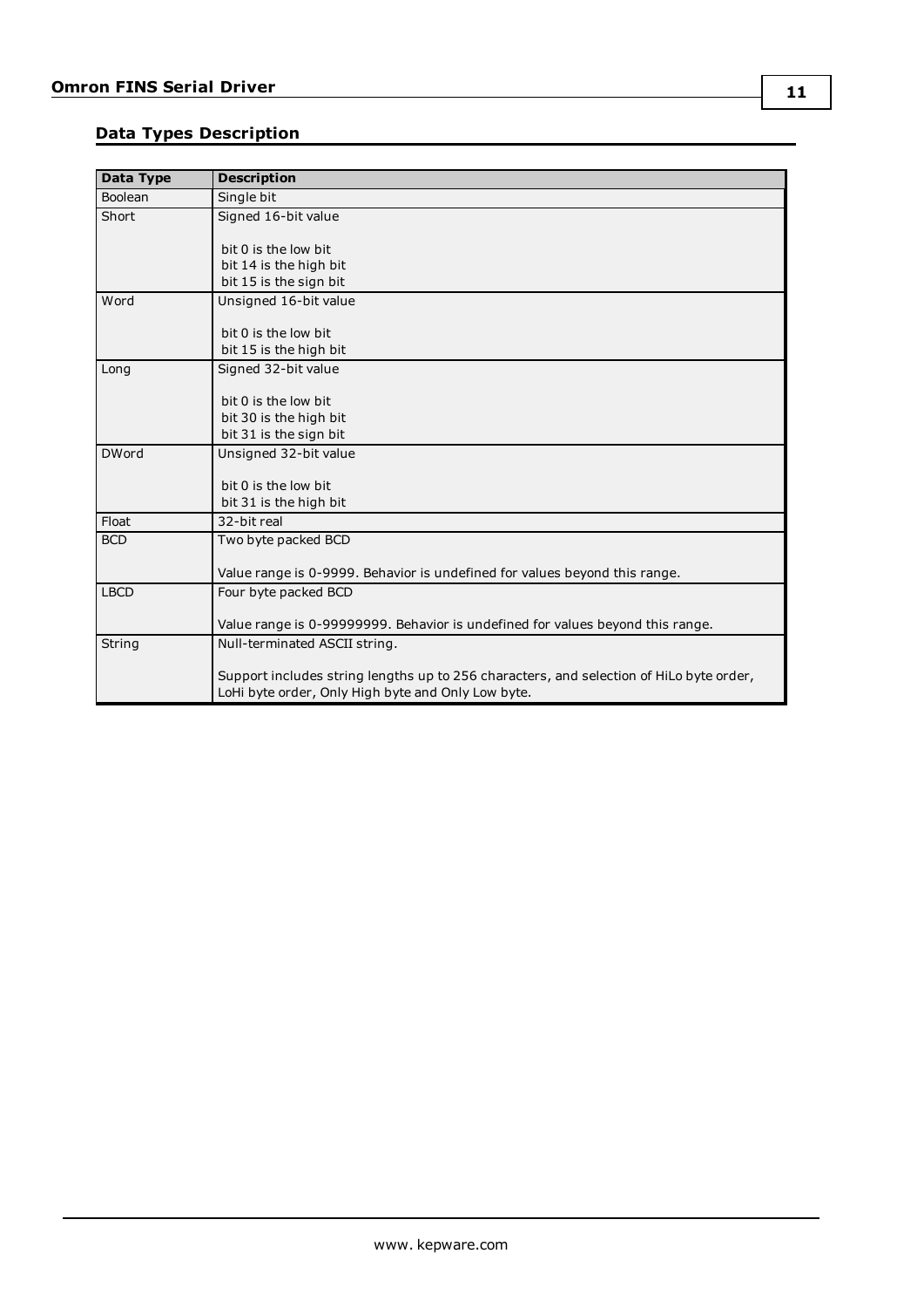## Data Types Description

| Data Type | Description |
|---|---|
| Boolean | Single bit |
| Short | Signed 16-bit value<br><br>bit 0 is the low bit<br>bit 14 is the high bit<br>bit 15 is the sign bit |
| Word | Unsigned 16-bit value<br><br>bit 0 is the low bit<br>bit 15 is the high bit |
| Long | Signed 32-bit value<br><br>bit 0 is the low bit<br>bit 30 is the high bit<br>bit 31 is the sign bit |
| DWord | Unsigned 32-bit value<br><br>bit 0 is the low bit<br>bit 31 is the high bit |
| Float | 32-bit real |
| BCD | Two byte packed BCD<br><br>Value range is 0-9999. Behavior is undefined for values beyond this range. |
| LBCD | Four byte packed BCD<br><br>Value range is 0-99999999. Behavior is undefined for values beyond this range. |
| String | Null-terminated ASCII string.<br><br>Support includes string lengths up to 256 characters, and selection of HiLo byte order, LoHi byte order, Only High byte and Only Low byte. |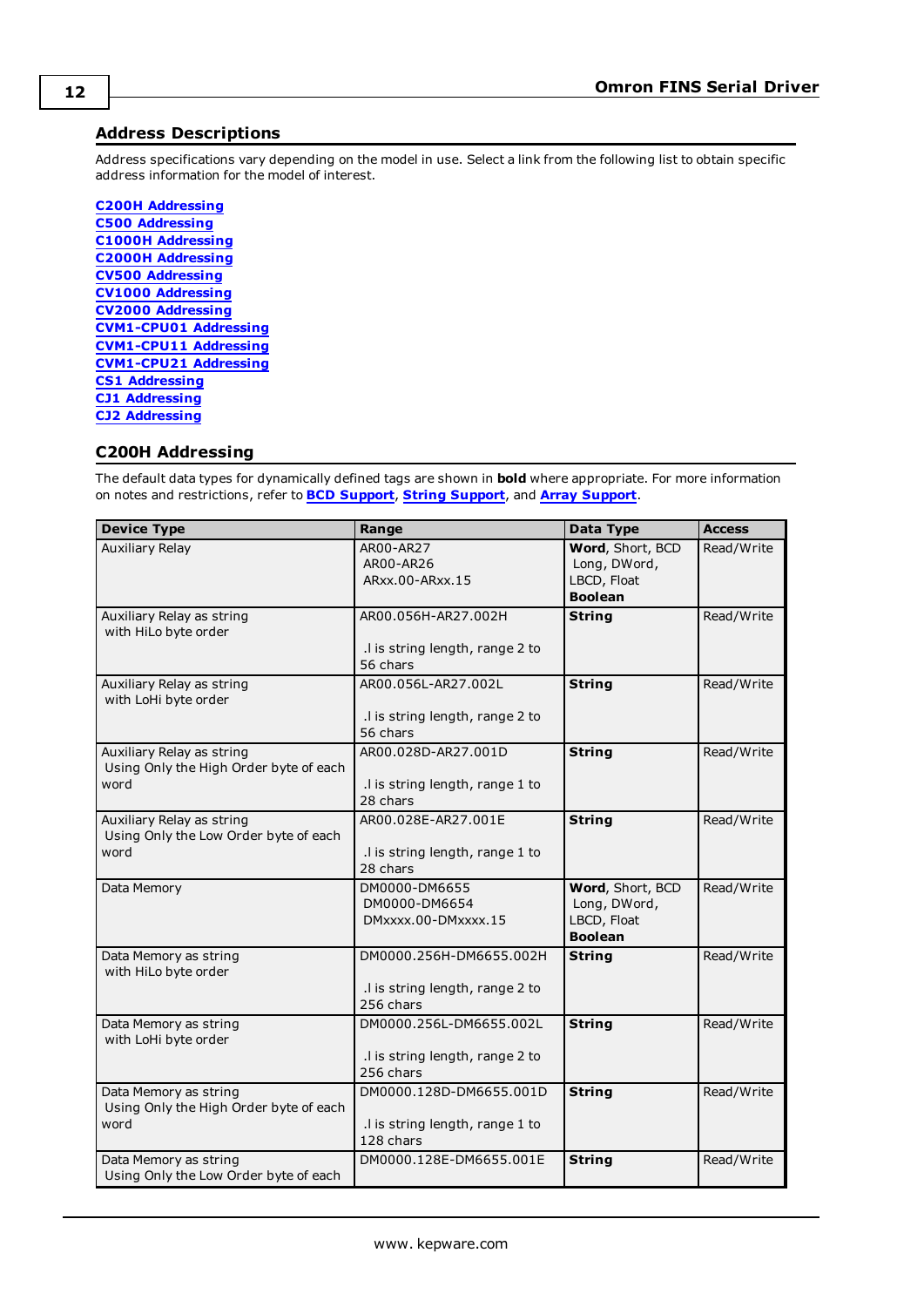## Address Descriptions

Address specifications vary depending on the model in use. Select a link from the following list to obtain specific address information for the model of interest.

**C200H Addressing**
**C500 Addressing**
**C1000H Addressing**
**C2000H Addressing**
**CV500 Addressing**
**CV1000 Addressing**
**CV2000 Addressing**
**CVM1-CPU01 Addressing**
**CVM1-CPU11 Addressing**
**CVM1-CPU21 Addressing**
**CS1 Addressing**
**CJ1 Addressing**
**CJ2 Addressing**

## C200H Addressing

The default data types for dynamically defined tags are shown in **bold** where appropriate. For more information on notes and restrictions, refer to **BCD Support**, **String Support**, and **Array Support**.

| Device Type | Range | Data Type | Access |
|---|---|---|---|
| Auxiliary Relay | AR00-AR27<br>AR00-AR26<br>ARxx.00-ARxx.15 | **Word**, Short, BCD<br>Long, DWord, LBCD, Float<br>**Boolean** | Read/Write |
| Auxiliary Relay as string with HiLo byte order | AR00.056H-AR27.002H<br><br>.l is string length, range 2 to 56 chars | **String** | Read/Write |
| Auxiliary Relay as string with LoHi byte order | AR00.056L-AR27.002L<br><br>.l is string length, range 2 to 56 chars | **String** | Read/Write |
| Auxiliary Relay as string Using Only the High Order byte of each word | AR00.028D-AR27.001D<br><br>.l is string length, range 1 to 28 chars | **String** | Read/Write |
| Auxiliary Relay as string Using Only the Low Order byte of each word | AR00.028E-AR27.001E<br><br>.l is string length, range 1 to 28 chars | **String** | Read/Write |
| Data Memory | DM0000-DM6655<br>DM0000-DM6654<br>DMxxxx.00-DMxxxx.15 | **Word**, Short, BCD<br>Long, DWord, LBCD, Float<br>**Boolean** | Read/Write |
| Data Memory as string with HiLo byte order | DM0000.256H-DM6655.002H<br><br>.l is string length, range 2 to 256 chars | **String** | Read/Write |
| Data Memory as string with LoHi byte order | DM0000.256L-DM6655.002L<br><br>.l is string length, range 2 to 256 chars | **String** | Read/Write |
| Data Memory as string Using Only the High Order byte of each word | DM0000.128D-DM6655.001D<br><br>.l is string length, range 1 to 128 chars | **String** | Read/Write |
| Data Memory as string Using Only the Low Order byte of each | DM0000.128E-DM6655.001E | **String** | Read/Write |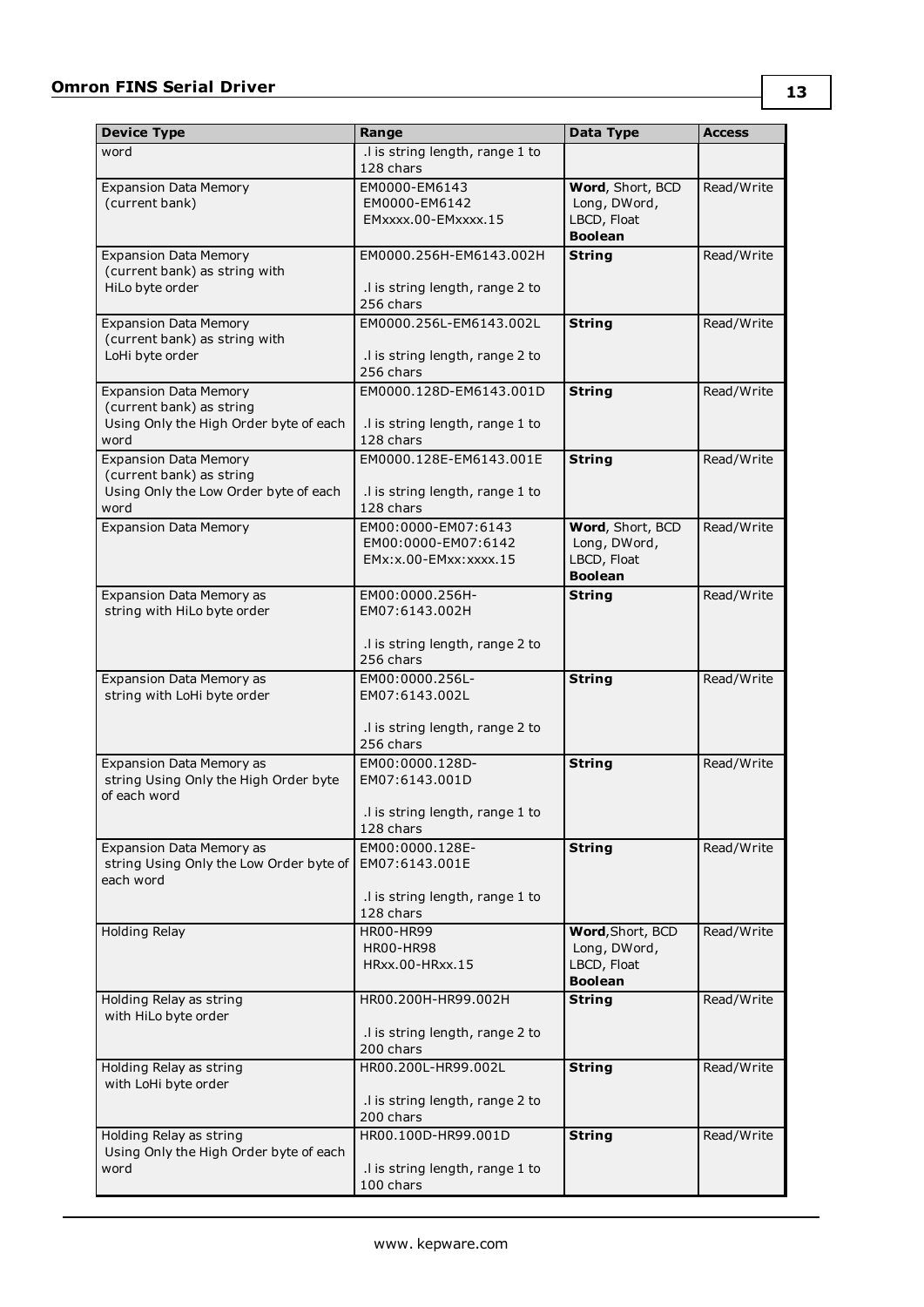| Device Type | Range | Data Type | Access |
|---|---|---|---|
| word | .l is string length, range 1 to 128 chars | | |
| Expansion Data Memory (current bank) | EM0000-EM6143<br>EM0000-EM6142<br>EMxxxx.00-EMxxxx.15 | **Word**, Short, BCD<br>Long, DWord, LBCD, Float<br>**Boolean** | Read/Write |
| Expansion Data Memory (current bank) as string with HiLo byte order | EM0000.256H-EM6143.002H<br><br>.l is string length, range 2 to 256 chars | **String** | Read/Write |
| Expansion Data Memory (current bank) as string with LoHi byte order | EM0000.256L-EM6143.002L<br><br>.l is string length, range 2 to 256 chars | **String** | Read/Write |
| Expansion Data Memory (current bank) as string Using Only the High Order byte of each word | EM0000.128D-EM6143.001D<br><br>.l is string length, range 1 to 128 chars | **String** | Read/Write |
| Expansion Data Memory (current bank) as string Using Only the Low Order byte of each word | EM0000.128E-EM6143.001E<br><br>.l is string length, range 1 to 128 chars | **String** | Read/Write |
| Expansion Data Memory | EM00:0000-EM07:6143<br>EM00:0000-EM07:6142<br>EMx:x.00-EMxx:xxxx.15 | **Word**, Short, BCD<br>Long, DWord, LBCD, Float<br>**Boolean** | Read/Write |
| Expansion Data Memory as string with HiLo byte order | EM00:0000.256H-EM07:6143.002H<br><br>.l is string length, range 2 to 256 chars | **String** | Read/Write |
| Expansion Data Memory as string with LoHi byte order | EM00:0000.256L-EM07:6143.002L<br><br>.l is string length, range 2 to 256 chars | **String** | Read/Write |
| Expansion Data Memory as string Using Only the High Order byte of each word | EM00:0000.128D-EM07:6143.001D<br><br>.l is string length, range 1 to 128 chars | **String** | Read/Write |
| Expansion Data Memory as string Using Only the Low Order byte of each word | EM00:0000.128E-EM07:6143.001E<br><br>.l is string length, range 1 to 128 chars | **String** | Read/Write |
| Holding Relay | HR00-HR99<br>HR00-HR98<br>HRxx.00-HRxx.15 | **Word**, Short, BCD<br>Long, DWord, LBCD, Float<br>**Boolean** | Read/Write |
| Holding Relay as string with HiLo byte order | HR00.200H-HR99.002H<br><br>.l is string length, range 2 to 200 chars | **String** | Read/Write |
| Holding Relay as string with LoHi byte order | HR00.200L-HR99.002L<br><br>.l is string length, range 2 to 200 chars | **String** | Read/Write |
| Holding Relay as string Using Only the High Order byte of each word | HR00.100D-HR99.001D<br><br>.l is string length, range 1 to 100 chars | **String** | Read/Write |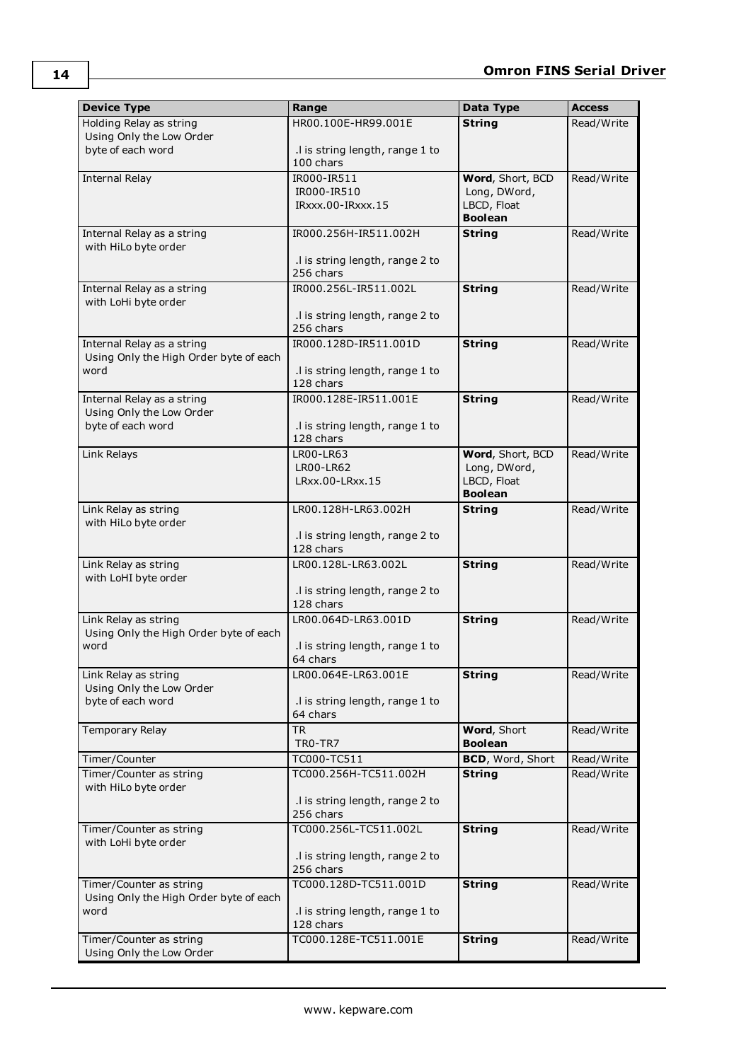| Device Type | Range | Data Type | Access |
|---|---|---|---|
| Holding Relay as string Using Only the Low Order byte of each word | HR00.100E-HR99.001E<br><br>.l is string length, range 1 to 100 chars | **String** | Read/Write |
| Internal Relay | IR000-IR511<br>IR000-IR510<br>IRxxx.00-IRxxx.15 | **Word**, Short, BCD<br>Long, DWord, LBCD, Float<br>**Boolean** | Read/Write |
| Internal Relay as a string with HiLo byte order | IR000.256H-IR511.002H<br><br>.l is string length, range 2 to 256 chars | **String** | Read/Write |
| Internal Relay as a string with LoHi byte order | IR000.256L-IR511.002L<br><br>.l is string length, range 2 to 256 chars | **String** | Read/Write |
| Internal Relay as a string Using Only the High Order byte of each word | IR000.128D-IR511.001D<br><br>.l is string length, range 1 to 128 chars | **String** | Read/Write |
| Internal Relay as a string Using Only the Low Order byte of each word | IR000.128E-IR511.001E<br><br>.l is string length, range 1 to 128 chars | **String** | Read/Write |
| Link Relays | LR00-LR63<br>LR00-LR62<br>LRxx.00-LRxx.15 | **Word**, Short, BCD<br>Long, DWord, LBCD, Float<br>**Boolean** | Read/Write |
| Link Relay as string with HiLo byte order | LR00.128H-LR63.002H<br><br>.l is string length, range 2 to 128 chars | **String** | Read/Write |
| Link Relay as string with LoHI byte order | LR00.128L-LR63.002L<br><br>.l is string length, range 2 to 128 chars | **String** | Read/Write |
| Link Relay as string Using Only the High Order byte of each word | LR00.064D-LR63.001D<br><br>.l is string length, range 1 to 64 chars | **String** | Read/Write |
| Link Relay as string Using Only the Low Order byte of each word | LR00.064E-LR63.001E<br><br>.l is string length, range 1 to 64 chars | **String** | Read/Write |
| Temporary Relay | TR<br>TR0-TR7 | **Word**, Short<br>**Boolean** | Read/Write |
| Timer/Counter | TC000-TC511 | **BCD**, Word, Short | Read/Write |
| Timer/Counter as string with HiLo byte order | TC000.256H-TC511.002H<br><br>.l is string length, range 2 to 256 chars | **String** | Read/Write |
| Timer/Counter as string with LoHi byte order | TC000.256L-TC511.002L<br><br>.l is string length, range 2 to 256 chars | **String** | Read/Write |
| Timer/Counter as string Using Only the High Order byte of each word | TC000.128D-TC511.001D<br><br>.l is string length, range 1 to 128 chars | **String** | Read/Write |
| Timer/Counter as string Using Only the Low Order | TC000.128E-TC511.001E | **String** | Read/Write |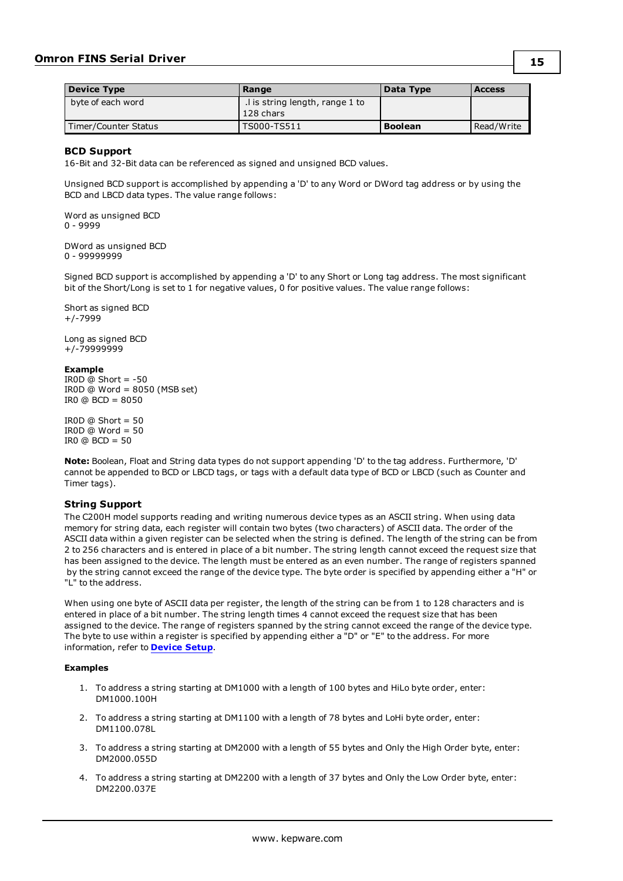| Device Type | Range | Data Type | Access |
|---|---|---|---|
| byte of each word | .l is string length, range 1 to 128 chars | | |
| Timer/Counter Status | TS000-TS511 | **Boolean** | Read/Write |

### BCD Support

16-Bit and 32-Bit data can be referenced as signed and unsigned BCD values.

Unsigned BCD support is accomplished by appending a 'D' to any Word or DWord tag address or by using the BCD and LBCD data types. The value range follows:

Word as unsigned BCD
0 - 9999

DWord as unsigned BCD
0 - 99999999

Signed BCD support is accomplished by appending a 'D' to any Short or Long tag address. The most significant bit of the Short/Long is set to 1 for negative values, 0 for positive values. The value range follows:

Short as signed BCD
+/-7999

Long as signed BCD
+/-79999999

**Example**
IR0D @ Short = -50
IR0D @ Word = 8050 (MSB set)
IR0 @ BCD = 8050

IR0D @ Short = 50
IR0D @ Word = 50
IR0 @ BCD = 50

**Note:** Boolean, Float and String data types do not support appending 'D' to the tag address. Furthermore, 'D' cannot be appended to BCD or LBCD tags, or tags with a default data type of BCD or LBCD (such as Counter and Timer tags).

### String Support

The C200H model supports reading and writing numerous device types as an ASCII string. When using data memory for string data, each register will contain two bytes (two characters) of ASCII data. The order of the ASCII data within a given register can be selected when the string is defined. The length of the string can be from 2 to 256 characters and is entered in place of a bit number. The string length cannot exceed the request size that has been assigned to the device. The length must be entered as an even number. The range of registers spanned by the string cannot exceed the range of the device type. The byte order is specified by appending either a "H" or "L" to the address.

When using one byte of ASCII data per register, the length of the string can be from 1 to 128 characters and is entered in place of a bit number. The string length times 4 cannot exceed the request size that has been assigned to the device. The range of registers spanned by the string cannot exceed the range of the device type. The byte to use within a register is specified by appending either a "D" or "E" to the address. For more information, refer to **Device Setup**.

**Examples**

1. To address a string starting at DM1000 with a length of 100 bytes and HiLo byte order, enter: DM1000.100H
2. To address a string starting at DM1100 with a length of 78 bytes and LoHi byte order, enter: DM1100.078L
3. To address a string starting at DM2000 with a length of 55 bytes and Only the High Order byte, enter: DM2000.055D
4. To address a string starting at DM2200 with a length of 37 bytes and Only the Low Order byte, enter: DM2200.037E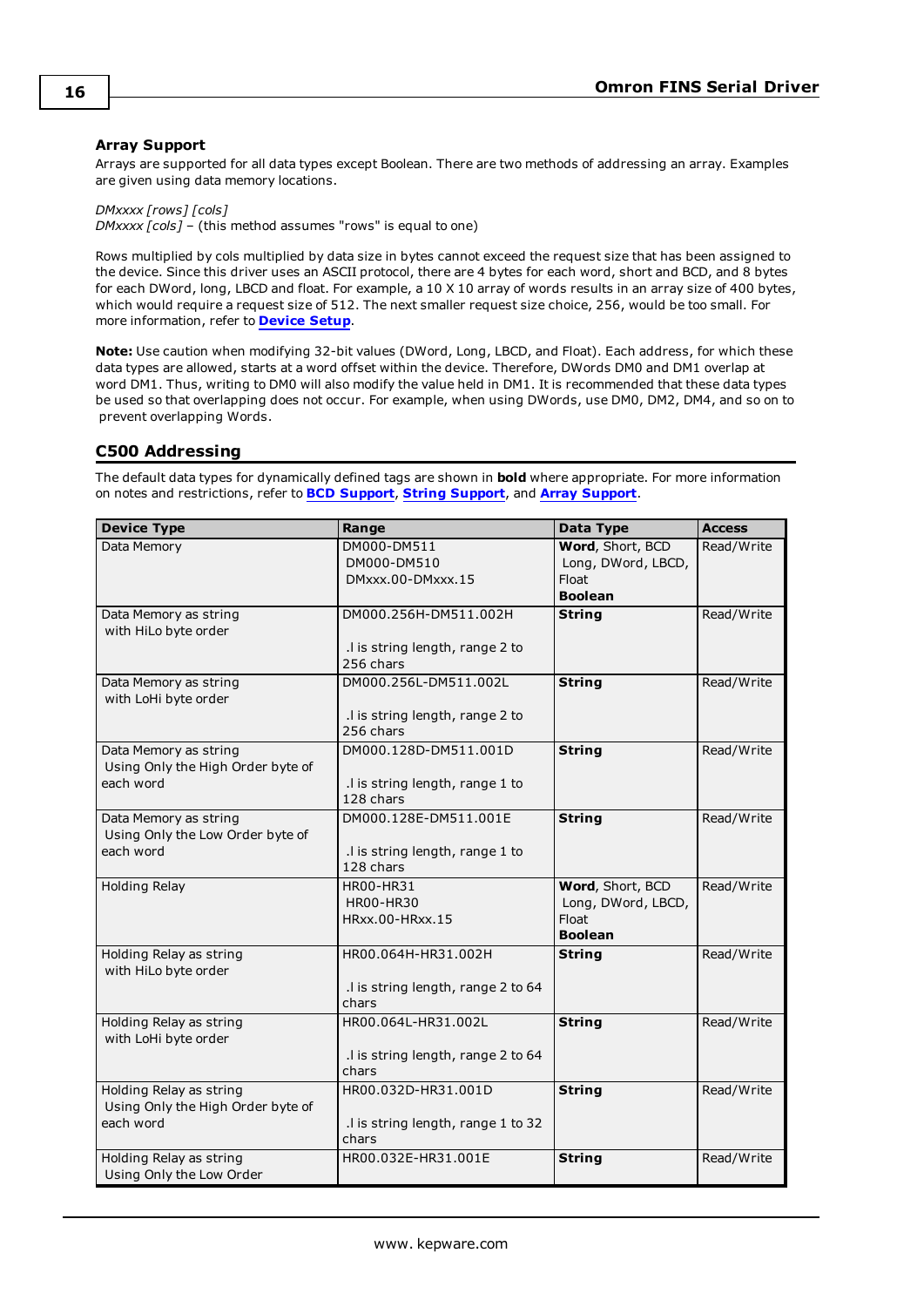### Array Support

Arrays are supported for all data types except Boolean. There are two methods of addressing an array. Examples are given using data memory locations.

*DMxxxx [rows] [cols]*
*DMxxxx [cols]* – (this method assumes "rows" is equal to one)

Rows multiplied by cols multiplied by data size in bytes cannot exceed the request size that has been assigned to the device. Since this driver uses an ASCII protocol, there are 4 bytes for each word, short and BCD, and 8 bytes for each DWord, long, LBCD and float. For example, a 10 X 10 array of words results in an array size of 400 bytes, which would require a request size of 512. The next smaller request size choice, 256, would be too small. For more information, refer to **Device Setup**.

**Note:** Use caution when modifying 32-bit values (DWord, Long, LBCD, and Float). Each address, for which these data types are allowed, starts at a word offset within the device. Therefore, DWords DM0 and DM1 overlap at word DM1. Thus, writing to DM0 will also modify the value held in DM1. It is recommended that these data types be used so that overlapping does not occur. For example, when using DWords, use DM0, DM2, DM4, and so on to prevent overlapping Words.

## C500 Addressing

The default data types for dynamically defined tags are shown in **bold** where appropriate. For more information on notes and restrictions, refer to **BCD Support**, **String Support**, and **Array Support**.

| Device Type | Range | Data Type | Access |
|---|---|---|---|
| Data Memory | DM000-DM511<br>DM000-DM510<br>DMxxx.00-DMxxx.15 | **Word**, Short, BCD<br>Long, DWord, LBCD, Float<br>**Boolean** | Read/Write |
| Data Memory as string with HiLo byte order | DM000.256H-DM511.002H<br><br>.l is string length, range 2 to 256 chars | **String** | Read/Write |
| Data Memory as string with LoHi byte order | DM000.256L-DM511.002L<br><br>.l is string length, range 2 to 256 chars | **String** | Read/Write |
| Data Memory as string Using Only the High Order byte of each word | DM000.128D-DM511.001D<br><br>.l is string length, range 1 to 128 chars | **String** | Read/Write |
| Data Memory as string Using Only the Low Order byte of each word | DM000.128E-DM511.001E<br><br>.l is string length, range 1 to 128 chars | **String** | Read/Write |
| Holding Relay | HR00-HR31<br>HR00-HR30<br>HRxx.00-HRxx.15 | **Word**, Short, BCD<br>Long, DWord, LBCD, Float<br>**Boolean** | Read/Write |
| Holding Relay as string with HiLo byte order | HR00.064H-HR31.002H<br><br>.l is string length, range 2 to 64 chars | **String** | Read/Write |
| Holding Relay as string with LoHi byte order | HR00.064L-HR31.002L<br><br>.l is string length, range 2 to 64 chars | **String** | Read/Write |
| Holding Relay as string Using Only the High Order byte of each word | HR00.032D-HR31.001D<br><br>.l is string length, range 1 to 32 chars | **String** | Read/Write |
| Holding Relay as string Using Only the Low Order | HR00.032E-HR31.001E | **String** | Read/Write |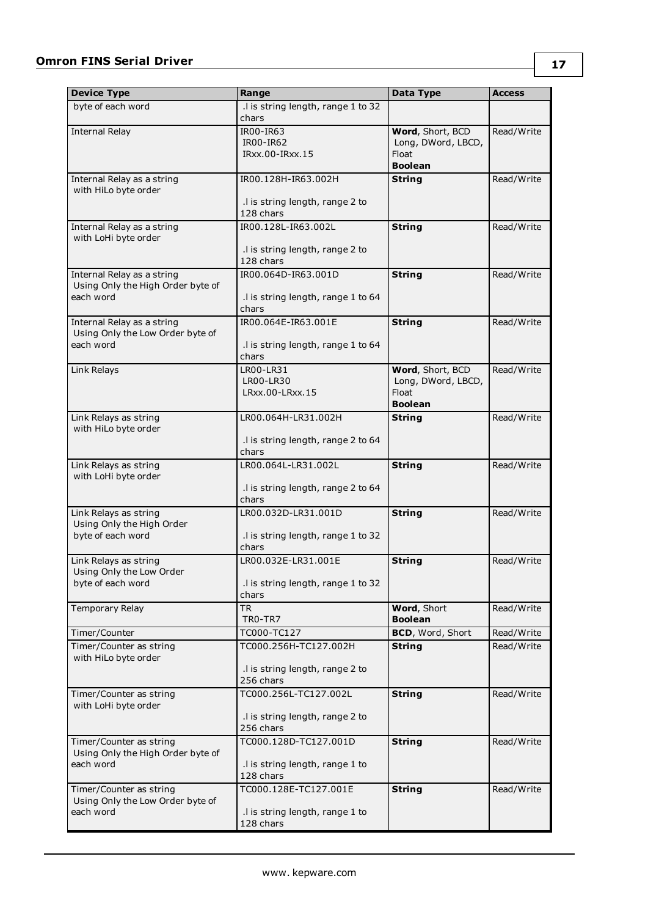| Device Type | Range | Data Type | Access |
|---|---|---|---|
| byte of each word | .l is string length, range 1 to 32 chars | | |
| Internal Relay | IR00-IR63<br>IR00-IR62<br>IRxx.00-IRxx.15 | **Word**, Short, BCD<br>Long, DWord, LBCD, Float<br>**Boolean** | Read/Write |
| Internal Relay as a string with HiLo byte order | IR00.128H-IR63.002H<br><br>.l is string length, range 2 to 128 chars | **String** | Read/Write |
| Internal Relay as a string with LoHi byte order | IR00.128L-IR63.002L<br><br>.l is string length, range 2 to 128 chars | **String** | Read/Write |
| Internal Relay as a string Using Only the High Order byte of each word | IR00.064D-IR63.001D<br><br>.l is string length, range 1 to 64 chars | **String** | Read/Write |
| Internal Relay as a string Using Only the Low Order byte of each word | IR00.064E-IR63.001E<br><br>.l is string length, range 1 to 64 chars | **String** | Read/Write |
| Link Relays | LR00-LR31<br>LR00-LR30<br>LRxx.00-LRxx.15 | **Word**, Short, BCD<br>Long, DWord, LBCD, Float<br>**Boolean** | Read/Write |
| Link Relays as string with HiLo byte order | LR00.064H-LR31.002H<br><br>.l is string length, range 2 to 64 chars | **String** | Read/Write |
| Link Relays as string with LoHi byte order | LR00.064L-LR31.002L<br><br>.l is string length, range 2 to 64 chars | **String** | Read/Write |
| Link Relays as string Using Only the High Order byte of each word | LR00.032D-LR31.001D<br><br>.l is string length, range 1 to 32 chars | **String** | Read/Write |
| Link Relays as string Using Only the Low Order byte of each word | LR00.032E-LR31.001E<br><br>.l is string length, range 1 to 32 chars | **String** | Read/Write |
| Temporary Relay | TR<br>TR0-TR7 | **Word**, Short<br>**Boolean** | Read/Write |
| Timer/Counter | TC000-TC127 | **BCD**, Word, Short | Read/Write |
| Timer/Counter as string with HiLo byte order | TC000.256H-TC127.002H<br><br>.l is string length, range 2 to 256 chars | **String** | Read/Write |
| Timer/Counter as string with LoHi byte order | TC000.256L-TC127.002L<br><br>.l is string length, range 2 to 256 chars | **String** | Read/Write |
| Timer/Counter as string Using Only the High Order byte of each word | TC000.128D-TC127.001D<br><br>.l is string length, range 1 to 128 chars | **String** | Read/Write |
| Timer/Counter as string Using Only the Low Order byte of each word | TC000.128E-TC127.001E<br><br>.l is string length, range 1 to 128 chars | **String** | Read/Write |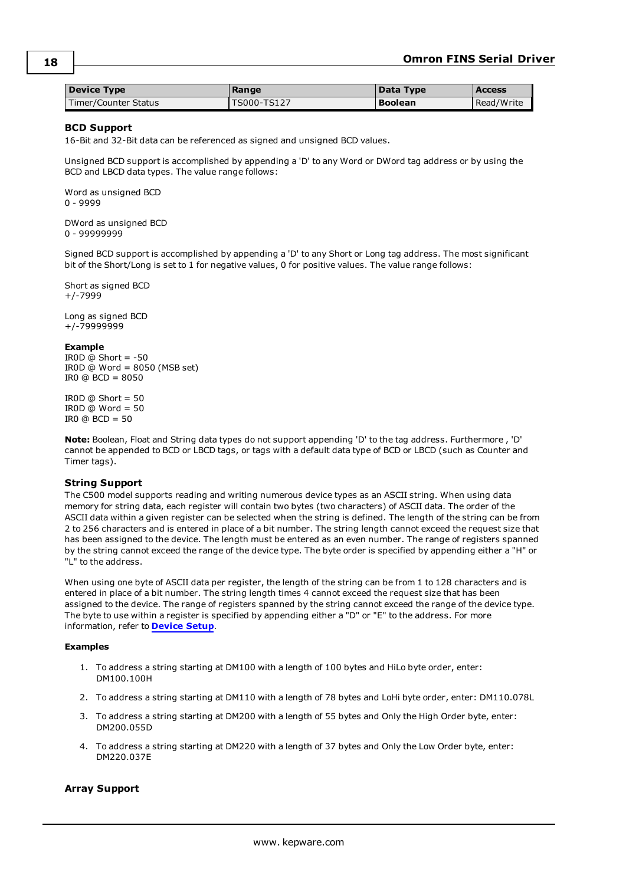| Device Type | Range | Data Type | Access |
|---|---|---|---|
| Timer/Counter Status | TS000-TS127 | **Boolean** | Read/Write |

### BCD Support

16-Bit and 32-Bit data can be referenced as signed and unsigned BCD values.

Unsigned BCD support is accomplished by appending a 'D' to any Word or DWord tag address or by using the BCD and LBCD data types. The value range follows:

Word as unsigned BCD
0 - 9999

DWord as unsigned BCD
0 - 99999999

Signed BCD support is accomplished by appending a 'D' to any Short or Long tag address. The most significant bit of the Short/Long is set to 1 for negative values, 0 for positive values. The value range follows:

Short as signed BCD
+/-7999

Long as signed BCD
+/-79999999

**Example**
IR0D @ Short = -50
IR0D @ Word = 8050 (MSB set)
IR0 @ BCD = 8050

IR0D @ Short = 50
IR0D @ Word = 50
IR0 @ BCD = 50

**Note:** Boolean, Float and String data types do not support appending 'D' to the tag address. Furthermore , 'D' cannot be appended to BCD or LBCD tags, or tags with a default data type of BCD or LBCD (such as Counter and Timer tags).

### String Support

The C500 model supports reading and writing numerous device types as an ASCII string. When using data memory for string data, each register will contain two bytes (two characters) of ASCII data. The order of the ASCII data within a given register can be selected when the string is defined. The length of the string can be from 2 to 256 characters and is entered in place of a bit number. The string length cannot exceed the request size that has been assigned to the device. The length must be entered as an even number. The range of registers spanned by the string cannot exceed the range of the device type. The byte order is specified by appending either a "H" or "L" to the address.

When using one byte of ASCII data per register, the length of the string can be from 1 to 128 characters and is entered in place of a bit number. The string length times 4 cannot exceed the request size that has been assigned to the device. The range of registers spanned by the string cannot exceed the range of the device type. The byte to use within a register is specified by appending either a "D" or "E" to the address. For more information, refer to **Device Setup**.

**Examples**

1. To address a string starting at DM100 with a length of 100 bytes and HiLo byte order, enter: DM100.100H
2. To address a string starting at DM110 with a length of 78 bytes and LoHi byte order, enter: DM110.078L
3. To address a string starting at DM200 with a length of 55 bytes and Only the High Order byte, enter: DM200.055D
4. To address a string starting at DM220 with a length of 37 bytes and Only the Low Order byte, enter: DM220.037E

### Array Support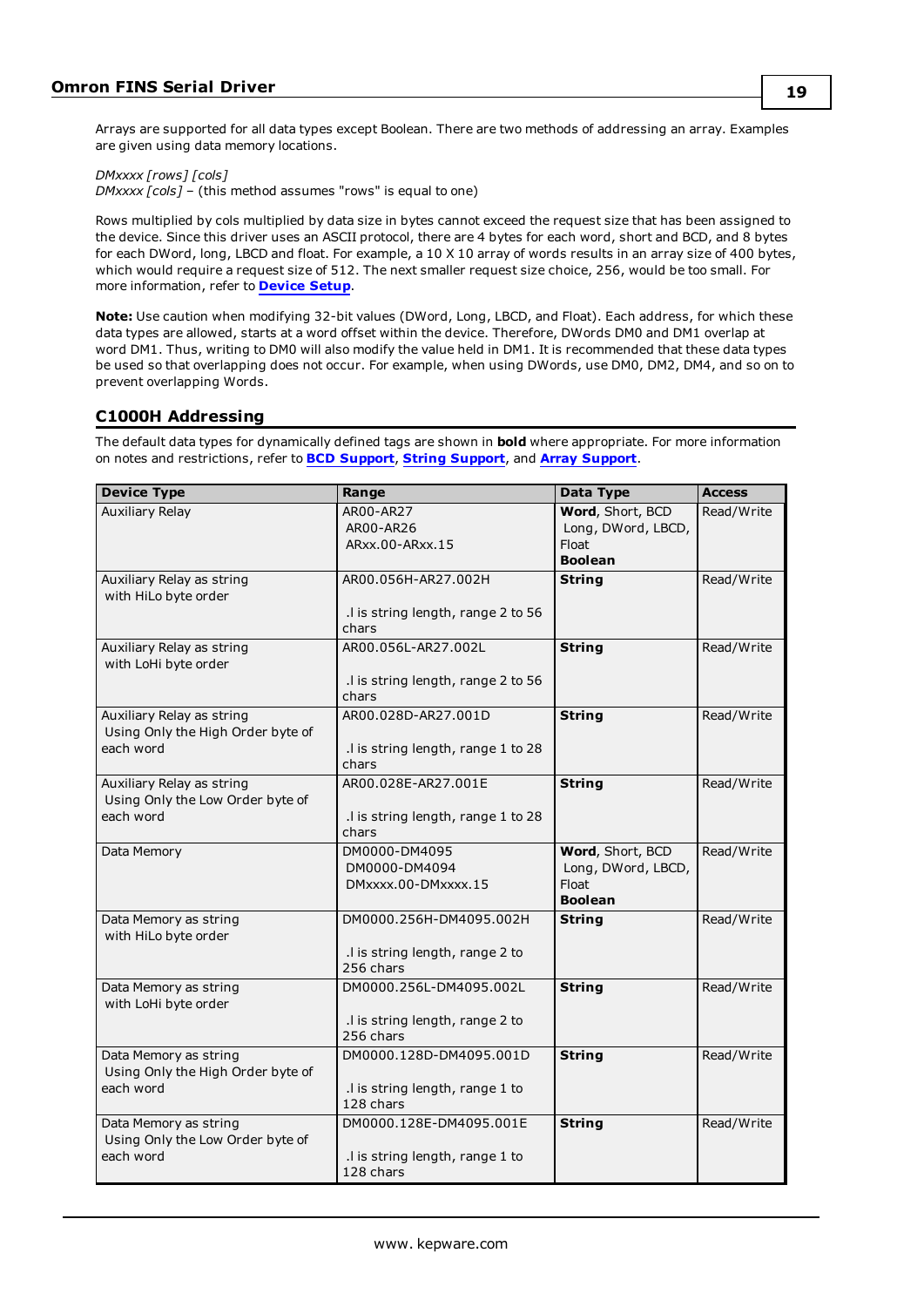Arrays are supported for all data types except Boolean. There are two methods of addressing an array. Examples are given using data memory locations.

*DMxxxx [rows] [cols]*
*DMxxxx [cols]* – (this method assumes "rows" is equal to one)

Rows multiplied by cols multiplied by data size in bytes cannot exceed the request size that has been assigned to the device. Since this driver uses an ASCII protocol, there are 4 bytes for each word, short and BCD, and 8 bytes for each DWord, long, LBCD and float. For example, a 10 X 10 array of words results in an array size of 400 bytes, which would require a request size of 512. The next smaller request size choice, 256, would be too small. For more information, refer to **Device Setup**.

**Note:** Use caution when modifying 32-bit values (DWord, Long, LBCD, and Float). Each address, for which these data types are allowed, starts at a word offset within the device. Therefore, DWords DM0 and DM1 overlap at word DM1. Thus, writing to DM0 will also modify the value held in DM1. It is recommended that these data types be used so that overlapping does not occur. For example, when using DWords, use DM0, DM2, DM4, and so on to prevent overlapping Words.

## C1000H Addressing

The default data types for dynamically defined tags are shown in **bold** where appropriate. For more information on notes and restrictions, refer to **BCD Support**, **String Support**, and **Array Support**.

| Device Type | Range | Data Type | Access |
|---|---|---|---|
| Auxiliary Relay | AR00-AR27<br>AR00-AR26<br>ARxx.00-ARxx.15 | **Word**, Short, BCD<br>Long, DWord, LBCD, Float<br>**Boolean** | Read/Write |
| Auxiliary Relay as string with HiLo byte order | AR00.056H-AR27.002H<br><br>.l is string length, range 2 to 56 chars | **String** | Read/Write |
| Auxiliary Relay as string with LoHi byte order | AR00.056L-AR27.002L<br><br>.l is string length, range 2 to 56 chars | **String** | Read/Write |
| Auxiliary Relay as string Using Only the High Order byte of each word | AR00.028D-AR27.001D<br><br>.l is string length, range 1 to 28 chars | **String** | Read/Write |
| Auxiliary Relay as string Using Only the Low Order byte of each word | AR00.028E-AR27.001E<br><br>.l is string length, range 1 to 28 chars | **String** | Read/Write |
| Data Memory | DM0000-DM4095<br>DM0000-DM4094<br>DMxxxx.00-DMxxxx.15 | **Word**, Short, BCD<br>Long, DWord, LBCD, Float<br>**Boolean** | Read/Write |
| Data Memory as string with HiLo byte order | DM0000.256H-DM4095.002H<br><br>.l is string length, range 2 to 256 chars | **String** | Read/Write |
| Data Memory as string with LoHi byte order | DM0000.256L-DM4095.002L<br><br>.l is string length, range 2 to 256 chars | **String** | Read/Write |
| Data Memory as string Using Only the High Order byte of each word | DM0000.128D-DM4095.001D<br><br>.l is string length, range 1 to 128 chars | **String** | Read/Write |
| Data Memory as string Using Only the Low Order byte of each word | DM0000.128E-DM4095.001E<br><br>.l is string length, range 1 to 128 chars | **String** | Read/Write |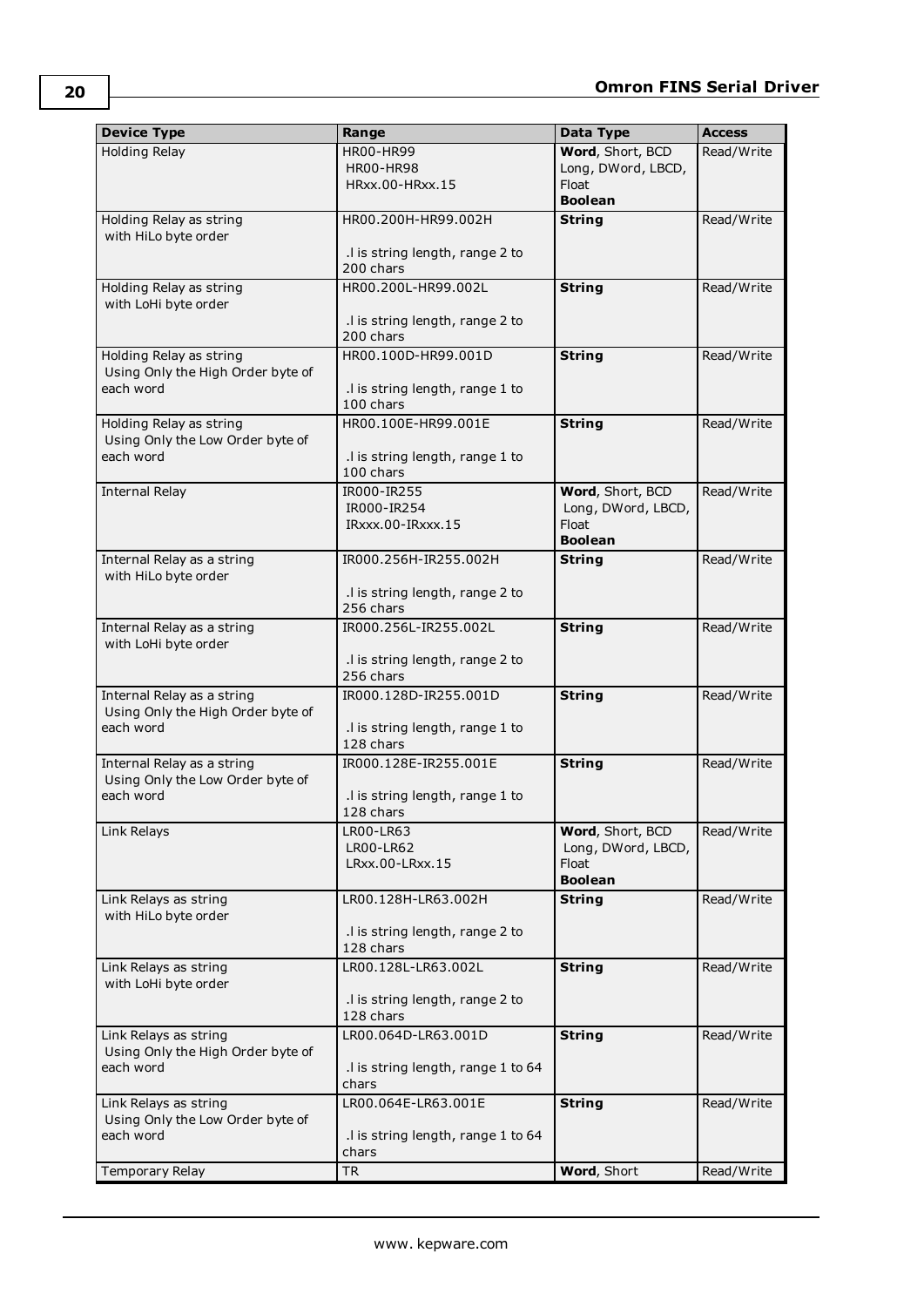| Device Type | Range | Data Type | Access |
|---|---|---|---|
| Holding Relay | HR00-HR99<br>HR00-HR98<br>HRxx.00-HRxx.15 | **Word**, Short, BCD<br>Long, DWord, LBCD, Float<br>**Boolean** | Read/Write |
| Holding Relay as string with HiLo byte order | HR00.200H-HR99.002H<br><br>.l is string length, range 2 to 200 chars | **String** | Read/Write |
| Holding Relay as string with LoHi byte order | HR00.200L-HR99.002L<br><br>.l is string length, range 2 to 200 chars | **String** | Read/Write |
| Holding Relay as string Using Only the High Order byte of each word | HR00.100D-HR99.001D<br><br>.l is string length, range 1 to 100 chars | **String** | Read/Write |
| Holding Relay as string Using Only the Low Order byte of each word | HR00.100E-HR99.001E<br><br>.l is string length, range 1 to 100 chars | **String** | Read/Write |
| Internal Relay | IR000-IR255<br>IR000-IR254<br>IRxxx.00-IRxxx.15 | **Word**, Short, BCD<br>Long, DWord, LBCD, Float<br>**Boolean** | Read/Write |
| Internal Relay as a string with HiLo byte order | IR000.256H-IR255.002H<br><br>.l is string length, range 2 to 256 chars | **String** | Read/Write |
| Internal Relay as a string with LoHi byte order | IR000.256L-IR255.002L<br><br>.l is string length, range 2 to 256 chars | **String** | Read/Write |
| Internal Relay as a string Using Only the High Order byte of each word | IR000.128D-IR255.001D<br><br>.l is string length, range 1 to 128 chars | **String** | Read/Write |
| Internal Relay as a string Using Only the Low Order byte of each word | IR000.128E-IR255.001E<br><br>.l is string length, range 1 to 128 chars | **String** | Read/Write |
| Link Relays | LR00-LR63<br>LR00-LR62<br>LRxx.00-LRxx.15 | **Word**, Short, BCD<br>Long, DWord, LBCD, Float<br>**Boolean** | Read/Write |
| Link Relays as string with HiLo byte order | LR00.128H-LR63.002H<br><br>.l is string length, range 2 to 128 chars | **String** | Read/Write |
| Link Relays as string with LoHi byte order | LR00.128L-LR63.002L<br><br>.l is string length, range 2 to 128 chars | **String** | Read/Write |
| Link Relays as string Using Only the High Order byte of each word | LR00.064D-LR63.001D<br><br>.l is string length, range 1 to 64 chars | **String** | Read/Write |
| Link Relays as string Using Only the Low Order byte of each word | LR00.064E-LR63.001E<br><br>.l is string length, range 1 to 64 chars | **String** | Read/Write |
| Temporary Relay | TR | **Word**, Short | Read/Write |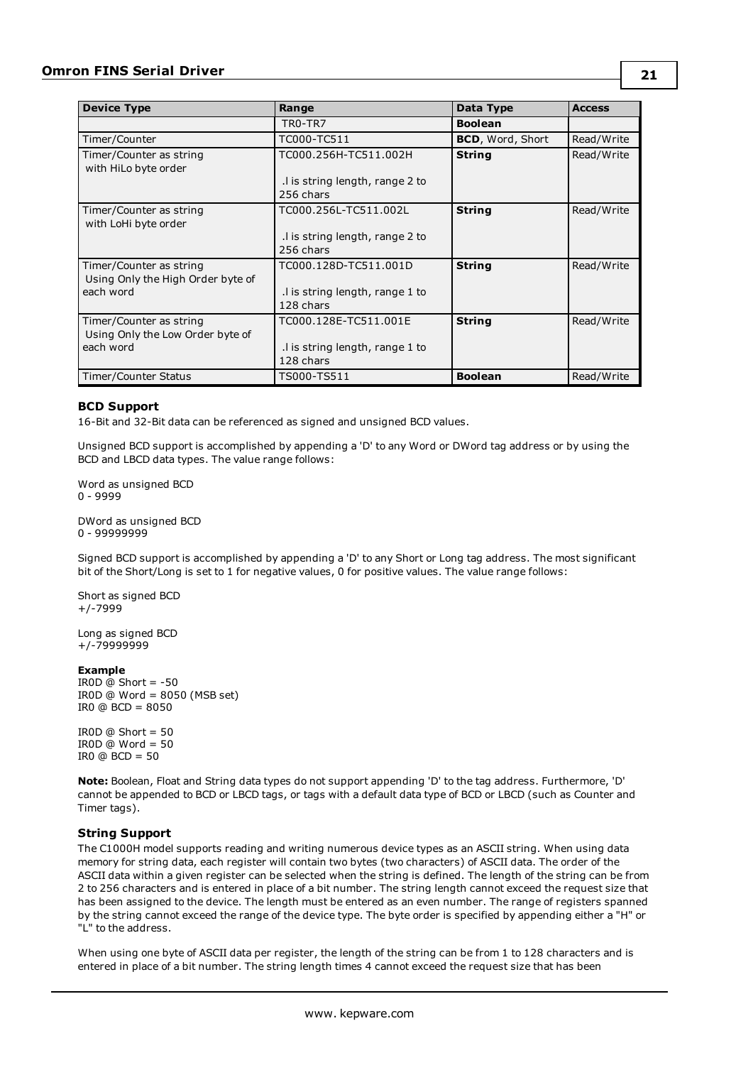| Device Type | Range | Data Type | Access |
|---|---|---|---|
| | TR0-TR7 | **Boolean** | |
| Timer/Counter | TC000-TC511 | **BCD**, Word, Short | Read/Write |
| Timer/Counter as string with HiLo byte order | TC000.256H-TC511.002H<br><br>.l is string length, range 2 to 256 chars | **String** | Read/Write |
| Timer/Counter as string with LoHi byte order | TC000.256L-TC511.002L<br><br>.l is string length, range 2 to 256 chars | **String** | Read/Write |
| Timer/Counter as string Using Only the High Order byte of each word | TC000.128D-TC511.001D<br><br>.l is string length, range 1 to 128 chars | **String** | Read/Write |
| Timer/Counter as string Using Only the Low Order byte of each word | TC000.128E-TC511.001E<br><br>.l is string length, range 1 to 128 chars | **String** | Read/Write |
| Timer/Counter Status | TS000-TS511 | **Boolean** | Read/Write |

### BCD Support

16-Bit and 32-Bit data can be referenced as signed and unsigned BCD values.

Unsigned BCD support is accomplished by appending a 'D' to any Word or DWord tag address or by using the BCD and LBCD data types. The value range follows:

Word as unsigned BCD
0 - 9999

DWord as unsigned BCD
0 - 99999999

Signed BCD support is accomplished by appending a 'D' to any Short or Long tag address. The most significant bit of the Short/Long is set to 1 for negative values, 0 for positive values. The value range follows:

Short as signed BCD
+/-7999

Long as signed BCD
+/-79999999

**Example**
IR0D @ Short = -50
IR0D @ Word = 8050 (MSB set)
IR0 @ BCD = 8050

IR0D @ Short = 50
IR0D @ Word = 50
IR0 @ BCD = 50

**Note:** Boolean, Float and String data types do not support appending 'D' to the tag address. Furthermore, 'D' cannot be appended to BCD or LBCD tags, or tags with a default data type of BCD or LBCD (such as Counter and Timer tags).

### String Support

The C1000H model supports reading and writing numerous device types as an ASCII string. When using data memory for string data, each register will contain two bytes (two characters) of ASCII data. The order of the ASCII data within a given register can be selected when the string is defined. The length of the string can be from 2 to 256 characters and is entered in place of a bit number. The string length cannot exceed the request size that has been assigned to the device. The length must be entered as an even number. The range of registers spanned by the string cannot exceed the range of the device type. The byte order is specified by appending either a "H" or "L" to the address.

When using one byte of ASCII data per register, the length of the string can be from 1 to 128 characters and is entered in place of a bit number. The string length times 4 cannot exceed the request size that has been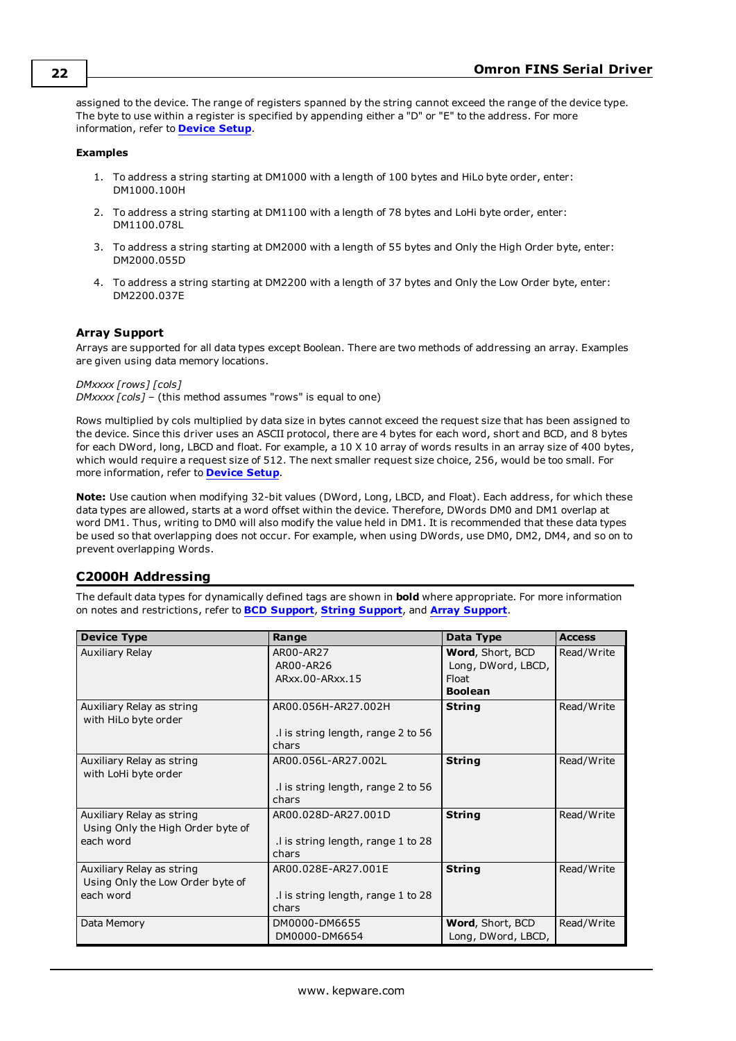assigned to the device. The range of registers spanned by the string cannot exceed the range of the device type. The byte to use within a register is specified by appending either a "D" or "E" to the address. For more information, refer to **Device Setup**.

**Examples**

1. To address a string starting at DM1000 with a length of 100 bytes and HiLo byte order, enter: DM1000.100H
2. To address a string starting at DM1100 with a length of 78 bytes and LoHi byte order, enter: DM1100.078L
3. To address a string starting at DM2000 with a length of 55 bytes and Only the High Order byte, enter: DM2000.055D
4. To address a string starting at DM2200 with a length of 37 bytes and Only the Low Order byte, enter: DM2200.037E

### Array Support

Arrays are supported for all data types except Boolean. There are two methods of addressing an array. Examples are given using data memory locations.

*DMxxxx [rows] [cols]*
*DMxxxx [cols]* – (this method assumes "rows" is equal to one)

Rows multiplied by cols multiplied by data size in bytes cannot exceed the request size that has been assigned to the device. Since this driver uses an ASCII protocol, there are 4 bytes for each word, short and BCD, and 8 bytes for each DWord, long, LBCD and float. For example, a 10 X 10 array of words results in an array size of 400 bytes, which would require a request size of 512. The next smaller request size choice, 256, would be too small. For more information, refer to **Device Setup**.

**Note:** Use caution when modifying 32-bit values (DWord, Long, LBCD, and Float). Each address, for which these data types are allowed, starts at a word offset within the device. Therefore, DWords DM0 and DM1 overlap at word DM1. Thus, writing to DM0 will also modify the value held in DM1. It is recommended that these data types be used so that overlapping does not occur. For example, when using DWords, use DM0, DM2, DM4, and so on to prevent overlapping Words.

## C2000H Addressing

The default data types for dynamically defined tags are shown in **bold** where appropriate. For more information on notes and restrictions, refer to **BCD Support**, **String Support**, and **Array Support**.

| Device Type | Range | Data Type | Access |
|---|---|---|---|
| Auxiliary Relay | AR00-AR27<br>AR00-AR26<br>ARxx.00-ARxx.15 | **Word**, Short, BCD<br>Long, DWord, LBCD, Float<br>**Boolean** | Read/Write |
| Auxiliary Relay as string with HiLo byte order | AR00.056H-AR27.002H<br><br>.l is string length, range 2 to 56 chars | **String** | Read/Write |
| Auxiliary Relay as string with LoHi byte order | AR00.056L-AR27.002L<br><br>.l is string length, range 2 to 56 chars | **String** | Read/Write |
| Auxiliary Relay as string Using Only the High Order byte of each word | AR00.028D-AR27.001D<br><br>.l is string length, range 1 to 28 chars | **String** | Read/Write |
| Auxiliary Relay as string Using Only the Low Order byte of each word | AR00.028E-AR27.001E<br><br>.l is string length, range 1 to 28 chars | **String** | Read/Write |
| Data Memory | DM0000-DM6655<br>DM0000-DM6654 | **Word**, Short, BCD<br>Long, DWord, LBCD, | Read/Write |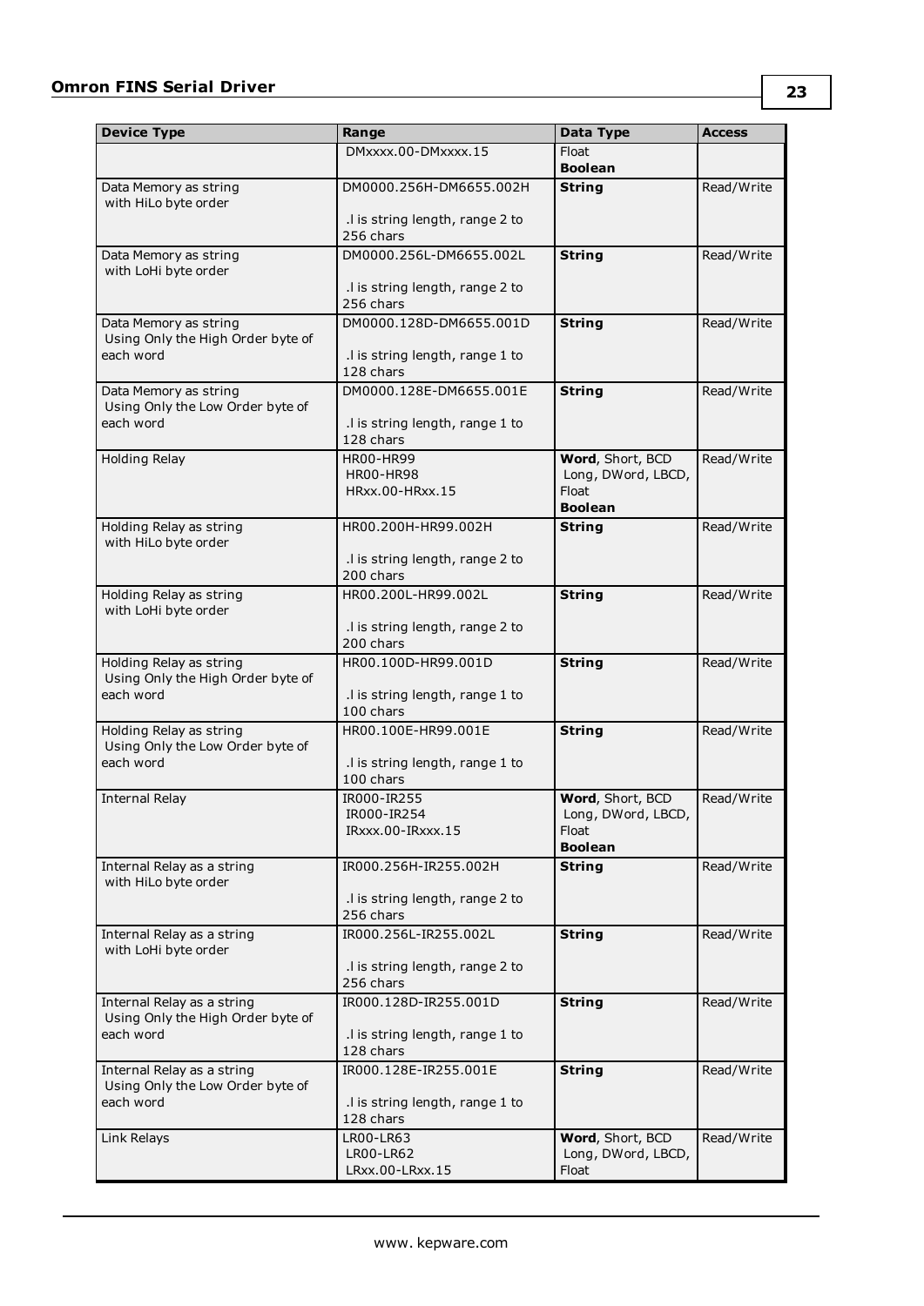| Device Type | Range | Data Type | Access |
|---|---|---|---|
| | DMxxxx.00-DMxxxx.15 | Float<br>**Boolean** | |
| Data Memory as string with HiLo byte order | DM0000.256H-DM6655.002H<br><br>.l is string length, range 2 to 256 chars | **String** | Read/Write |
| Data Memory as string with LoHi byte order | DM0000.256L-DM6655.002L<br><br>.l is string length, range 2 to 256 chars | **String** | Read/Write |
| Data Memory as string Using Only the High Order byte of each word | DM0000.128D-DM6655.001D<br><br>.l is string length, range 1 to 128 chars | **String** | Read/Write |
| Data Memory as string Using Only the Low Order byte of each word | DM0000.128E-DM6655.001E<br><br>.l is string length, range 1 to 128 chars | **String** | Read/Write |
| Holding Relay | HR00-HR99<br>HR00-HR98<br>HRxx.00-HRxx.15 | **Word**, Short, BCD<br>Long, DWord, LBCD, Float<br>**Boolean** | Read/Write |
| Holding Relay as string with HiLo byte order | HR00.200H-HR99.002H<br><br>.l is string length, range 2 to 200 chars | **String** | Read/Write |
| Holding Relay as string with LoHi byte order | HR00.200L-HR99.002L<br><br>.l is string length, range 2 to 200 chars | **String** | Read/Write |
| Holding Relay as string Using Only the High Order byte of each word | HR00.100D-HR99.001D<br><br>.l is string length, range 1 to 100 chars | **String** | Read/Write |
| Holding Relay as string Using Only the Low Order byte of each word | HR00.100E-HR99.001E<br><br>.l is string length, range 1 to 100 chars | **String** | Read/Write |
| Internal Relay | IR000-IR255<br>IR000-IR254<br>IRxxx.00-IRxxx.15 | **Word**, Short, BCD<br>Long, DWord, LBCD, Float<br>**Boolean** | Read/Write |
| Internal Relay as a string with HiLo byte order | IR000.256H-IR255.002H<br><br>.l is string length, range 2 to 256 chars | **String** | Read/Write |
| Internal Relay as a string with LoHi byte order | IR000.256L-IR255.002L<br><br>.l is string length, range 2 to 256 chars | **String** | Read/Write |
| Internal Relay as a string Using Only the High Order byte of each word | IR000.128D-IR255.001D<br><br>.l is string length, range 1 to 128 chars | **String** | Read/Write |
| Internal Relay as a string Using Only the Low Order byte of each word | IR000.128E-IR255.001E<br><br>.l is string length, range 1 to 128 chars | **String** | Read/Write |
| Link Relays | LR00-LR63<br>LR00-LR62<br>LRxx.00-LRxx.15 | **Word**, Short, BCD<br>Long, DWord, LBCD, Float | Read/Write |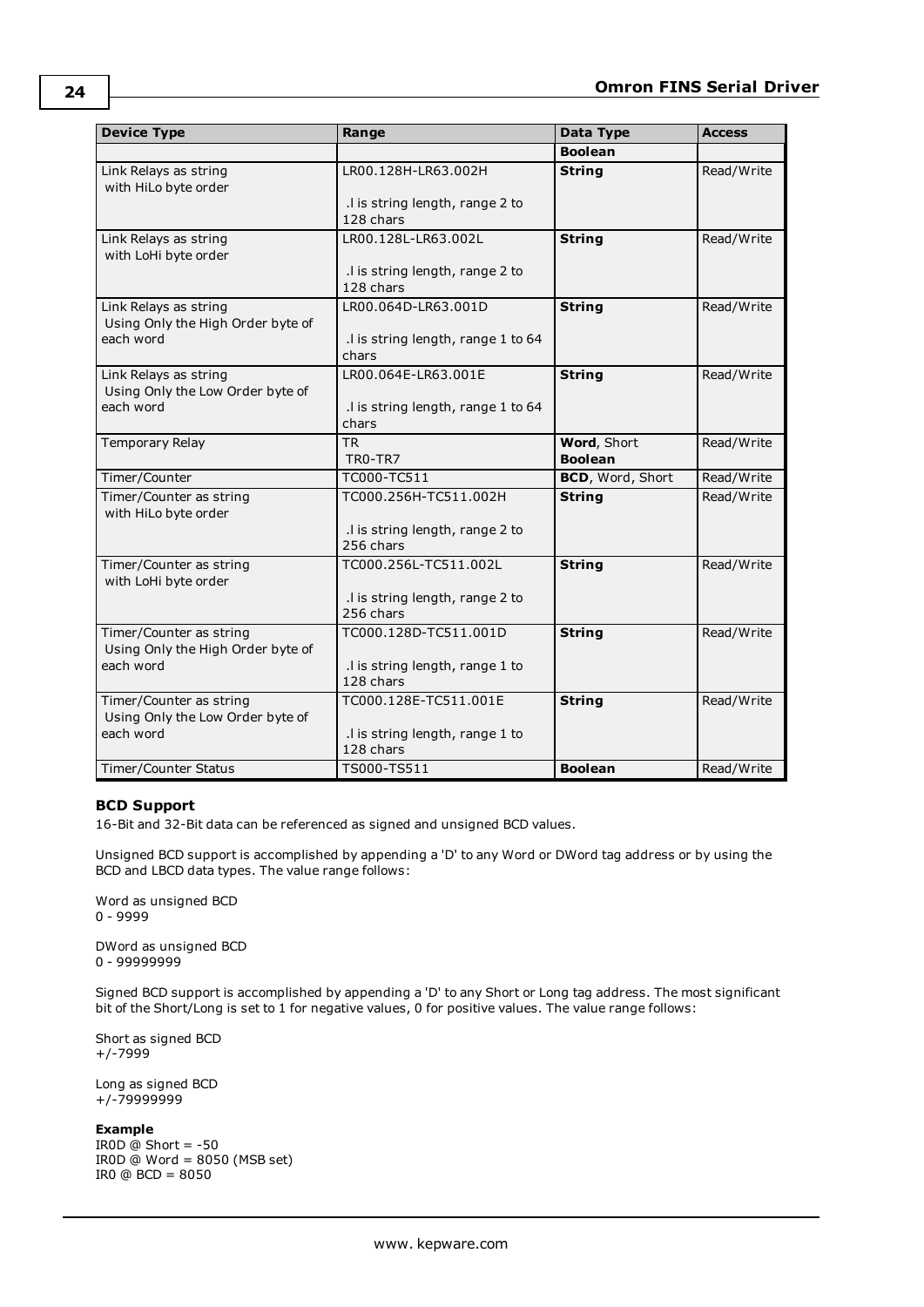| Device Type | Range | Data Type | Access |
|---|---|---|---|
| | | **Boolean** | |
| Link Relays as string with HiLo byte order | LR00.128H-LR63.002H<br><br>.l is string length, range 2 to 128 chars | **String** | Read/Write |
| Link Relays as string with LoHi byte order | LR00.128L-LR63.002L<br><br>.l is string length, range 2 to 128 chars | **String** | Read/Write |
| Link Relays as string Using Only the High Order byte of each word | LR00.064D-LR63.001D<br><br>.l is string length, range 1 to 64 chars | **String** | Read/Write |
| Link Relays as string Using Only the Low Order byte of each word | LR00.064E-LR63.001E<br><br>.l is string length, range 1 to 64 chars | **String** | Read/Write |
| Temporary Relay | TR<br>TR0-TR7 | **Word**, Short<br>**Boolean** | Read/Write |
| Timer/Counter | TC000-TC511 | **BCD**, Word, Short | Read/Write |
| Timer/Counter as string with HiLo byte order | TC000.256H-TC511.002H<br><br>.l is string length, range 2 to 256 chars | **String** | Read/Write |
| Timer/Counter as string with LoHi byte order | TC000.256L-TC511.002L<br><br>.l is string length, range 2 to 256 chars | **String** | Read/Write |
| Timer/Counter as string Using Only the High Order byte of each word | TC000.128D-TC511.001D<br><br>.l is string length, range 1 to 128 chars | **String** | Read/Write |
| Timer/Counter as string Using Only the Low Order byte of each word | TC000.128E-TC511.001E<br><br>.l is string length, range 1 to 128 chars | **String** | Read/Write |
| Timer/Counter Status | TS000-TS511 | **Boolean** | Read/Write |

**BCD Support**

16-Bit and 32-Bit data can be referenced as signed and unsigned BCD values.

Unsigned BCD support is accomplished by appending a 'D' to any Word or DWord tag address or by using the BCD and LBCD data types. The value range follows:

Word as unsigned BCD
0 - 9999

DWord as unsigned BCD
0 - 99999999

Signed BCD support is accomplished by appending a 'D' to any Short or Long tag address. The most significant bit of the Short/Long is set to 1 for negative values, 0 for positive values. The value range follows:

Short as signed BCD
+/-7999

Long as signed BCD
+/-79999999

**Example**
IR0D @ Short = -50
IR0D @ Word = 8050 (MSB set)
IR0 @ BCD = 8050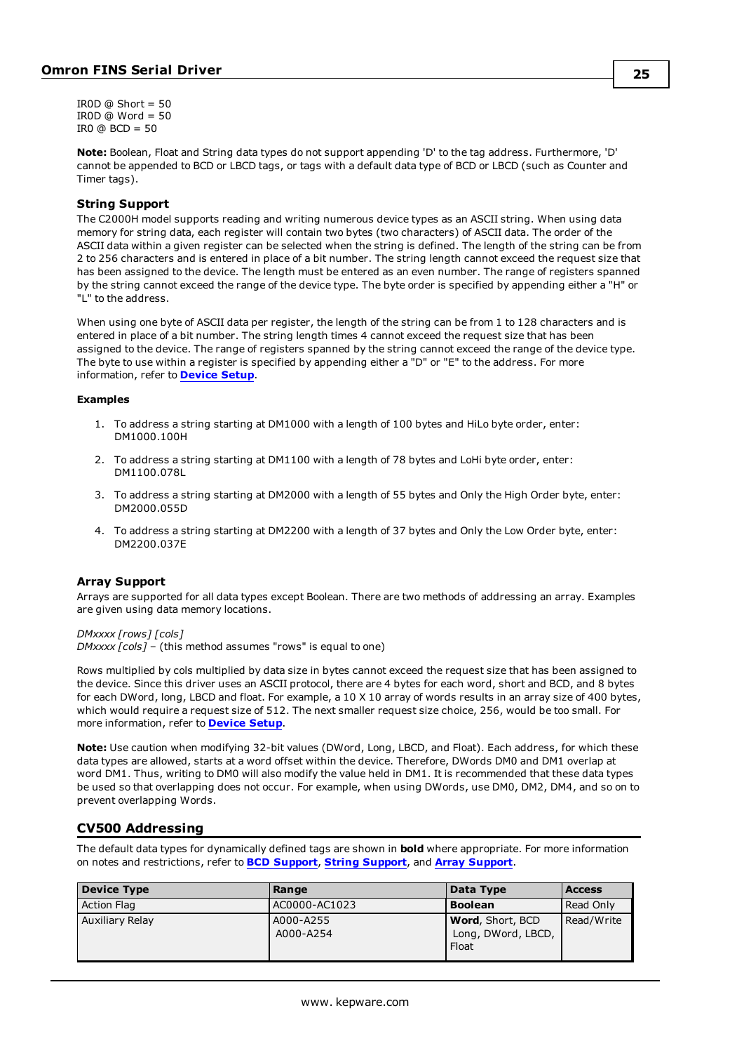IR0D @ Short = 50
IR0D @ Word = 50
IR0 @ BCD = 50

**Note:** Boolean, Float and String data types do not support appending 'D' to the tag address. Furthermore, 'D' cannot be appended to BCD or LBCD tags, or tags with a default data type of BCD or LBCD (such as Counter and Timer tags).

### String Support

The C2000H model supports reading and writing numerous device types as an ASCII string. When using data memory for string data, each register will contain two bytes (two characters) of ASCII data. The order of the ASCII data within a given register can be selected when the string is defined. The length of the string can be from 2 to 256 characters and is entered in place of a bit number. The string length cannot exceed the request size that has been assigned to the device. The length must be entered as an even number. The range of registers spanned by the string cannot exceed the range of the device type. The byte order is specified by appending either a "H" or "L" to the address.

When using one byte of ASCII data per register, the length of the string can be from 1 to 128 characters and is entered in place of a bit number. The string length times 4 cannot exceed the request size that has been assigned to the device. The range of registers spanned by the string cannot exceed the range of the device type. The byte to use within a register is specified by appending either a "D" or "E" to the address. For more information, refer to **Device Setup**.

#### Examples

1. To address a string starting at DM1000 with a length of 100 bytes and HiLo byte order, enter: DM1000.100H
2. To address a string starting at DM1100 with a length of 78 bytes and LoHi byte order, enter: DM1100.078L
3. To address a string starting at DM2000 with a length of 55 bytes and Only the High Order byte, enter: DM2000.055D
4. To address a string starting at DM2200 with a length of 37 bytes and Only the Low Order byte, enter: DM2200.037E

### Array Support

Arrays are supported for all data types except Boolean. There are two methods of addressing an array. Examples are given using data memory locations.

*DMxxxx [rows] [cols]*
*DMxxxx [cols]* – (this method assumes "rows" is equal to one)

Rows multiplied by cols multiplied by data size in bytes cannot exceed the request size that has been assigned to the device. Since this driver uses an ASCII protocol, there are 4 bytes for each word, short and BCD, and 8 bytes for each DWord, long, LBCD and float. For example, a 10 X 10 array of words results in an array size of 400 bytes, which would require a request size of 512. The next smaller request size choice, 256, would be too small. For more information, refer to **Device Setup**.

**Note:** Use caution when modifying 32-bit values (DWord, Long, LBCD, and Float). Each address, for which these data types are allowed, starts at a word offset within the device. Therefore, DWords DM0 and DM1 overlap at word DM1. Thus, writing to DM0 will also modify the value held in DM1. It is recommended that these data types be used so that overlapping does not occur. For example, when using DWords, use DM0, DM2, DM4, and so on to prevent overlapping Words.

## CV500 Addressing

The default data types for dynamically defined tags are shown in **bold** where appropriate. For more information on notes and restrictions, refer to **BCD Support**, **String Support**, and **Array Support**.

| Device Type | Range | Data Type | Access |
|---|---|---|---|
| Action Flag | AC0000-AC1023 | **Boolean** | Read Only |
| Auxiliary Relay | A000-A255<br>A000-A254 | **Word**, Short, BCD<br>Long, DWord, LBCD, Float | Read/Write |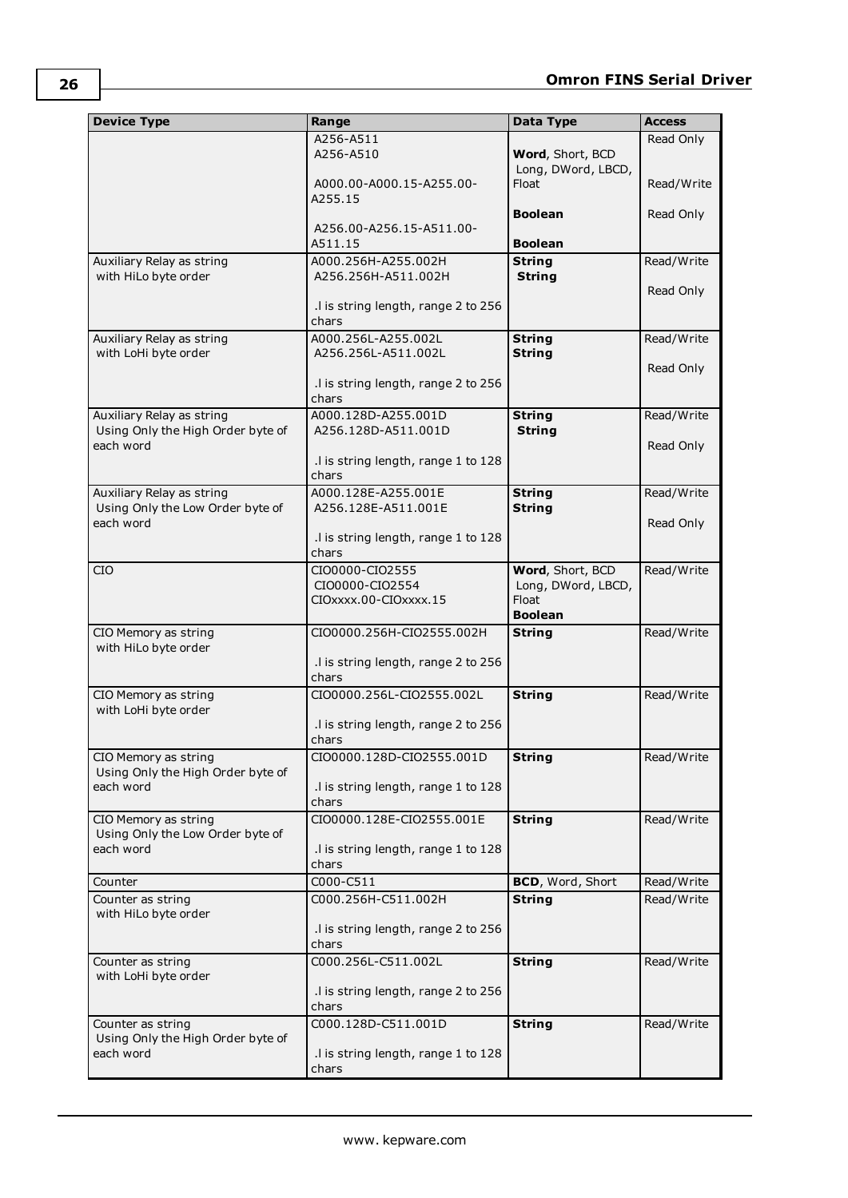| Device Type | Range | Data Type | Access |
|---|---|---|---|
| | A256-A511<br>A256-A510<br><br>A000.00-A000.15-A255.00-A255.15<br><br>A256.00-A256.15-A511.00-A511.15 | <br>**Word**, Short, BCD<br>Long, DWord, LBCD, Float<br><br>**Boolean**<br><br>**Boolean** | Read Only<br><br>Read/Write<br><br>Read Only |
| Auxiliary Relay as string with HiLo byte order | A000.256H-A255.002H<br>A256.256H-A511.002H<br><br>.l is string length, range 2 to 256 chars | **String**<br>**String** | Read/Write<br><br>Read Only |
| Auxiliary Relay as string with LoHi byte order | A000.256L-A255.002L<br>A256.256L-A511.002L<br><br>.l is string length, range 2 to 256 chars | **String**<br>**String** | Read/Write<br><br>Read Only |
| Auxiliary Relay as string Using Only the High Order byte of each word | A000.128D-A255.001D<br>A256.128D-A511.001D<br><br>.l is string length, range 1 to 128 chars | **String**<br>**String** | Read/Write<br><br>Read Only |
| Auxiliary Relay as string Using Only the Low Order byte of each word | A000.128E-A255.001E<br>A256.128E-A511.001E<br><br>.l is string length, range 1 to 128 chars | **String**<br>**String** | Read/Write<br><br>Read Only |
| CIO | CIO0000-CIO2555<br>CIO0000-CIO2554<br>CIOxxxx.00-CIOxxxx.15 | **Word**, Short, BCD<br>Long, DWord, LBCD, Float<br>**Boolean** | Read/Write |
| CIO Memory as string with HiLo byte order | CIO0000.256H-CIO2555.002H<br><br>.l is string length, range 2 to 256 chars | **String** | Read/Write |
| CIO Memory as string with LoHi byte order | CIO0000.256L-CIO2555.002L<br><br>.l is string length, range 2 to 256 chars | **String** | Read/Write |
| CIO Memory as string Using Only the High Order byte of each word | CIO0000.128D-CIO2555.001D<br><br>.l is string length, range 1 to 128 chars | **String** | Read/Write |
| CIO Memory as string Using Only the Low Order byte of each word | CIO0000.128E-CIO2555.001E<br><br>.l is string length, range 1 to 128 chars | **String** | Read/Write |
| Counter | C000-C511 | **BCD**, Word, Short | Read/Write |
| Counter as string with HiLo byte order | C000.256H-C511.002H<br><br>.l is string length, range 2 to 256 chars | **String** | Read/Write |
| Counter as string with LoHi byte order | C000.256L-C511.002L<br><br>.l is string length, range 2 to 256 chars | **String** | Read/Write |
| Counter as string Using Only the High Order byte of each word | C000.128D-C511.001D<br><br>.l is string length, range 1 to 128 chars | **String** | Read/Write |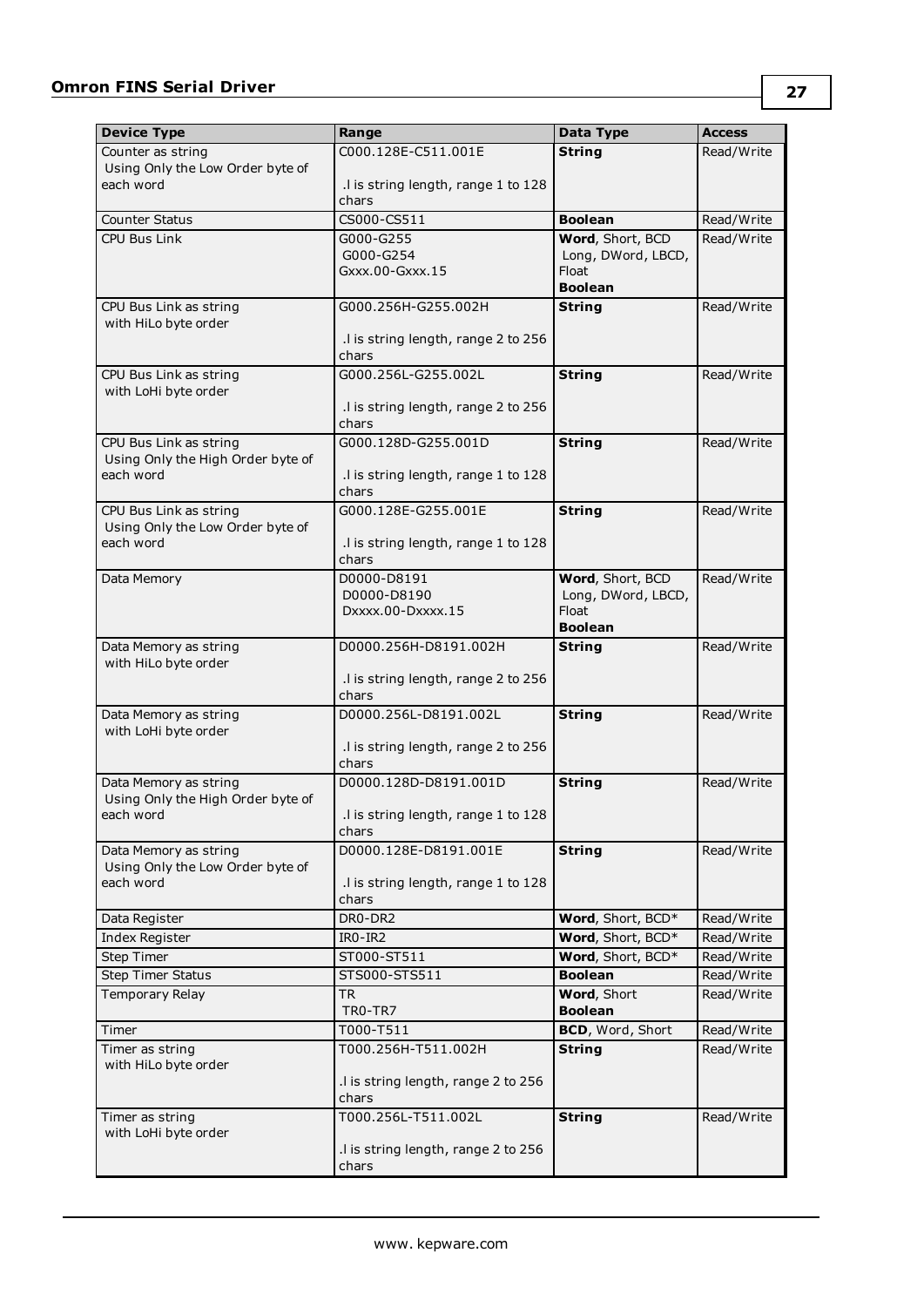| Device Type | Range | Data Type | Access |
|---|---|---|---|
| Counter as string Using Only the Low Order byte of each word | C000.128E-C511.001E<br><br>.l is string length, range 1 to 128 chars | **String** | Read/Write |
| Counter Status | CS000-CS511 | **Boolean** | Read/Write |
| CPU Bus Link | G000-G255<br>G000-G254<br>Gxxx.00-Gxxx.15 | **Word**, Short, BCD<br>Long, DWord, LBCD, Float<br>**Boolean** | Read/Write |
| CPU Bus Link as string with HiLo byte order | G000.256H-G255.002H<br><br>.l is string length, range 2 to 256 chars | **String** | Read/Write |
| CPU Bus Link as string with LoHi byte order | G000.256L-G255.002L<br><br>.l is string length, range 2 to 256 chars | **String** | Read/Write |
| CPU Bus Link as string Using Only the High Order byte of each word | G000.128D-G255.001D<br><br>.l is string length, range 1 to 128 chars | **String** | Read/Write |
| CPU Bus Link as string Using Only the Low Order byte of each word | G000.128E-G255.001E<br><br>.l is string length, range 1 to 128 chars | **String** | Read/Write |
| Data Memory | D0000-D8191<br>D0000-D8190<br>Dxxxx.00-Dxxxx.15 | **Word**, Short, BCD<br>Long, DWord, LBCD, Float<br>**Boolean** | Read/Write |
| Data Memory as string with HiLo byte order | D0000.256H-D8191.002H<br><br>.l is string length, range 2 to 256 chars | **String** | Read/Write |
| Data Memory as string with LoHi byte order | D0000.256L-D8191.002L<br><br>.l is string length, range 2 to 256 chars | **String** | Read/Write |
| Data Memory as string Using Only the High Order byte of each word | D0000.128D-D8191.001D<br><br>.l is string length, range 1 to 128 chars | **String** | Read/Write |
| Data Memory as string Using Only the Low Order byte of each word | D0000.128E-D8191.001E<br><br>.l is string length, range 1 to 128 chars | **String** | Read/Write |
| Data Register | DR0-DR2 | **Word**, Short, BCD* | Read/Write |
| Index Register | IR0-IR2 | **Word**, Short, BCD* | Read/Write |
| Step Timer | ST000-ST511 | **Word**, Short, BCD* | Read/Write |
| Step Timer Status | STS000-STS511 | **Boolean** | Read/Write |
| Temporary Relay | TR<br>TR0-TR7 | **Word**, Short<br>**Boolean** | Read/Write |
| Timer | T000-T511 | **BCD**, Word, Short | Read/Write |
| Timer as string with HiLo byte order | T000.256H-T511.002H<br><br>.l is string length, range 2 to 256 chars | **String** | Read/Write |
| Timer as string with LoHi byte order | T000.256L-T511.002L<br><br>.l is string length, range 2 to 256 chars | **String** | Read/Write |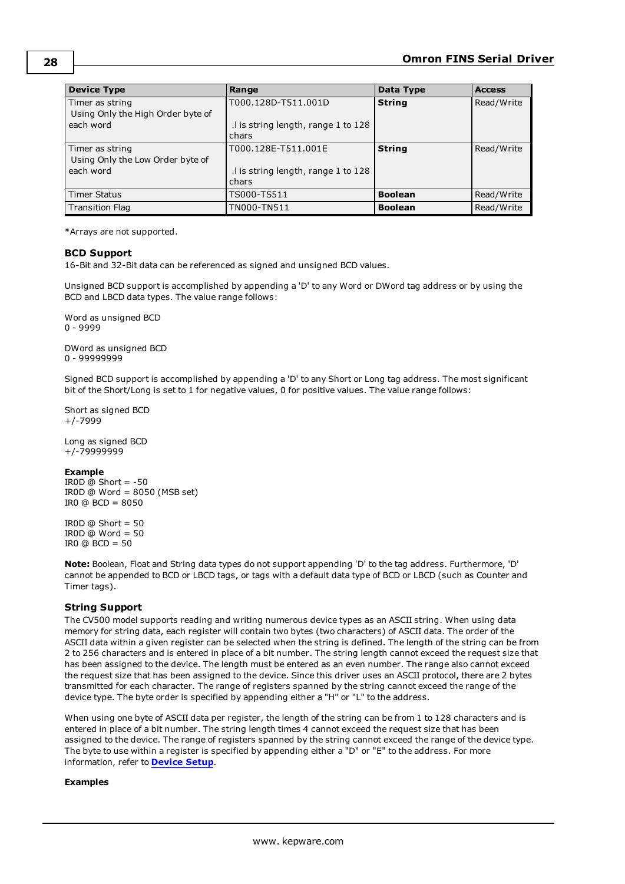| Device Type | Range | Data Type | Access |
|---|---|---|---|
| Timer as string Using Only the High Order byte of each word | T000.128D-T511.001D<br><br>.l is string length, range 1 to 128 chars | **String** | Read/Write |
| Timer as string Using Only the Low Order byte of each word | T000.128E-T511.001E<br><br>.l is string length, range 1 to 128 chars | **String** | Read/Write |
| Timer Status | TS000-TS511 | **Boolean** | Read/Write |
| Transition Flag | TN000-TN511 | **Boolean** | Read/Write |

*Arrays are not supported.

### BCD Support

16-Bit and 32-Bit data can be referenced as signed and unsigned BCD values.

Unsigned BCD support is accomplished by appending a 'D' to any Word or DWord tag address or by using the BCD and LBCD data types. The value range follows:

Word as unsigned BCD
0 - 9999

DWord as unsigned BCD
0 - 99999999

Signed BCD support is accomplished by appending a 'D' to any Short or Long tag address. The most significant bit of the Short/Long is set to 1 for negative values, 0 for positive values. The value range follows:

Short as signed BCD
+/-7999

Long as signed BCD
+/-79999999

**Example**
IR0D @ Short = -50
IR0D @ Word = 8050 (MSB set)
IR0 @ BCD = 8050

IR0D @ Short = 50
IR0D @ Word = 50
IR0 @ BCD = 50

**Note:** Boolean, Float and String data types do not support appending 'D' to the tag address. Furthermore, 'D' cannot be appended to BCD or LBCD tags, or tags with a default data type of BCD or LBCD (such as Counter and Timer tags).

### String Support

The CV500 model supports reading and writing numerous device types as an ASCII string. When using data memory for string data, each register will contain two bytes (two characters) of ASCII data. The order of the ASCII data within a given register can be selected when the string is defined. The length of the string can be from 2 to 256 characters and is entered in place of a bit number. The string length cannot exceed the request size that has been assigned to the device. The length must be entered as an even number. The range also cannot exceed the request size that has been assigned to the device. Since this driver uses an ASCII protocol, there are 2 bytes transmitted for each character. The range of registers spanned by the string cannot exceed the range of the device type. The byte order is specified by appending either a "H" or "L" to the address.

When using one byte of ASCII data per register, the length of the string can be from 1 to 128 characters and is entered in place of a bit number. The string length times 4 cannot exceed the request size that has been assigned to the device. The range of registers spanned by the string cannot exceed the range of the device type. The byte to use within a register is specified by appending either a "D" or "E" to the address. For more information, refer to **Device Setup**.

**Examples**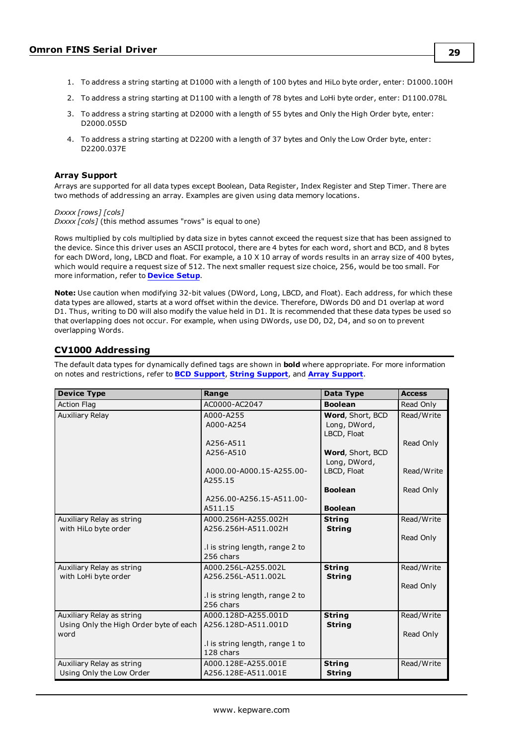1. To address a string starting at D1000 with a length of 100 bytes and HiLo byte order, enter: D1000.100H
2. To address a string starting at D1100 with a length of 78 bytes and LoHi byte order, enter: D1100.078L
3. To address a string starting at D2000 with a length of 55 bytes and Only the High Order byte, enter: D2000.055D
4. To address a string starting at D2200 with a length of 37 bytes and Only the Low Order byte, enter: D2200.037E

### Array Support

Arrays are supported for all data types except Boolean, Data Register, Index Register and Step Timer. There are two methods of addressing an array. Examples are given using data memory locations.

*Dxxxx [rows] [cols]*
*Dxxxx [cols]* (this method assumes "rows" is equal to one)

Rows multiplied by cols multiplied by data size in bytes cannot exceed the request size that has been assigned to the device. Since this driver uses an ASCII protocol, there are 4 bytes for each word, short and BCD, and 8 bytes for each DWord, long, LBCD and float. For example, a 10 X 10 array of words results in an array size of 400 bytes, which would require a request size of 512. The next smaller request size choice, 256, would be too small. For more information, refer to **Device Setup**.

**Note:** Use caution when modifying 32-bit values (DWord, Long, LBCD, and Float). Each address, for which these data types are allowed, starts at a word offset within the device. Therefore, DWords D0 and D1 overlap at word D1. Thus, writing to D0 will also modify the value held in D1. It is recommended that these data types be used so that overlapping does not occur. For example, when using DWords, use D0, D2, D4, and so on to prevent overlapping Words.

## CV1000 Addressing

The default data types for dynamically defined tags are shown in **bold** where appropriate. For more information on notes and restrictions, refer to **BCD Support**, **String Support**, and **Array Support**.

| Device Type | Range | Data Type | Access |
|---|---|---|---|
| Action Flag | AC0000-AC2047 | **Boolean** | Read Only |
| Auxiliary Relay | A000-A255<br>A000-A254<br><br>A256-A511<br>A256-A510<br><br>A000.00-A000.15-A255.00-A255.15<br><br>A256.00-A256.15-A511.00-A511.15 | **Word**, Short, BCD<br>Long, DWord, LBCD, Float<br><br>**Word**, Short, BCD<br>Long, DWord, LBCD, Float<br><br>**Boolean**<br><br>**Boolean** | Read/Write<br><br>Read Only<br><br>Read/Write<br><br>Read Only |
| Auxiliary Relay as string with HiLo byte order | A000.256H-A255.002H<br>A256.256H-A511.002H<br><br>.l is string length, range 2 to 256 chars | **String**<br>**String** | Read/Write<br><br>Read Only |
| Auxiliary Relay as string with LoHi byte order | A000.256L-A255.002L<br>A256.256L-A511.002L<br><br>.l is string length, range 2 to 256 chars | **String**<br>**String** | Read/Write<br><br>Read Only |
| Auxiliary Relay as string Using Only the High Order byte of each word | A000.128D-A255.001D<br>A256.128D-A511.001D<br><br>.l is string length, range 1 to 128 chars | **String**<br>**String** | Read/Write<br><br>Read Only |
| Auxiliary Relay as string Using Only the Low Order | A000.128E-A255.001E<br>A256.128E-A511.001E | **String**<br>**String** | Read/Write |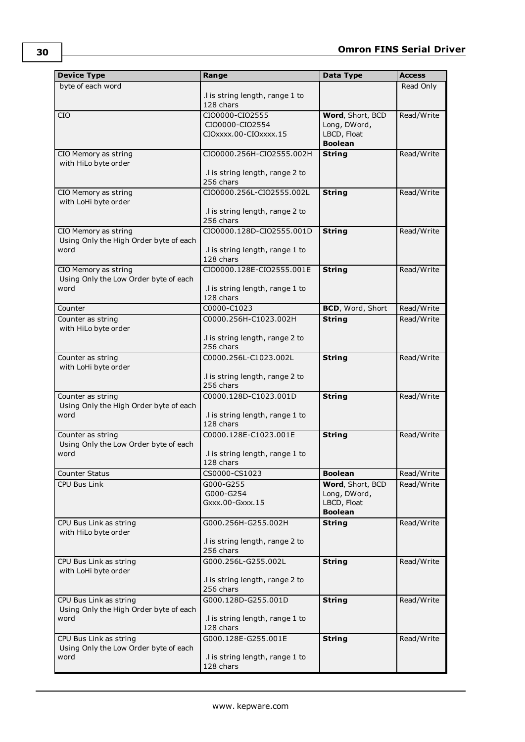| Device Type | Range | Data Type | Access |
|---|---|---|---|
| byte of each word | .l is string length, range 1 to 128 chars | | Read Only |
| CIO | CIO0000-CIO2555<br>CIO0000-CIO2554<br>CIOxxxx.00-CIOxxxx.15 | **Word**, Short, BCD<br>Long, DWord, LBCD, Float<br>**Boolean** | Read/Write |
| CIO Memory as string with HiLo byte order | CIO0000.256H-CIO2555.002H<br><br>.l is string length, range 2 to 256 chars | **String** | Read/Write |
| CIO Memory as string with LoHi byte order | CIO0000.256L-CIO2555.002L<br><br>.l is string length, range 2 to 256 chars | **String** | Read/Write |
| CIO Memory as string Using Only the High Order byte of each word | CIO0000.128D-CIO2555.001D<br><br>.l is string length, range 1 to 128 chars | **String** | Read/Write |
| CIO Memory as string Using Only the Low Order byte of each word | CIO0000.128E-CIO2555.001E<br><br>.l is string length, range 1 to 128 chars | **String** | Read/Write |
| Counter | C0000-C1023 | **BCD**, Word, Short | Read/Write |
| Counter as string with HiLo byte order | C0000.256H-C1023.002H<br><br>.l is string length, range 2 to 256 chars | **String** | Read/Write |
| Counter as string with LoHi byte order | C0000.256L-C1023.002L<br><br>.l is string length, range 2 to 256 chars | **String** | Read/Write |
| Counter as string Using Only the High Order byte of each word | C0000.128D-C1023.001D<br><br>.l is string length, range 1 to 128 chars | **String** | Read/Write |
| Counter as string Using Only the Low Order byte of each word | C0000.128E-C1023.001E<br><br>.l is string length, range 1 to 128 chars | **String** | Read/Write |
| Counter Status | CS0000-CS1023 | **Boolean** | Read/Write |
| CPU Bus Link | G000-G255<br>G000-G254<br>Gxxx.00-Gxxx.15 | **Word**, Short, BCD<br>Long, DWord, LBCD, Float<br>**Boolean** | Read/Write |
| CPU Bus Link as string with HiLo byte order | G000.256H-G255.002H<br><br>.l is string length, range 2 to 256 chars | **String** | Read/Write |
| CPU Bus Link as string with LoHi byte order | G000.256L-G255.002L<br><br>.l is string length, range 2 to 256 chars | **String** | Read/Write |
| CPU Bus Link as string Using Only the High Order byte of each word | G000.128D-G255.001D<br><br>.l is string length, range 1 to 128 chars | **String** | Read/Write |
| CPU Bus Link as string Using Only the Low Order byte of each word | G000.128E-G255.001E<br><br>.l is string length, range 1 to 128 chars | **String** | Read/Write |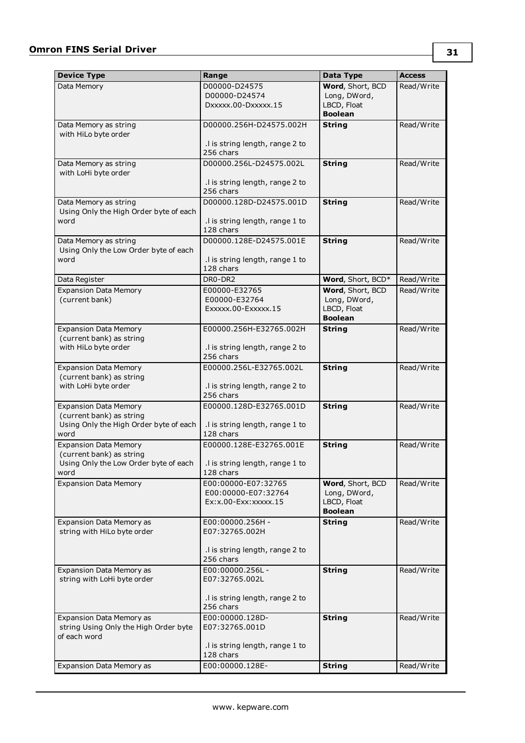| Device Type | Range | Data Type | Access |
| --- | --- | --- | --- |
| Data Memory | D00000-D24575<br>D00000-D24574<br>Dxxxxx.00-Dxxxxx.15 | **Word**, Short, BCD<br>Long, DWord, LBCD, Float<br>**Boolean** | Read/Write |
| Data Memory as string with HiLo byte order | D00000.256H-D24575.002H<br><br>.l is string length, range 2 to 256 chars | **String** | Read/Write |
| Data Memory as string with LoHi byte order | D00000.256L-D24575.002L<br><br>.l is string length, range 2 to 256 chars | **String** | Read/Write |
| Data Memory as string Using Only the High Order byte of each word | D00000.128D-D24575.001D<br><br>.l is string length, range 1 to 128 chars | **String** | Read/Write |
| Data Memory as string Using Only the Low Order byte of each word | D00000.128E-D24575.001E<br><br>.l is string length, range 1 to 128 chars | **String** | Read/Write |
| Data Register | DR0-DR2 | **Word**, Short, BCD* | Read/Write |
| Expansion Data Memory (current bank) | E00000-E32765<br>E00000-E32764<br>Exxxxx.00-Exxxxx.15 | **Word**, Short, BCD<br>Long, DWord, LBCD, Float<br>**Boolean** | Read/Write |
| Expansion Data Memory (current bank) as string with HiLo byte order | E00000.256H-E32765.002H<br><br>.l is string length, range 2 to 256 chars | **String** | Read/Write |
| Expansion Data Memory (current bank) as string with LoHi byte order | E00000.256L-E32765.002L<br><br>.l is string length, range 2 to 256 chars | **String** | Read/Write |
| Expansion Data Memory (current bank) as string Using Only the High Order byte of each word | E00000.128D-E32765.001D<br><br>.l is string length, range 1 to 128 chars | **String** | Read/Write |
| Expansion Data Memory (current bank) as string Using Only the Low Order byte of each word | E00000.128E-E32765.001E<br><br>.l is string length, range 1 to 128 chars | **String** | Read/Write |
| Expansion Data Memory | E00:00000-E07:32765<br>E00:00000-E07:32764<br>Ex:x.00-Exx:xxxxx.15 | **Word**, Short, BCD<br>Long, DWord, LBCD, Float<br>**Boolean** | Read/Write |
| Expansion Data Memory as string with HiLo byte order | E00:00000.256H - E07:32765.002H<br><br>.l is string length, range 2 to 256 chars | **String** | Read/Write |
| Expansion Data Memory as string with LoHi byte order | E00:00000.256L - E07:32765.002L<br><br>.l is string length, range 2 to 256 chars | **String** | Read/Write |
| Expansion Data Memory as string Using Only the High Order byte of each word | E00:00000.128D-E07:32765.001D<br><br>.l is string length, range 1 to 128 chars | **String** | Read/Write |
| Expansion Data Memory as | E00:00000.128E- | **String** | Read/Write |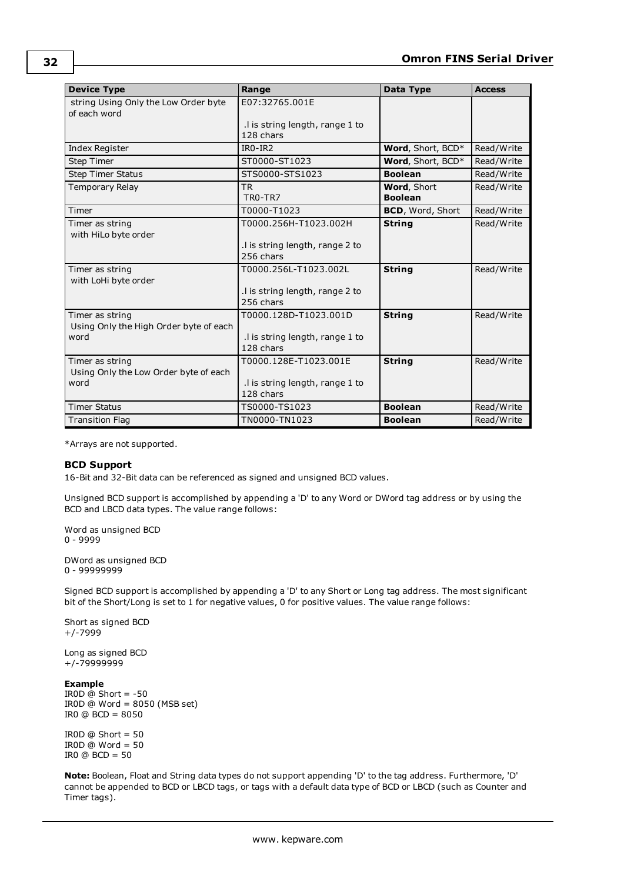| Device Type | Range | Data Type | Access |
|---|---|---|---|
| string Using Only the Low Order byte of each word | E07:32765.001E<br><br>.l is string length, range 1 to 128 chars | | |
| Index Register | IR0-IR2 | **Word**, Short, BCD* | Read/Write |
| Step Timer | ST0000-ST1023 | **Word**, Short, BCD* | Read/Write |
| Step Timer Status | STS0000-STS1023 | **Boolean** | Read/Write |
| Temporary Relay | TR<br>TR0-TR7 | **Word**, Short<br>**Boolean** | Read/Write |
| Timer | T0000-T1023 | **BCD**, Word, Short | Read/Write |
| Timer as string with HiLo byte order | T0000.256H-T1023.002H<br><br>.l is string length, range 2 to 256 chars | **String** | Read/Write |
| Timer as string with LoHi byte order | T0000.256L-T1023.002L<br><br>.l is string length, range 2 to 256 chars | **String** | Read/Write |
| Timer as string Using Only the High Order byte of each word | T0000.128D-T1023.001D<br><br>.l is string length, range 1 to 128 chars | **String** | Read/Write |
| Timer as string Using Only the Low Order byte of each word | T0000.128E-T1023.001E<br><br>.l is string length, range 1 to 128 chars | **String** | Read/Write |
| Timer Status | TS0000-TS1023 | **Boolean** | Read/Write |
| Transition Flag | TN0000-TN1023 | **Boolean** | Read/Write |

*Arrays are not supported.

### BCD Support

16-Bit and 32-Bit data can be referenced as signed and unsigned BCD values.

Unsigned BCD support is accomplished by appending a 'D' to any Word or DWord tag address or by using the BCD and LBCD data types. The value range follows:

Word as unsigned BCD
0 - 9999

DWord as unsigned BCD
0 - 99999999

Signed BCD support is accomplished by appending a 'D' to any Short or Long tag address. The most significant bit of the Short/Long is set to 1 for negative values, 0 for positive values. The value range follows:

Short as signed BCD
+/-7999

Long as signed BCD
+/-79999999

**Example**
IR0D @ Short = -50
IR0D @ Word = 8050 (MSB set)
IR0 @ BCD = 8050

IR0D @ Short = 50
IR0D @ Word = 50
IR0 @ BCD = 50

**Note:** Boolean, Float and String data types do not support appending 'D' to the tag address. Furthermore, 'D' cannot be appended to BCD or LBCD tags, or tags with a default data type of BCD or LBCD (such as Counter and Timer tags).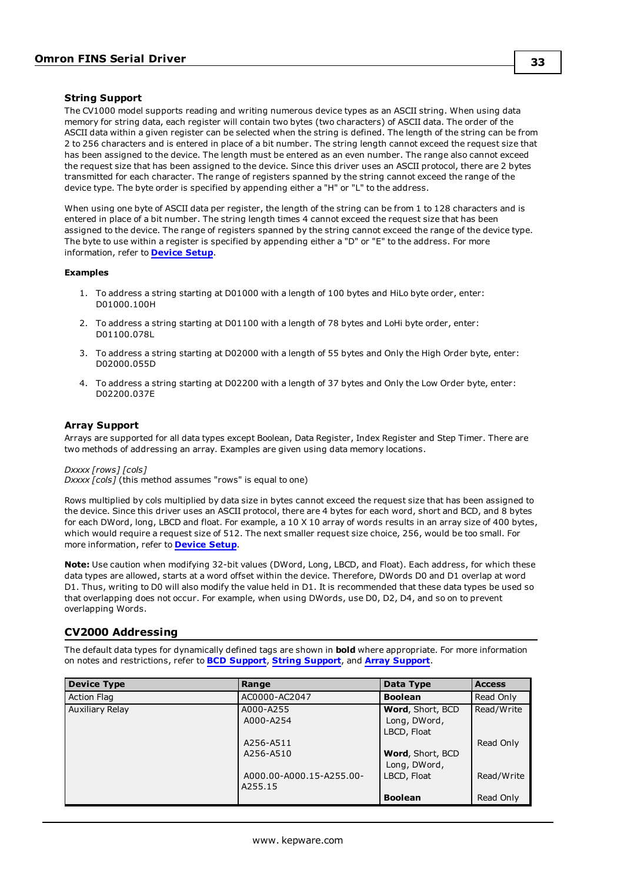### String Support

The CV1000 model supports reading and writing numerous device types as an ASCII string. When using data memory for string data, each register will contain two bytes (two characters) of ASCII data. The order of the ASCII data within a given register can be selected when the string is defined. The length of the string can be from 2 to 256 characters and is entered in place of a bit number. The string length cannot exceed the request size that has been assigned to the device. The length must be entered as an even number. The range also cannot exceed the request size that has been assigned to the device. Since this driver uses an ASCII protocol, there are 2 bytes transmitted for each character. The range of registers spanned by the string cannot exceed the range of the device type. The byte order is specified by appending either a "H" or "L" to the address.

When using one byte of ASCII data per register, the length of the string can be from 1 to 128 characters and is entered in place of a bit number. The string length times 4 cannot exceed the request size that has been assigned to the device. The range of registers spanned by the string cannot exceed the range of the device type. The byte to use within a register is specified by appending either a "D" or "E" to the address. For more information, refer to **Device Setup**.

**Examples**

1. To address a string starting at D01000 with a length of 100 bytes and HiLo byte order, enter: D01000.100H
2. To address a string starting at D01100 with a length of 78 bytes and LoHi byte order, enter: D01100.078L
3. To address a string starting at D02000 with a length of 55 bytes and Only the High Order byte, enter: D02000.055D
4. To address a string starting at D02200 with a length of 37 bytes and Only the Low Order byte, enter: D02200.037E

### Array Support

Arrays are supported for all data types except Boolean, Data Register, Index Register and Step Timer. There are two methods of addressing an array. Examples are given using data memory locations.

*Dxxxx [rows] [cols]*
*Dxxxx [cols]* (this method assumes "rows" is equal to one)

Rows multiplied by cols multiplied by data size in bytes cannot exceed the request size that has been assigned to the device. Since this driver uses an ASCII protocol, there are 4 bytes for each word, short and BCD, and 8 bytes for each DWord, long, LBCD and float. For example, a 10 X 10 array of words results in an array size of 400 bytes, which would require a request size of 512. The next smaller request size choice, 256, would be too small. For more information, refer to **Device Setup**.

**Note:** Use caution when modifying 32-bit values (DWord, Long, LBCD, and Float). Each address, for which these data types are allowed, starts at a word offset within the device. Therefore, DWords D0 and D1 overlap at word D1. Thus, writing to D0 will also modify the value held in D1. It is recommended that these data types be used so that overlapping does not occur. For example, when using DWords, use D0, D2, D4, and so on to prevent overlapping Words.

## CV2000 Addressing

The default data types for dynamically defined tags are shown in **bold** where appropriate. For more information on notes and restrictions, refer to **BCD Support**, **String Support**, and **Array Support**.

| Device Type | Range | Data Type | Access |
|---|---|---|---|
| Action Flag | AC0000-AC2047 | **Boolean** | Read Only |
| Auxiliary Relay | A000-A255<br>A000-A254 | **Word**, Short, BCD<br>Long, DWord, LBCD, Float | Read/Write |
| | A256-A511<br>A256-A510 | **Word**, Short, BCD<br>Long, DWord, LBCD, Float | Read Only |
| | A000.00-A000.15-A255.00-A255.15 | **Boolean** | Read/Write |
| | | **Boolean** | Read Only |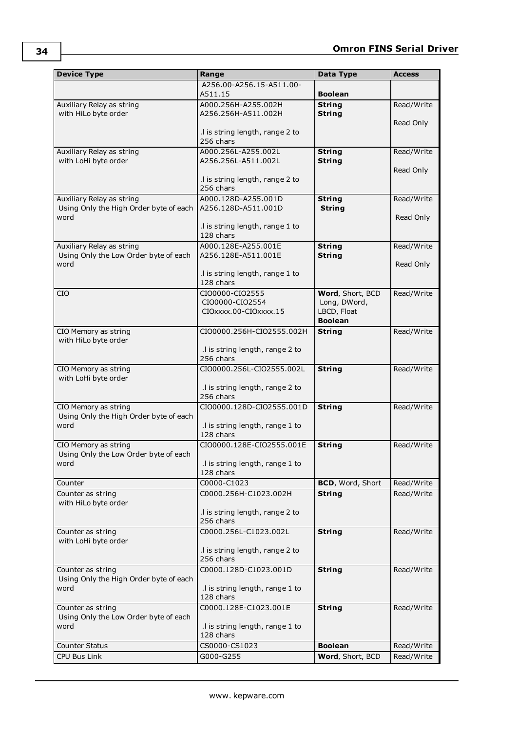| Device Type | Range | Data Type | Access |
|---|---|---|---|
| | A256.00-A256.15-A511.00-A511.15 | **Boolean** | |
| Auxiliary Relay as string with HiLo byte order | A000.256H-A255.002H<br>A256.256H-A511.002H<br><br>.l is string length, range 2 to 256 chars | **String**<br>**String** | Read/Write<br><br>Read Only |
| Auxiliary Relay as string with LoHi byte order | A000.256L-A255.002L<br>A256.256L-A511.002L<br><br>.l is string length, range 2 to 256 chars | **String**<br>**String** | Read/Write<br><br>Read Only |
| Auxiliary Relay as string Using Only the High Order byte of each word | A000.128D-A255.001D<br>A256.128D-A511.001D<br><br>.l is string length, range 1 to 128 chars | **String**<br>**String** | Read/Write<br><br>Read Only |
| Auxiliary Relay as string Using Only the Low Order byte of each word | A000.128E-A255.001E<br>A256.128E-A511.001E<br><br>.l is string length, range 1 to 128 chars | **String**<br>**String** | Read/Write<br><br>Read Only |
| CIO | CIO0000-CIO2555<br>CIO0000-CIO2554<br>CIOxxxx.00-CIOxxxx.15 | **Word**, Short, BCD<br>Long, DWord, LBCD, Float<br>**Boolean** | Read/Write |
| CIO Memory as string with HiLo byte order | CIO0000.256H-CIO2555.002H<br><br>.l is string length, range 2 to 256 chars | **String** | Read/Write |
| CIO Memory as string with LoHi byte order | CIO0000.256L-CIO2555.002L<br><br>.l is string length, range 2 to 256 chars | **String** | Read/Write |
| CIO Memory as string Using Only the High Order byte of each word | CIO0000.128D-CIO2555.001D<br><br>.l is string length, range 1 to 128 chars | **String** | Read/Write |
| CIO Memory as string Using Only the Low Order byte of each word | CIO0000.128E-CIO2555.001E<br><br>.l is string length, range 1 to 128 chars | **String** | Read/Write |
| Counter | C0000-C1023 | **BCD**, Word, Short | Read/Write |
| Counter as string with HiLo byte order | C0000.256H-C1023.002H<br><br>.l is string length, range 2 to 256 chars | **String** | Read/Write |
| Counter as string with LoHi byte order | C0000.256L-C1023.002L<br><br>.l is string length, range 2 to 256 chars | **String** | Read/Write |
| Counter as string Using Only the High Order byte of each word | C0000.128D-C1023.001D<br><br>.l is string length, range 1 to 128 chars | **String** | Read/Write |
| Counter as string Using Only the Low Order byte of each word | C0000.128E-C1023.001E<br><br>.l is string length, range 1 to 128 chars | **String** | Read/Write |
| Counter Status | CS0000-CS1023 | **Boolean** | Read/Write |
| CPU Bus Link | G000-G255 | **Word**, Short, BCD | Read/Write |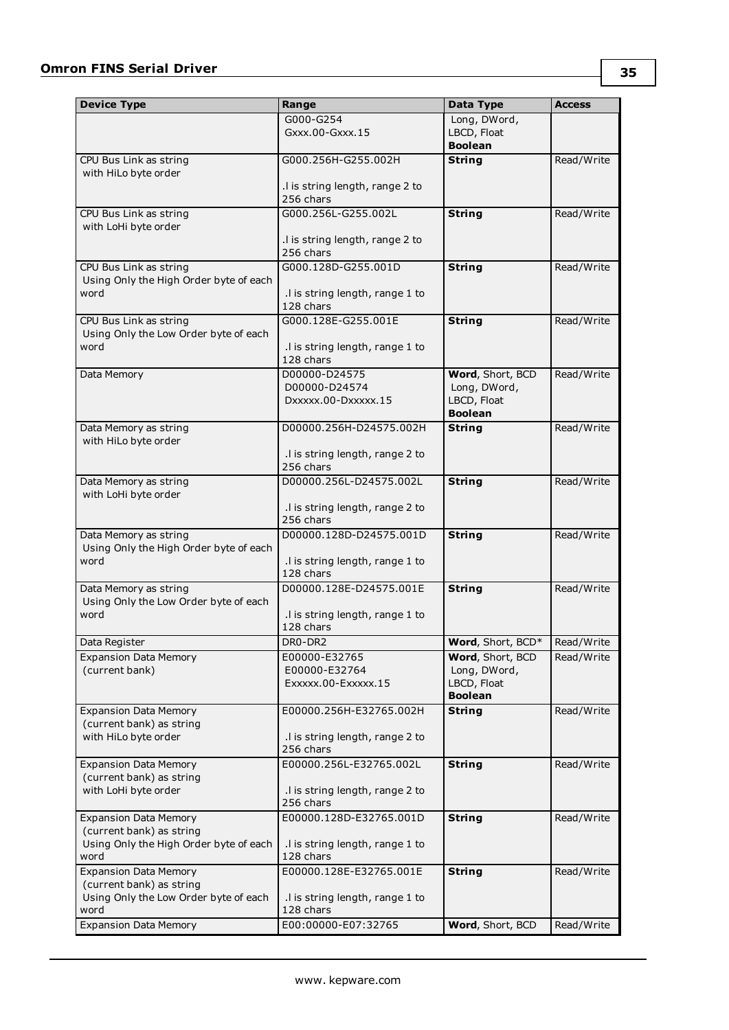| Device Type | Range | Data Type | Access |
|---|---|---|---|
| | G000-G254<br>Gxxx.00-Gxxx.15 | Long, DWord, LBCD, Float<br>**Boolean** | |
| CPU Bus Link as string with HiLo byte order | G000.256H-G255.002H<br><br>.l is string length, range 2 to 256 chars | **String** | Read/Write |
| CPU Bus Link as string with LoHi byte order | G000.256L-G255.002L<br><br>.l is string length, range 2 to 256 chars | **String** | Read/Write |
| CPU Bus Link as string Using Only the High Order byte of each word | G000.128D-G255.001D<br><br>.l is string length, range 1 to 128 chars | **String** | Read/Write |
| CPU Bus Link as string Using Only the Low Order byte of each word | G000.128E-G255.001E<br><br>.l is string length, range 1 to 128 chars | **String** | Read/Write |
| Data Memory | D00000-D24575<br>D00000-D24574<br>Dxxxxx.00-Dxxxxx.15 | **Word**, Short, BCD<br>Long, DWord, LBCD, Float<br>**Boolean** | Read/Write |
| Data Memory as string with HiLo byte order | D00000.256H-D24575.002H<br><br>.l is string length, range 2 to 256 chars | **String** | Read/Write |
| Data Memory as string with LoHi byte order | D00000.256L-D24575.002L<br><br>.l is string length, range 2 to 256 chars | **String** | Read/Write |
| Data Memory as string Using Only the High Order byte of each word | D00000.128D-D24575.001D<br><br>.l is string length, range 1 to 128 chars | **String** | Read/Write |
| Data Memory as string Using Only the Low Order byte of each word | D00000.128E-D24575.001E<br><br>.l is string length, range 1 to 128 chars | **String** | Read/Write |
| Data Register | DR0-DR2 | **Word**, Short, BCD* | Read/Write |
| Expansion Data Memory (current bank) | E00000-E32765<br>E00000-E32764<br>Exxxxx.00-Exxxxx.15 | **Word**, Short, BCD<br>Long, DWord, LBCD, Float<br>**Boolean** | Read/Write |
| Expansion Data Memory (current bank) as string with HiLo byte order | E00000.256H-E32765.002H<br><br>.l is string length, range 2 to 256 chars | **String** | Read/Write |
| Expansion Data Memory (current bank) as string with LoHi byte order | E00000.256L-E32765.002L<br><br>.l is string length, range 2 to 256 chars | **String** | Read/Write |
| Expansion Data Memory (current bank) as string Using Only the High Order byte of each word | E00000.128D-E32765.001D<br><br>.l is string length, range 1 to 128 chars | **String** | Read/Write |
| Expansion Data Memory (current bank) as string Using Only the Low Order byte of each word | E00000.128E-E32765.001E<br><br>.l is string length, range 1 to 128 chars | **String** | Read/Write |
| Expansion Data Memory | E00:00000-E07:32765 | **Word**, Short, BCD | Read/Write |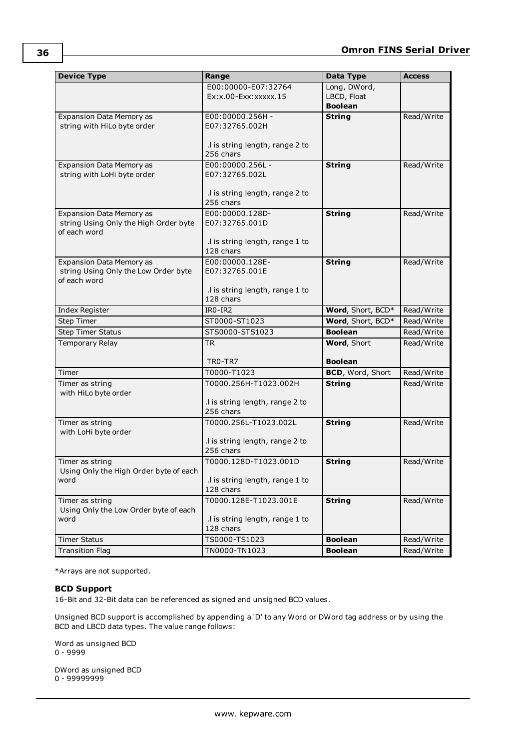| Device Type | Range | Data Type | Access |
|---|---|---|---|
| | E00:00000-E07:32764<br>Ex:x.00-Exx:xxxxx.15 | Long, DWord, LBCD, Float<br>**Boolean** | |
| Expansion Data Memory as string with HiLo byte order | E00:00000.256H - E07:32765.002H<br><br>.l is string length, range 2 to 256 chars | **String** | Read/Write |
| Expansion Data Memory as string with LoHi byte order | E00:00000.256L - E07:32765.002L<br><br>.l is string length, range 2 to 256 chars | **String** | Read/Write |
| Expansion Data Memory as string Using Only the High Order byte of each word | E00:00000.128D- E07:32765.001D<br><br>.l is string length, range 1 to 128 chars | **String** | Read/Write |
| Expansion Data Memory as string Using Only the Low Order byte of each word | E00:00000.128E- E07:32765.001E<br><br>.l is string length, range 1 to 128 chars | **String** | Read/Write |
| Index Register | IR0-IR2 | **Word**, Short, BCD* | Read/Write |
| Step Timer | ST0000-ST1023 | **Word**, Short, BCD* | Read/Write |
| Step Timer Status | STS0000-STS1023 | **Boolean** | Read/Write |
| Temporary Relay | TR<br><br>TR0-TR7 | **Word**, Short<br><br>**Boolean** | Read/Write |
| Timer | T0000-T1023 | **BCD**, Word, Short | Read/Write |
| Timer as string with HiLo byte order | T0000.256H-T1023.002H<br><br>.l is string length, range 2 to 256 chars | **String** | Read/Write |
| Timer as string with LoHi byte order | T0000.256L-T1023.002L<br><br>.l is string length, range 2 to 256 chars | **String** | Read/Write |
| Timer as string Using Only the High Order byte of each word | T0000.128D-T1023.001D<br><br>.l is string length, range 1 to 128 chars | **String** | Read/Write |
| Timer as string Using Only the Low Order byte of each word | T0000.128E-T1023.001E<br><br>.l is string length, range 1 to 128 chars | **String** | Read/Write |
| Timer Status | TS0000-TS1023 | **Boolean** | Read/Write |
| Transition Flag | TN0000-TN1023 | **Boolean** | Read/Write |

*Arrays are not supported.

### BCD Support

16-Bit and 32-Bit data can be referenced as signed and unsigned BCD values.

Unsigned BCD support is accomplished by appending a 'D' to any Word or DWord tag address or by using the BCD and LBCD data types. The value range follows:

Word as unsigned BCD
0 - 9999

DWord as unsigned BCD
0 - 99999999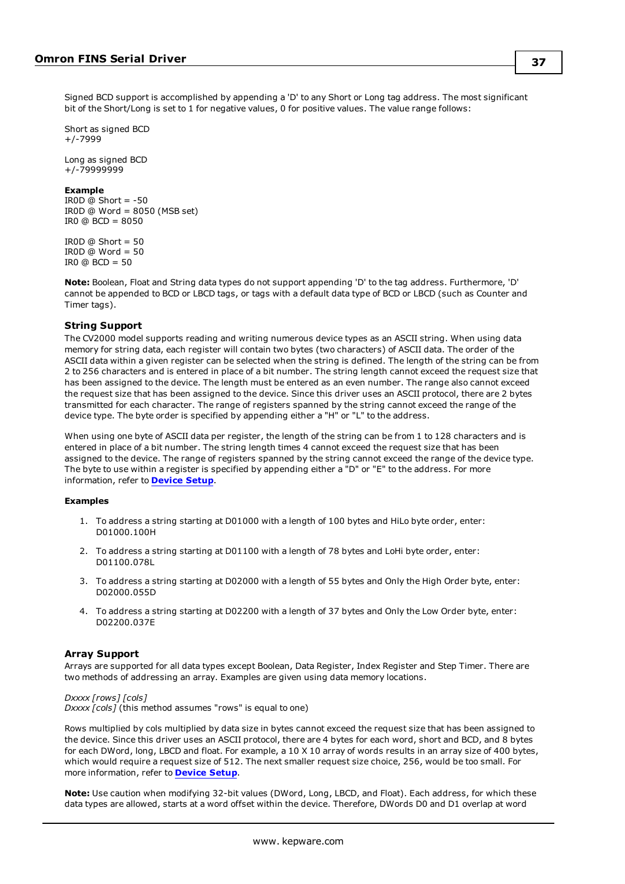Signed BCD support is accomplished by appending a 'D' to any Short or Long tag address. The most significant bit of the Short/Long is set to 1 for negative values, 0 for positive values. The value range follows:

Short as signed BCD
+/-7999

Long as signed BCD
+/-79999999

**Example**
IR0D @ Short = -50
IR0D @ Word = 8050 (MSB set)
IR0 @ BCD = 8050

IR0D @ Short = 50
IR0D @ Word = 50
IR0 @ BCD = 50

**Note:** Boolean, Float and String data types do not support appending 'D' to the tag address. Furthermore, 'D' cannot be appended to BCD or LBCD tags, or tags with a default data type of BCD or LBCD (such as Counter and Timer tags).

### String Support

The CV2000 model supports reading and writing numerous device types as an ASCII string. When using data memory for string data, each register will contain two bytes (two characters) of ASCII data. The order of the ASCII data within a given register can be selected when the string is defined. The length of the string can be from 2 to 256 characters and is entered in place of a bit number. The string length cannot exceed the request size that has been assigned to the device. The length must be entered as an even number. The range also cannot exceed the request size that has been assigned to the device. Since this driver uses an ASCII protocol, there are 2 bytes transmitted for each character. The range of registers spanned by the string cannot exceed the range of the device type. The byte order is specified by appending either a "H" or "L" to the address.

When using one byte of ASCII data per register, the length of the string can be from 1 to 128 characters and is entered in place of a bit number. The string length times 4 cannot exceed the request size that has been assigned to the device. The range of registers spanned by the string cannot exceed the range of the device type. The byte to use within a register is specified by appending either a "D" or "E" to the address. For more information, refer to **Device Setup**.

**Examples**

1. To address a string starting at D01000 with a length of 100 bytes and HiLo byte order, enter: D01000.100H
2. To address a string starting at D01100 with a length of 78 bytes and LoHi byte order, enter: D01100.078L
3. To address a string starting at D02000 with a length of 55 bytes and Only the High Order byte, enter: D02000.055D
4. To address a string starting at D02200 with a length of 37 bytes and Only the Low Order byte, enter: D02200.037E

### Array Support

Arrays are supported for all data types except Boolean, Data Register, Index Register and Step Timer. There are two methods of addressing an array. Examples are given using data memory locations.

*Dxxxx [rows] [cols]*
*Dxxxx [cols]* (this method assumes "rows" is equal to one)

Rows multiplied by cols multiplied by data size in bytes cannot exceed the request size that has been assigned to the device. Since this driver uses an ASCII protocol, there are 4 bytes for each word, short and BCD, and 8 bytes for each DWord, long, LBCD and float. For example, a 10 X 10 array of words results in an array size of 400 bytes, which would require a request size of 512. The next smaller request size choice, 256, would be too small. For more information, refer to **Device Setup**.

**Note:** Use caution when modifying 32-bit values (DWord, Long, LBCD, and Float). Each address, for which these data types are allowed, starts at a word offset within the device. Therefore, DWords D0 and D1 overlap at word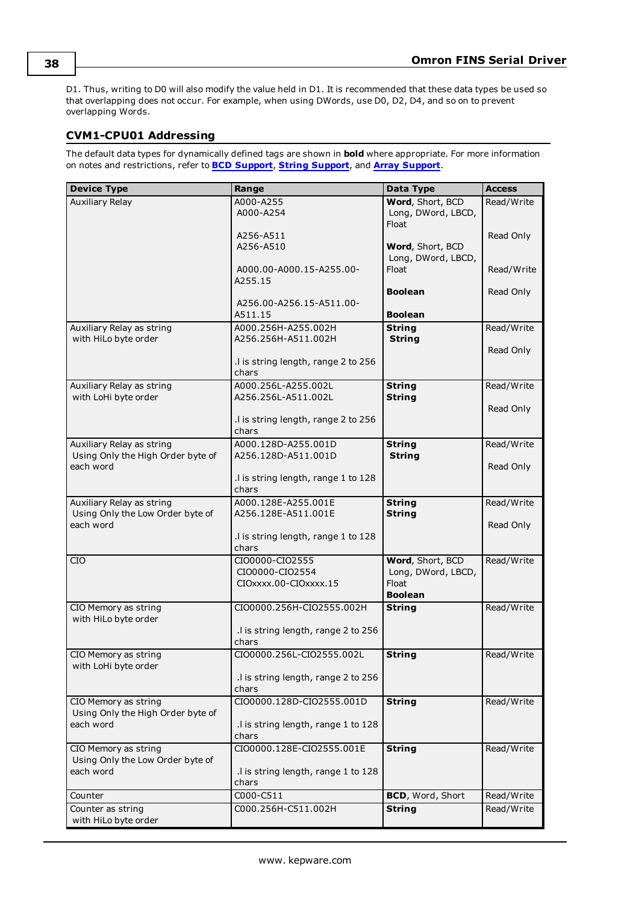D1. Thus, writing to D0 will also modify the value held in D1. It is recommended that these data types be used so that overlapping does not occur. For example, when using DWords, use D0, D2, D4, and so on to prevent overlapping Words.

### CVM1-CPU01 Addressing

The default data types for dynamically defined tags are shown in **bold** where appropriate. For more information on notes and restrictions, refer to **BCD Support**, **String Support**, and **Array Support**.

| Device Type | Range | Data Type | Access |
|---|---|---|---|
| Auxiliary Relay | A000-A255<br>A000-A254<br><br>A256-A511<br>A256-A510<br><br>A000.00-A000.15-A255.00-A255.15<br><br>A256.00-A256.15-A511.00-A511.15 | **Word**, Short, BCD<br>Long, DWord, LBCD, Float<br><br>**Word**, Short, BCD<br>Long, DWord, LBCD, Float<br><br>**Boolean**<br><br>**Boolean** | Read/Write<br><br>Read Only<br><br>Read/Write<br><br>Read Only |
| Auxiliary Relay as string with HiLo byte order | A000.256H-A255.002H<br>A256.256H-A511.002H<br><br>.l is string length, range 2 to 256 chars | **String**<br>**String** | Read/Write<br><br>Read Only |
| Auxiliary Relay as string with LoHi byte order | A000.256L-A255.002L<br>A256.256L-A511.002L<br><br>.l is string length, range 2 to 256 chars | **String**<br>**String** | Read/Write<br><br>Read Only |
| Auxiliary Relay as string Using Only the High Order byte of each word | A000.128D-A255.001D<br>A256.128D-A511.001D<br><br>.l is string length, range 1 to 128 chars | **String**<br>**String** | Read/Write<br><br>Read Only |
| Auxiliary Relay as string Using Only the Low Order byte of each word | A000.128E-A255.001E<br>A256.128E-A511.001E<br><br>.l is string length, range 1 to 128 chars | **String**<br>**String** | Read/Write<br><br>Read Only |
| CIO | CIO0000-CIO2555<br>CIO0000-CIO2554<br>CIOxxxx.00-CIOxxxx.15 | **Word**, Short, BCD<br>Long, DWord, LBCD, Float<br>**Boolean** | Read/Write |
| CIO Memory as string with HiLo byte order | CIO0000.256H-CIO2555.002H<br><br>.l is string length, range 2 to 256 chars | **String** | Read/Write |
| CIO Memory as string with LoHi byte order | CIO0000.256L-CIO2555.002L<br><br>.l is string length, range 2 to 256 chars | **String** | Read/Write |
| CIO Memory as string Using Only the High Order byte of each word | CIO0000.128D-CIO2555.001D<br><br>.l is string length, range 1 to 128 chars | **String** | Read/Write |
| CIO Memory as string Using Only the Low Order byte of each word | CIO0000.128E-CIO2555.001E<br><br>.l is string length, range 1 to 128 chars | **String** | Read/Write |
| Counter | C000-C511 | **BCD**, Word, Short | Read/Write |
| Counter as string with HiLo byte order | C000.256H-C511.002H | **String** | Read/Write |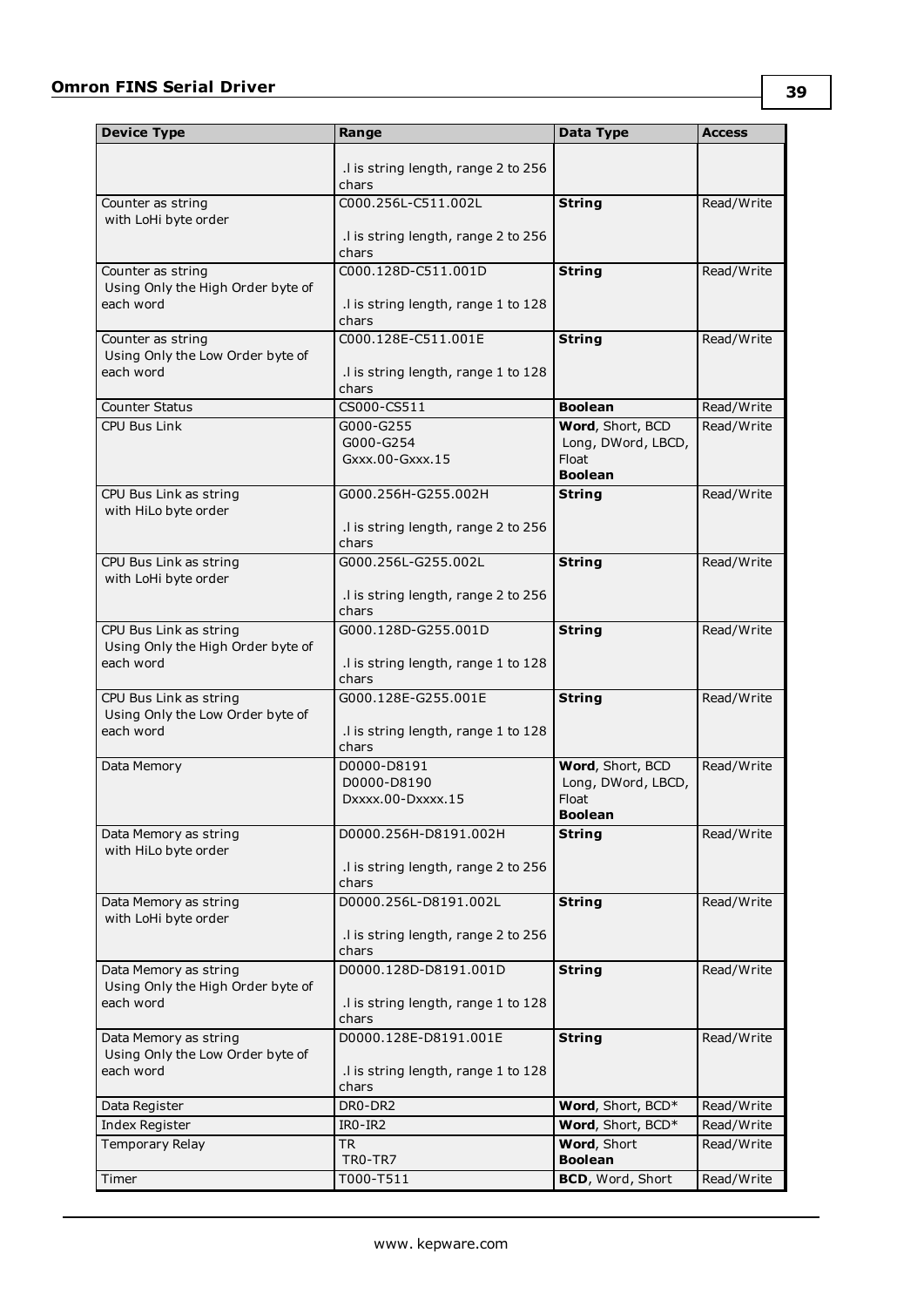| Device Type | Range | Data Type | Access |
|---|---|---|---|
| | .l is string length, range 2 to 256 chars | | |
| Counter as string with LoHi byte order | C000.256L-C511.002L<br><br>.l is string length, range 2 to 256 chars | **String** | Read/Write |
| Counter as string Using Only the High Order byte of each word | C000.128D-C511.001D<br><br>.l is string length, range 1 to 128 chars | **String** | Read/Write |
| Counter as string Using Only the Low Order byte of each word | C000.128E-C511.001E<br><br>.l is string length, range 1 to 128 chars | **String** | Read/Write |
| Counter Status | CS000-CS511 | **Boolean** | Read/Write |
| CPU Bus Link | G000-G255<br>G000-G254<br>Gxxx.00-Gxxx.15 | **Word**, Short, BCD<br>Long, DWord, LBCD, Float<br>**Boolean** | Read/Write |
| CPU Bus Link as string with HiLo byte order | G000.256H-G255.002H<br><br>.l is string length, range 2 to 256 chars | **String** | Read/Write |
| CPU Bus Link as string with LoHi byte order | G000.256L-G255.002L<br><br>.l is string length, range 2 to 256 chars | **String** | Read/Write |
| CPU Bus Link as string Using Only the High Order byte of each word | G000.128D-G255.001D<br><br>.l is string length, range 1 to 128 chars | **String** | Read/Write |
| CPU Bus Link as string Using Only the Low Order byte of each word | G000.128E-G255.001E<br><br>.l is string length, range 1 to 128 chars | **String** | Read/Write |
| Data Memory | D0000-D8191<br>D0000-D8190<br>Dxxxx.00-Dxxxx.15 | **Word**, Short, BCD<br>Long, DWord, LBCD, Float<br>**Boolean** | Read/Write |
| Data Memory as string with HiLo byte order | D0000.256H-D8191.002H<br><br>.l is string length, range 2 to 256 chars | **String** | Read/Write |
| Data Memory as string with LoHi byte order | D0000.256L-D8191.002L<br><br>.l is string length, range 2 to 256 chars | **String** | Read/Write |
| Data Memory as string Using Only the High Order byte of each word | D0000.128D-D8191.001D<br><br>.l is string length, range 1 to 128 chars | **String** | Read/Write |
| Data Memory as string Using Only the Low Order byte of each word | D0000.128E-D8191.001E<br><br>.l is string length, range 1 to 128 chars | **String** | Read/Write |
| Data Register | DR0-DR2 | **Word**, Short, BCD* | Read/Write |
| Index Register | IR0-IR2 | **Word**, Short, BCD* | Read/Write |
| Temporary Relay | TR<br>TR0-TR7 | **Word**, Short<br>**Boolean** | Read/Write |
| Timer | T000-T511 | **BCD**, Word, Short | Read/Write |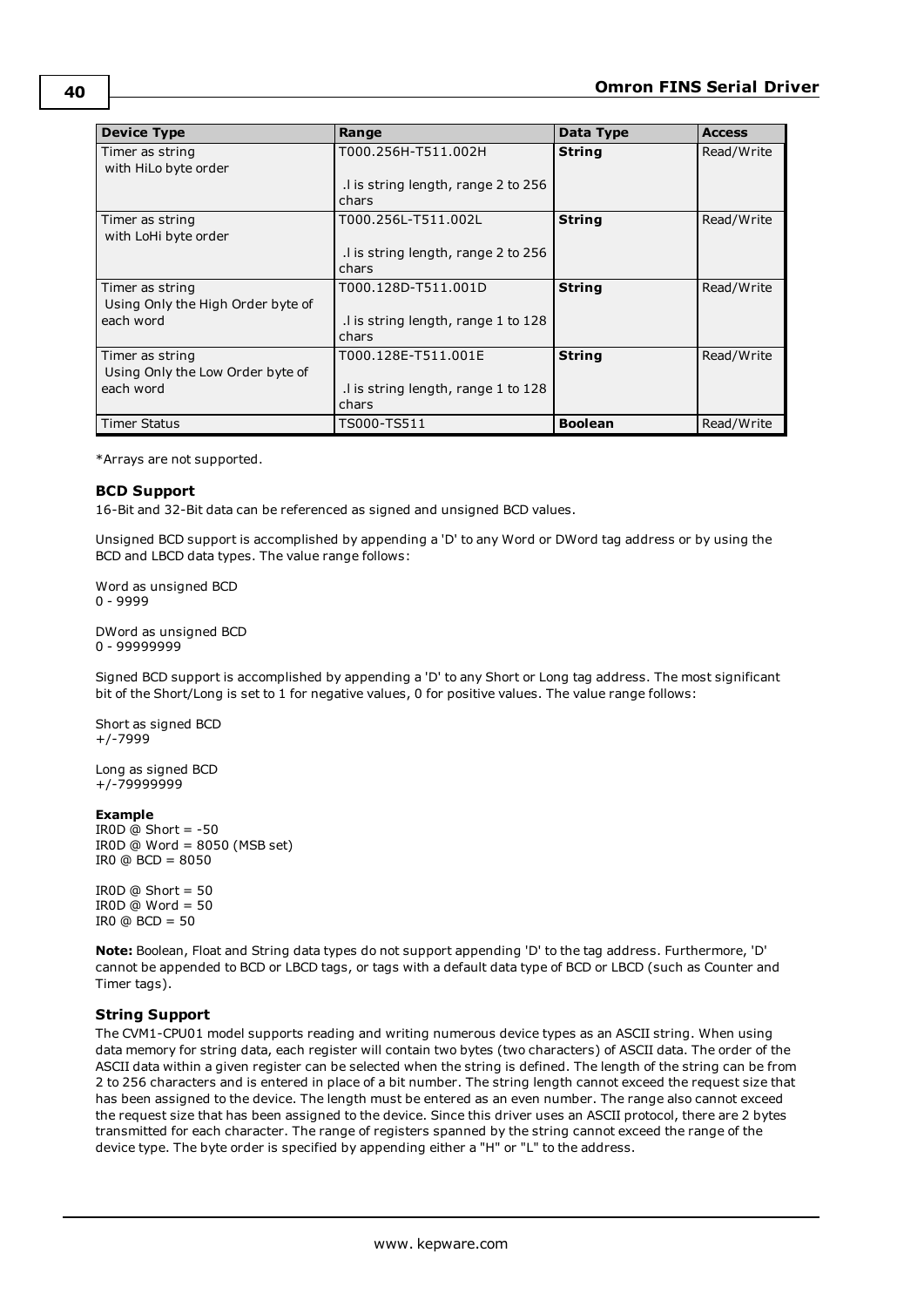| Device Type | Range | Data Type | Access |
|---|---|---|---|
| Timer as string with HiLo byte order | T000.256H-T511.002H<br><br>.l is string length, range 2 to 256 chars | **String** | Read/Write |
| Timer as string with LoHi byte order | T000.256L-T511.002L<br><br>.l is string length, range 2 to 256 chars | **String** | Read/Write |
| Timer as string Using Only the High Order byte of each word | T000.128D-T511.001D<br><br>.l is string length, range 1 to 128 chars | **String** | Read/Write |
| Timer as string Using Only the Low Order byte of each word | T000.128E-T511.001E<br><br>.l is string length, range 1 to 128 chars | **String** | Read/Write |
| Timer Status | TS000-TS511 | **Boolean** | Read/Write |

*Arrays are not supported.

### BCD Support

16-Bit and 32-Bit data can be referenced as signed and unsigned BCD values.

Unsigned BCD support is accomplished by appending a 'D' to any Word or DWord tag address or by using the BCD and LBCD data types. The value range follows:

Word as unsigned BCD
0 - 9999

DWord as unsigned BCD
0 - 99999999

Signed BCD support is accomplished by appending a 'D' to any Short or Long tag address. The most significant bit of the Short/Long is set to 1 for negative values, 0 for positive values. The value range follows:

Short as signed BCD
+/-7999

Long as signed BCD
+/-79999999

**Example**
IR0D @ Short = -50
IR0D @ Word = 8050 (MSB set)
IR0 @ BCD = 8050

IR0D @ Short = 50
IR0D @ Word = 50
IR0 @ BCD = 50

**Note:** Boolean, Float and String data types do not support appending 'D' to the tag address. Furthermore, 'D' cannot be appended to BCD or LBCD tags, or tags with a default data type of BCD or LBCD (such as Counter and Timer tags).

### String Support

The CVM1-CPU01 model supports reading and writing numerous device types as an ASCII string. When using data memory for string data, each register will contain two bytes (two characters) of ASCII data. The order of the ASCII data within a given register can be selected when the string is defined. The length of the string can be from 2 to 256 characters and is entered in place of a bit number. The string length cannot exceed the request size that has been assigned to the device. The length must be entered as an even number. The range also cannot exceed the request size that has been assigned to the device. Since this driver uses an ASCII protocol, there are 2 bytes transmitted for each character. The range of registers spanned by the string cannot exceed the range of the device type. The byte order is specified by appending either a "H" or "L" to the address.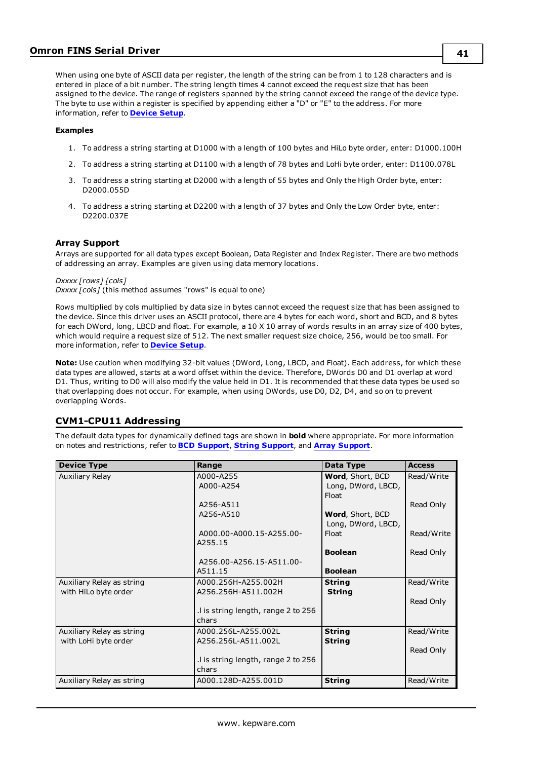When using one byte of ASCII data per register, the length of the string can be from 1 to 128 characters and is entered in place of a bit number. The string length times 4 cannot exceed the request size that has been assigned to the device. The range of registers spanned by the string cannot exceed the range of the device type. The byte to use within a register is specified by appending either a "D" or "E" to the address. For more information, refer to **Device Setup**.

**Examples**

1. To address a string starting at D1000 with a length of 100 bytes and HiLo byte order, enter: D1000.100H
2. To address a string starting at D1100 with a length of 78 bytes and LoHi byte order, enter: D1100.078L
3. To address a string starting at D2000 with a length of 55 bytes and Only the High Order byte, enter: D2000.055D
4. To address a string starting at D2200 with a length of 37 bytes and Only the Low Order byte, enter: D2200.037E

### Array Support

Arrays are supported for all data types except Boolean, Data Register and Index Register. There are two methods of addressing an array. Examples are given using data memory locations.

*Dxxxx [rows] [cols]*
*Dxxxx [cols]* (this method assumes "rows" is equal to one)

Rows multiplied by cols multiplied by data size in bytes cannot exceed the request size that has been assigned to the device. Since this driver uses an ASCII protocol, there are 4 bytes for each word, short and BCD, and 8 bytes for each DWord, long, LBCD and float. For example, a 10 X 10 array of words results in an array size of 400 bytes, which would require a request size of 512. The next smaller request size choice, 256, would be too small. For more information, refer to **Device Setup**.

**Note:** Use caution when modifying 32-bit values (DWord, Long, LBCD, and Float). Each address, for which these data types are allowed, starts at a word offset within the device. Therefore, DWords D0 and D1 overlap at word D1. Thus, writing to D0 will also modify the value held in D1. It is recommended that these data types be used so that overlapping does not occur. For example, when using DWords, use D0, D2, D4, and so on to prevent overlapping Words.

## CVM1-CPU11 Addressing

The default data types for dynamically defined tags are shown in **bold** where appropriate. For more information on notes and restrictions, refer to **BCD Support**, **String Support**, and **Array Support**.

| Device Type | Range | Data Type | Access |
|---|---|---|---|
| Auxiliary Relay | A000-A255<br>A000-A254<br><br>A256-A511<br>A256-A510<br><br>A000.00-A000.15-A255.00-A255.15<br><br>A256.00-A256.15-A511.00-A511.15 | **Word**, Short, BCD<br>Long, DWord, LBCD, Float<br><br>**Word**, Short, BCD<br>Long, DWord, LBCD, Float<br><br>**Boolean**<br><br>**Boolean** | Read/Write<br><br>Read Only<br><br>Read/Write<br><br>Read Only |
| Auxiliary Relay as string with HiLo byte order | A000.256H-A255.002H<br>A256.256H-A511.002H<br><br>.l is string length, range 2 to 256 chars | **String**<br>**String** | Read/Write<br><br>Read Only |
| Auxiliary Relay as string with LoHi byte order | A000.256L-A255.002L<br>A256.256L-A511.002L<br><br>.l is string length, range 2 to 256 chars | **String**<br>**String** | Read/Write<br><br>Read Only |
| Auxiliary Relay as string | A000.128D-A255.001D | **String** | Read/Write |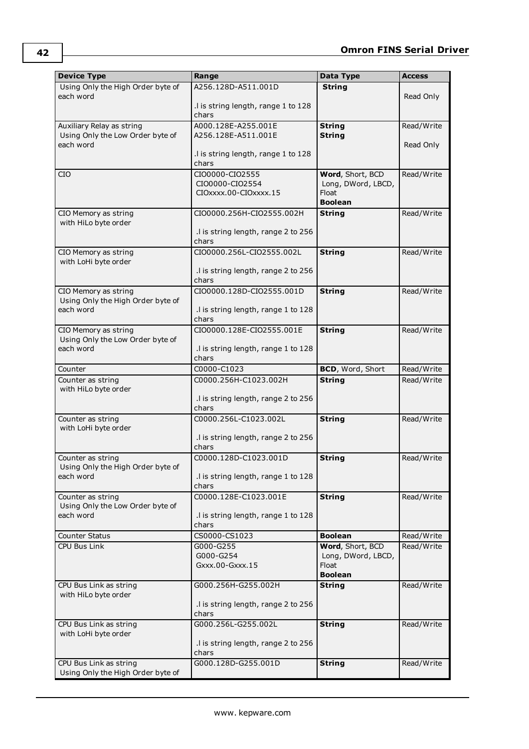| Device Type | Range | Data Type | Access |
|---|---|---|---|
| Using Only the High Order byte of each word | A256.128D-A511.001D<br><br>.l is string length, range 1 to 128 chars | **String** | Read Only |
| Auxiliary Relay as string<br>Using Only the Low Order byte of each word | A000.128E-A255.001E<br>A256.128E-A511.001E<br><br>.l is string length, range 1 to 128 chars | **String**<br>**String** | Read/Write<br><br>Read Only |
| CIO | CIO0000-CIO2555<br>CIO0000-CIO2554<br>CIOxxxx.00-CIOxxxx.15 | **Word**, Short, BCD<br>Long, DWord, LBCD, Float<br>**Boolean** | Read/Write |
| CIO Memory as string<br>with HiLo byte order | CIO0000.256H-CIO2555.002H<br><br>.l is string length, range 2 to 256 chars | **String** | Read/Write |
| CIO Memory as string<br>with LoHi byte order | CIO0000.256L-CIO2555.002L<br><br>.l is string length, range 2 to 256 chars | **String** | Read/Write |
| CIO Memory as string<br>Using Only the High Order byte of each word | CIO0000.128D-CIO2555.001D<br><br>.l is string length, range 1 to 128 chars | **String** | Read/Write |
| CIO Memory as string<br>Using Only the Low Order byte of each word | CIO0000.128E-CIO2555.001E<br><br>.l is string length, range 1 to 128 chars | **String** | Read/Write |
| Counter | C0000-C1023 | **BCD**, Word, Short | Read/Write |
| Counter as string<br>with HiLo byte order | C0000.256H-C1023.002H<br><br>.l is string length, range 2 to 256 chars | **String** | Read/Write |
| Counter as string<br>with LoHi byte order | C0000.256L-C1023.002L<br><br>.l is string length, range 2 to 256 chars | **String** | Read/Write |
| Counter as string<br>Using Only the High Order byte of each word | C0000.128D-C1023.001D<br><br>.l is string length, range 1 to 128 chars | **String** | Read/Write |
| Counter as string<br>Using Only the Low Order byte of each word | C0000.128E-C1023.001E<br><br>.l is string length, range 1 to 128 chars | **String** | Read/Write |
| Counter Status | CS0000-CS1023 | **Boolean** | Read/Write |
| CPU Bus Link | G000-G255<br>G000-G254<br>Gxxx.00-Gxxx.15 | **Word**, Short, BCD<br>Long, DWord, LBCD, Float<br>**Boolean** | Read/Write |
| CPU Bus Link as string<br>with HiLo byte order | G000.256H-G255.002H<br><br>.l is string length, range 2 to 256 chars | **String** | Read/Write |
| CPU Bus Link as string<br>with LoHi byte order | G000.256L-G255.002L<br><br>.l is string length, range 2 to 256 chars | **String** | Read/Write |
| CPU Bus Link as string<br>Using Only the High Order byte of | G000.128D-G255.001D | **String** | Read/Write |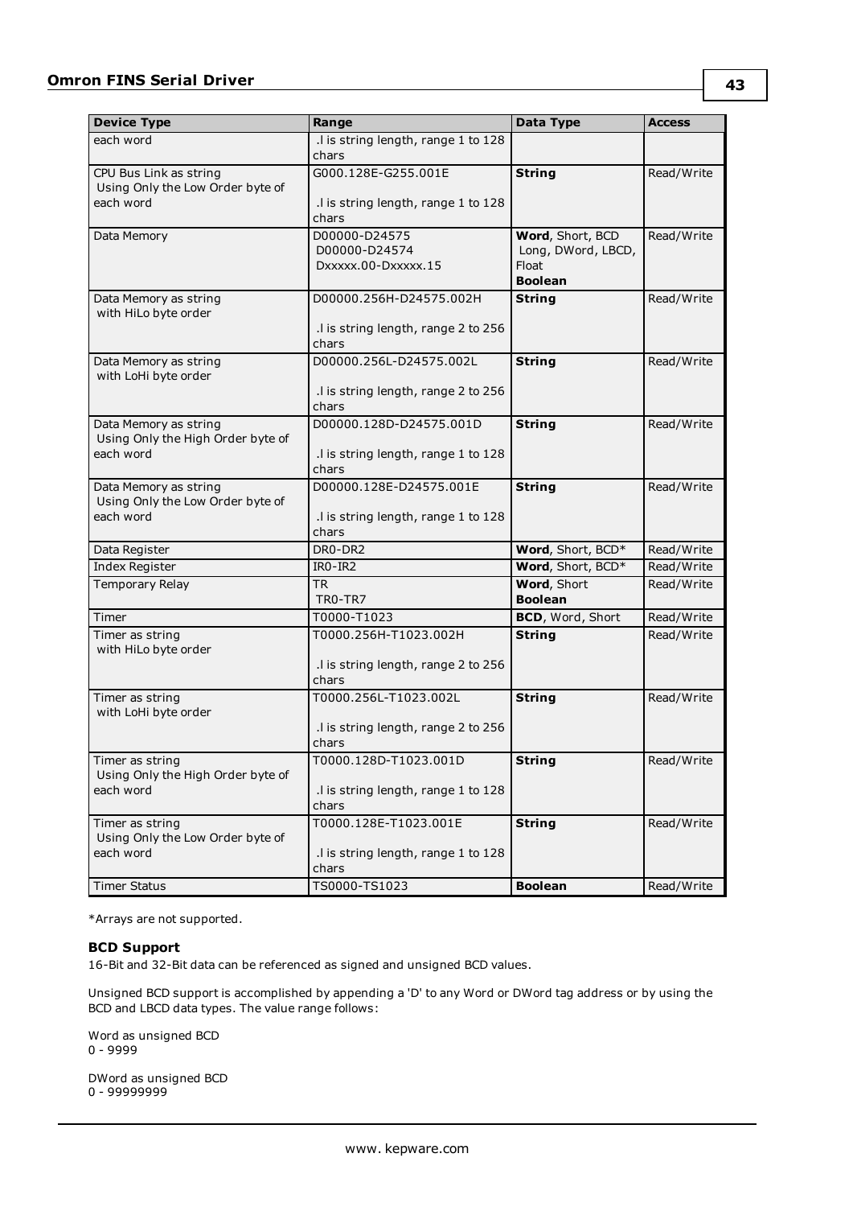| Device Type | Range | Data Type | Access |
| --- | --- | --- | --- |
| each word | .l is string length, range 1 to 128 chars | | |
| CPU Bus Link as string Using Only the Low Order byte of each word | G000.128E-G255.001E<br><br>.l is string length, range 1 to 128 chars | **String** | Read/Write |
| Data Memory | D00000-D24575<br>D00000-D24574<br>Dxxxxx.00-Dxxxxx.15 | **Word**, Short, BCD<br>Long, DWord, LBCD, Float<br>**Boolean** | Read/Write |
| Data Memory as string with HiLo byte order | D00000.256H-D24575.002H<br><br>.l is string length, range 2 to 256 chars | **String** | Read/Write |
| Data Memory as string with LoHi byte order | D00000.256L-D24575.002L<br><br>.l is string length, range 2 to 256 chars | **String** | Read/Write |
| Data Memory as string Using Only the High Order byte of each word | D00000.128D-D24575.001D<br><br>.l is string length, range 1 to 128 chars | **String** | Read/Write |
| Data Memory as string Using Only the Low Order byte of each word | D00000.128E-D24575.001E<br><br>.l is string length, range 1 to 128 chars | **String** | Read/Write |
| Data Register | DR0-DR2 | **Word**, Short, BCD* | Read/Write |
| Index Register | IR0-IR2 | **Word**, Short, BCD* | Read/Write |
| Temporary Relay | TR<br>TR0-TR7 | **Word**, Short<br>**Boolean** | Read/Write |
| Timer | T0000-T1023 | **BCD**, Word, Short | Read/Write |
| Timer as string with HiLo byte order | T0000.256H-T1023.002H<br><br>.l is string length, range 2 to 256 chars | **String** | Read/Write |
| Timer as string with LoHi byte order | T0000.256L-T1023.002L<br><br>.l is string length, range 2 to 256 chars | **String** | Read/Write |
| Timer as string Using Only the High Order byte of each word | T0000.128D-T1023.001D<br><br>.l is string length, range 1 to 128 chars | **String** | Read/Write |
| Timer as string Using Only the Low Order byte of each word | T0000.128E-T1023.001E<br><br>.l is string length, range 1 to 128 chars | **String** | Read/Write |
| Timer Status | TS0000-TS1023 | **Boolean** | Read/Write |

*Arrays are not supported.

### BCD Support

16-Bit and 32-Bit data can be referenced as signed and unsigned BCD values.

Unsigned BCD support is accomplished by appending a 'D' to any Word or DWord tag address or by using the BCD and LBCD data types. The value range follows:

Word as unsigned BCD
0 - 9999

DWord as unsigned BCD
0 - 99999999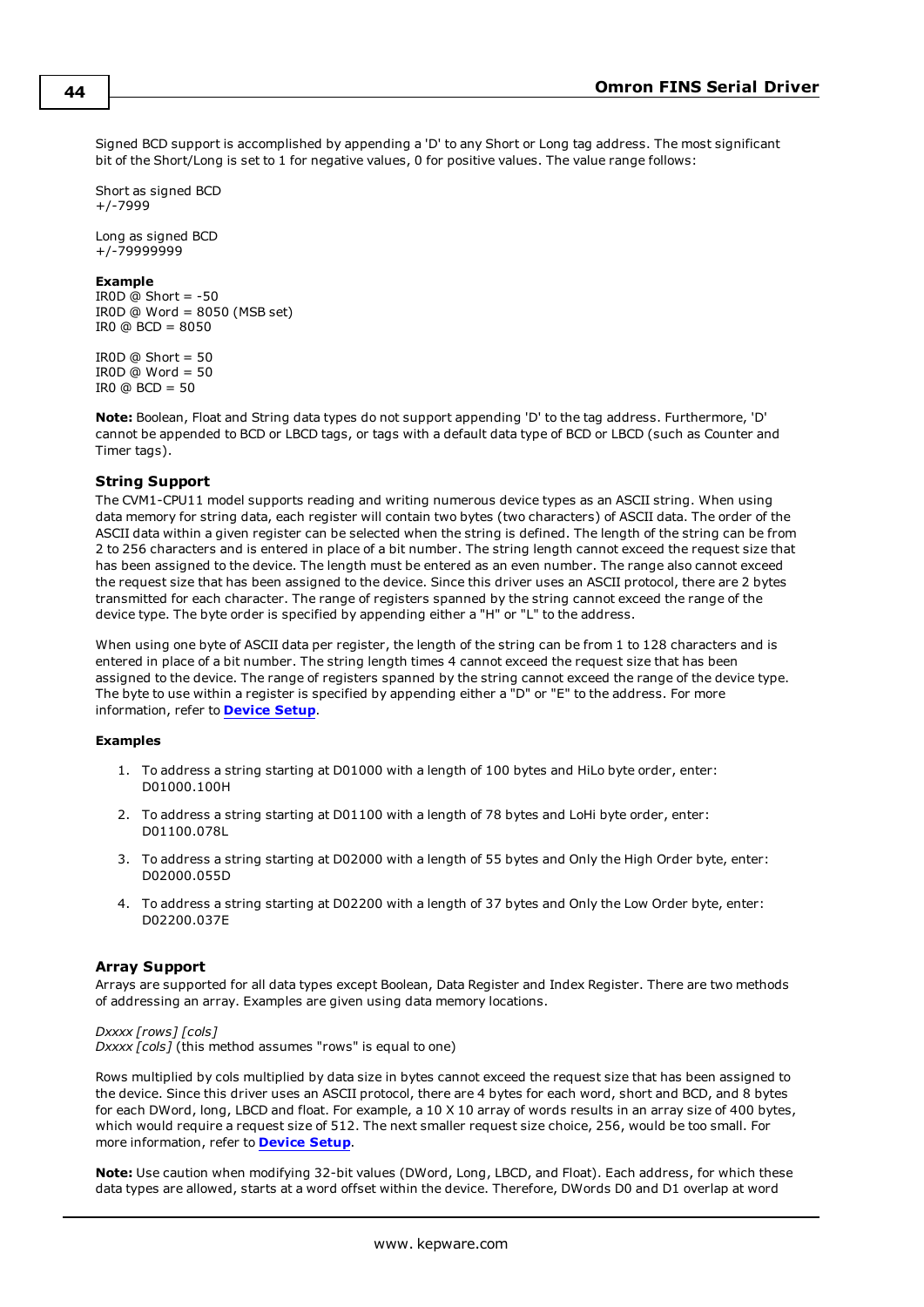Signed BCD support is accomplished by appending a 'D' to any Short or Long tag address. The most significant bit of the Short/Long is set to 1 for negative values, 0 for positive values. The value range follows:

Short as signed BCD
+/-7999

Long as signed BCD
+/-79999999

**Example**
IR0D @ Short = -50
IR0D @ Word = 8050 (MSB set)
IR0 @ BCD = 8050

IR0D @ Short = 50
IR0D @ Word = 50
IR0 @ BCD = 50

**Note:** Boolean, Float and String data types do not support appending 'D' to the tag address. Furthermore, 'D' cannot be appended to BCD or LBCD tags, or tags with a default data type of BCD or LBCD (such as Counter and Timer tags).

### String Support

The CVM1-CPU11 model supports reading and writing numerous device types as an ASCII string. When using data memory for string data, each register will contain two bytes (two characters) of ASCII data. The order of the ASCII data within a given register can be selected when the string is defined. The length of the string can be from 2 to 256 characters and is entered in place of a bit number. The string length cannot exceed the request size that has been assigned to the device. The length must be entered as an even number. The range also cannot exceed the request size that has been assigned to the device. Since this driver uses an ASCII protocol, there are 2 bytes transmitted for each character. The range of registers spanned by the string cannot exceed the range of the device type. The byte order is specified by appending either a "H" or "L" to the address.

When using one byte of ASCII data per register, the length of the string can be from 1 to 128 characters and is entered in place of a bit number. The string length times 4 cannot exceed the request size that has been assigned to the device. The range of registers spanned by the string cannot exceed the range of the device type. The byte to use within a register is specified by appending either a "D" or "E" to the address. For more information, refer to **Device Setup**.

**Examples**

1. To address a string starting at D01000 with a length of 100 bytes and HiLo byte order, enter: D01000.100H
2. To address a string starting at D01100 with a length of 78 bytes and LoHi byte order, enter: D01100.078L
3. To address a string starting at D02000 with a length of 55 bytes and Only the High Order byte, enter: D02000.055D
4. To address a string starting at D02200 with a length of 37 bytes and Only the Low Order byte, enter: D02200.037E

### Array Support

Arrays are supported for all data types except Boolean, Data Register and Index Register. There are two methods of addressing an array. Examples are given using data memory locations.

*Dxxxx [rows] [cols]*
*Dxxxx [cols]* (this method assumes "rows" is equal to one)

Rows multiplied by cols multiplied by data size in bytes cannot exceed the request size that has been assigned to the device. Since this driver uses an ASCII protocol, there are 4 bytes for each word, short and BCD, and 8 bytes for each DWord, long, LBCD and float. For example, a 10 X 10 array of words results in an array size of 400 bytes, which would require a request size of 512. The next smaller request size choice, 256, would be too small. For more information, refer to **Device Setup**.

**Note:** Use caution when modifying 32-bit values (DWord, Long, LBCD, and Float). Each address, for which these data types are allowed, starts at a word offset within the device. Therefore, DWords D0 and D1 overlap at word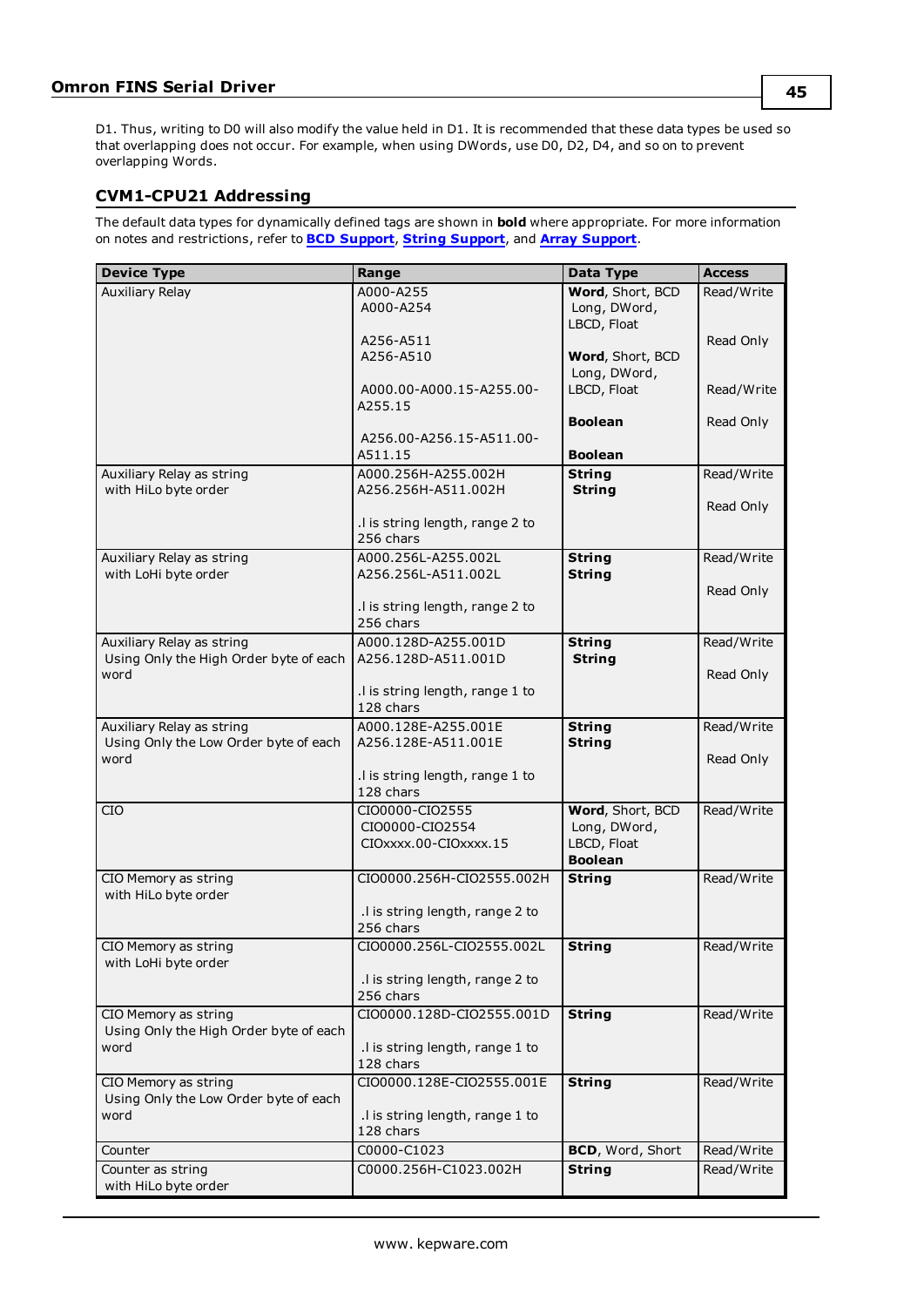D1. Thus, writing to D0 will also modify the value held in D1. It is recommended that these data types be used so that overlapping does not occur. For example, when using DWords, use D0, D2, D4, and so on to prevent overlapping Words.

### CVM1-CPU21 Addressing

The default data types for dynamically defined tags are shown in **bold** where appropriate. For more information on notes and restrictions, refer to **BCD Support**, **String Support**, and **Array Support**.

| Device Type | Range | Data Type | Access |
|---|---|---|---|
| Auxiliary Relay | A000-A255<br>A000-A254<br><br>A256-A511<br>A256-A510<br><br>A000.00-A000.15-A255.00-A255.15<br><br>A256.00-A256.15-A511.00-A511.15 | **Word**, Short, BCD<br>Long, DWord, LBCD, Float<br><br>**Word**, Short, BCD<br>Long, DWord, LBCD, Float<br><br>**Boolean**<br><br>**Boolean** | Read/Write<br><br>Read Only<br><br>Read/Write<br><br>Read Only |
| Auxiliary Relay as string with HiLo byte order | A000.256H-A255.002H<br>A256.256H-A511.002H<br><br>.l is string length, range 2 to 256 chars | **String**<br>**String** | Read/Write<br><br>Read Only |
| Auxiliary Relay as string with LoHi byte order | A000.256L-A255.002L<br>A256.256L-A511.002L<br><br>.l is string length, range 2 to 256 chars | **String**<br>**String** | Read/Write<br><br>Read Only |
| Auxiliary Relay as string Using Only the High Order byte of each word | A000.128D-A255.001D<br>A256.128D-A511.001D<br><br>.l is string length, range 1 to 128 chars | **String**<br>**String** | Read/Write<br><br>Read Only |
| Auxiliary Relay as string Using Only the Low Order byte of each word | A000.128E-A255.001E<br>A256.128E-A511.001E<br><br>.l is string length, range 1 to 128 chars | **String**<br>**String** | Read/Write<br><br>Read Only |
| CIO | CIO0000-CIO2555<br>CIO0000-CIO2554<br>CIOxxxx.00-CIOxxxx.15 | **Word**, Short, BCD<br>Long, DWord, LBCD, Float<br>**Boolean** | Read/Write |
| CIO Memory as string with HiLo byte order | CIO0000.256H-CIO2555.002H<br><br>.l is string length, range 2 to 256 chars | **String** | Read/Write |
| CIO Memory as string with LoHi byte order | CIO0000.256L-CIO2555.002L<br><br>.l is string length, range 2 to 256 chars | **String** | Read/Write |
| CIO Memory as string Using Only the High Order byte of each word | CIO0000.128D-CIO2555.001D<br><br>.l is string length, range 1 to 128 chars | **String** | Read/Write |
| CIO Memory as string Using Only the Low Order byte of each word | CIO0000.128E-CIO2555.001E<br><br>.l is string length, range 1 to 128 chars | **String** | Read/Write |
| Counter | C0000-C1023 | **BCD**, Word, Short | Read/Write |
| Counter as string with HiLo byte order | C0000.256H-C1023.002H | **String** | Read/Write |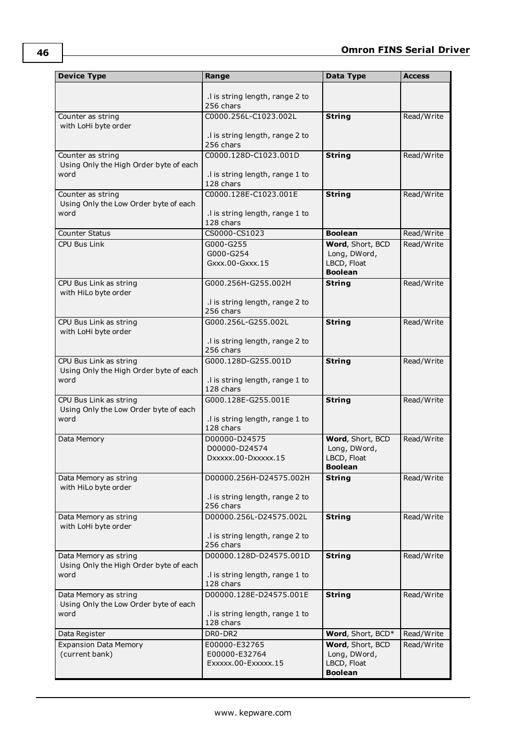| Device Type | Range | Data Type | Access |
|---|---|---|---|
| | .l is string length, range 2 to 256 chars | | |
| Counter as string with LoHi byte order | C0000.256L-C1023.002L<br><br>.l is string length, range 2 to 256 chars | **String** | Read/Write |
| Counter as string Using Only the High Order byte of each word | C0000.128D-C1023.001D<br><br>.l is string length, range 1 to 128 chars | **String** | Read/Write |
| Counter as string Using Only the Low Order byte of each word | C0000.128E-C1023.001E<br><br>.l is string length, range 1 to 128 chars | **String** | Read/Write |
| Counter Status | CS0000-CS1023 | **Boolean** | Read/Write |
| CPU Bus Link | G000-G255<br>G000-G254<br>Gxxx.00-Gxxx.15 | **Word**, Short, BCD<br>Long, DWord, LBCD, Float<br>**Boolean** | Read/Write |
| CPU Bus Link as string with HiLo byte order | G000.256H-G255.002H<br><br>.l is string length, range 2 to 256 chars | **String** | Read/Write |
| CPU Bus Link as string with LoHi byte order | G000.256L-G255.002L<br><br>.l is string length, range 2 to 256 chars | **String** | Read/Write |
| CPU Bus Link as string Using Only the High Order byte of each word | G000.128D-G255.001D<br><br>.l is string length, range 1 to 128 chars | **String** | Read/Write |
| CPU Bus Link as string Using Only the Low Order byte of each word | G000.128E-G255.001E<br><br>.l is string length, range 1 to 128 chars | **String** | Read/Write |
| Data Memory | D00000-D24575<br>D00000-D24574<br>Dxxxxx.00-Dxxxxx.15 | **Word**, Short, BCD<br>Long, DWord, LBCD, Float<br>**Boolean** | Read/Write |
| Data Memory as string with HiLo byte order | D00000.256H-D24575.002H<br><br>.l is string length, range 2 to 256 chars | **String** | Read/Write |
| Data Memory as string with LoHi byte order | D00000.256L-D24575.002L<br><br>.l is string length, range 2 to 256 chars | **String** | Read/Write |
| Data Memory as string Using Only the High Order byte of each word | D00000.128D-D24575.001D<br><br>.l is string length, range 1 to 128 chars | **String** | Read/Write |
| Data Memory as string Using Only the Low Order byte of each word | D00000.128E-D24575.001E<br><br>.l is string length, range 1 to 128 chars | **String** | Read/Write |
| Data Register | DR0-DR2 | **Word**, Short, BCD* | Read/Write |
| Expansion Data Memory (current bank) | E00000-E32765<br>E00000-E32764<br>Exxxxx.00-Exxxxx.15 | **Word**, Short, BCD<br>Long, DWord, LBCD, Float<br>**Boolean** | Read/Write |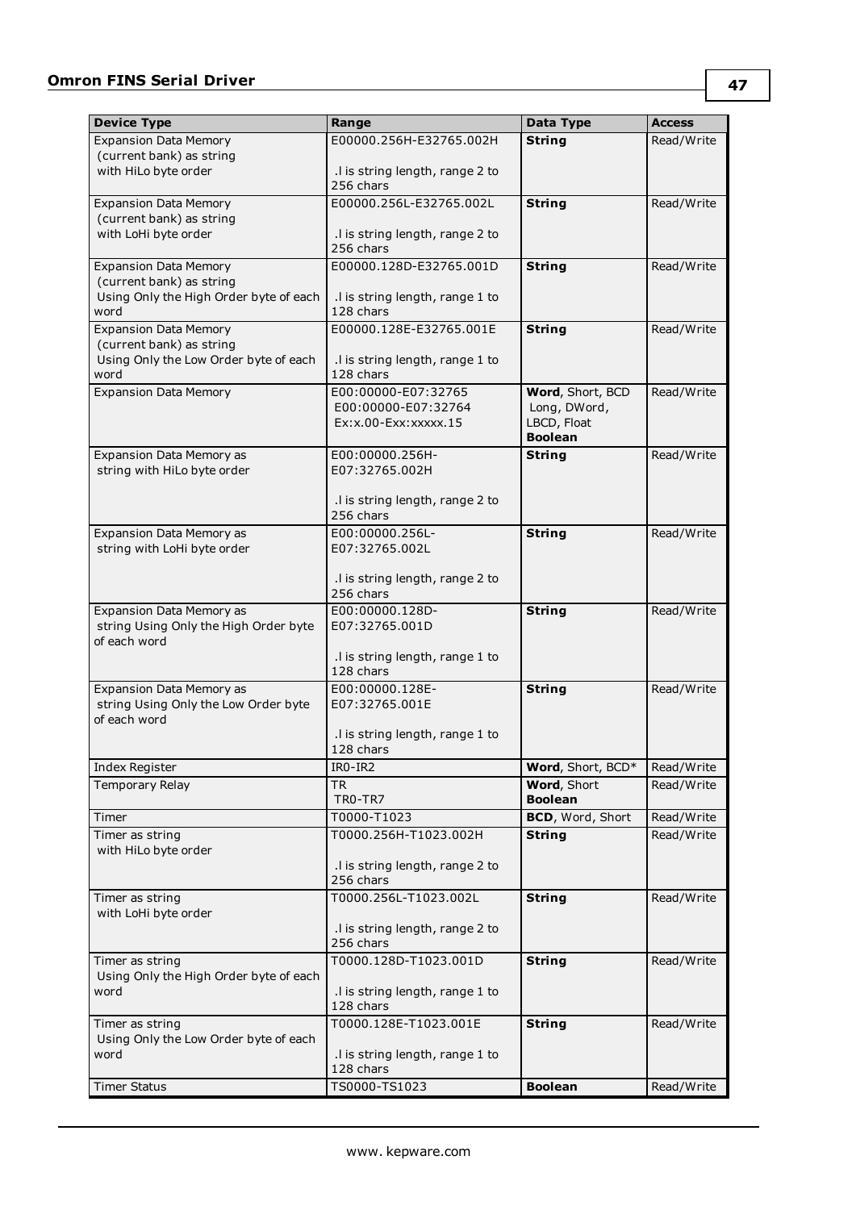| Device Type | Range | Data Type | Access |
|---|---|---|---|
| Expansion Data Memory (current bank) as string with HiLo byte order | E00000.256H-E32765.002H<br><br>.l is string length, range 2 to 256 chars | **String** | Read/Write |
| Expansion Data Memory (current bank) as string with LoHi byte order | E00000.256L-E32765.002L<br><br>.l is string length, range 2 to 256 chars | **String** | Read/Write |
| Expansion Data Memory (current bank) as string Using Only the High Order byte of each word | E00000.128D-E32765.001D<br><br>.l is string length, range 1 to 128 chars | **String** | Read/Write |
| Expansion Data Memory (current bank) as string Using Only the Low Order byte of each word | E00000.128E-E32765.001E<br><br>.l is string length, range 1 to 128 chars | **String** | Read/Write |
| Expansion Data Memory | E00:00000-E07:32765<br>E00:00000-E07:32764<br>Ex:x.00-Exx:xxxxx.15 | **Word**, Short, BCD<br>Long, DWord, LBCD, Float<br>**Boolean** | Read/Write |
| Expansion Data Memory as string with HiLo byte order | E00:00000.256H-E07:32765.002H<br><br>.l is string length, range 2 to 256 chars | **String** | Read/Write |
| Expansion Data Memory as string with LoHi byte order | E00:00000.256L-E07:32765.002L<br><br>.l is string length, range 2 to 256 chars | **String** | Read/Write |
| Expansion Data Memory as string Using Only the High Order byte of each word | E00:00000.128D-E07:32765.001D<br><br>.l is string length, range 1 to 128 chars | **String** | Read/Write |
| Expansion Data Memory as string Using Only the Low Order byte of each word | E00:00000.128E-E07:32765.001E<br><br>.l is string length, range 1 to 128 chars | **String** | Read/Write |
| Index Register | IR0-IR2 | **Word**, Short, BCD* | Read/Write |
| Temporary Relay | TR<br>TR0-TR7 | **Word**, Short<br>**Boolean** | Read/Write |
| Timer | T0000-T1023 | **BCD**, Word, Short | Read/Write |
| Timer as string with HiLo byte order | T0000.256H-T1023.002H<br><br>.l is string length, range 2 to 256 chars | **String** | Read/Write |
| Timer as string with LoHi byte order | T0000.256L-T1023.002L<br><br>.l is string length, range 2 to 256 chars | **String** | Read/Write |
| Timer as string Using Only the High Order byte of each word | T0000.128D-T1023.001D<br><br>.l is string length, range 1 to 128 chars | **String** | Read/Write |
| Timer as string Using Only the Low Order byte of each word | T0000.128E-T1023.001E<br><br>.l is string length, range 1 to 128 chars | **String** | Read/Write |
| Timer Status | TS0000-TS1023 | **Boolean** | Read/Write |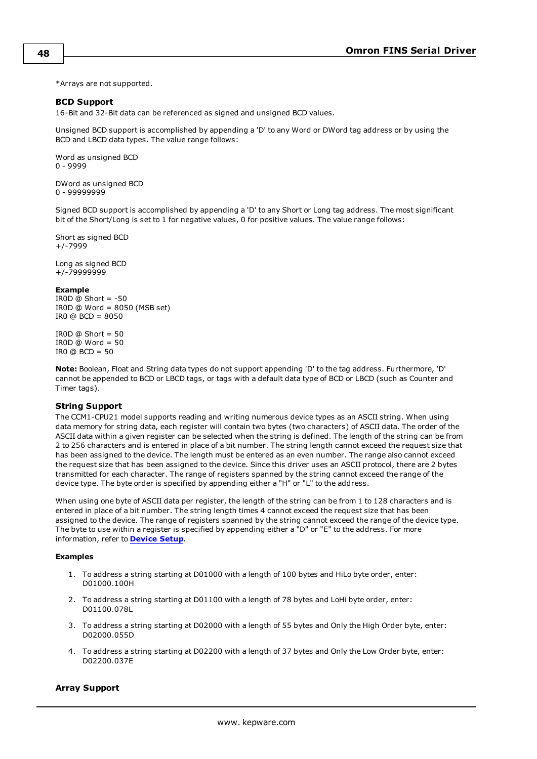*Arrays are not supported.

### BCD Support

16-Bit and 32-Bit data can be referenced as signed and unsigned BCD values.

Unsigned BCD support is accomplished by appending a 'D' to any Word or DWord tag address or by using the BCD and LBCD data types. The value range follows:

Word as unsigned BCD
0 - 9999

DWord as unsigned BCD
0 - 99999999

Signed BCD support is accomplished by appending a 'D' to any Short or Long tag address. The most significant bit of the Short/Long is set to 1 for negative values, 0 for positive values. The value range follows:

Short as signed BCD
+/-7999

Long as signed BCD
+/-79999999

**Example**
IR0D @ Short = -50
IR0D @ Word = 8050 (MSB set)
IR0 @ BCD = 8050

IR0D @ Short = 50
IR0D @ Word = 50
IR0 @ BCD = 50

**Note:** Boolean, Float and String data types do not support appending 'D' to the tag address. Furthermore, 'D' cannot be appended to BCD or LBCD tags, or tags with a default data type of BCD or LBCD (such as Counter and Timer tags).

### String Support

The CCM1-CPU21 model supports reading and writing numerous device types as an ASCII string. When using data memory for string data, each register will contain two bytes (two characters) of ASCII data. The order of the ASCII data within a given register can be selected when the string is defined. The length of the string can be from 2 to 256 characters and is entered in place of a bit number. The string length cannot exceed the request size that has been assigned to the device. The length must be entered as an even number. The range also cannot exceed the request size that has been assigned to the device. Since this driver uses an ASCII protocol, there are 2 bytes transmitted for each character. The range of registers spanned by the string cannot exceed the range of the device type. The byte order is specified by appending either a "H" or "L" to the address.

When using one byte of ASCII data per register, the length of the string can be from 1 to 128 characters and is entered in place of a bit number. The string length times 4 cannot exceed the request size that has been assigned to the device. The range of registers spanned by the string cannot exceed the range of the device type. The byte to use within a register is specified by appending either a "D" or "E" to the address. For more information, refer to **Device Setup**.

**Examples**

1. To address a string starting at D01000 with a length of 100 bytes and HiLo byte order, enter: D01000.100H
2. To address a string starting at D01100 with a length of 78 bytes and LoHi byte order, enter: D01100.078L
3. To address a string starting at D02000 with a length of 55 bytes and Only the High Order byte, enter: D02000.055D
4. To address a string starting at D02200 with a length of 37 bytes and Only the Low Order byte, enter: D02200.037E

### Array Support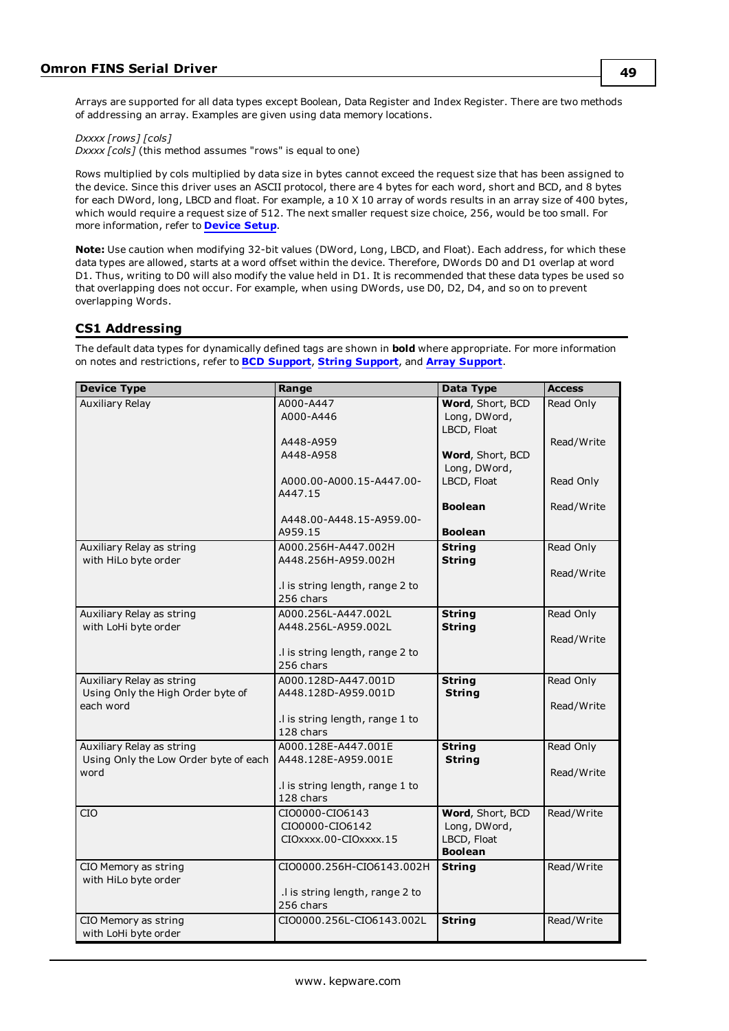Arrays are supported for all data types except Boolean, Data Register and Index Register. There are two methods of addressing an array. Examples are given using data memory locations.

*Dxxxx [rows] [cols]*
*Dxxxx [cols]* (this method assumes "rows" is equal to one)

Rows multiplied by cols multiplied by data size in bytes cannot exceed the request size that has been assigned to the device. Since this driver uses an ASCII protocol, there are 4 bytes for each word, short and BCD, and 8 bytes for each DWord, long, LBCD and float. For example, a 10 X 10 array of words results in an array size of 400 bytes, which would require a request size of 512. The next smaller request size choice, 256, would be too small. For more information, refer to **Device Setup**.

**Note:** Use caution when modifying 32-bit values (DWord, Long, LBCD, and Float). Each address, for which these data types are allowed, starts at a word offset within the device. Therefore, DWords D0 and D1 overlap at word D1. Thus, writing to D0 will also modify the value held in D1. It is recommended that these data types be used so that overlapping does not occur. For example, when using DWords, use D0, D2, D4, and so on to prevent overlapping Words.

## CS1 Addressing

The default data types for dynamically defined tags are shown in **bold** where appropriate. For more information on notes and restrictions, refer to **BCD Support**, **String Support**, and **Array Support**.

| Device Type | Range | Data Type | Access |
|---|---|---|---|
| Auxiliary Relay | A000-A447<br>A000-A446<br><br>A448-A959<br>A448-A958<br><br>A000.00-A000.15-A447.00-A447.15<br><br>A448.00-A448.15-A959.00-A959.15 | **Word**, Short, BCD<br>Long, DWord, LBCD, Float<br><br>**Word**, Short, BCD<br>Long, DWord, LBCD, Float<br><br>**Boolean**<br><br>**Boolean** | Read Only<br><br>Read/Write<br><br>Read Only<br><br>Read/Write |
| Auxiliary Relay as string with HiLo byte order | A000.256H-A447.002H<br>A448.256H-A959.002H<br><br>.l is string length, range 2 to 256 chars | **String**<br>**String** | Read Only<br><br>Read/Write |
| Auxiliary Relay as string with LoHi byte order | A000.256L-A447.002L<br>A448.256L-A959.002L<br><br>.l is string length, range 2 to 256 chars | **String**<br>**String** | Read Only<br><br>Read/Write |
| Auxiliary Relay as string Using Only the High Order byte of each word | A000.128D-A447.001D<br>A448.128D-A959.001D<br><br>.l is string length, range 1 to 128 chars | **String**<br>**String** | Read Only<br><br>Read/Write |
| Auxiliary Relay as string Using Only the Low Order byte of each word | A000.128E-A447.001E<br>A448.128E-A959.001E<br><br>.l is string length, range 1 to 128 chars | **String**<br>**String** | Read Only<br><br>Read/Write |
| CIO | CIO0000-CIO6143<br>CIO0000-CIO6142<br>CIOxxxx.00-CIOxxxx.15 | **Word**, Short, BCD<br>Long, DWord, LBCD, Float<br>**Boolean** | Read/Write |
| CIO Memory as string with HiLo byte order | CIO0000.256H-CIO6143.002H<br><br>.l is string length, range 2 to 256 chars | **String** | Read/Write |
| CIO Memory as string with LoHi byte order | CIO0000.256L-CIO6143.002L | **String** | Read/Write |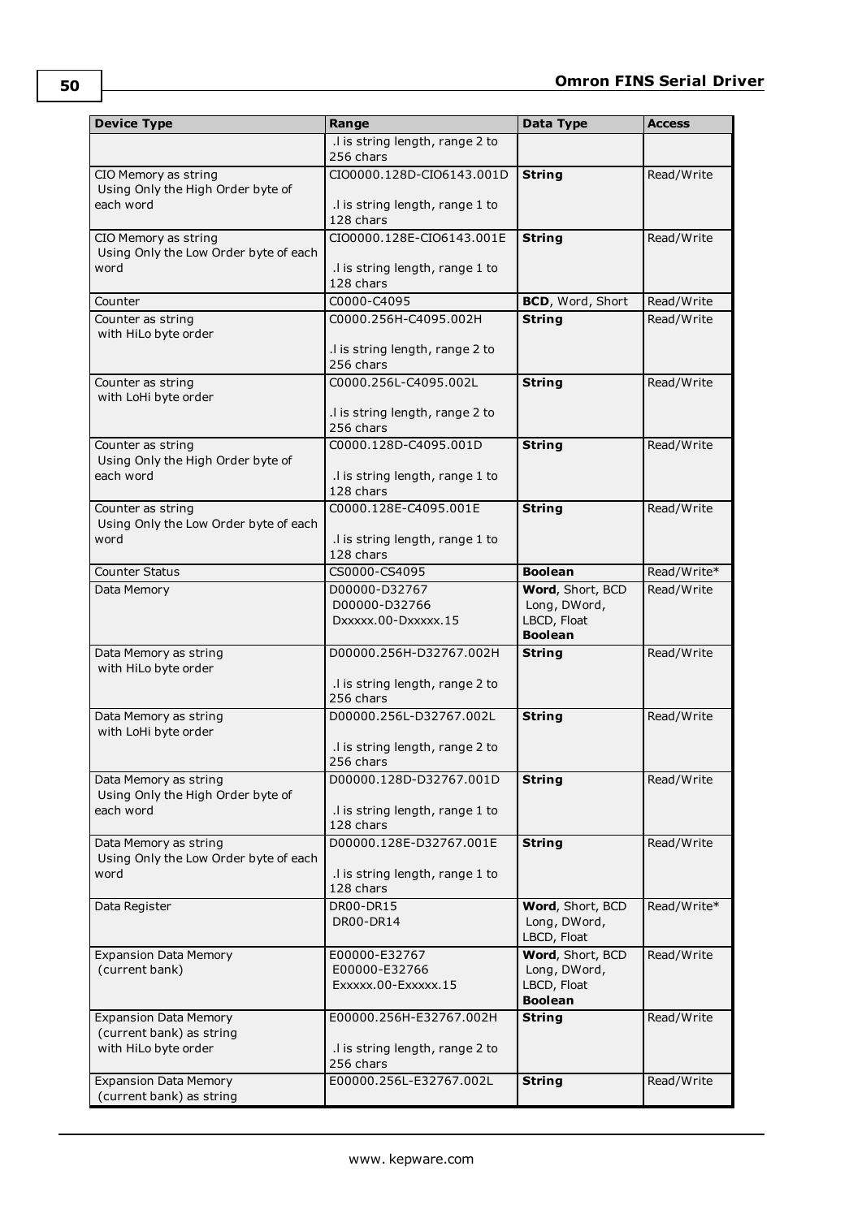| Device Type | Range | Data Type | Access |
|---|---|---|---|
| | .l is string length, range 2 to 256 chars | | |
| CIO Memory as string Using Only the High Order byte of each word | CIO0000.128D-CIO6143.001D<br><br>.l is string length, range 1 to 128 chars | **String** | Read/Write |
| CIO Memory as string Using Only the Low Order byte of each word | CIO0000.128E-CIO6143.001E<br><br>.l is string length, range 1 to 128 chars | **String** | Read/Write |
| Counter | C0000-C4095 | **BCD**, Word, Short | Read/Write |
| Counter as string with HiLo byte order | C0000.256H-C4095.002H<br><br>.l is string length, range 2 to 256 chars | **String** | Read/Write |
| Counter as string with LoHi byte order | C0000.256L-C4095.002L<br><br>.l is string length, range 2 to 256 chars | **String** | Read/Write |
| Counter as string Using Only the High Order byte of each word | C0000.128D-C4095.001D<br><br>.l is string length, range 1 to 128 chars | **String** | Read/Write |
| Counter as string Using Only the Low Order byte of each word | C0000.128E-C4095.001E<br><br>.l is string length, range 1 to 128 chars | **String** | Read/Write |
| Counter Status | CS0000-CS4095 | **Boolean** | Read/Write* |
| Data Memory | D00000-D32767<br>D00000-D32766<br>Dxxxxx.00-Dxxxxx.15 | **Word**, Short, BCD<br>Long, DWord, LBCD, Float<br>**Boolean** | Read/Write |
| Data Memory as string with HiLo byte order | D00000.256H-D32767.002H<br><br>.l is string length, range 2 to 256 chars | **String** | Read/Write |
| Data Memory as string with LoHi byte order | D00000.256L-D32767.002L<br><br>.l is string length, range 2 to 256 chars | **String** | Read/Write |
| Data Memory as string Using Only the High Order byte of each word | D00000.128D-D32767.001D<br><br>.l is string length, range 1 to 128 chars | **String** | Read/Write |
| Data Memory as string Using Only the Low Order byte of each word | D00000.128E-D32767.001E<br><br>.l is string length, range 1 to 128 chars | **String** | Read/Write |
| Data Register | DR00-DR15<br>DR00-DR14 | **Word**, Short, BCD<br>Long, DWord, LBCD, Float | Read/Write* |
| Expansion Data Memory (current bank) | E00000-E32767<br>E00000-E32766<br>Exxxxx.00-Exxxxx.15 | **Word**, Short, BCD<br>Long, DWord, LBCD, Float<br>**Boolean** | Read/Write |
| Expansion Data Memory (current bank) as string with HiLo byte order | E00000.256H-E32767.002H<br><br>.l is string length, range 2 to 256 chars | **String** | Read/Write |
| Expansion Data Memory (current bank) as string | E00000.256L-E32767.002L | **String** | Read/Write |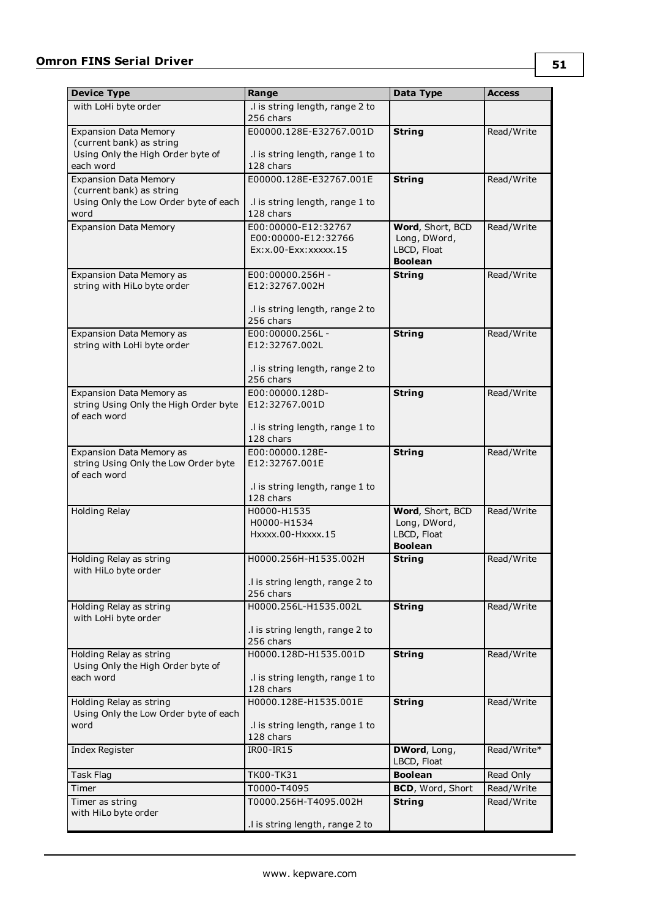| Device Type | Range | Data Type | Access |
|---|---|---|---|
| with LoHi byte order | .l is string length, range 2 to 256 chars | | |
| Expansion Data Memory (current bank) as string Using Only the High Order byte of each word | E00000.128E-E32767.001D<br><br>.l is string length, range 1 to 128 chars | **String** | Read/Write |
| Expansion Data Memory (current bank) as string Using Only the Low Order byte of each word | E00000.128E-E32767.001E<br><br>.l is string length, range 1 to 128 chars | **String** | Read/Write |
| Expansion Data Memory | E00:00000-E12:32767<br>E00:00000-E12:32766<br>Ex:x.00-Exx:xxxxx.15 | **Word**, Short, BCD<br>Long, DWord, LBCD, Float<br>**Boolean** | Read/Write |
| Expansion Data Memory as string with HiLo byte order | E00:00000.256H - E12:32767.002H<br><br>.l is string length, range 2 to 256 chars | **String** | Read/Write |
| Expansion Data Memory as string with LoHi byte order | E00:00000.256L - E12:32767.002L<br><br>.l is string length, range 2 to 256 chars | **String** | Read/Write |
| Expansion Data Memory as string Using Only the High Order byte of each word | E00:00000.128D-E12:32767.001D<br><br>.l is string length, range 1 to 128 chars | **String** | Read/Write |
| Expansion Data Memory as string Using Only the Low Order byte of each word | E00:00000.128E-E12:32767.001E<br><br>.l is string length, range 1 to 128 chars | **String** | Read/Write |
| Holding Relay | H0000-H1535<br>H0000-H1534<br>Hxxxx.00-Hxxxx.15 | **Word**, Short, BCD<br>Long, DWord, LBCD, Float<br>**Boolean** | Read/Write |
| Holding Relay as string with HiLo byte order | H0000.256H-H1535.002H<br><br>.l is string length, range 2 to 256 chars | **String** | Read/Write |
| Holding Relay as string with LoHi byte order | H0000.256L-H1535.002L<br><br>.l is string length, range 2 to 256 chars | **String** | Read/Write |
| Holding Relay as string Using Only the High Order byte of each word | H0000.128D-H1535.001D<br><br>.l is string length, range 1 to 128 chars | **String** | Read/Write |
| Holding Relay as string Using Only the Low Order byte of each word | H0000.128E-H1535.001E<br><br>.l is string length, range 1 to 128 chars | **String** | Read/Write |
| Index Register | IR00-IR15 | **DWord**, Long, LBCD, Float | Read/Write* |
| Task Flag | TK00-TK31 | **Boolean** | Read Only |
| Timer | T0000-T4095 | **BCD**, Word, Short | Read/Write |
| Timer as string with HiLo byte order | T0000.256H-T4095.002H<br><br>.l is string length, range 2 to | **String** | Read/Write |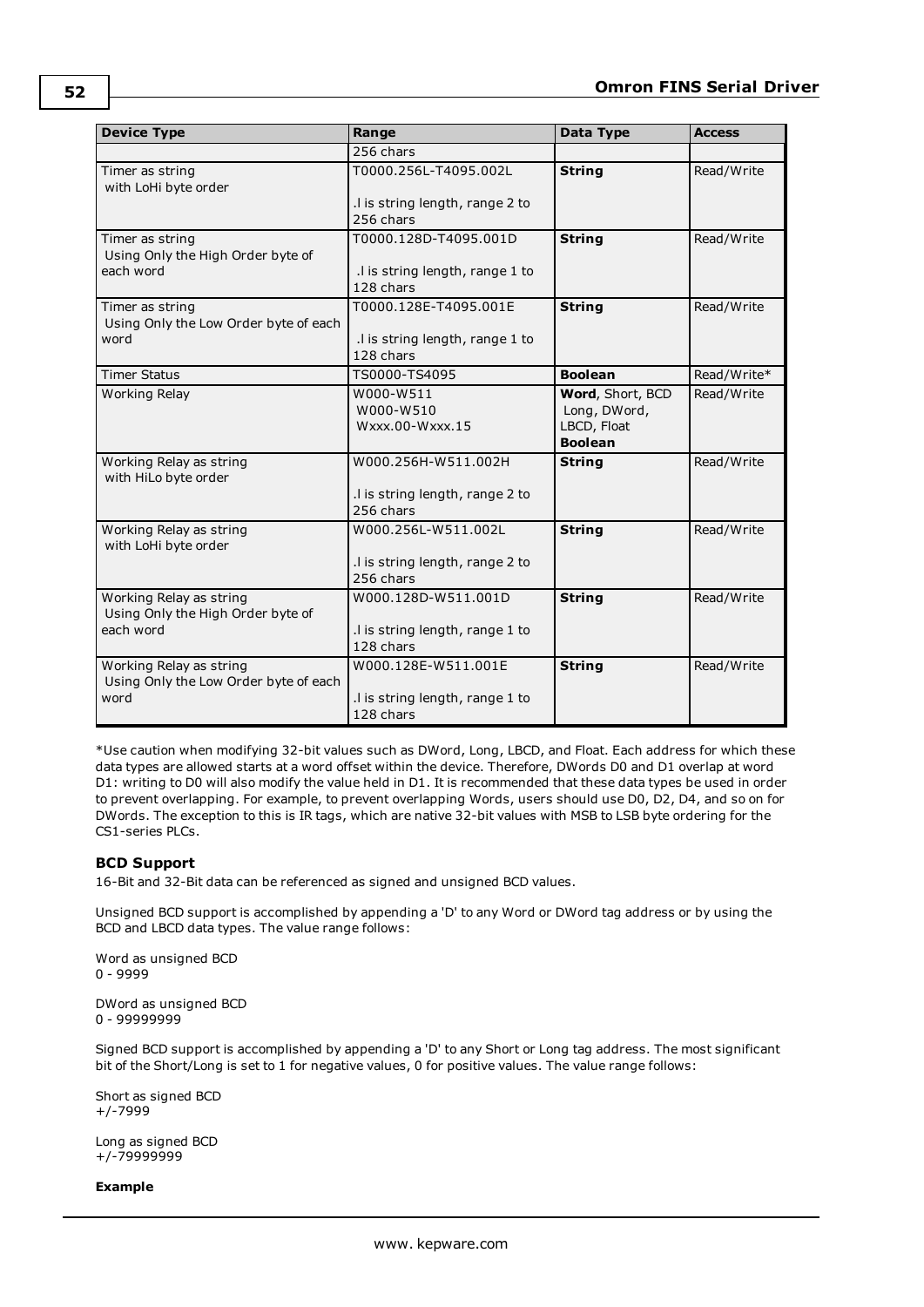| Device Type | Range | Data Type | Access |
|---|---|---|---|
| | 256 chars | | |
| Timer as string with LoHi byte order | T0000.256L-T4095.002L<br><br>.l is string length, range 2 to 256 chars | **String** | Read/Write |
| Timer as string Using Only the High Order byte of each word | T0000.128D-T4095.001D<br><br>.l is string length, range 1 to 128 chars | **String** | Read/Write |
| Timer as string Using Only the Low Order byte of each word | T0000.128E-T4095.001E<br><br>.l is string length, range 1 to 128 chars | **String** | Read/Write |
| Timer Status | TS0000-TS4095 | **Boolean** | Read/Write* |
| Working Relay | W000-W511<br>W000-W510<br>Wxxx.00-Wxxx.15 | **Word**, Short, BCD<br>Long, DWord, LBCD, Float<br>**Boolean** | Read/Write |
| Working Relay as string with HiLo byte order | W000.256H-W511.002H<br><br>.l is string length, range 2 to 256 chars | **String** | Read/Write |
| Working Relay as string with LoHi byte order | W000.256L-W511.002L<br><br>.l is string length, range 2 to 256 chars | **String** | Read/Write |
| Working Relay as string Using Only the High Order byte of each word | W000.128D-W511.001D<br><br>.l is string length, range 1 to 128 chars | **String** | Read/Write |
| Working Relay as string Using Only the Low Order byte of each word | W000.128E-W511.001E<br><br>.l is string length, range 1 to 128 chars | **String** | Read/Write |

*Use caution when modifying 32-bit values such as DWord, Long, LBCD, and Float. Each address for which these data types are allowed starts at a word offset within the device. Therefore, DWords D0 and D1 overlap at word D1: writing to D0 will also modify the value held in D1. It is recommended that these data types be used in order to prevent overlapping. For example, to prevent overlapping Words, users should use D0, D2, D4, and so on for DWords. The exception to this is IR tags, which are native 32-bit values with MSB to LSB byte ordering for the CS1-series PLCs.

### BCD Support

16-Bit and 32-Bit data can be referenced as signed and unsigned BCD values.

Unsigned BCD support is accomplished by appending a 'D' to any Word or DWord tag address or by using the BCD and LBCD data types. The value range follows:

Word as unsigned BCD
0 - 9999

DWord as unsigned BCD
0 - 99999999

Signed BCD support is accomplished by appending a 'D' to any Short or Long tag address. The most significant bit of the Short/Long is set to 1 for negative values, 0 for positive values. The value range follows:

Short as signed BCD
+/-7999

Long as signed BCD
+/-79999999

**Example**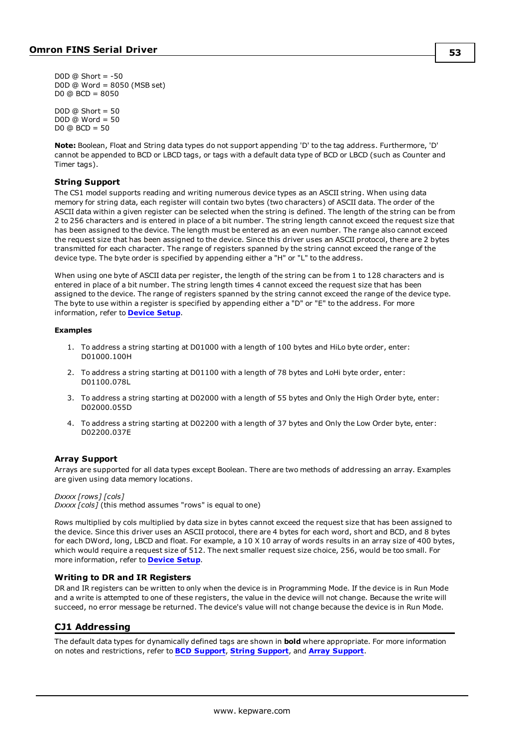D0D @ Short = -50
D0D @ Word = 8050 (MSB set)
D0 @ BCD = 8050

D0D @ Short = 50
D0D @ Word = 50
D0 @ BCD = 50

**Note:** Boolean, Float and String data types do not support appending 'D' to the tag address. Furthermore, 'D' cannot be appended to BCD or LBCD tags, or tags with a default data type of BCD or LBCD (such as Counter and Timer tags).

### String Support

The CS1 model supports reading and writing numerous device types as an ASCII string. When using data memory for string data, each register will contain two bytes (two characters) of ASCII data. The order of the ASCII data within a given register can be selected when the string is defined. The length of the string can be from 2 to 256 characters and is entered in place of a bit number. The string length cannot exceed the request size that has been assigned to the device. The length must be entered as an even number. The range also cannot exceed the request size that has been assigned to the device. Since this driver uses an ASCII protocol, there are 2 bytes transmitted for each character. The range of registers spanned by the string cannot exceed the range of the device type. The byte order is specified by appending either a "H" or "L" to the address.

When using one byte of ASCII data per register, the length of the string can be from 1 to 128 characters and is entered in place of a bit number. The string length times 4 cannot exceed the request size that has been assigned to the device. The range of registers spanned by the string cannot exceed the range of the device type. The byte to use within a register is specified by appending either a "D" or "E" to the address. For more information, refer to **Device Setup**.

#### Examples

1. To address a string starting at D01000 with a length of 100 bytes and HiLo byte order, enter: D01000.100H
2. To address a string starting at D01100 with a length of 78 bytes and LoHi byte order, enter: D01100.078L
3. To address a string starting at D02000 with a length of 55 bytes and Only the High Order byte, enter: D02000.055D
4. To address a string starting at D02200 with a length of 37 bytes and Only the Low Order byte, enter: D02200.037E

### Array Support

Arrays are supported for all data types except Boolean. There are two methods of addressing an array. Examples are given using data memory locations.

*Dxxxx [rows] [cols]*
*Dxxxx [cols]* (this method assumes "rows" is equal to one)

Rows multiplied by cols multiplied by data size in bytes cannot exceed the request size that has been assigned to the device. Since this driver uses an ASCII protocol, there are 4 bytes for each word, short and BCD, and 8 bytes for each DWord, long, LBCD and float. For example, a 10 X 10 array of words results in an array size of 400 bytes, which would require a request size of 512. The next smaller request size choice, 256, would be too small. For more information, refer to **Device Setup**.

### Writing to DR and IR Registers

DR and IR registers can be written to only when the device is in Programming Mode. If the device is in Run Mode and a write is attempted to one of these registers, the value in the device will not change. Because the write will succeed, no error message be returned. The device's value will not change because the device is in Run Mode.

## CJ1 Addressing

The default data types for dynamically defined tags are shown in **bold** where appropriate. For more information on notes and restrictions, refer to **BCD Support**, **String Support**, and **Array Support**.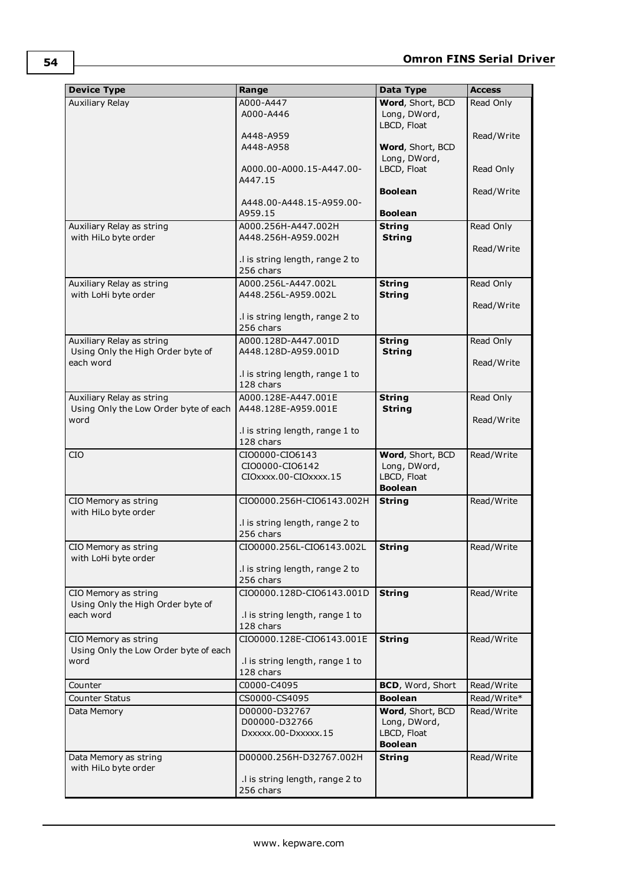| Device Type | Range | Data Type | Access |
|---|---|---|---|
| Auxiliary Relay | A000-A447<br>A000-A446<br><br>A448-A959<br>A448-A958<br><br>A000.00-A000.15-A447.00-A447.15<br><br>A448.00-A448.15-A959.00-A959.15 | **Word**, Short, BCD<br>Long, DWord, LBCD, Float<br><br>**Word**, Short, BCD<br>Long, DWord, LBCD, Float<br><br>**Boolean**<br><br>**Boolean** | Read Only<br><br>Read/Write<br><br>Read Only<br><br>Read/Write |
| Auxiliary Relay as string with HiLo byte order | A000.256H-A447.002H<br>A448.256H-A959.002H<br><br>.l is string length, range 2 to 256 chars | **String**<br>**String** | Read Only<br><br>Read/Write |
| Auxiliary Relay as string with LoHi byte order | A000.256L-A447.002L<br>A448.256L-A959.002L<br><br>.l is string length, range 2 to 256 chars | **String**<br>**String** | Read Only<br><br>Read/Write |
| Auxiliary Relay as string Using Only the High Order byte of each word | A000.128D-A447.001D<br>A448.128D-A959.001D<br><br>.l is string length, range 1 to 128 chars | **String**<br>**String** | Read Only<br><br>Read/Write |
| Auxiliary Relay as string Using Only the Low Order byte of each word | A000.128E-A447.001E<br>A448.128E-A959.001E<br><br>.l is string length, range 1 to 128 chars | **String**<br>**String** | Read Only<br><br>Read/Write |
| CIO | CIO0000-CIO6143<br>CIO0000-CIO6142<br>CIOxxxx.00-CIOxxxx.15 | **Word**, Short, BCD<br>Long, DWord, LBCD, Float<br>**Boolean** | Read/Write |
| CIO Memory as string with HiLo byte order | CIO0000.256H-CIO6143.002H<br><br>.l is string length, range 2 to 256 chars | **String** | Read/Write |
| CIO Memory as string with LoHi byte order | CIO0000.256L-CIO6143.002L<br><br>.l is string length, range 2 to 256 chars | **String** | Read/Write |
| CIO Memory as string Using Only the High Order byte of each word | CIO0000.128D-CIO6143.001D<br><br>.l is string length, range 1 to 128 chars | **String** | Read/Write |
| CIO Memory as string Using Only the Low Order byte of each word | CIO0000.128E-CIO6143.001E<br><br>.l is string length, range 1 to 128 chars | **String** | Read/Write |
| Counter | C0000-C4095 | **BCD**, Word, Short | Read/Write |
| Counter Status | CS0000-CS4095 | **Boolean** | Read/Write* |
| Data Memory | D00000-D32767<br>D00000-D32766<br>Dxxxxx.00-Dxxxxx.15 | **Word**, Short, BCD<br>Long, DWord, LBCD, Float<br>**Boolean** | Read/Write |
| Data Memory as string with HiLo byte order | D00000.256H-D32767.002H<br><br>.l is string length, range 2 to 256 chars | **String** | Read/Write |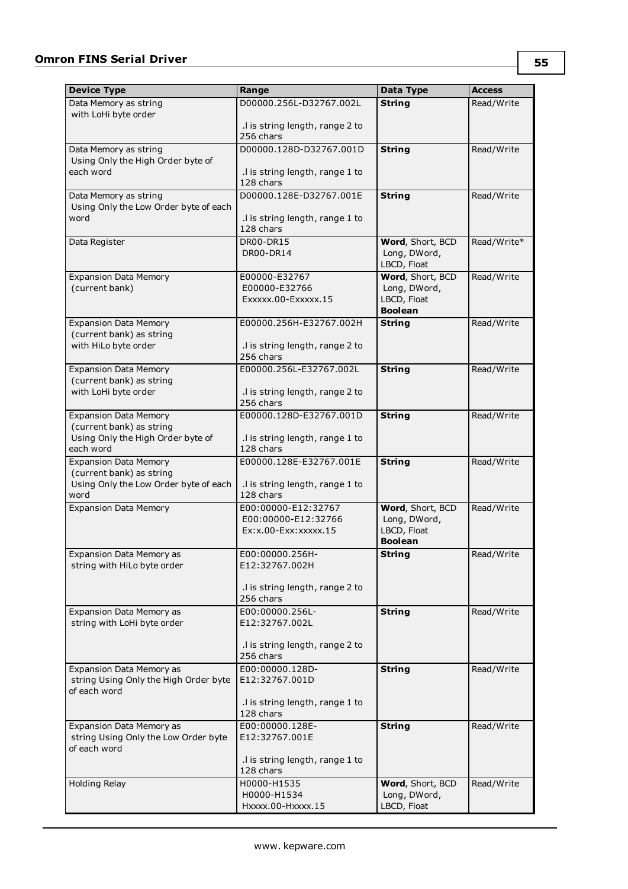| Device Type | Range | Data Type | Access |
|---|---|---|---|
| Data Memory as string with LoHi byte order | D00000.256L-D32767.002L<br><br>.l is string length, range 2 to 256 chars | **String** | Read/Write |
| Data Memory as string Using Only the High Order byte of each word | D00000.128D-D32767.001D<br><br>.l is string length, range 1 to 128 chars | **String** | Read/Write |
| Data Memory as string Using Only the Low Order byte of each word | D00000.128E-D32767.001E<br><br>.l is string length, range 1 to 128 chars | **String** | Read/Write |
| Data Register | DR00-DR15<br>DR00-DR14 | **Word**, Short, BCD<br>Long, DWord, LBCD, Float | Read/Write* |
| Expansion Data Memory (current bank) | E00000-E32767<br>E00000-E32766<br>Exxxxx.00-Exxxxx.15 | **Word**, Short, BCD<br>Long, DWord, LBCD, Float<br>**Boolean** | Read/Write |
| Expansion Data Memory (current bank) as string with HiLo byte order | E00000.256H-E32767.002H<br><br>.l is string length, range 2 to 256 chars | **String** | Read/Write |
| Expansion Data Memory (current bank) as string with LoHi byte order | E00000.256L-E32767.002L<br><br>.l is string length, range 2 to 256 chars | **String** | Read/Write |
| Expansion Data Memory (current bank) as string Using Only the High Order byte of each word | E00000.128D-E32767.001D<br><br>.l is string length, range 1 to 128 chars | **String** | Read/Write |
| Expansion Data Memory (current bank) as string Using Only the Low Order byte of each word | E00000.128E-E32767.001E<br><br>.l is string length, range 1 to 128 chars | **String** | Read/Write |
| Expansion Data Memory | E00:00000-E12:32767<br>E00:00000-E12:32766<br>Ex:x.00-Exx:xxxxx.15 | **Word**, Short, BCD<br>Long, DWord, LBCD, Float<br>**Boolean** | Read/Write |
| Expansion Data Memory as string with HiLo byte order | E00:00000.256H-E12:32767.002H<br><br>.l is string length, range 2 to 256 chars | **String** | Read/Write |
| Expansion Data Memory as string with LoHi byte order | E00:00000.256L-E12:32767.002L<br><br>.l is string length, range 2 to 256 chars | **String** | Read/Write |
| Expansion Data Memory as string Using Only the High Order byte of each word | E00:00000.128D-E12:32767.001D<br><br>.l is string length, range 1 to 128 chars | **String** | Read/Write |
| Expansion Data Memory as string Using Only the Low Order byte of each word | E00:00000.128E-E12:32767.001E<br><br>.l is string length, range 1 to 128 chars | **String** | Read/Write |
| Holding Relay | H0000-H1535<br>H0000-H1534<br>Hxxxx.00-Hxxxx.15 | **Word**, Short, BCD<br>Long, DWord, LBCD, Float | Read/Write |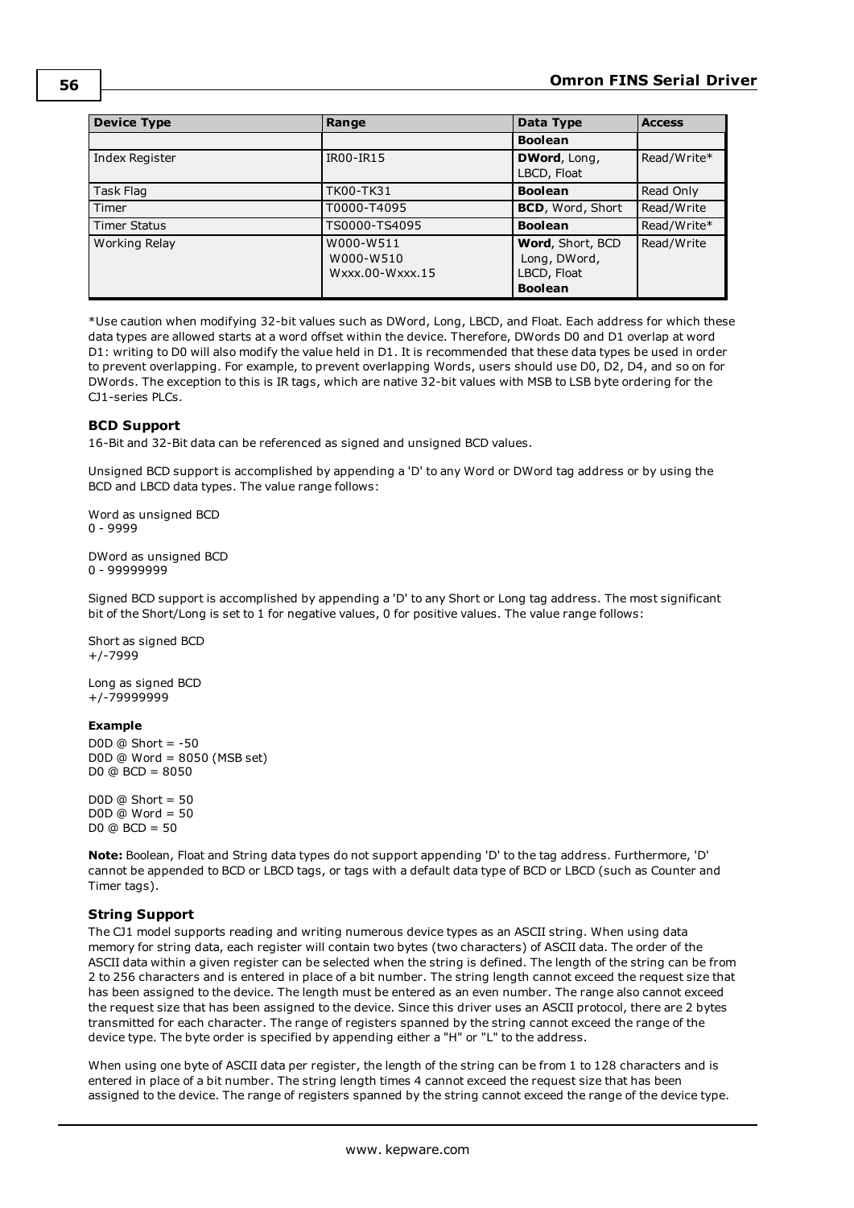| Device Type | Range | Data Type | Access |
|---|---|---|---|
| | | **Boolean** | |
| Index Register | IR00-IR15 | **DWord**, Long, LBCD, Float | Read/Write* |
| Task Flag | TK00-TK31 | **Boolean** | Read Only |
| Timer | T0000-T4095 | **BCD**, Word, Short | Read/Write |
| Timer Status | TS0000-TS4095 | **Boolean** | Read/Write* |
| Working Relay | W000-W511<br>W000-W510<br>Wxxx.00-Wxxx.15 | **Word**, Short, BCD<br>Long, DWord, LBCD, Float<br>**Boolean** | Read/Write |

*Use caution when modifying 32-bit values such as DWord, Long, LBCD, and Float. Each address for which these data types are allowed starts at a word offset within the device. Therefore, DWords D0 and D1 overlap at word D1: writing to D0 will also modify the value held in D1. It is recommended that these data types be used in order to prevent overlapping. For example, to prevent overlapping Words, users should use D0, D2, D4, and so on for DWords. The exception to this is IR tags, which are native 32-bit values with MSB to LSB byte ordering for the CJ1-series PLCs.

### BCD Support

16-Bit and 32-Bit data can be referenced as signed and unsigned BCD values.

Unsigned BCD support is accomplished by appending a 'D' to any Word or DWord tag address or by using the BCD and LBCD data types. The value range follows:

Word as unsigned BCD
0 - 9999

DWord as unsigned BCD
0 - 99999999

Signed BCD support is accomplished by appending a 'D' to any Short or Long tag address. The most significant bit of the Short/Long is set to 1 for negative values, 0 for positive values. The value range follows:

Short as signed BCD
+/-7999

Long as signed BCD
+/-79999999

**Example**

D0D @ Short = -50
D0D @ Word = 8050 (MSB set)
D0 @ BCD = 8050

D0D @ Short = 50
D0D @ Word = 50
D0 @ BCD = 50

**Note:** Boolean, Float and String data types do not support appending 'D' to the tag address. Furthermore, 'D' cannot be appended to BCD or LBCD tags, or tags with a default data type of BCD or LBCD (such as Counter and Timer tags).

### String Support

The CJ1 model supports reading and writing numerous device types as an ASCII string. When using data memory for string data, each register will contain two bytes (two characters) of ASCII data. The order of the ASCII data within a given register can be selected when the string is defined. The length of the string can be from 2 to 256 characters and is entered in place of a bit number. The string length cannot exceed the request size that has been assigned to the device. The length must be entered as an even number. The range also cannot exceed the request size that has been assigned to the device. Since this driver uses an ASCII protocol, there are 2 bytes transmitted for each character. The range of registers spanned by the string cannot exceed the range of the device type. The byte order is specified by appending either a "H" or "L" to the address.

When using one byte of ASCII data per register, the length of the string can be from 1 to 128 characters and is entered in place of a bit number. The string length times 4 cannot exceed the request size that has been assigned to the device. The range of registers spanned by the string cannot exceed the range of the device type.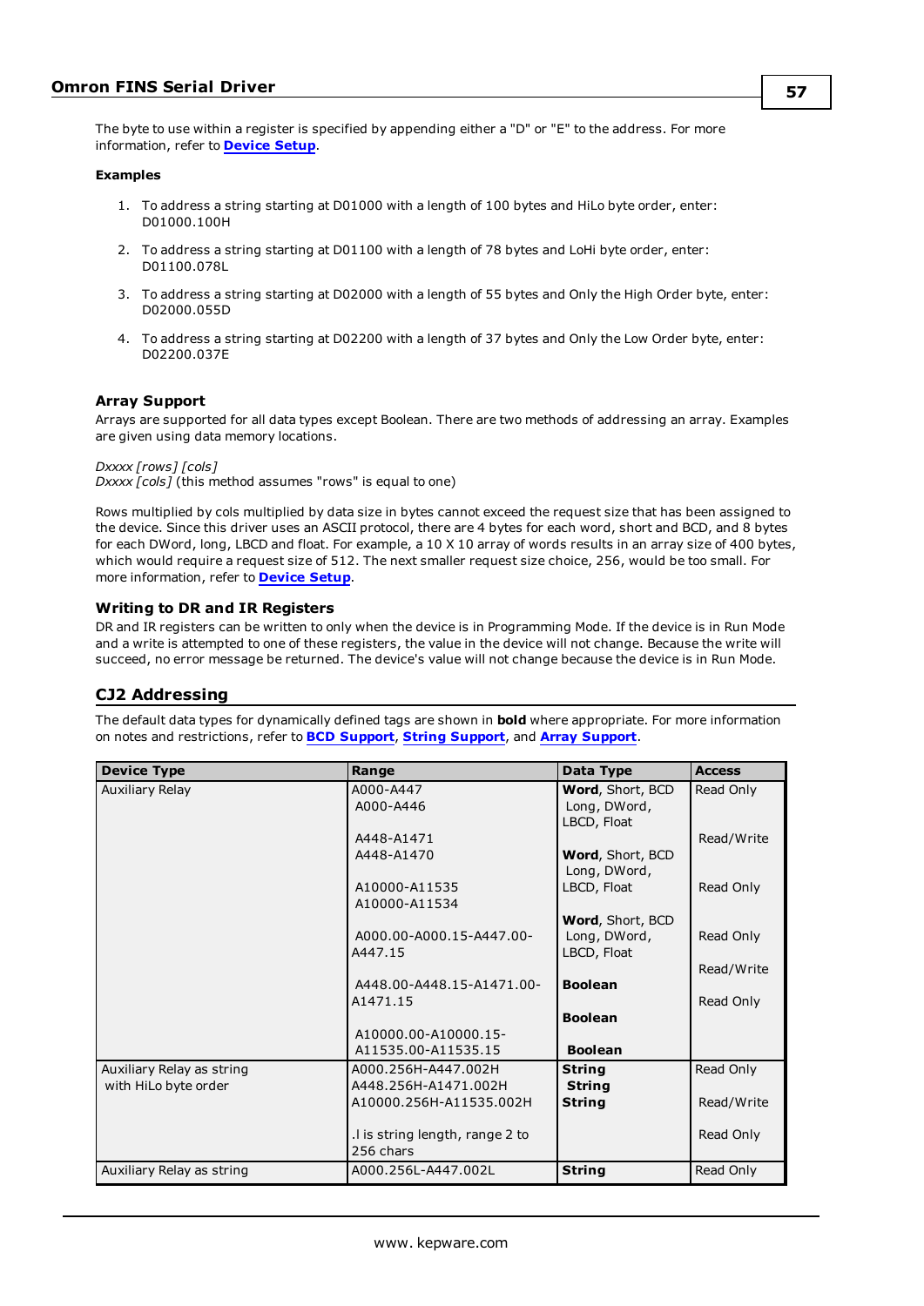The byte to use within a register is specified by appending either a "D" or "E" to the address. For more information, refer to **Device Setup**.

**Examples**

1. To address a string starting at D01000 with a length of 100 bytes and HiLo byte order, enter: D01000.100H
2. To address a string starting at D01100 with a length of 78 bytes and LoHi byte order, enter: D01100.078L
3. To address a string starting at D02000 with a length of 55 bytes and Only the High Order byte, enter: D02000.055D
4. To address a string starting at D02200 with a length of 37 bytes and Only the Low Order byte, enter: D02200.037E

### Array Support

Arrays are supported for all data types except Boolean. There are two methods of addressing an array. Examples are given using data memory locations.

*Dxxxx [rows] [cols]*
*Dxxxx [cols]* (this method assumes "rows" is equal to one)

Rows multiplied by cols multiplied by data size in bytes cannot exceed the request size that has been assigned to the device. Since this driver uses an ASCII protocol, there are 4 bytes for each word, short and BCD, and 8 bytes for each DWord, long, LBCD and float. For example, a 10 X 10 array of words results in an array size of 400 bytes, which would require a request size of 512. The next smaller request size choice, 256, would be too small. For more information, refer to **Device Setup**.

### Writing to DR and IR Registers

DR and IR registers can be written to only when the device is in Programming Mode. If the device is in Run Mode and a write is attempted to one of these registers, the value in the device will not change. Because the write will succeed, no error message be returned. The device's value will not change because the device is in Run Mode.

## CJ2 Addressing

The default data types for dynamically defined tags are shown in **bold** where appropriate. For more information on notes and restrictions, refer to **BCD Support**, **String Support**, and **Array Support**.

| Device Type | Range | Data Type | Access |
|---|---|---|---|
| Auxiliary Relay | A000-A447<br>A000-A446<br><br>A448-A1471<br>A448-A1470<br><br>A10000-A11535<br>A10000-A11534<br><br>A000.00-A000.15-A447.00-A447.15<br><br>A448.00-A448.15-A1471.00-A1471.15<br><br>A10000.00-A10000.15-A11535.00-A11535.15 | **Word**, Short, BCD<br>Long, DWord, LBCD, Float<br><br>**Word**, Short, BCD<br>Long, DWord, LBCD, Float<br><br>**Word**, Short, BCD<br>Long, DWord, LBCD, Float<br><br>**Boolean**<br><br>**Boolean**<br><br>**Boolean** | Read Only<br><br>Read/Write<br><br>Read Only<br><br>Read Only<br><br>Read/Write<br><br>Read Only |
| Auxiliary Relay as string with HiLo byte order | A000.256H-A447.002H<br>A448.256H-A1471.002H<br>A10000.256H-A11535.002H<br><br>.l is string length, range 2 to 256 chars | **String**<br>**String**<br>**String** | Read Only<br>Read/Write<br>Read Only |
| Auxiliary Relay as string | A000.256L-A447.002L | **String** | Read Only |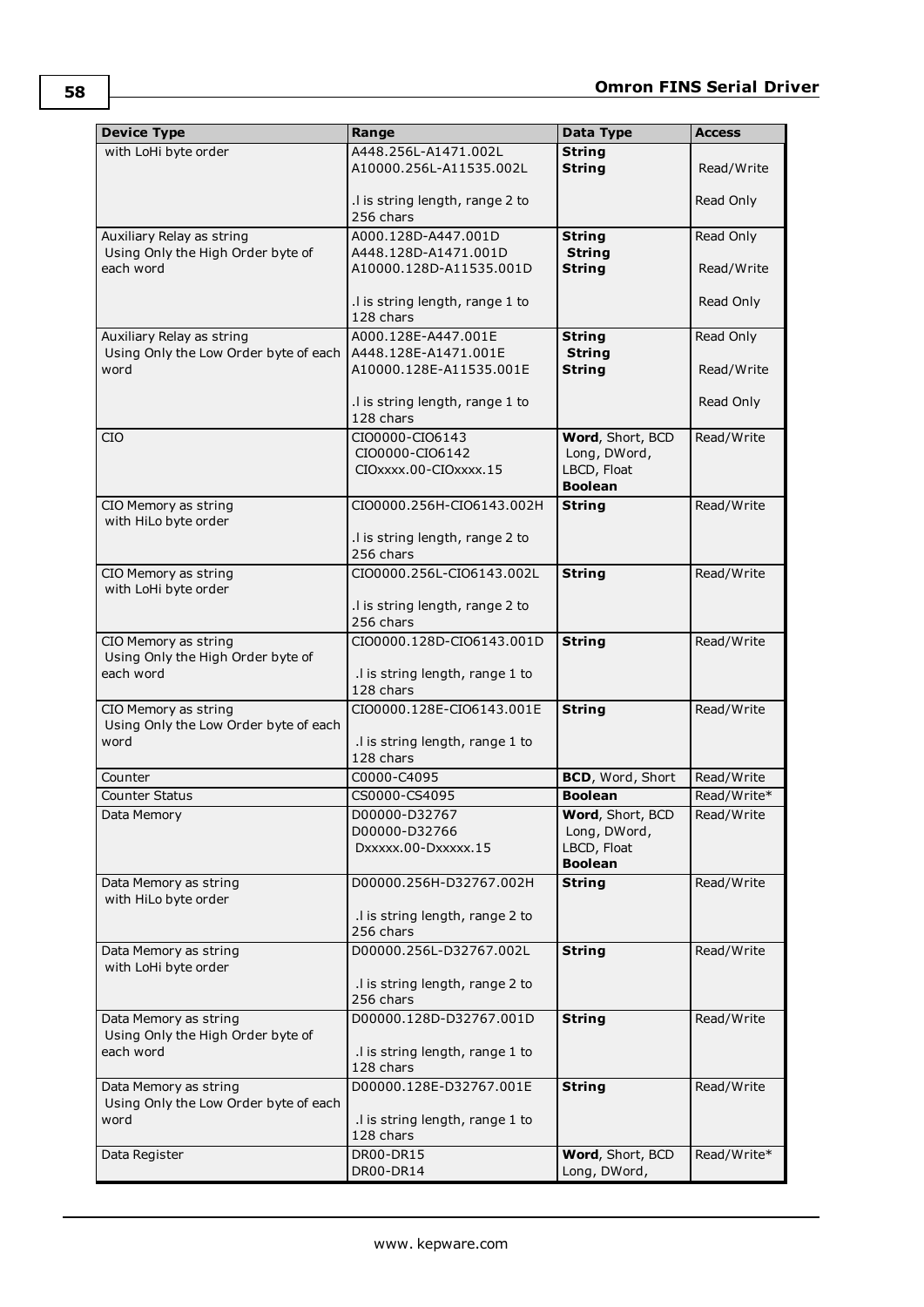| Device Type | Range | Data Type | Access |
|---|---|---|---|
| with LoHi byte order | A448.256L-A1471.002L<br>A10000.256L-A11535.002L<br><br>.l is string length, range 2 to 256 chars | **String**<br>**String** | <br>Read/Write<br><br>Read Only |
| Auxiliary Relay as string<br>Using Only the High Order byte of each word | A000.128D-A447.001D<br>A448.128D-A1471.001D<br>A10000.128D-A11535.001D<br><br>.l is string length, range 1 to 128 chars | **String**<br>**String**<br>**String** | Read Only<br><br>Read/Write<br><br>Read Only |
| Auxiliary Relay as string<br>Using Only the Low Order byte of each word | A000.128E-A447.001E<br>A448.128E-A1471.001E<br>A10000.128E-A11535.001E<br><br>.l is string length, range 1 to 128 chars | **String**<br>**String**<br>**String** | Read Only<br><br>Read/Write<br><br>Read Only |
| CIO | CIO0000-CIO6143<br>CIO0000-CIO6142<br>CIOxxxx.00-CIOxxxx.15 | **Word**, Short, BCD<br>Long, DWord, LBCD, Float<br>**Boolean** | Read/Write |
| CIO Memory as string<br>with HiLo byte order | CIO0000.256H-CIO6143.002H<br><br>.l is string length, range 2 to 256 chars | **String** | Read/Write |
| CIO Memory as string<br>with LoHi byte order | CIO0000.256L-CIO6143.002L<br><br>.l is string length, range 2 to 256 chars | **String** | Read/Write |
| CIO Memory as string<br>Using Only the High Order byte of each word | CIO0000.128D-CIO6143.001D<br><br>.l is string length, range 1 to 128 chars | **String** | Read/Write |
| CIO Memory as string<br>Using Only the Low Order byte of each word | CIO0000.128E-CIO6143.001E<br><br>.l is string length, range 1 to 128 chars | **String** | Read/Write |
| Counter | C0000-C4095 | **BCD**, Word, Short | Read/Write |
| Counter Status | CS0000-CS4095 | **Boolean** | Read/Write* |
| Data Memory | D00000-D32767<br>D00000-D32766<br>Dxxxxx.00-Dxxxxx.15 | **Word**, Short, BCD<br>Long, DWord, LBCD, Float<br>**Boolean** | Read/Write |
| Data Memory as string<br>with HiLo byte order | D00000.256H-D32767.002H<br><br>.l is string length, range 2 to 256 chars | **String** | Read/Write |
| Data Memory as string<br>with LoHi byte order | D00000.256L-D32767.002L<br><br>.l is string length, range 2 to 256 chars | **String** | Read/Write |
| Data Memory as string<br>Using Only the High Order byte of each word | D00000.128D-D32767.001D<br><br>.l is string length, range 1 to 128 chars | **String** | Read/Write |
| Data Memory as string<br>Using Only the Low Order byte of each word | D00000.128E-D32767.001E<br><br>.l is string length, range 1 to 128 chars | **String** | Read/Write |
| Data Register | DR00-DR15<br>DR00-DR14 | **Word**, Short, BCD<br>Long, DWord, | Read/Write* |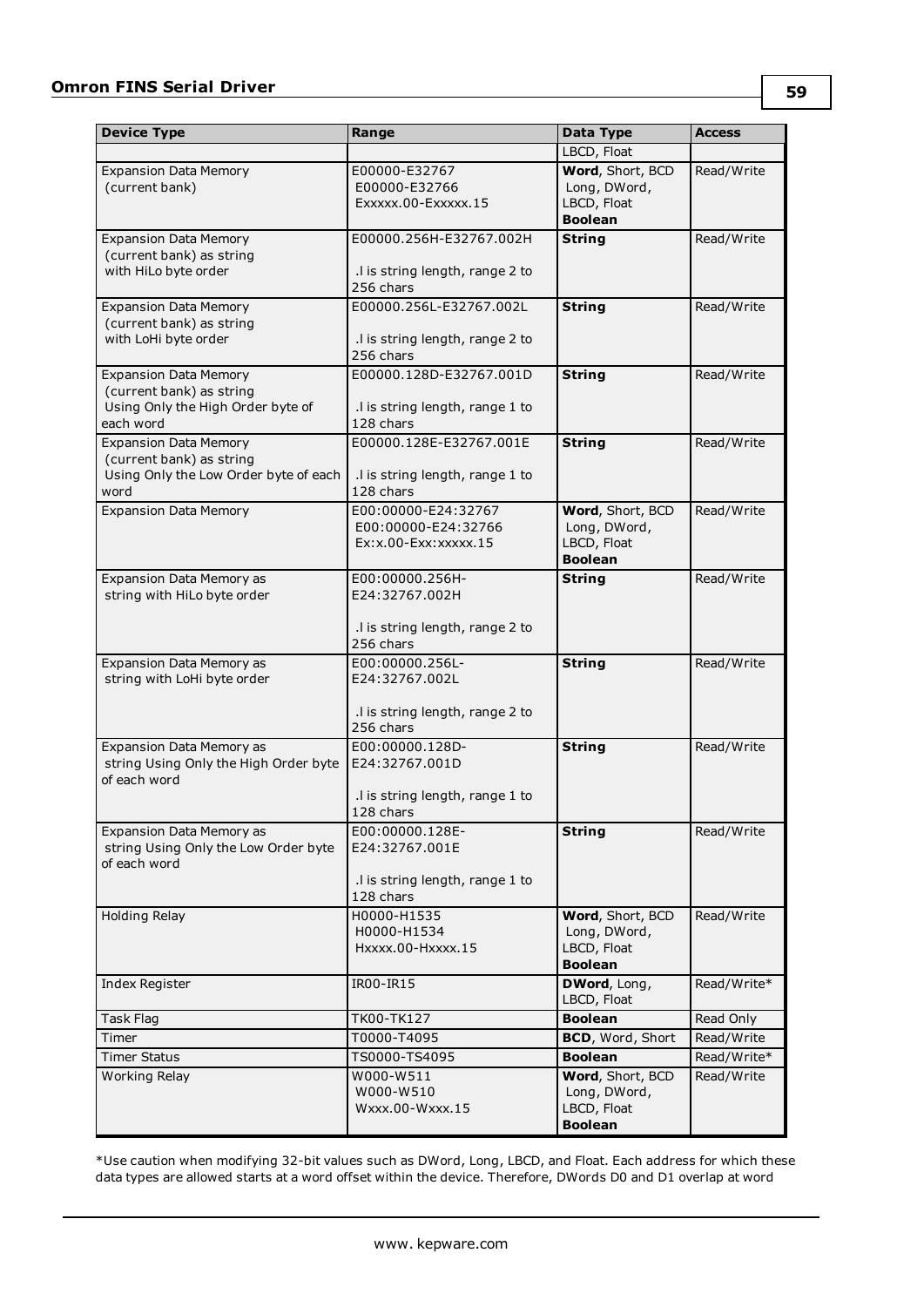| Device Type | Range | Data Type | Access |
|---|---|---|---|
| | | LBCD, Float | |
| Expansion Data Memory (current bank) | E00000-E32767<br>E00000-E32766<br>Exxxxx.00-Exxxxx.15 | **Word**, Short, BCD<br>Long, DWord,<br>LBCD, Float<br>**Boolean** | Read/Write |
| Expansion Data Memory (current bank) as string with HiLo byte order | E00000.256H-E32767.002H<br><br>.l is string length, range 2 to 256 chars | **String** | Read/Write |
| Expansion Data Memory (current bank) as string with LoHi byte order | E00000.256L-E32767.002L<br><br>.l is string length, range 2 to 256 chars | **String** | Read/Write |
| Expansion Data Memory (current bank) as string Using Only the High Order byte of each word | E00000.128D-E32767.001D<br><br>.l is string length, range 1 to 128 chars | **String** | Read/Write |
| Expansion Data Memory (current bank) as string Using Only the Low Order byte of each word | E00000.128E-E32767.001E<br><br>.l is string length, range 1 to 128 chars | **String** | Read/Write |
| Expansion Data Memory | E00:00000-E24:32767<br>E00:00000-E24:32766<br>Ex:x.00-Exx:xxxxx.15 | **Word**, Short, BCD<br>Long, DWord,<br>LBCD, Float<br>**Boolean** | Read/Write |
| Expansion Data Memory as string with HiLo byte order | E00:00000.256H-E24:32767.002H<br><br>.l is string length, range 2 to 256 chars | **String** | Read/Write |
| Expansion Data Memory as string with LoHi byte order | E00:00000.256L-E24:32767.002L<br><br>.l is string length, range 2 to 256 chars | **String** | Read/Write |
| Expansion Data Memory as string Using Only the High Order byte of each word | E00:00000.128D-E24:32767.001D<br><br>.l is string length, range 1 to 128 chars | **String** | Read/Write |
| Expansion Data Memory as string Using Only the Low Order byte of each word | E00:00000.128E-E24:32767.001E<br><br>.l is string length, range 1 to 128 chars | **String** | Read/Write |
| Holding Relay | H0000-H1535<br>H0000-H1534<br>Hxxxx.00-Hxxxx.15 | **Word**, Short, BCD<br>Long, DWord,<br>LBCD, Float<br>**Boolean** | Read/Write |
| Index Register | IR00-IR15 | **DWord**, Long,<br>LBCD, Float | Read/Write* |
| Task Flag | TK00-TK127 | **Boolean** | Read Only |
| Timer | T0000-T4095 | **BCD**, Word, Short | Read/Write |
| Timer Status | TS0000-TS4095 | **Boolean** | Read/Write* |
| Working Relay | W000-W511<br>W000-W510<br>Wxxx.00-Wxxx.15 | **Word**, Short, BCD<br>Long, DWord,<br>LBCD, Float<br>**Boolean** | Read/Write |

*Use caution when modifying 32-bit values such as DWord, Long, LBCD, and Float. Each address for which these data types are allowed starts at a word offset within the device. Therefore, DWords D0 and D1 overlap at word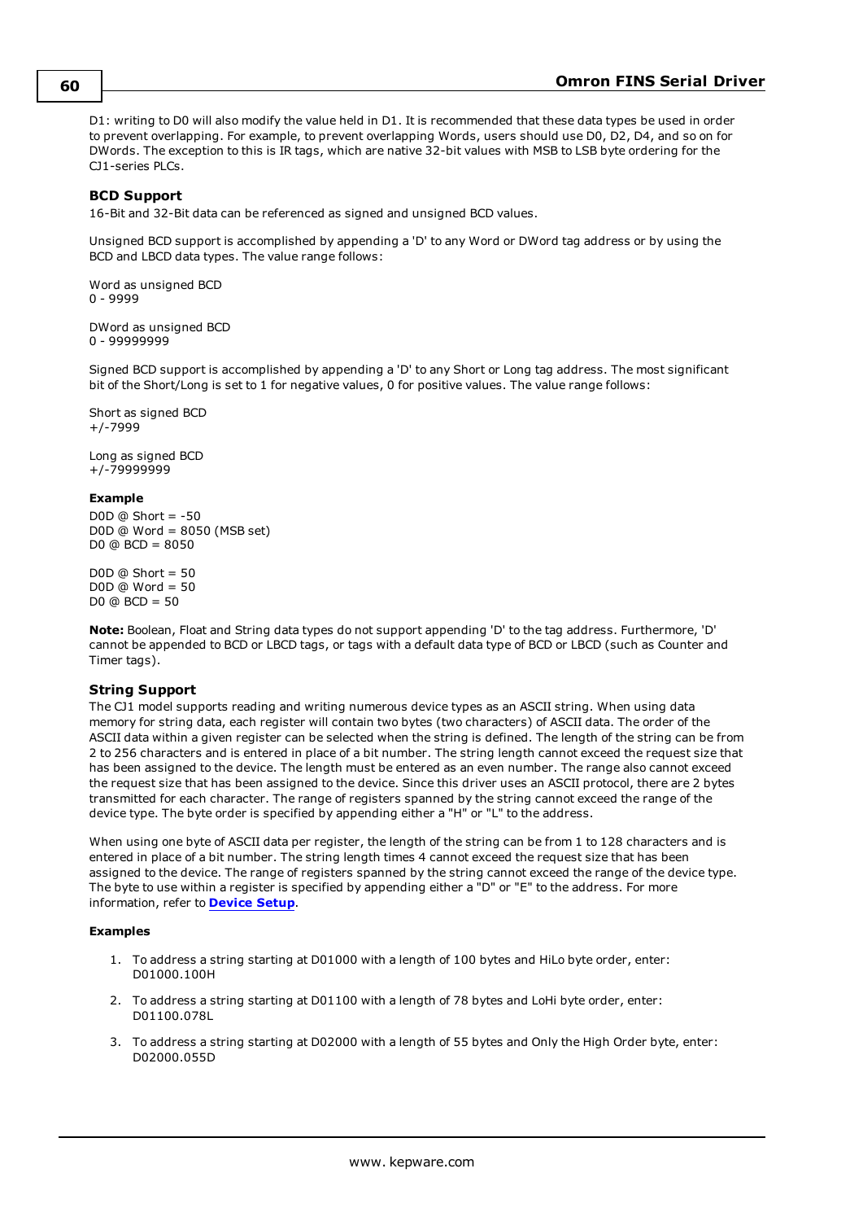D1: writing to D0 will also modify the value held in D1. It is recommended that these data types be used in order to prevent overlapping. For example, to prevent overlapping Words, users should use D0, D2, D4, and so on for DWords. The exception to this is IR tags, which are native 32-bit values with MSB to LSB byte ordering for the CJ1-series PLCs.

### BCD Support

16-Bit and 32-Bit data can be referenced as signed and unsigned BCD values.

Unsigned BCD support is accomplished by appending a 'D' to any Word or DWord tag address or by using the BCD and LBCD data types. The value range follows:

Word as unsigned BCD
0 - 9999

DWord as unsigned BCD
0 - 99999999

Signed BCD support is accomplished by appending a 'D' to any Short or Long tag address. The most significant bit of the Short/Long is set to 1 for negative values, 0 for positive values. The value range follows:

Short as signed BCD
+/-7999

Long as signed BCD
+/-79999999

#### Example

D0D @ Short = -50
D0D @ Word = 8050 (MSB set)
D0 @ BCD = 8050

D0D @ Short = 50
D0D @ Word = 50
D0 @ BCD = 50

**Note:** Boolean, Float and String data types do not support appending 'D' to the tag address. Furthermore, 'D' cannot be appended to BCD or LBCD tags, or tags with a default data type of BCD or LBCD (such as Counter and Timer tags).

### String Support

The CJ1 model supports reading and writing numerous device types as an ASCII string. When using data memory for string data, each register will contain two bytes (two characters) of ASCII data. The order of the ASCII data within a given register can be selected when the string is defined. The length of the string can be from 2 to 256 characters and is entered in place of a bit number. The string length cannot exceed the request size that has been assigned to the device. The length must be entered as an even number. The range also cannot exceed the request size that has been assigned to the device. Since this driver uses an ASCII protocol, there are 2 bytes transmitted for each character. The range of registers spanned by the string cannot exceed the range of the device type. The byte order is specified by appending either a "H" or "L" to the address.

When using one byte of ASCII data per register, the length of the string can be from 1 to 128 characters and is entered in place of a bit number. The string length times 4 cannot exceed the request size that has been assigned to the device. The range of registers spanned by the string cannot exceed the range of the device type. The byte to use within a register is specified by appending either a "D" or "E" to the address. For more information, refer to **Device Setup**.

#### Examples

1. To address a string starting at D01000 with a length of 100 bytes and HiLo byte order, enter: D01000.100H
2. To address a string starting at D01100 with a length of 78 bytes and LoHi byte order, enter: D01100.078L
3. To address a string starting at D02000 with a length of 55 bytes and Only the High Order byte, enter: D02000.055D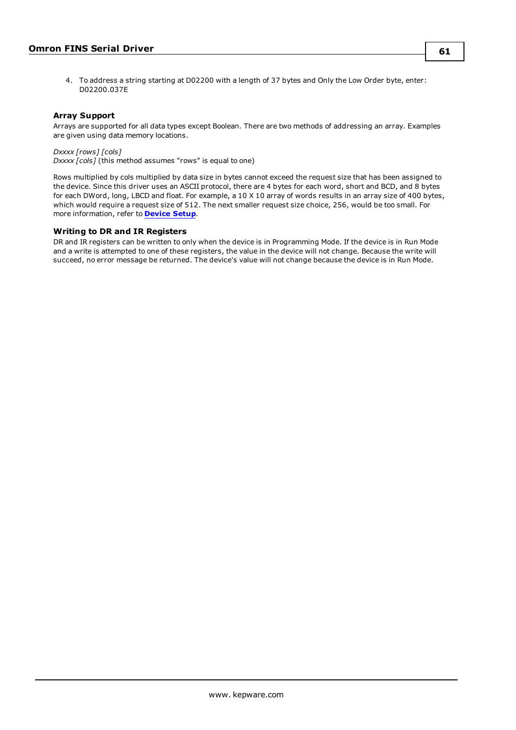4. To address a string starting at D02200 with a length of 37 bytes and Only the Low Order byte, enter: D02200.037E

### Array Support

Arrays are supported for all data types except Boolean. There are two methods of addressing an array. Examples are given using data memory locations.

*Dxxxx [rows] [cols]*
*Dxxxx [cols]* (this method assumes "rows" is equal to one)

Rows multiplied by cols multiplied by data size in bytes cannot exceed the request size that has been assigned to the device. Since this driver uses an ASCII protocol, there are 4 bytes for each word, short and BCD, and 8 bytes for each DWord, long, LBCD and float. For example, a 10 X 10 array of words results in an array size of 400 bytes, which would require a request size of 512. The next smaller request size choice, 256, would be too small. For more information, refer to **Device Setup**.

### Writing to DR and IR Registers

DR and IR registers can be written to only when the device is in Programming Mode. If the device is in Run Mode and a write is attempted to one of these registers, the value in the device will not change. Because the write will succeed, no error message be returned. The device's value will not change because the device is in Run Mode.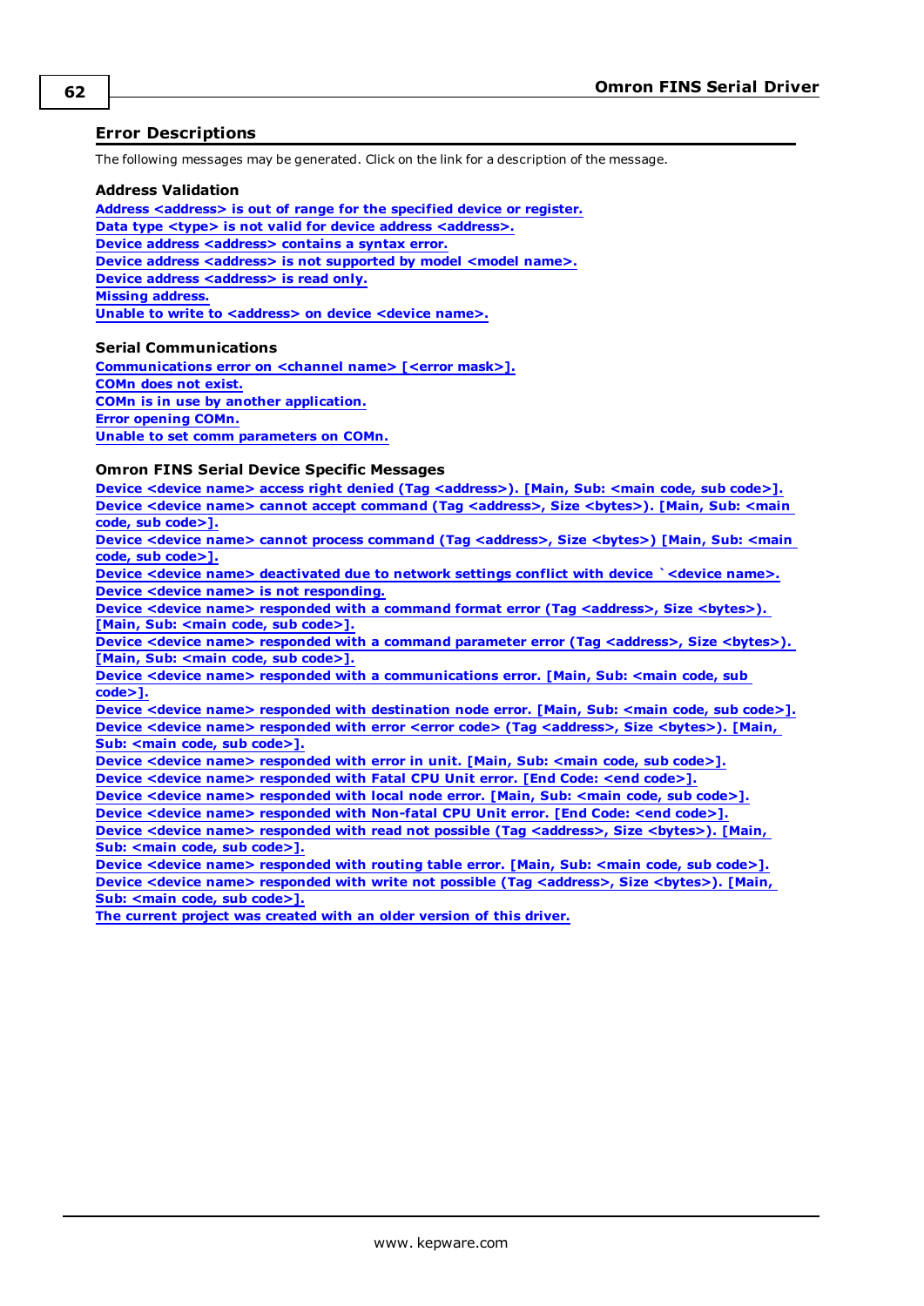## Error Descriptions

The following messages may be generated. Click on the link for a description of the message.

### Address Validation

Address <address> is out of range for the specified device or register.
Data type <type> is not valid for device address <address>.
Device address <address> contains a syntax error.
Device address <address> is not supported by model <model name>.
Device address <address> is read only.
Missing address.
Unable to write to <address> on device <device name>.

### Serial Communications

Communications error on <channel name> [<error mask>].
COMn does not exist.
COMn is in use by another application.
Error opening COMn.
Unable to set comm parameters on COMn.

### Omron FINS Serial Device Specific Messages

Device <device name> access right denied (Tag <address>). [Main, Sub: <main code, sub code>].
Device <device name> cannot accept command (Tag <address>, Size <bytes>). [Main, Sub: <main code, sub code>].
Device <device name> cannot process command (Tag <address>, Size <bytes>) [Main, Sub: <main code, sub code>].
Device <device name> deactivated due to network settings conflict with device `<device name>.
Device <device name> is not responding.
Device <device name> responded with a command format error (Tag <address>, Size <bytes>). [Main, Sub: <main code, sub code>].
Device <device name> responded with a command parameter error (Tag <address>, Size <bytes>). [Main, Sub: <main code, sub code>].
Device <device name> responded with a communications error. [Main, Sub: <main code, sub code>].
Device <device name> responded with destination node error. [Main, Sub: <main code, sub code>].
Device <device name> responded with error <error code> (Tag <address>, Size <bytes>). [Main, Sub: <main code, sub code>].
Device <device name> responded with error in unit. [Main, Sub: <main code, sub code>].
Device <device name> responded with Fatal CPU Unit error. [End Code: <end code>].
Device <device name> responded with local node error. [Main, Sub: <main code, sub code>].
Device <device name> responded with Non-fatal CPU Unit error. [End Code: <end code>].
Device <device name> responded with read not possible (Tag <address>, Size <bytes>). [Main, Sub: <main code, sub code>].
Device <device name> responded with routing table error. [Main, Sub: <main code, sub code>].
Device <device name> responded with write not possible (Tag <address>, Size <bytes>). [Main, Sub: <main code, sub code>].
The current project was created with an older version of this driver.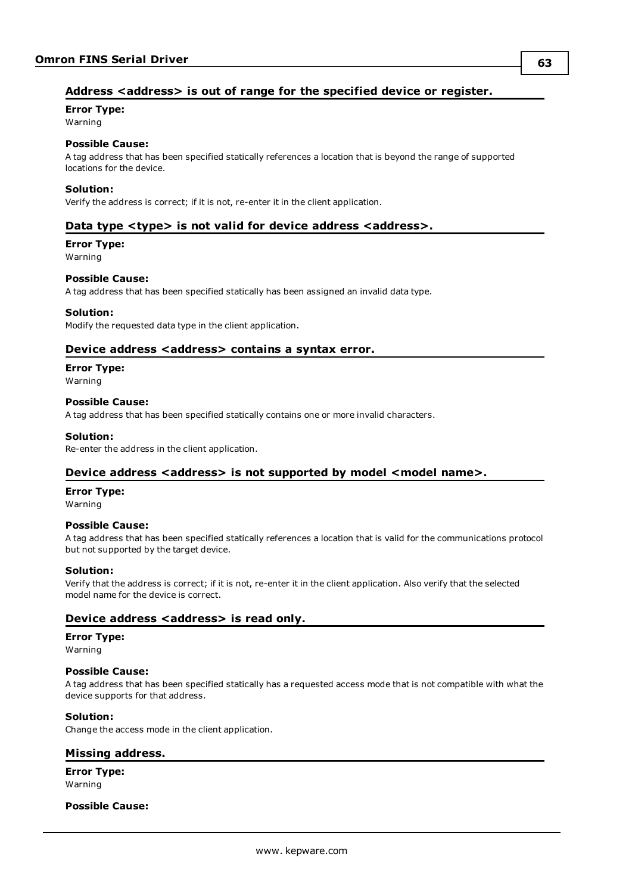### Address <address> is out of range for the specified device or register.

**Error Type:**
Warning

**Possible Cause:**
A tag address that has been specified statically references a location that is beyond the range of supported locations for the device.

**Solution:**
Verify the address is correct; if it is not, re-enter it in the client application.

### Data type <type> is not valid for device address <address>.

**Error Type:**
Warning

**Possible Cause:**
A tag address that has been specified statically has been assigned an invalid data type.

**Solution:**
Modify the requested data type in the client application.

### Device address <address> contains a syntax error.

**Error Type:**
Warning

**Possible Cause:**
A tag address that has been specified statically contains one or more invalid characters.

**Solution:**
Re-enter the address in the client application.

### Device address <address> is not supported by model <model name>.

**Error Type:**
Warning

**Possible Cause:**
A tag address that has been specified statically references a location that is valid for the communications protocol but not supported by the target device.

**Solution:**
Verify that the address is correct; if it is not, re-enter it in the client application. Also verify that the selected model name for the device is correct.

### Device address <address> is read only.

**Error Type:**
Warning

**Possible Cause:**
A tag address that has been specified statically has a requested access mode that is not compatible with what the device supports for that address.

**Solution:**
Change the access mode in the client application.

### Missing address.

**Error Type:**
Warning

**Possible Cause:**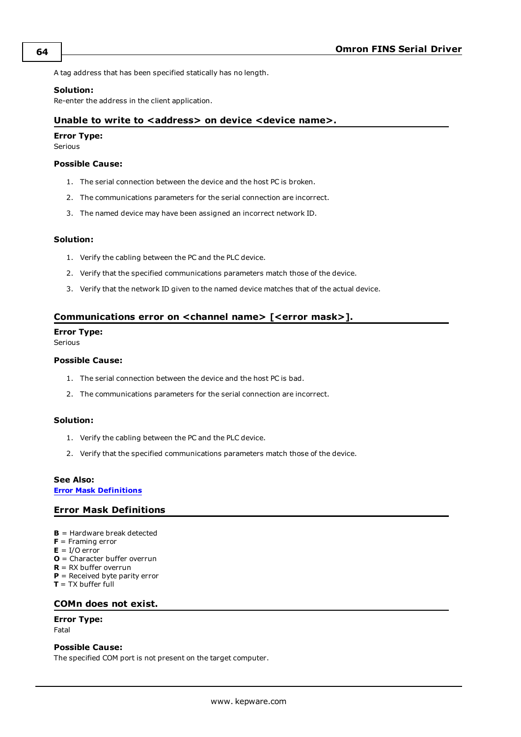A tag address that has been specified statically has no length.

**Solution:**
Re-enter the address in the client application.

## Unable to write to <address> on device <device name>.

**Error Type:**
Serious

**Possible Cause:**

1. The serial connection between the device and the host PC is broken.
2. The communications parameters for the serial connection are incorrect.
3. The named device may have been assigned an incorrect network ID.

**Solution:**

1. Verify the cabling between the PC and the PLC device.
2. Verify that the specified communications parameters match those of the device.
3. Verify that the network ID given to the named device matches that of the actual device.

## Communications error on <channel name> [<error mask>].

**Error Type:**
Serious

**Possible Cause:**

1. The serial connection between the device and the host PC is bad.
2. The communications parameters for the serial connection are incorrect.

**Solution:**

1. Verify the cabling between the PC and the PLC device.
2. Verify that the specified communications parameters match those of the device.

**See Also:**
**Error Mask Definitions**

## Error Mask Definitions

**B** = Hardware break detected
**F** = Framing error
**E** = I/O error
**O** = Character buffer overrun
**R** = RX buffer overrun
**P** = Received byte parity error
**T** = TX buffer full

## COMn does not exist.

**Error Type:**
Fatal

**Possible Cause:**
The specified COM port is not present on the target computer.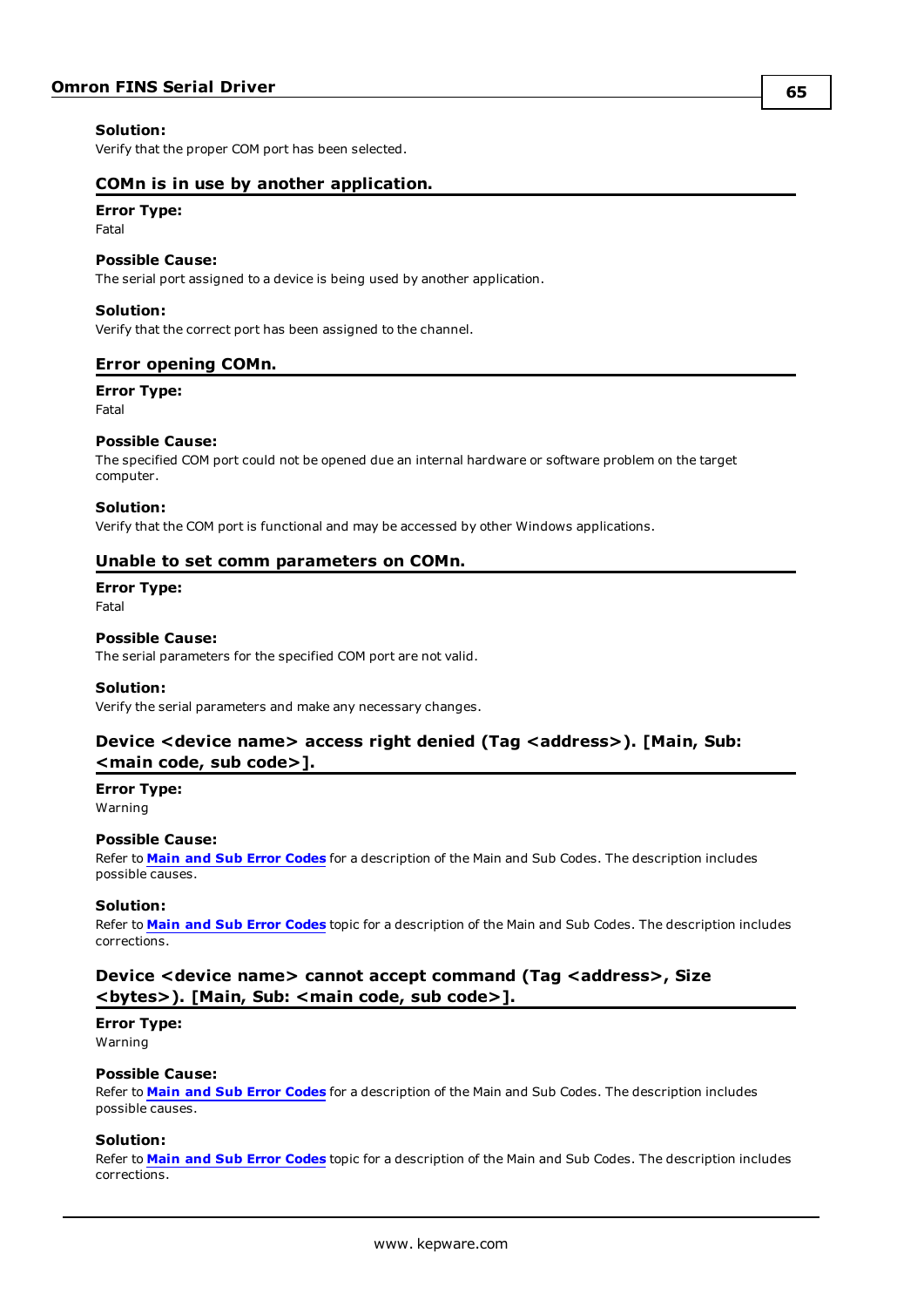**Solution:**
Verify that the proper COM port has been selected.

## COMn is in use by another application.

**Error Type:**
Fatal

**Possible Cause:**
The serial port assigned to a device is being used by another application.

**Solution:**
Verify that the correct port has been assigned to the channel.

## Error opening COMn.

**Error Type:**
Fatal

**Possible Cause:**
The specified COM port could not be opened due an internal hardware or software problem on the target computer.

**Solution:**
Verify that the COM port is functional and may be accessed by other Windows applications.

## Unable to set comm parameters on COMn.

**Error Type:**
Fatal

**Possible Cause:**
The serial parameters for the specified COM port are not valid.

**Solution:**
Verify the serial parameters and make any necessary changes.

## Device <device name> access right denied (Tag <address>). [Main, Sub: <main code, sub code>].

**Error Type:**
Warning

**Possible Cause:**
Refer to **Main and Sub Error Codes** for a description of the Main and Sub Codes. The description includes possible causes.

**Solution:**
Refer to **Main and Sub Error Codes** topic for a description of the Main and Sub Codes. The description includes corrections.

## Device <device name> cannot accept command (Tag <address>, Size <bytes>). [Main, Sub: <main code, sub code>].

**Error Type:**
Warning

**Possible Cause:**
Refer to **Main and Sub Error Codes** for a description of the Main and Sub Codes. The description includes possible causes.

**Solution:**
Refer to **Main and Sub Error Codes** topic for a description of the Main and Sub Codes. The description includes corrections.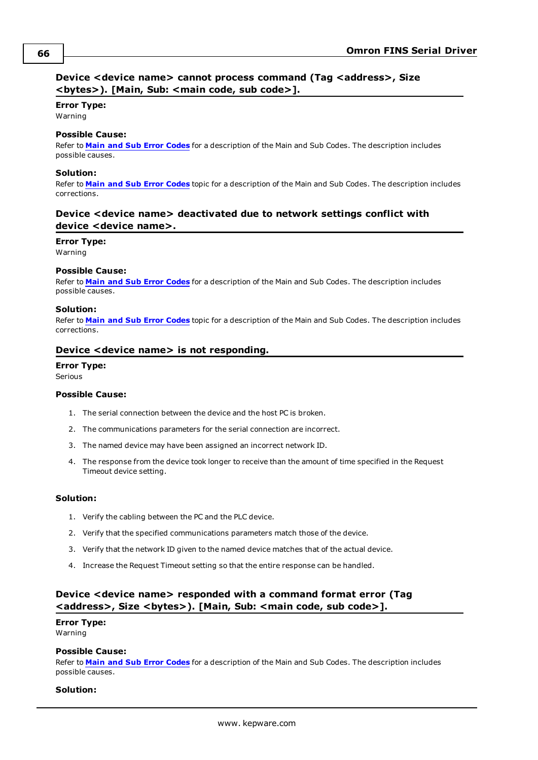### Device <device name> cannot process command (Tag <address>, Size <bytes>). [Main, Sub: <main code, sub code>].

**Error Type:**
Warning

**Possible Cause:**
Refer to **Main and Sub Error Codes** for a description of the Main and Sub Codes. The description includes possible causes.

**Solution:**
Refer to **Main and Sub Error Codes** topic for a description of the Main and Sub Codes. The description includes corrections.

### Device <device name> deactivated due to network settings conflict with device <device name>.

**Error Type:**
Warning

**Possible Cause:**
Refer to **Main and Sub Error Codes** for a description of the Main and Sub Codes. The description includes possible causes.

**Solution:**
Refer to **Main and Sub Error Codes** topic for a description of the Main and Sub Codes. The description includes corrections.

### Device <device name> is not responding.

**Error Type:**
Serious

**Possible Cause:**

1. The serial connection between the device and the host PC is broken.
2. The communications parameters for the serial connection are incorrect.
3. The named device may have been assigned an incorrect network ID.
4. The response from the device took longer to receive than the amount of time specified in the Request Timeout device setting.

**Solution:**

1. Verify the cabling between the PC and the PLC device.
2. Verify that the specified communications parameters match those of the device.
3. Verify that the network ID given to the named device matches that of the actual device.
4. Increase the Request Timeout setting so that the entire response can be handled.

### Device <device name> responded with a command format error (Tag <address>, Size <bytes>). [Main, Sub: <main code, sub code>].

**Error Type:**
Warning

**Possible Cause:**
Refer to **Main and Sub Error Codes** for a description of the Main and Sub Codes. The description includes possible causes.

**Solution:**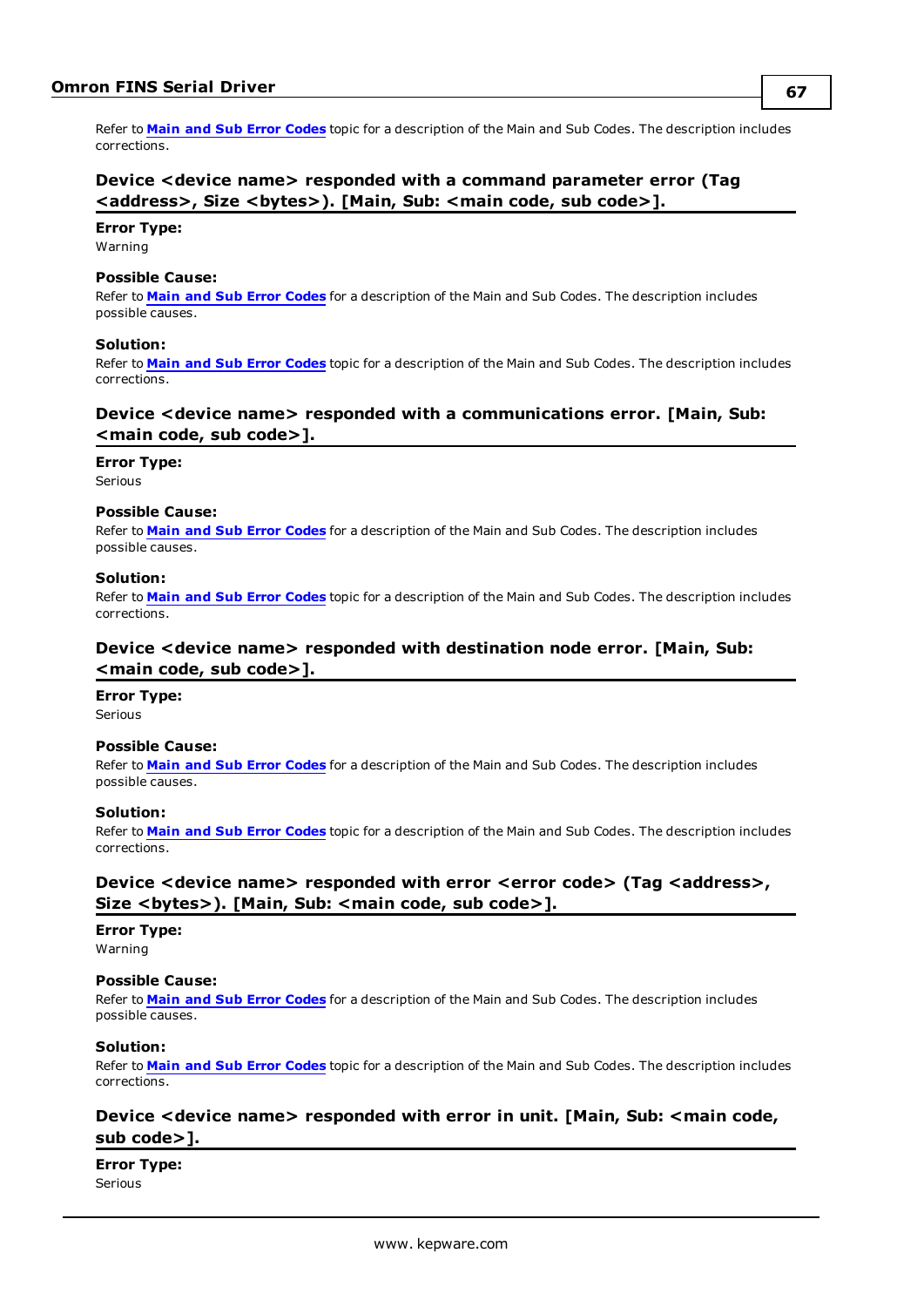Refer to **Main and Sub Error Codes** topic for a description of the Main and Sub Codes. The description includes corrections.

### Device <device name> responded with a command parameter error (Tag <address>, Size <bytes>). [Main, Sub: <main code, sub code>].

**Error Type:**
Warning

**Possible Cause:**
Refer to **Main and Sub Error Codes** for a description of the Main and Sub Codes. The description includes possible causes.

**Solution:**
Refer to **Main and Sub Error Codes** topic for a description of the Main and Sub Codes. The description includes corrections.

### Device <device name> responded with a communications error. [Main, Sub: <main code, sub code>].

**Error Type:**
Serious

**Possible Cause:**
Refer to **Main and Sub Error Codes** for a description of the Main and Sub Codes. The description includes possible causes.

**Solution:**
Refer to **Main and Sub Error Codes** topic for a description of the Main and Sub Codes. The description includes corrections.

### Device <device name> responded with destination node error. [Main, Sub: <main code, sub code>].

**Error Type:**
Serious

**Possible Cause:**
Refer to **Main and Sub Error Codes** for a description of the Main and Sub Codes. The description includes possible causes.

**Solution:**
Refer to **Main and Sub Error Codes** topic for a description of the Main and Sub Codes. The description includes corrections.

### Device <device name> responded with error <error code> (Tag <address>, Size <bytes>). [Main, Sub: <main code, sub code>].

**Error Type:**
Warning

**Possible Cause:**
Refer to **Main and Sub Error Codes** for a description of the Main and Sub Codes. The description includes possible causes.

**Solution:**
Refer to **Main and Sub Error Codes** topic for a description of the Main and Sub Codes. The description includes corrections.

### Device <device name> responded with error in unit. [Main, Sub: <main code, sub code>].

**Error Type:**
Serious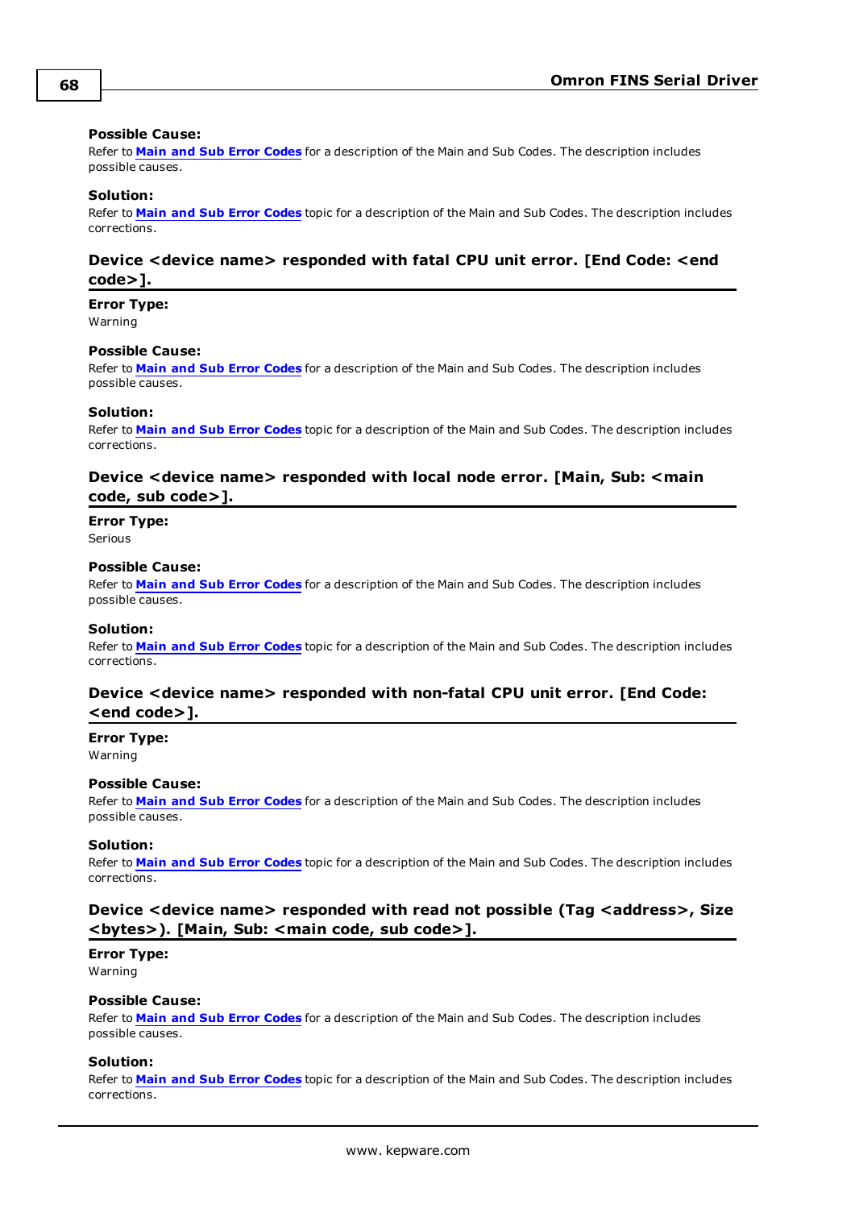**Possible Cause:**
Refer to **Main and Sub Error Codes** for a description of the Main and Sub Codes. The description includes possible causes.

**Solution:**
Refer to **Main and Sub Error Codes** topic for a description of the Main and Sub Codes. The description includes corrections.

### Device <device name> responded with fatal CPU unit error. [End Code: <end code>].

**Error Type:**
Warning

**Possible Cause:**
Refer to **Main and Sub Error Codes** for a description of the Main and Sub Codes. The description includes possible causes.

**Solution:**
Refer to **Main and Sub Error Codes** topic for a description of the Main and Sub Codes. The description includes corrections.

### Device <device name> responded with local node error. [Main, Sub: <main code, sub code>].

**Error Type:**
Serious

**Possible Cause:**
Refer to **Main and Sub Error Codes** for a description of the Main and Sub Codes. The description includes possible causes.

**Solution:**
Refer to **Main and Sub Error Codes** topic for a description of the Main and Sub Codes. The description includes corrections.

### Device <device name> responded with non-fatal CPU unit error. [End Code: <end code>].

**Error Type:**
Warning

**Possible Cause:**
Refer to **Main and Sub Error Codes** for a description of the Main and Sub Codes. The description includes possible causes.

**Solution:**
Refer to **Main and Sub Error Codes** topic for a description of the Main and Sub Codes. The description includes corrections.

### Device <device name> responded with read not possible (Tag <address>, Size <bytes>). [Main, Sub: <main code, sub code>].

**Error Type:**
Warning

**Possible Cause:**
Refer to **Main and Sub Error Codes** for a description of the Main and Sub Codes. The description includes possible causes.

**Solution:**
Refer to **Main and Sub Error Codes** topic for a description of the Main and Sub Codes. The description includes corrections.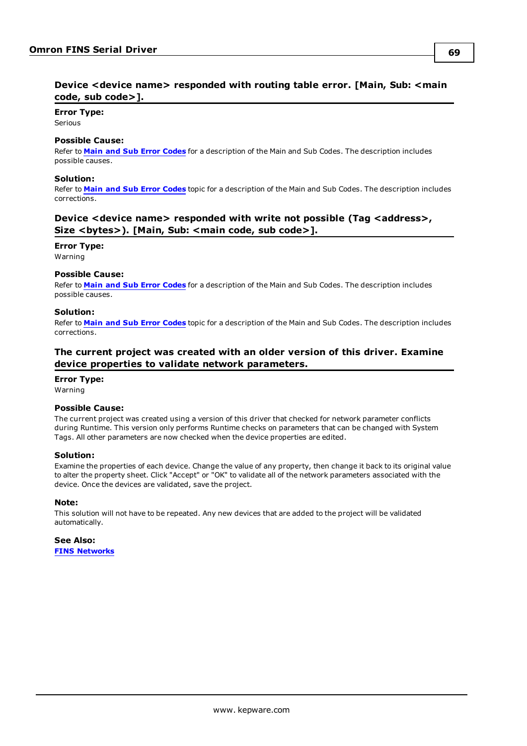### Device <device name> responded with routing table error. [Main, Sub: <main code, sub code>].

**Error Type:**
Serious

**Possible Cause:**
Refer to **Main and Sub Error Codes** for a description of the Main and Sub Codes. The description includes possible causes.

**Solution:**
Refer to **Main and Sub Error Codes** topic for a description of the Main and Sub Codes. The description includes corrections.

### Device <device name> responded with write not possible (Tag <address>, Size <bytes>). [Main, Sub: <main code, sub code>].

**Error Type:**
Warning

**Possible Cause:**
Refer to **Main and Sub Error Codes** for a description of the Main and Sub Codes. The description includes possible causes.

**Solution:**
Refer to **Main and Sub Error Codes** topic for a description of the Main and Sub Codes. The description includes corrections.

### The current project was created with an older version of this driver. Examine device properties to validate network parameters.

**Error Type:**
Warning

**Possible Cause:**
The current project was created using a version of this driver that checked for network parameter conflicts during Runtime. This version only performs Runtime checks on parameters that can be changed with System Tags. All other parameters are now checked when the device properties are edited.

**Solution:**
Examine the properties of each device. Change the value of any property, then change it back to its original value to alter the property sheet. Click "Accept" or "OK" to validate all of the network parameters associated with the device. Once the devices are validated, save the project.

**Note:**
This solution will not have to be repeated. Any new devices that are added to the project will be validated automatically.

**See Also:**
**FINS Networks**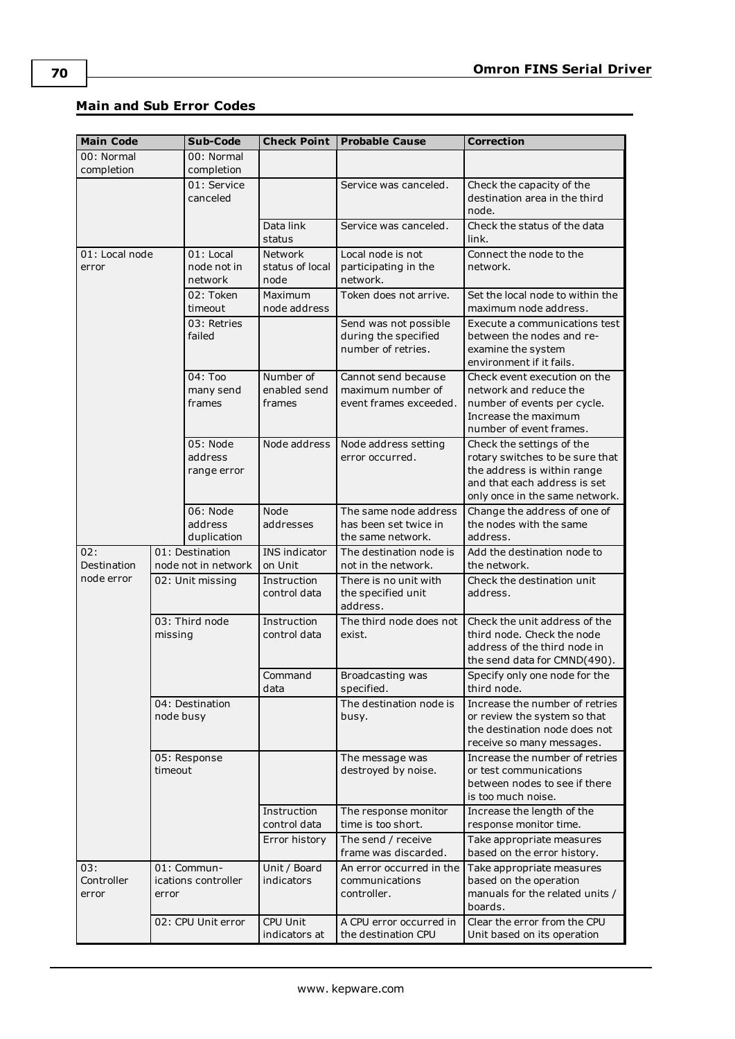## Main and Sub Error Codes

| Main Code | Sub-Code | Check Point | Probable Cause | Correction |
|---|---|---|---|---|
| 00: Normal completion | 00: Normal completion | | | |
| | 01: Service canceled | | Service was canceled. | Check the capacity of the destination area in the third node. |
| | | Data link status | Service was canceled. | Check the status of the data link. |
| 01: Local node error | 01: Local node not in network | Network status of local node | Local node is not participating in the network. | Connect the node to the network. |
| | 02: Token timeout | Maximum node address | Token does not arrive. | Set the local node to within the maximum node address. |
| | 03: Retries failed | | Send was not possible during the specified number of retries. | Execute a communications test between the nodes and re-examine the system environment if it fails. |
| | 04: Too many send frames | Number of enabled send frames | Cannot send because maximum number of event frames exceeded. | Check event execution on the network and reduce the number of events per cycle. Increase the maximum number of event frames. |
| | 05: Node address range error | Node address | Node address setting error occurred. | Check the settings of the rotary switches to be sure that the address is within range and that each address is set only once in the same network. |
| | 06: Node address duplication | Node addresses | The same node address has been set twice in the same network. | Change the address of one of the nodes with the same address. |
| 02: Destination node error | 01: Destination node not in network | INS indicator on Unit | The destination node is not in the network. | Add the destination node to the network. |
| | 02: Unit missing | Instruction control data | There is no unit with the specified unit address. | Check the destination unit address. |
| | 03: Third node missing | Instruction control data | The third node does not exist. | Check the unit address of the third node. Check the node address of the third node in the send data for CMND(490). |
| | | Command data | Broadcasting was specified. | Specify only one node for the third node. |
| | 04: Destination node busy | | The destination node is busy. | Increase the number of retries or review the system so that the destination node does not receive so many messages. |
| | 05: Response timeout | | The message was destroyed by noise. | Increase the number of retries or test communications between nodes to see if there is too much noise. |
| | | Instruction control data | The response monitor time is too short. | Increase the length of the response monitor time. |
| | | Error history | The send / receive frame was discarded. | Take appropriate measures based on the error history. |
| 03: Controller error | 01: Communications controller error | Unit / Board indicators | An error occurred in the communications controller. | Take appropriate measures based on the operation manuals for the related units / boards. |
| | 02: CPU Unit error | CPU Unit indicators at | A CPU error occurred in the destination CPU | Clear the error from the CPU Unit based on its operation |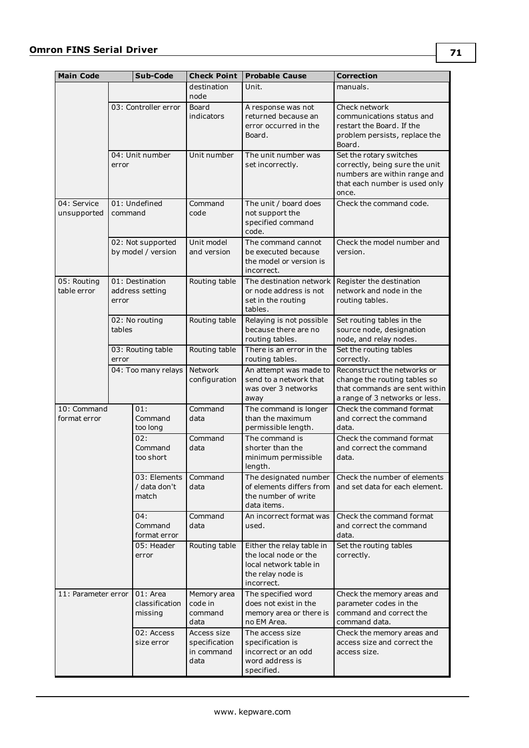| Main Code | Sub-Code | Check Point | Probable Cause | Correction |
|---|---|---|---|---|
| | | destination node | Unit. | manuals. |
| | 03: Controller error | Board indicators | A response was not returned because an error occurred in the Board. | Check network communications status and restart the Board. If the problem persists, replace the Board. |
| | 04: Unit number error | Unit number | The unit number was set incorrectly. | Set the rotary switches correctly, being sure the unit numbers are within range and that each number is used only once. |
| 04: Service unsupported | 01: Undefined command | Command code | The unit / board does not support the specified command code. | Check the command code. |
| | 02: Not supported by model / version | Unit model and version | The command cannot be executed because the model or version is incorrect. | Check the model number and version. |
| 05: Routing table error | 01: Destination address setting error | Routing table | The destination network or node address is not set in the routing tables. | Register the destination network and node in the routing tables. |
| | 02: No routing tables | Routing table | Relaying is not possible because there are no routing tables. | Set routing tables in the source node, designation node, and relay nodes. |
| | 03: Routing table error | Routing table | There is an error in the routing tables. | Set the routing tables correctly. |
| | 04: Too many relays | Network configuration | An attempt was made to send to a network that was over 3 networks away | Reconstruct the networks or change the routing tables so that commands are sent within a range of 3 networks or less. |
| 10: Command format error | 01: Command too long | Command data | The command is longer than the maximum permissible length. | Check the command format and correct the command data. |
| | 02: Command too short | Command data | The command is shorter than the minimum permissible length. | Check the command format and correct the command data. |
| | 03: Elements / data don't match | Command data | The designated number of elements differs from the number of write data items. | Check the number of elements and set data for each element. |
| | 04: Command format error | Command data | An incorrect format was used. | Check the command format and correct the command data. |
| | 05: Header error | Routing table | Either the relay table in the local node or the local network table in the relay node is incorrect. | Set the routing tables correctly. |
| 11: Parameter error | 01: Area classification missing | Memory area code in command data | The specified word does not exist in the memory area or there is no EM Area. | Check the memory areas and parameter codes in the command and correct the command data. |
| | 02: Access size error | Access size specification in command data | The access size specification is incorrect or an odd word address is specified. | Check the memory areas and access size and correct the access size. |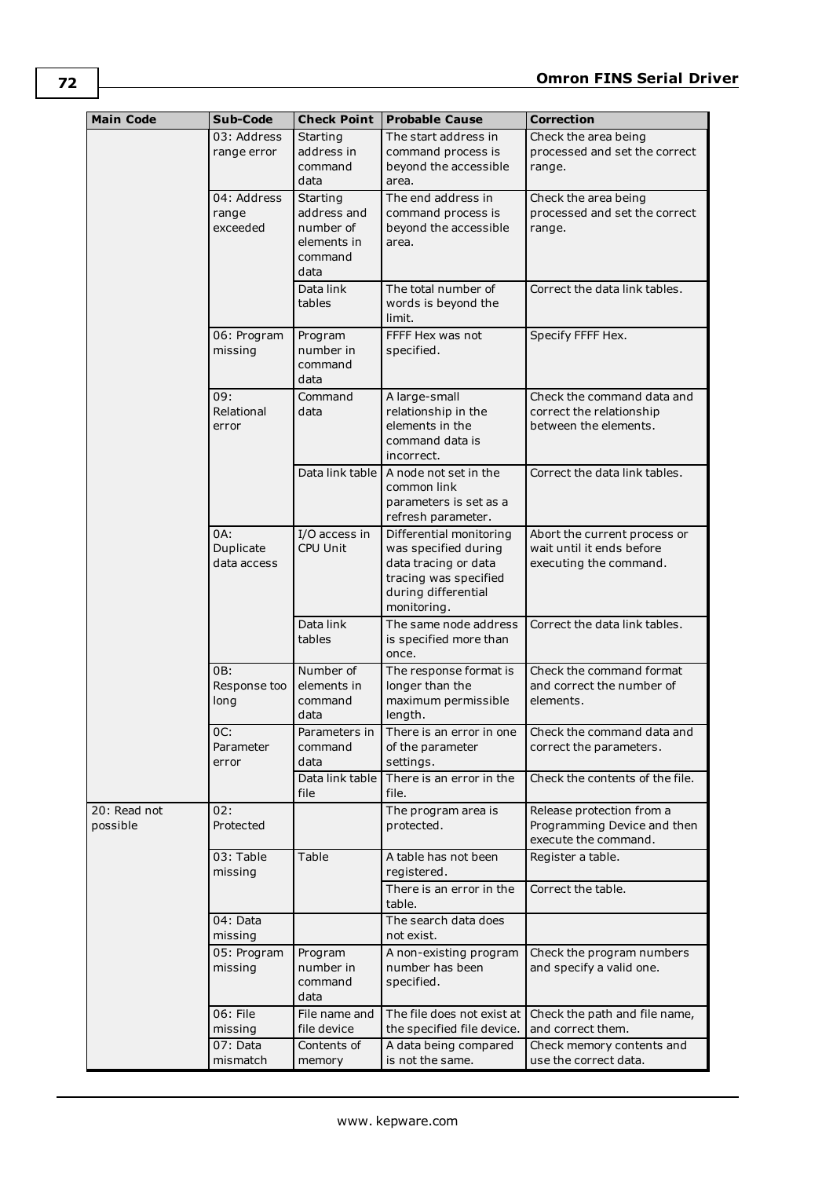| Main Code | Sub-Code | Check Point | Probable Cause | Correction |
|---|---|---|---|---|
| | 03: Address range error | Starting address in command data | The start address in command process is beyond the accessible area. | Check the area being processed and set the correct range. |
| | 04: Address range exceeded | Starting address and number of elements in command data | The end address in command process is beyond the accessible area. | Check the area being processed and set the correct range. |
| | | Data link tables | The total number of words is beyond the limit. | Correct the data link tables. |
| | 06: Program missing | Program number in command data | FFFF Hex was not specified. | Specify FFFF Hex. |
| | 09: Relational error | Command data | A large-small relationship in the elements in the command data is incorrect. | Check the command data and correct the relationship between the elements. |
| | | Data link table | A node not set in the common link parameters is set as a refresh parameter. | Correct the data link tables. |
| | 0A: Duplicate data access | I/O access in CPU Unit | Differential monitoring was specified during data tracing or data tracing was specified during differential monitoring. | Abort the current process or wait until it ends before executing the command. |
| | | Data link tables | The same node address is specified more than once. | Correct the data link tables. |
| | 0B: Response too long | Number of elements in command data | The response format is longer than the maximum permissible length. | Check the command format and correct the number of elements. |
| | 0C: Parameter error | Parameters in command data | There is an error in one of the parameter settings. | Check the command data and correct the parameters. |
| | | Data link table file | There is an error in the file. | Check the contents of the file. |
| 20: Read not possible | 02: Protected | | The program area is protected. | Release protection from a Programming Device and then execute the command. |
| | 03: Table missing | Table | A table has not been registered. | Register a table. |
| | | | There is an error in the table. | Correct the table. |
| | 04: Data missing | | The search data does not exist. | |
| | 05: Program missing | Program number in command data | A non-existing program number has been specified. | Check the program numbers and specify a valid one. |
| | 06: File missing | File name and file device | The file does not exist at the specified file device. | Check the path and file name, and correct them. |
| | 07: Data mismatch | Contents of memory | A data being compared is not the same. | Check memory contents and use the correct data. |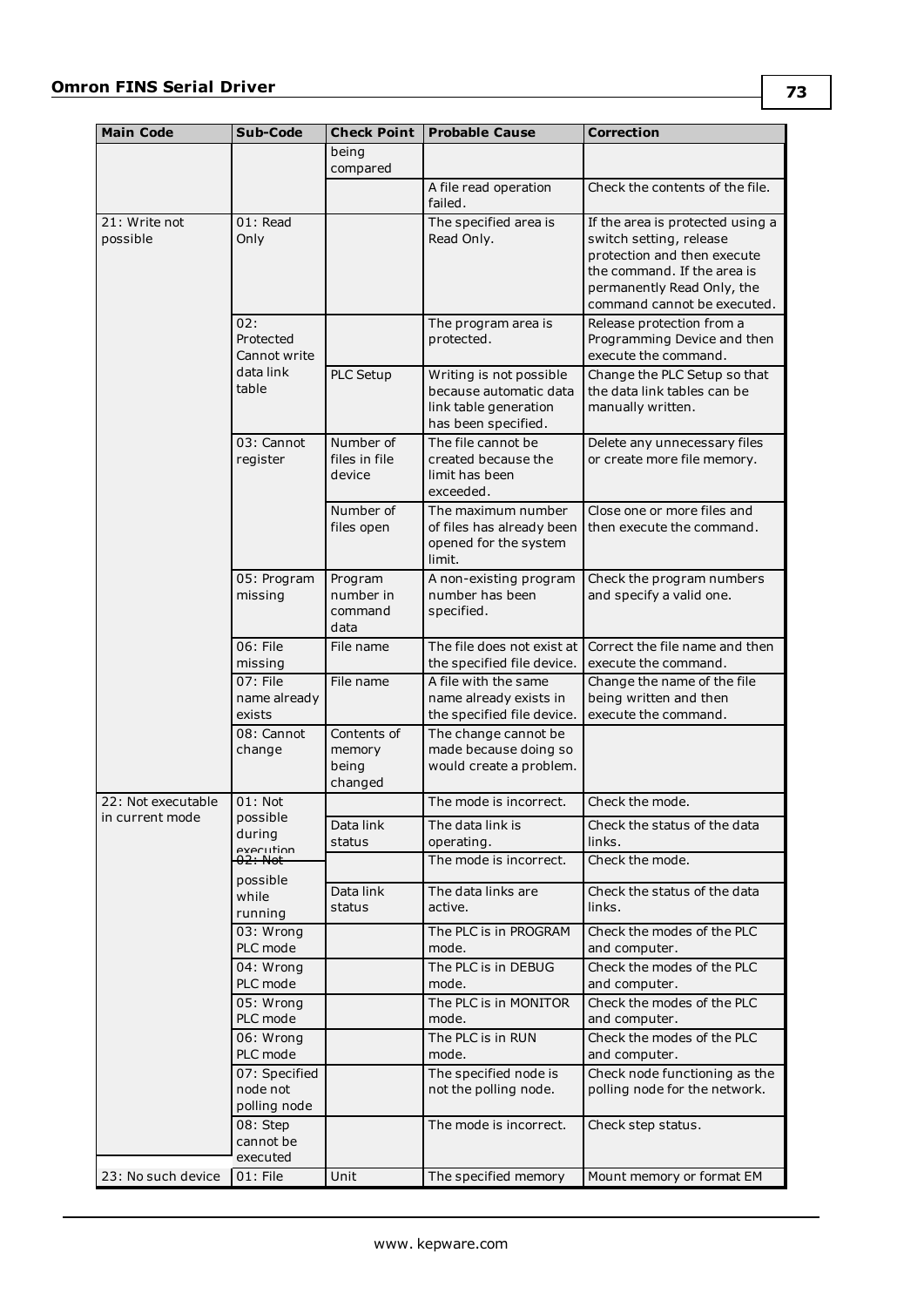| Main Code | Sub-Code | Check Point | Probable Cause | Correction |
| --- | --- | --- | --- | --- |
| | | being compared | | |
| | | | A file read operation failed. | Check the contents of the file. |
| 21: Write not possible | 01: Read Only | | The specified area is Read Only. | If the area is protected using a switch setting, release protection and then execute the command. If the area is permanently Read Only, the command cannot be executed. |
| | 02: Protected Cannot write data link table | | The program area is protected. | Release protection from a Programming Device and then execute the command. |
| | | PLC Setup | Writing is not possible because automatic data link table generation has been specified. | Change the PLC Setup so that the data link tables can be manually written. |
| | 03: Cannot register | Number of files in file device | The file cannot be created because the limit has been exceeded. | Delete any unnecessary files or create more file memory. |
| | | Number of files open | The maximum number of files has already been opened for the system limit. | Close one or more files and then execute the command. |
| | 05: Program missing | Program number in command data | A non-existing program number has been specified. | Check the program numbers and specify a valid one. |
| | 06: File missing | File name | The file does not exist at the specified file device. | Correct the file name and then execute the command. |
| | 07: File name already exists | File name | A file with the same name already exists in the specified file device. | Change the name of the file being written and then execute the command. |
| | 08: Cannot change | Contents of memory being changed | The change cannot be made because doing so would create a problem. | |
| 22: Not executable in current mode | 01: Not possible during execution | | The mode is incorrect. | Check the mode. |
| | | Data link status | The data link is operating. | Check the status of the data links. |
| | 02: Not possible while running | | The mode is incorrect. | Check the mode. |
| | | Data link status | The data links are active. | Check the status of the data links. |
| | 03: Wrong PLC mode | | The PLC is in PROGRAM mode. | Check the modes of the PLC and computer. |
| | 04: Wrong PLC mode | | The PLC is in DEBUG mode. | Check the modes of the PLC and computer. |
| | 05: Wrong PLC mode | | The PLC is in MONITOR mode. | Check the modes of the PLC and computer. |
| | 06: Wrong PLC mode | | The PLC is in RUN mode. | Check the modes of the PLC and computer. |
| | 07: Specified node not polling node | | The specified node is not the polling node. | Check node functioning as the polling node for the network. |
| | 08: Step cannot be executed | | The mode is incorrect. | Check step status. |
| 23: No such device | 01: File | Unit | The specified memory | Mount memory or format EM |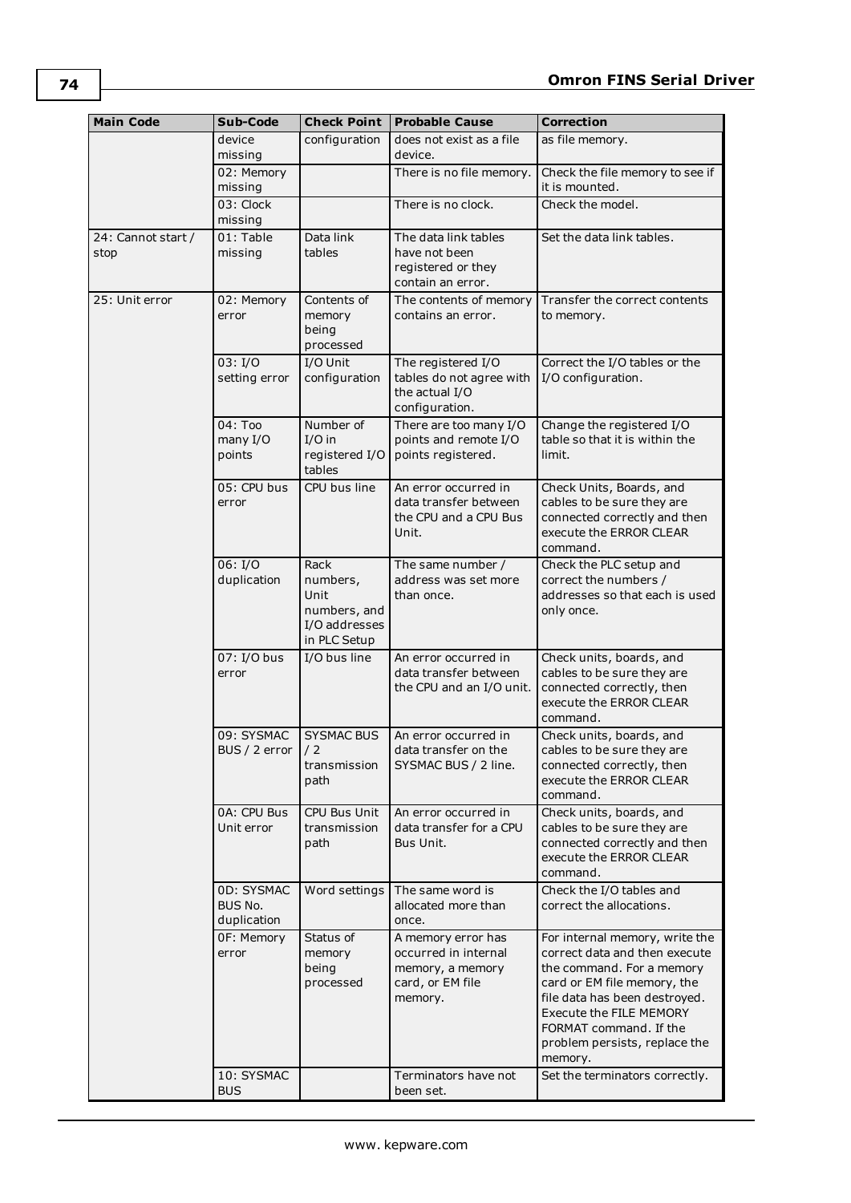| Main Code | Sub-Code | Check Point | Probable Cause | Correction |
|---|---|---|---|---|
| | device missing | configuration | does not exist as a file device. | as file memory. |
| | 02: Memory missing | | There is no file memory. | Check the file memory to see if it is mounted. |
| | 03: Clock missing | | There is no clock. | Check the model. |
| 24: Cannot start / stop | 01: Table missing | Data link tables | The data link tables have not been registered or they contain an error. | Set the data link tables. |
| 25: Unit error | 02: Memory error | Contents of memory being processed | The contents of memory contains an error. | Transfer the correct contents to memory. |
| | 03: I/O setting error | I/O Unit configuration | The registered I/O tables do not agree with the actual I/O configuration. | Correct the I/O tables or the I/O configuration. |
| | 04: Too many I/O points | Number of I/O in registered I/O tables | There are too many I/O points and remote I/O points registered. | Change the registered I/O table so that it is within the limit. |
| | 05: CPU bus error | CPU bus line | An error occurred in data transfer between the CPU and a CPU Bus Unit. | Check Units, Boards, and cables to be sure they are connected correctly and then execute the ERROR CLEAR command. |
| | 06: I/O duplication | Rack numbers, Unit numbers, and I/O addresses in PLC Setup | The same number / address was set more than once. | Check the PLC setup and correct the numbers / addresses so that each is used only once. |
| | 07: I/O bus error | I/O bus line | An error occurred in data transfer between the CPU and an I/O unit. | Check units, boards, and cables to be sure they are connected correctly, then execute the ERROR CLEAR command. |
| | 09: SYSMAC BUS / 2 error | SYSMAC BUS / 2 transmission path | An error occurred in data transfer on the SYSMAC BUS / 2 line. | Check units, boards, and cables to be sure they are connected correctly, then execute the ERROR CLEAR command. |
| | 0A: CPU Bus Unit error | CPU Bus Unit transmission path | An error occurred in data transfer for a CPU Bus Unit. | Check units, boards, and cables to be sure they are connected correctly and then execute the ERROR CLEAR command. |
| | 0D: SYSMAC BUS No. duplication | Word settings | The same word is allocated more than once. | Check the I/O tables and correct the allocations. |
| | 0F: Memory error | Status of memory being processed | A memory error has occurred in internal memory, a memory card, or EM file memory. | For internal memory, write the correct data and then execute the command. For a memory card or EM file memory, the file data has been destroyed. Execute the FILE MEMORY FORMAT command. If the problem persists, replace the memory. |
| | 10: SYSMAC BUS | | Terminators have not been set. | Set the terminators correctly. |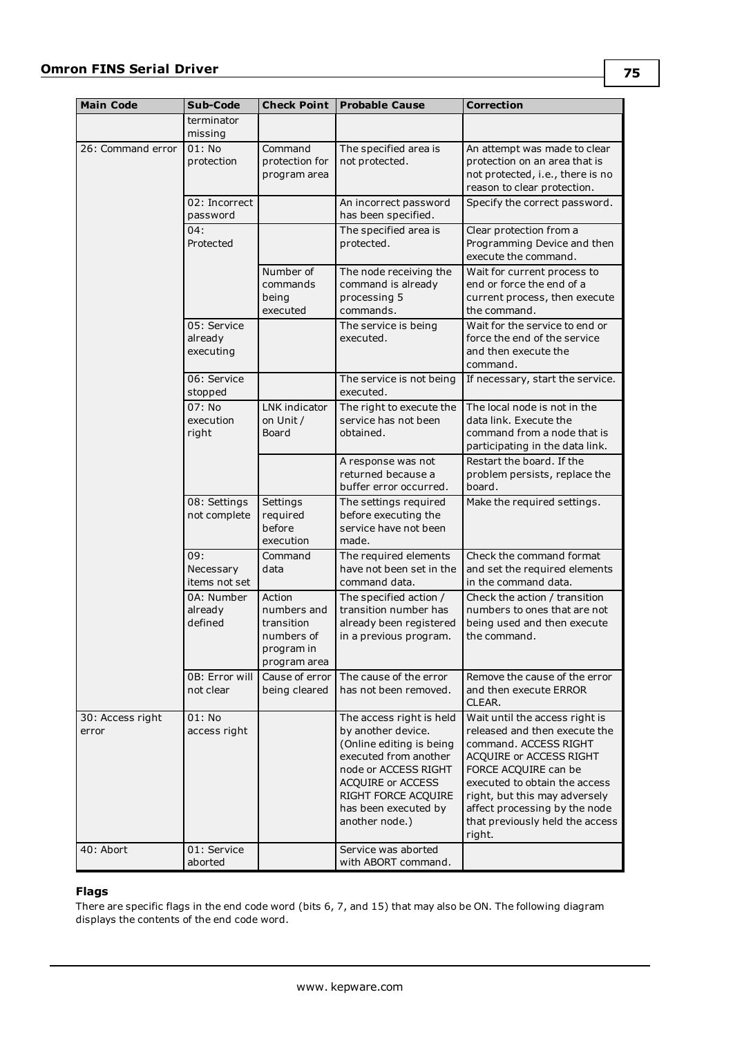| Main Code | Sub-Code | Check Point | Probable Cause | Correction |
|---|---|---|---|---|
| | terminator missing | | | |
| 26: Command error | 01: No protection | Command protection for program area | The specified area is not protected. | An attempt was made to clear protection on an area that is not protected, i.e., there is no reason to clear protection. |
| | 02: Incorrect password | | An incorrect password has been specified. | Specify the correct password. |
| | 04: Protected | | The specified area is protected. | Clear protection from a Programming Device and then execute the command. |
| | | Number of commands being executed | The node receiving the command is already processing 5 commands. | Wait for current process to end or force the end of a current process, then execute the command. |
| | 05: Service already executing | | The service is being executed. | Wait for the service to end or force the end of the service and then execute the command. |
| | 06: Service stopped | | The service is not being executed. | If necessary, start the service. |
| | 07: No execution right | LNK indicator on Unit / Board | The right to execute the service has not been obtained. | The local node is not in the data link. Execute the command from a node that is participating in the data link. |
| | | | A response was not returned because a buffer error occurred. | Restart the board. If the problem persists, replace the board. |
| | 08: Settings not complete | Settings required before execution | The settings required before executing the service have not been made. | Make the required settings. |
| | 09: Necessary items not set | Command data | The required elements have not been set in the command data. | Check the command format and set the required elements in the command data. |
| | 0A: Number already defined | Action numbers and transition numbers of program in program area | The specified action / transition number has already been registered in a previous program. | Check the action / transition numbers to ones that are not being used and then execute the command. |
| | 0B: Error will not clear | Cause of error being cleared | The cause of the error has not been removed. | Remove the cause of the error and then execute ERROR CLEAR. |
| 30: Access right error | 01: No access right | | The access right is held by another device. (Online editing is being executed from another node or ACCESS RIGHT ACQUIRE or ACCESS RIGHT FORCE ACQUIRE has been executed by another node.) | Wait until the access right is released and then execute the command. ACCESS RIGHT ACQUIRE or ACCESS RIGHT FORCE ACQUIRE can be executed to obtain the access right, but this may adversely affect processing by the node that previously held the access right. |
| 40: Abort | 01: Service aborted | | Service was aborted with ABORT command. | |

### Flags

There are specific flags in the end code word (bits 6, 7, and 15) that may also be ON. The following diagram displays the contents of the end code word.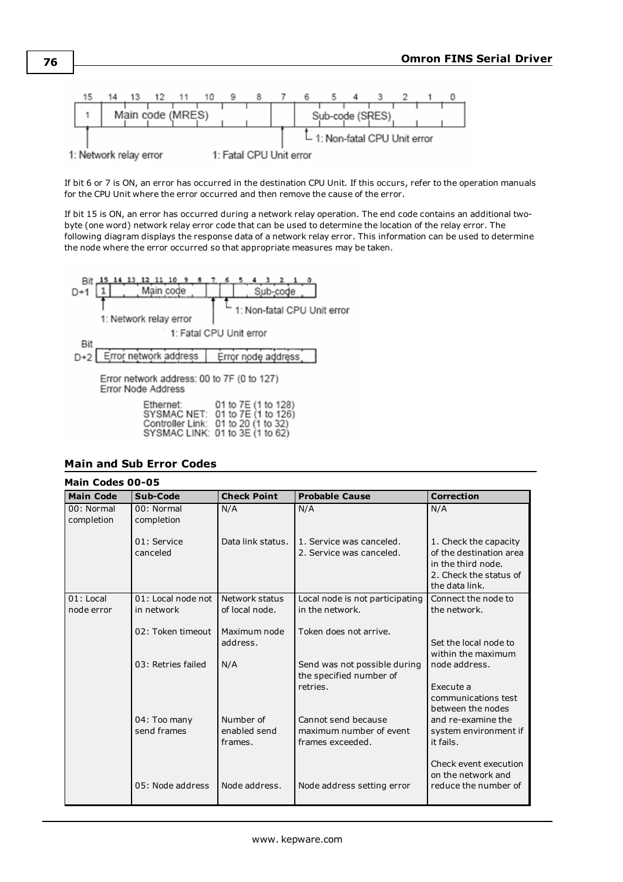| 15 | 14 | 13 | 12 | 11 | 10 | 9 | 8 | 7 | 6 | 5 | 4 | 3 | 2 | 1 | 0 |
|---|---|---|---|---|---|---|---|---|---|---|---|---|---|---|---|
| 1 | Main code (MRES) | | | | | | | | Sub-code (SRES) | | | | | | |

1: Network relay error — 1: Fatal CPU Unit error — 1: Non-fatal CPU Unit error

If bit 6 or 7 is ON, an error has occurred in the destination CPU Unit. If this occurs, refer to the operation manuals for the CPU Unit where the error occurred and then remove the cause of the error.

If bit 15 is ON, an error has occurred during a network relay operation. The end code contains an additional two-byte (one word) network relay error code that can be used to determine the location of the relay error. The following diagram displays the response data of a network relay error. This information can be used to determine the node where the error occurred so that appropriate measures may be taken.

| Bit | 15 | 14–8 | 7 | 6 | 5–0 |
|---|---|---|---|---|---|
| D+1 | 1 | Main code | | | Sub-code |
| D+2 | Error network address | | Error node address | | |

1: Network relay error — 1: Fatal CPU Unit error — 1: Non-fatal CPU Unit error

Error network address: 00 to 7F (0 to 127)
Error Node Address

- Ethernet: 01 to 7E (1 to 128)
- SYSMAC NET: 01 to 7E (1 to 126)
- Controller Link: 01 to 20 (1 to 32)
- SYSMAC LINK: 01 to 3E (1 to 62)

## Main and Sub Error Codes

### Main Codes 00-05

| Main Code | Sub-Code | Check Point | Probable Cause | Correction |
|---|---|---|---|---|
| 00: Normal completion | 00: Normal completion | N/A | N/A | N/A |
| | 01: Service canceled | Data link status. | 1. Service was canceled.<br>2. Service was canceled. | 1. Check the capacity of the destination area in the third node.<br>2. Check the status of the data link. |
| 01: Local node error | 01: Local node not in network | Network status of local node. | Local node is not participating in the network. | Connect the node to the network. |
| | 02: Token timeout | Maximum node address. | Token does not arrive. | Set the local node to within the maximum node address. |
| | 03: Retries failed | N/A | Send was not possible during the specified number of retries. | Execute a communications test between the nodes and re-examine the system environment if it fails. |
| | 04: Too many send frames | Number of enabled send frames. | Cannot send because maximum number of event frames exceeded. | Check event execution on the network and reduce the number of |
| | 05: Node address | Node address. | Node address setting error | |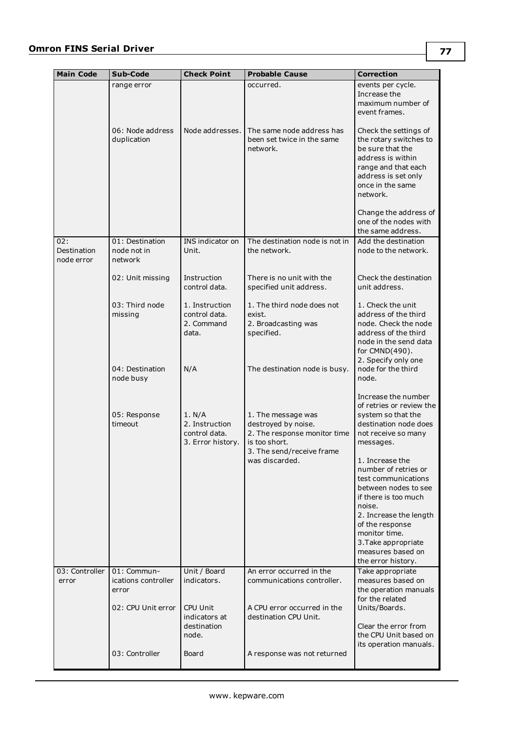| Main Code | Sub-Code | Check Point | Probable Cause | Correction |
|---|---|---|---|---|
| | range error | | occurred. | events per cycle. Increase the maximum number of event frames. |
| | 06: Node address duplication | Node addresses. | The same node address has been set twice in the same network. | Check the settings of the rotary switches to be sure that the address is within range and that each address is set only once in the same network. Change the address of one of the nodes with the same address. |
| 02: Destination node error | 01: Destination node not in network | INS indicator on Unit. | The destination node is not in the network. | Add the destination node to the network. |
| | 02: Unit missing | Instruction control data. | There is no unit with the specified unit address. | Check the destination unit address. |
| | 03: Third node missing | 1. Instruction control data. 2. Command data. | 1. The third node does not exist. 2. Broadcasting was specified. | 1. Check the unit address of the third node. Check the node address of the third node in the send data for CMND(490). 2. Specify only one node for the third node. |
| | 04: Destination node busy | N/A | The destination node is busy. | Increase the number of retries or review the system so that the destination node does not receive so many messages. |
| | 05: Response timeout | 1. N/A 2. Instruction control data. 3. Error history. | 1. The message was destroyed by noise. 2. The response monitor time is too short. 3. The send/receive frame was discarded. | 1. Increase the number of retries or test communications between nodes to see if there is too much noise. 2. Increase the length of the response monitor time. 3.Take appropriate measures based on the error history. |
| 03: Controller error | 01: Communications controller error | Unit / Board indicators. | An error occurred in the communications controller. | Take appropriate measures based on the operation manuals for the related Units/Boards. |
| | 02: CPU Unit error | CPU Unit indicators at destination node. | A CPU error occurred in the destination CPU Unit. | Clear the error from the CPU Unit based on its operation manuals. |
| | 03: Controller | Board | A response was not returned | |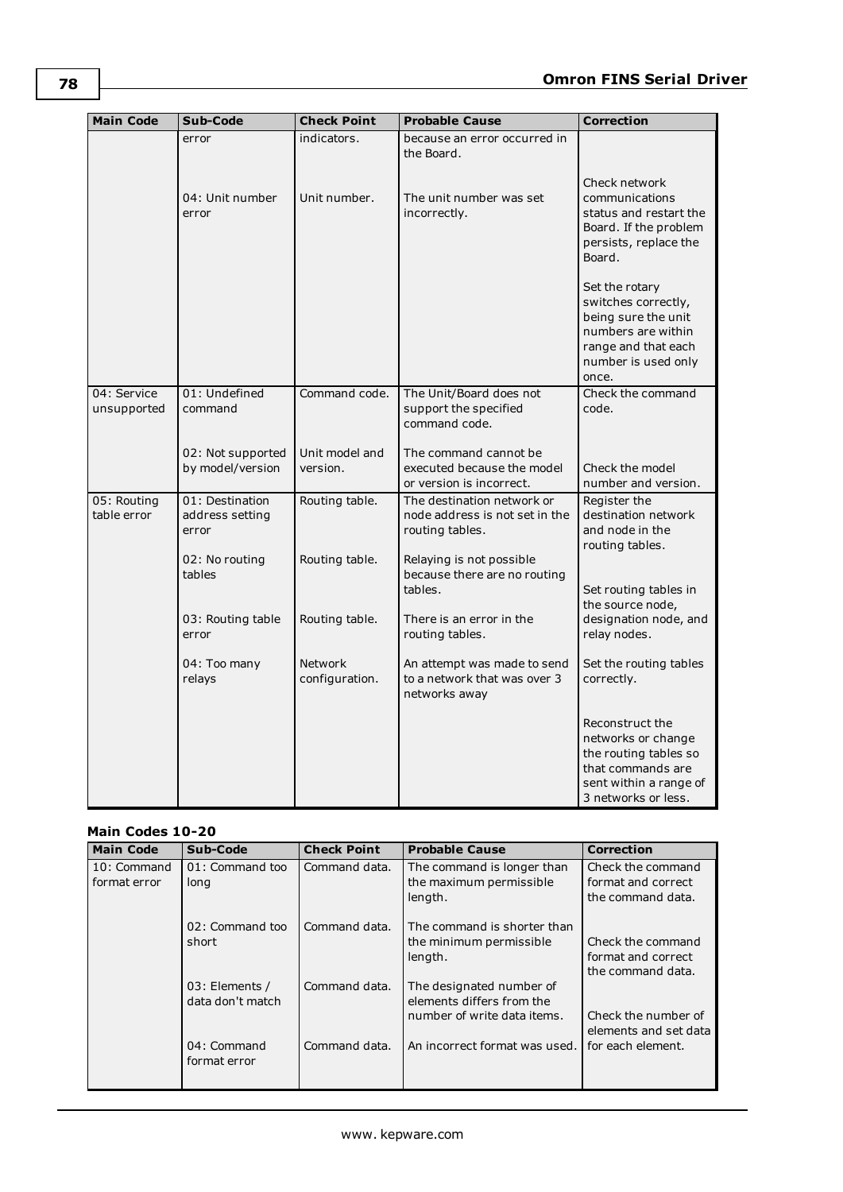| Main Code | Sub-Code | Check Point | Probable Cause | Correction |
|---|---|---|---|---|
| | error | indicators. | because an error occurred in the Board. | Check network communications status and restart the Board. If the problem persists, replace the Board. |
| | 04: Unit number error | Unit number. | The unit number was set incorrectly. | Set the rotary switches correctly, being sure the unit numbers are within range and that each number is used only once. |
| 04: Service unsupported | 01: Undefined command | Command code. | The Unit/Board does not support the specified command code. | Check the command code. |
| | 02: Not supported by model/version | Unit model and version. | The command cannot be executed because the model or version is incorrect. | Check the model number and version. |
| 05: Routing table error | 01: Destination address setting error | Routing table. | The destination network or node address is not set in the routing tables. | Register the destination network and node in the routing tables. |
| | 02: No routing tables | Routing table. | Relaying is not possible because there are no routing tables. | Set routing tables in the source node, designation node, and relay nodes. |
| | 03: Routing table error | Routing table. | There is an error in the routing tables. | Set the routing tables correctly. |
| | 04: Too many relays | Network configuration. | An attempt was made to send to a network that was over 3 networks away | Reconstruct the networks or change the routing tables so that commands are sent within a range of 3 networks or less. |

**Main Codes 10-20**

| Main Code | Sub-Code | Check Point | Probable Cause | Correction |
|---|---|---|---|---|
| 10: Command format error | 01: Command too long | Command data. | The command is longer than the maximum permissible length. | Check the command format and correct the command data. |
| | 02: Command too short | Command data. | The command is shorter than the minimum permissible length. | Check the command format and correct the command data. |
| | 03: Elements / data don't match | Command data. | The designated number of elements differs from the number of write data items. | Check the number of elements and set data for each element. |
| | 04: Command format error | Command data. | An incorrect format was used. | |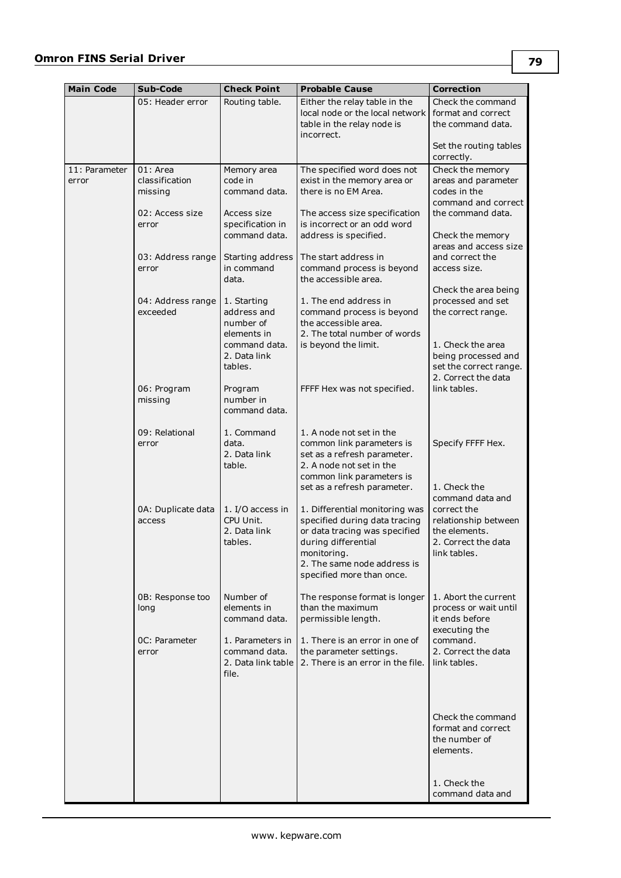| Main Code | Sub-Code | Check Point | Probable Cause | Correction |
|---|---|---|---|---|
| | 05: Header error | Routing table. | Either the relay table in the local node or the local network table in the relay node is incorrect. | Check the command format and correct the command data.<br><br>Set the routing tables correctly. |
| 11: Parameter error | 01: Area classification missing | Memory area code in command data. | The specified word does not exist in the memory area or there is no EM Area. | Check the memory areas and parameter codes in the command and correct the command data. |
| | 02: Access size error | Access size specification in command data. | The access size specification is incorrect or an odd word address is specified. | Check the memory areas and access size and correct the access size. |
| | 03: Address range error | Starting address in command data. | The start address in command process is beyond the accessible area. | Check the area being processed and set the correct range. |
| | 04: Address range exceeded | 1. Starting address and number of elements in command data.<br>2. Data link tables. | 1. The end address in command process is beyond the accessible area.<br>2. The total number of words is beyond the limit. | 1. Check the area being processed and set the correct range.<br>2. Correct the data link tables. |
| | 06: Program missing | Program number in command data. | FFFF Hex was not specified. | Specify FFFF Hex. |
| | 09: Relational error | 1. Command data.<br>2. Data link table. | 1. A node not set in the common link parameters is set as a refresh parameter.<br>2. A node not set in the common link parameters is set as a refresh parameter. | 1. Check the command data and correct the relationship between the elements.<br>2. Correct the data link tables. |
| | 0A: Duplicate data access | 1. I/O access in CPU Unit.<br>2. Data link tables. | 1. Differential monitoring was specified during data tracing or data tracing was specified during differential monitoring.<br>2. The same node address is specified more than once. | 1. Abort the current process or wait until it ends before executing the command.<br>2. Correct the data link tables. |
| | 0B: Response too long | Number of elements in command data. | The response format is longer than the maximum permissible length. | Check the command format and correct the number of elements. |
| | 0C: Parameter error | 1. Parameters in command data.<br>2. Data link table file. | 1. There is an error in one of the parameter settings.<br>2. There is an error in the file. | 1. Check the command data and |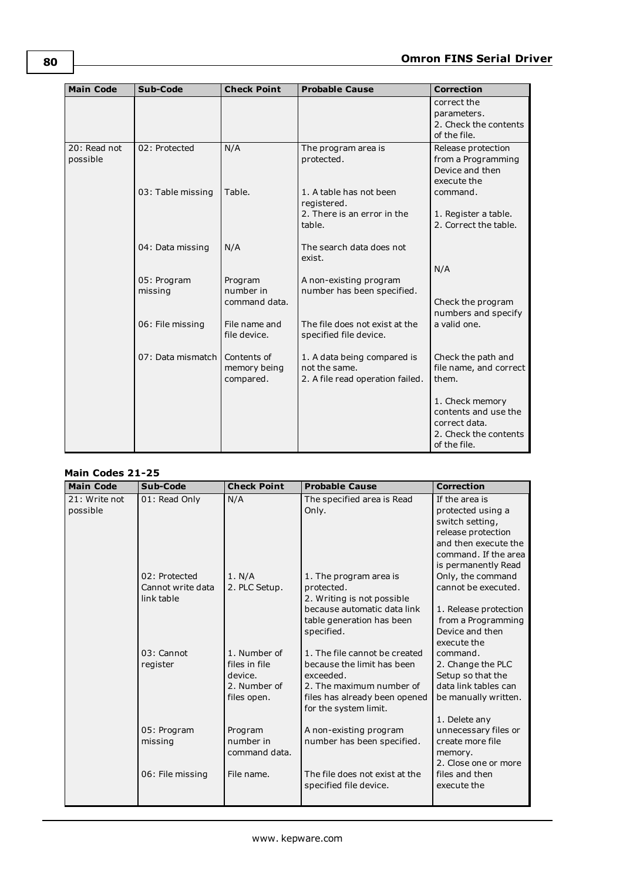| Main Code | Sub-Code | Check Point | Probable Cause | Correction |
|---|---|---|---|---|
| | | | | correct the parameters.<br>2. Check the contents of the file. |
| 20: Read not possible | 02: Protected | N/A | The program area is protected. | Release protection from a Programming Device and then execute the command. |
| | 03: Table missing | Table. | 1. A table has not been registered.<br>2. There is an error in the table. | 1. Register a table.<br>2. Correct the table. |
| | 04: Data missing | N/A | The search data does not exist. | N/A |
| | 05: Program missing | Program number in command data. | A non-existing program number has been specified. | Check the program numbers and specify a valid one. |
| | 06: File missing | File name and file device. | The file does not exist at the specified file device. | Check the path and file name, and correct them. |
| | 07: Data mismatch | Contents of memory being compared. | 1. A data being compared is not the same.<br>2. A file read operation failed. | 1. Check memory contents and use the correct data.<br>2. Check the contents of the file. |

**Main Codes 21-25**

| Main Code | Sub-Code | Check Point | Probable Cause | Correction |
|---|---|---|---|---|
| 21: Write not possible | 01: Read Only | N/A | The specified area is Read Only. | If the area is protected using a switch setting, release protection and then execute the command. If the area is permanently Read Only, the command cannot be executed. |
| | 02: Protected Cannot write data link table | 1. N/A<br>2. PLC Setup. | 1. The program area is protected.<br>2. Writing is not possible because automatic data link table generation has been specified. | 1. Release protection from a Programming Device and then execute the command.<br>2. Change the PLC Setup so that the data link tables can be manually written. |
| | 03: Cannot register | 1. Number of files in file device.<br>2. Number of files open. | 1. The file cannot be created because the limit has been exceeded.<br>2. The maximum number of files has already been opened for the system limit. | 1. Delete any unnecessary files or create more file memory.<br>2. Close one or more files and then execute the |
| | 05: Program missing | Program number in command data. | A non-existing program number has been specified. | |
| | 06: File missing | File name. | The file does not exist at the specified file device. | |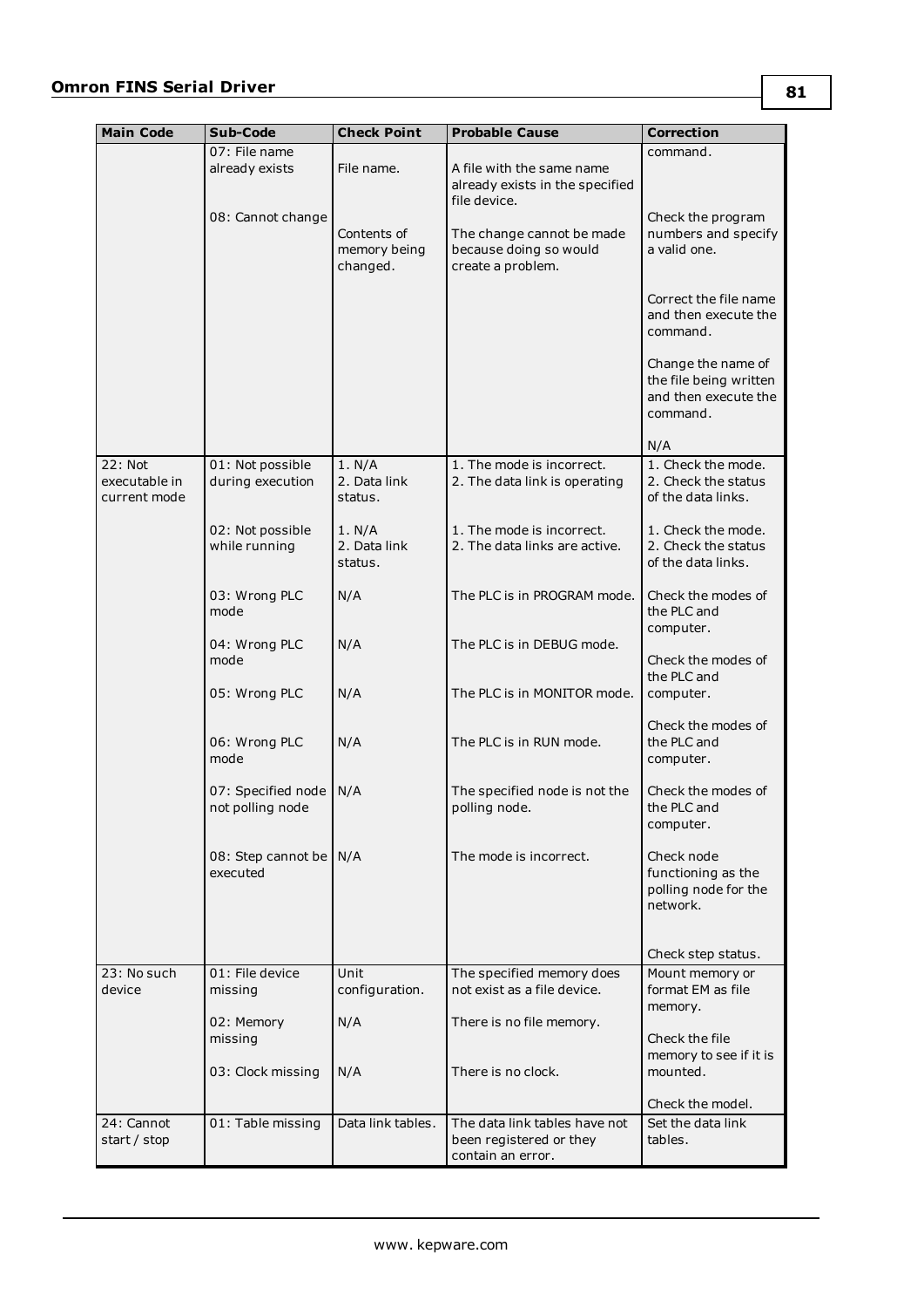| Main Code | Sub-Code | Check Point | Probable Cause | Correction |
|---|---|---|---|---|
| | 07: File name already exists | File name. | A file with the same name already exists in the specified file device. | command. |
| | 08: Cannot change | Contents of memory being changed. | The change cannot be made because doing so would create a problem. | Check the program numbers and specify a valid one. Correct the file name and then execute the command. Change the name of the file being written and then execute the command. N/A |
| 22: Not executable in current mode | 01: Not possible during execution | 1. N/A 2. Data link status. | 1. The mode is incorrect. 2. The data link is operating | 1. Check the mode. 2. Check the status of the data links. |
| | 02: Not possible while running | 1. N/A 2. Data link status. | 1. The mode is incorrect. 2. The data links are active. | 1. Check the mode. 2. Check the status of the data links. |
| | 03: Wrong PLC mode | N/A | The PLC is in PROGRAM mode. | Check the modes of the PLC and computer. |
| | 04: Wrong PLC mode | N/A | The PLC is in DEBUG mode. | Check the modes of the PLC and computer. |
| | 05: Wrong PLC | N/A | The PLC is in MONITOR mode. | Check the modes of the PLC and computer. |
| | 06: Wrong PLC mode | N/A | The PLC is in RUN mode. | Check the modes of the PLC and computer. |
| | 07: Specified node not polling node | N/A | The specified node is not the polling node. | Check node functioning as the polling node for the network. |
| | 08: Step cannot be executed | N/A | The mode is incorrect. | Check step status. |
| 23: No such device | 01: File device missing | Unit configuration. | The specified memory does not exist as a file device. | Mount memory or format EM as file memory. |
| | 02: Memory missing | N/A | There is no file memory. | Check the file memory to see if it is mounted. |
| | 03: Clock missing | N/A | There is no clock. | Check the model. |
| 24: Cannot start / stop | 01: Table missing | Data link tables. | The data link tables have not been registered or they contain an error. | Set the data link tables. |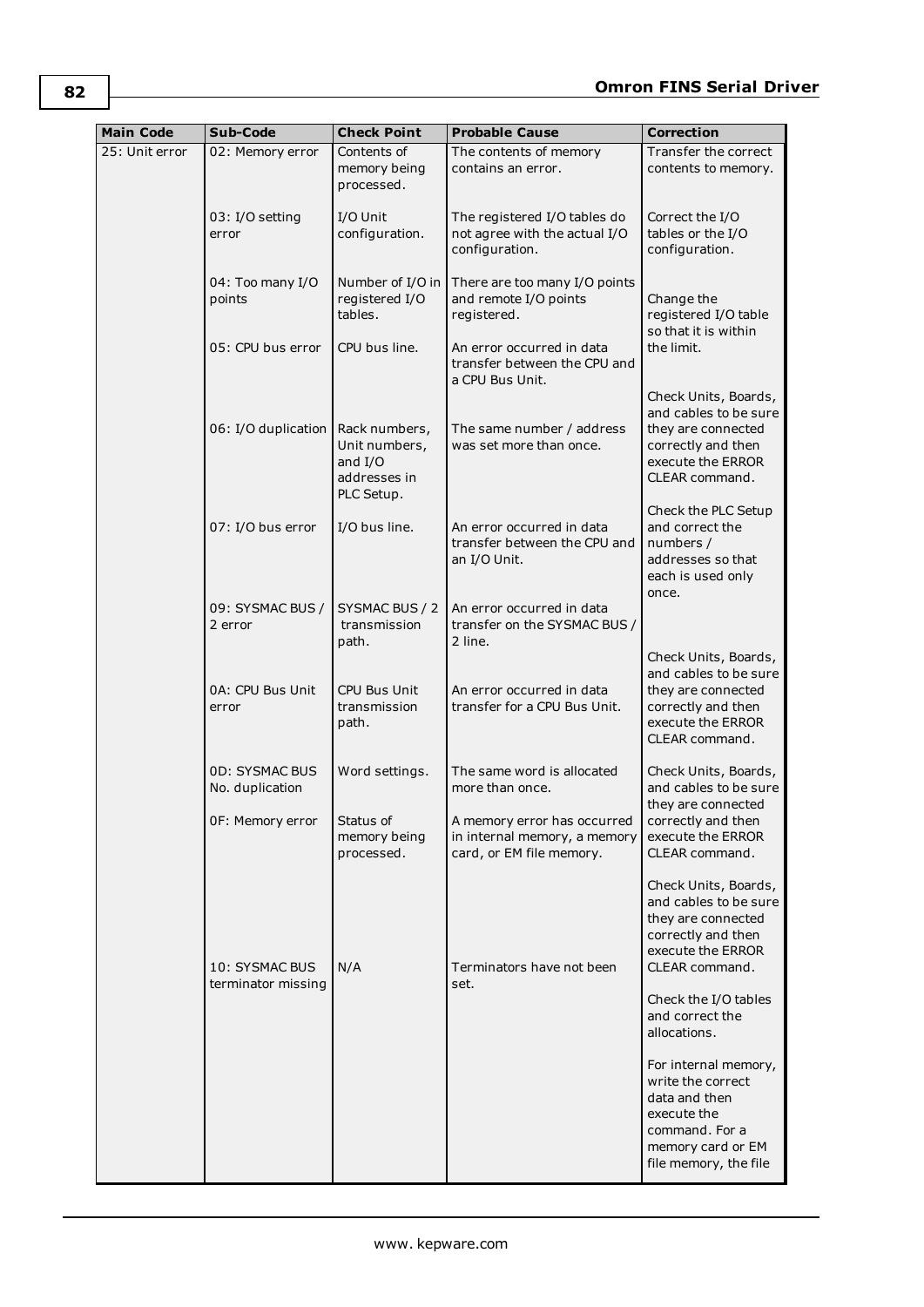| Main Code | Sub-Code | Check Point | Probable Cause | Correction |
|---|---|---|---|---|
| 25: Unit error | 02: Memory error | Contents of memory being processed. | The contents of memory contains an error. | Transfer the correct contents to memory. |
| | 03: I/O setting error | I/O Unit configuration. | The registered I/O tables do not agree with the actual I/O configuration. | Correct the I/O tables or the I/O configuration. |
| | 04: Too many I/O points | Number of I/O in registered I/O tables. | There are too many I/O points and remote I/O points registered. | Change the registered I/O table so that it is within the limit. |
| | 05: CPU bus error | CPU bus line. | An error occurred in data transfer between the CPU and a CPU Bus Unit. | Check Units, Boards, and cables to be sure they are connected correctly and then execute the ERROR CLEAR command. |
| | 06: I/O duplication | Rack numbers, Unit numbers, and I/O addresses in PLC Setup. | The same number / address was set more than once. | Check the PLC Setup and correct the numbers / addresses so that each is used only once. |
| | 07: I/O bus error | I/O bus line. | An error occurred in data transfer between the CPU and an I/O Unit. | Check Units, Boards, and cables to be sure they are connected correctly and then execute the ERROR CLEAR command. |
| | 09: SYSMAC BUS / 2 error | SYSMAC BUS / 2 transmission path. | An error occurred in data transfer on the SYSMAC BUS / 2 line. | Check Units, Boards, and cables to be sure they are connected correctly and then execute the ERROR CLEAR command. |
| | 0A: CPU Bus Unit error | CPU Bus Unit transmission path. | An error occurred in data transfer for a CPU Bus Unit. | Check Units, Boards, and cables to be sure they are connected correctly and then execute the ERROR CLEAR command. |
| | 0D: SYSMAC BUS No. duplication | Word settings. | The same word is allocated more than once. | Check the I/O tables and correct the allocations. |
| | 0F: Memory error | Status of memory being processed. | A memory error has occurred in internal memory, a memory card, or EM file memory. | For internal memory, write the correct data and then execute the command. For a memory card or EM file memory, the file |
| | 10: SYSMAC BUS terminator missing | N/A | Terminators have not been set. | |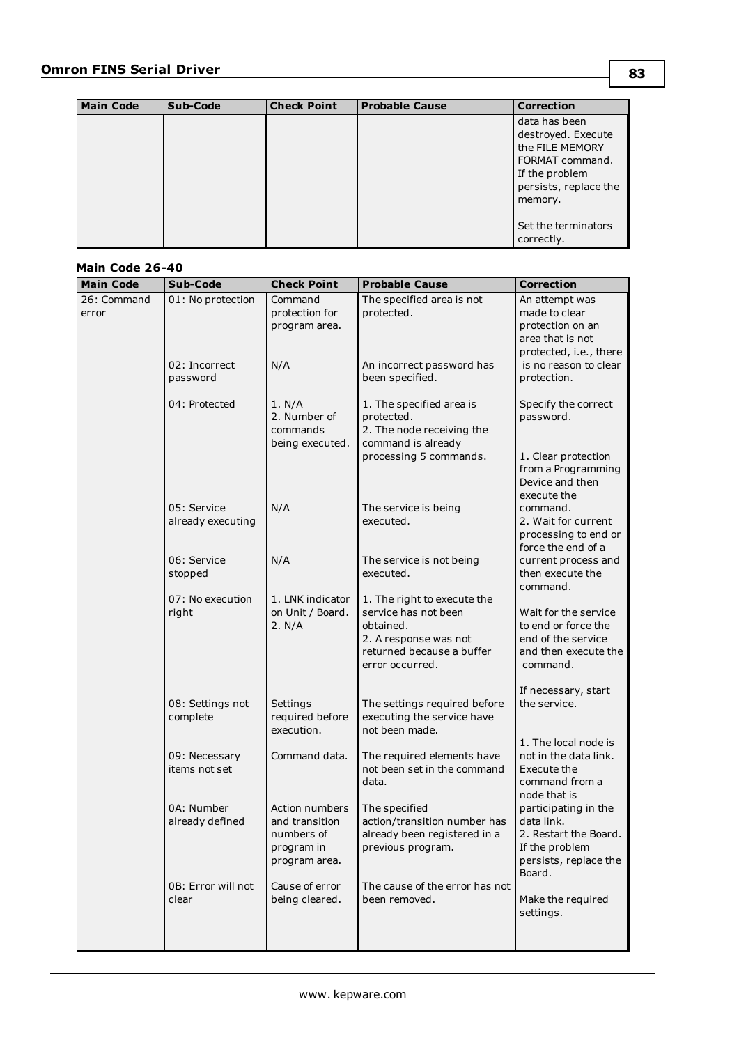| Main Code | Sub-Code | Check Point | Probable Cause | Correction |
|---|---|---|---|---|
| | | | | data has been destroyed. Execute the FILE MEMORY FORMAT command. If the problem persists, replace the memory.<br><br>Set the terminators correctly. |

**Main Code 26-40**

| Main Code | Sub-Code | Check Point | Probable Cause | Correction |
|---|---|---|---|---|
| 26: Command error | 01: No protection | Command protection for program area. | The specified area is not protected. | An attempt was made to clear protection on an area that is not protected, i.e., there is no reason to clear protection. |
| | 02: Incorrect password | N/A | An incorrect password has been specified. | Specify the correct password. |
| | 04: Protected | 1. N/A<br>2. Number of commands being executed. | 1. The specified area is protected.<br>2. The node receiving the command is already processing 5 commands. | 1. Clear protection from a Programming Device and then execute the command.<br>2. Wait for current processing to end or force the end of a current process and then execute the command. |
| | 05: Service already executing | N/A | The service is being executed. | Wait for the service to end or force the end of the service and then execute the command. |
| | 06: Service stopped | N/A | The service is not being executed. | If necessary, start the service. |
| | 07: No execution right | 1. LNK indicator on Unit / Board.<br>2. N/A | 1. The right to execute the service has not been obtained.<br>2. A response was not returned because a buffer error occurred. | 1. The local node is not in the data link. Execute the command from a node that is participating in the data link.<br>2. Restart the Board. If the problem persists, replace the Board. |
| | 08: Settings not complete | Settings required before execution. | The settings required before executing the service have not been made. | Make the required settings. |
| | 09: Necessary items not set | Command data. | The required elements have not been set in the command data. | |
| | 0A: Number already defined | Action numbers and transition numbers of program in program area. | The specified action/transition number has already been registered in a previous program. | |
| | 0B: Error will not clear | Cause of error being cleared. | The cause of the error has not been removed. | |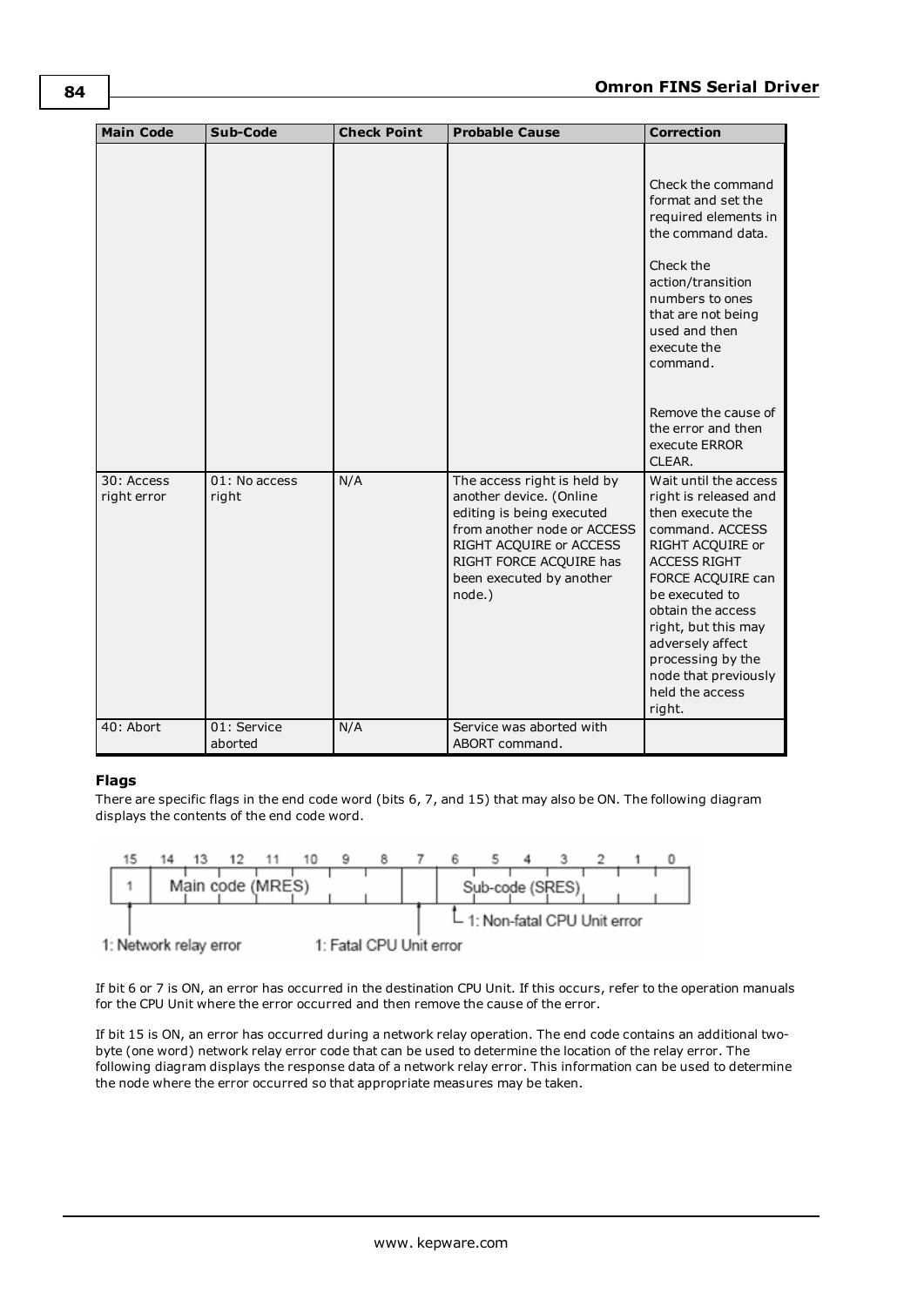| Main Code | Sub-Code | Check Point | Probable Cause | Correction |
|---|---|---|---|---|
| | | | | Check the command format and set the required elements in the command data.<br><br>Check the action/transition numbers to ones that are not being used and then execute the command.<br><br>Remove the cause of the error and then execute ERROR CLEAR. |
| 30: Access right error | 01: No access right | N/A | The access right is held by another device. (Online editing is being executed from another node or ACCESS RIGHT ACQUIRE or ACCESS RIGHT FORCE ACQUIRE has been executed by another node.) | Wait until the access right is released and then execute the command. ACCESS RIGHT ACQUIRE or ACCESS RIGHT FORCE ACQUIRE can be executed to obtain the access right, but this may adversely affect processing by the node that previously held the access right. |
| 40: Abort | 01: Service aborted | N/A | Service was aborted with ABORT command. | |

### Flags

There are specific flags in the end code word (bits 6, 7, and 15) that may also be ON. The following diagram displays the contents of the end code word.

| 15 | 14–8 | 7 | 6–0 |
|---|---|---|---|
| 1 | Main code (MRES) | | Sub-code (SRES) |
| 1: Network relay error | | 1: Fatal CPU Unit error | 1: Non-fatal CPU Unit error (bit 6) |

If bit 6 or 7 is ON, an error has occurred in the destination CPU Unit. If this occurs, refer to the operation manuals for the CPU Unit where the error occurred and then remove the cause of the error.

If bit 15 is ON, an error has occurred during a network relay operation. The end code contains an additional two-byte (one word) network relay error code that can be used to determine the location of the relay error. The following diagram displays the response data of a network relay error. This information can be used to determine the node where the error occurred so that appropriate measures may be taken.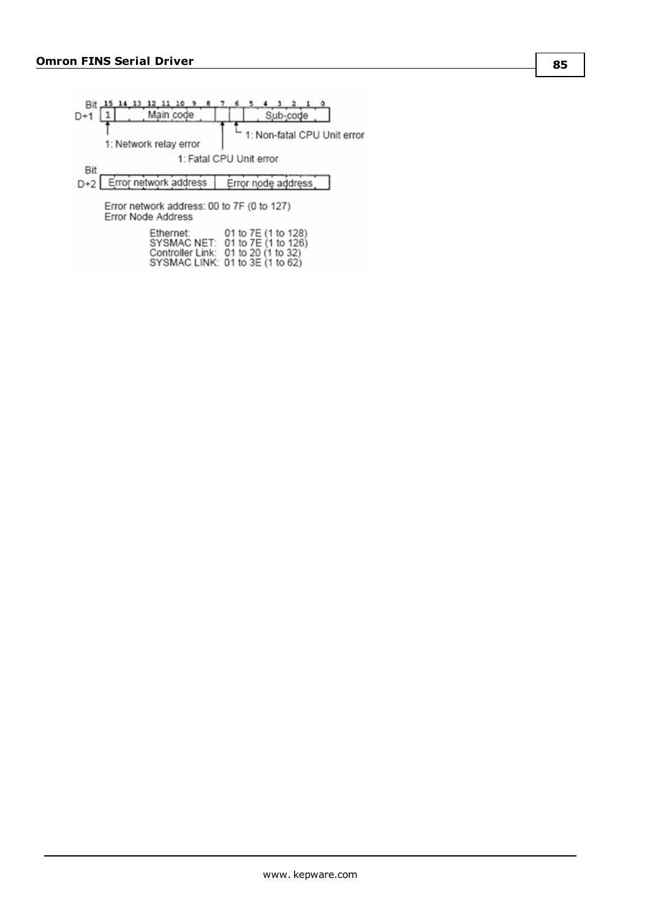Bit 15 14 13 12 11 10 9 8 7 6 5 4 3 2 1 0

D+1: | 1 | Main code | | | Sub-code |

1: Network relay error

1: Fatal CPU Unit error

1: Non-fatal CPU Unit error

Bit

D+2: | Error network address | Error node address |

Error network address: 00 to 7F (0 to 127)

Error Node Address

| | |
|---|---|
| Ethernet: | 01 to 7E (1 to 128) |
| SYSMAC NET: | 01 to 7E (1 to 126) |
| Controller Link: | 01 to 20 (1 to 32) |
| SYSMAC LINK: | 01 to 3E (1 to 62) |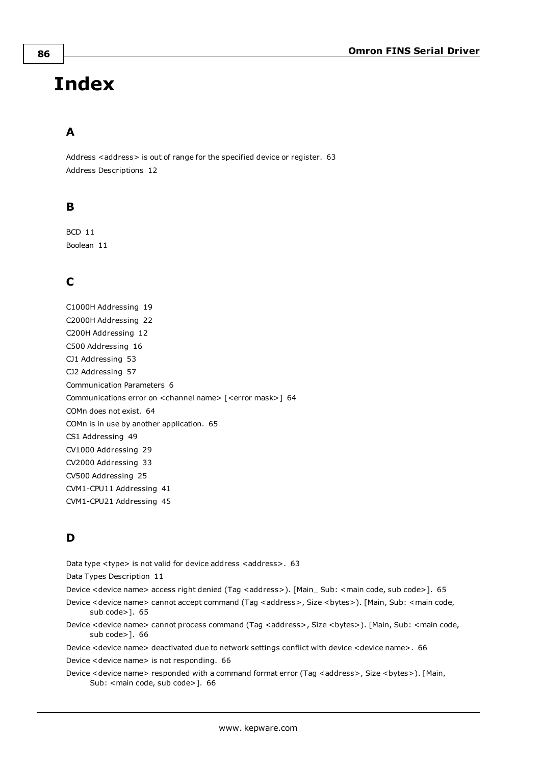# Index

## A

Address <address> is out of range for the specified device or register. 63

Address Descriptions 12

## B

BCD 11

Boolean 11

## C

C1000H Addressing 19

C2000H Addressing 22

C200H Addressing 12

C500 Addressing 16

CJ1 Addressing 53

CJ2 Addressing 57

Communication Parameters 6

Communications error on <channel name> [<error mask>] 64

COMn does not exist. 64

COMn is in use by another application. 65

CS1 Addressing 49

CV1000 Addressing 29

CV2000 Addressing 33

CV500 Addressing 25

CVM1-CPU11 Addressing 41

CVM1-CPU21 Addressing 45

## D

Data type <type> is not valid for device address <address>. 63

Data Types Description 11

Device <device name> access right denied (Tag <address>). [Main_ Sub: <main code, sub code>]. 65

Device <device name> cannot accept command (Tag <address>, Size <bytes>). [Main, Sub: <main code, sub code>]. 65

Device <device name> cannot process command (Tag <address>, Size <bytes>). [Main, Sub: <main code, sub code>]. 66

Device <device name> deactivated due to network settings conflict with device <device name>. 66

Device <device name> is not responding. 66

Device <device name> responded with a command format error (Tag <address>, Size <bytes>). [Main, Sub: <main code, sub code>]. 66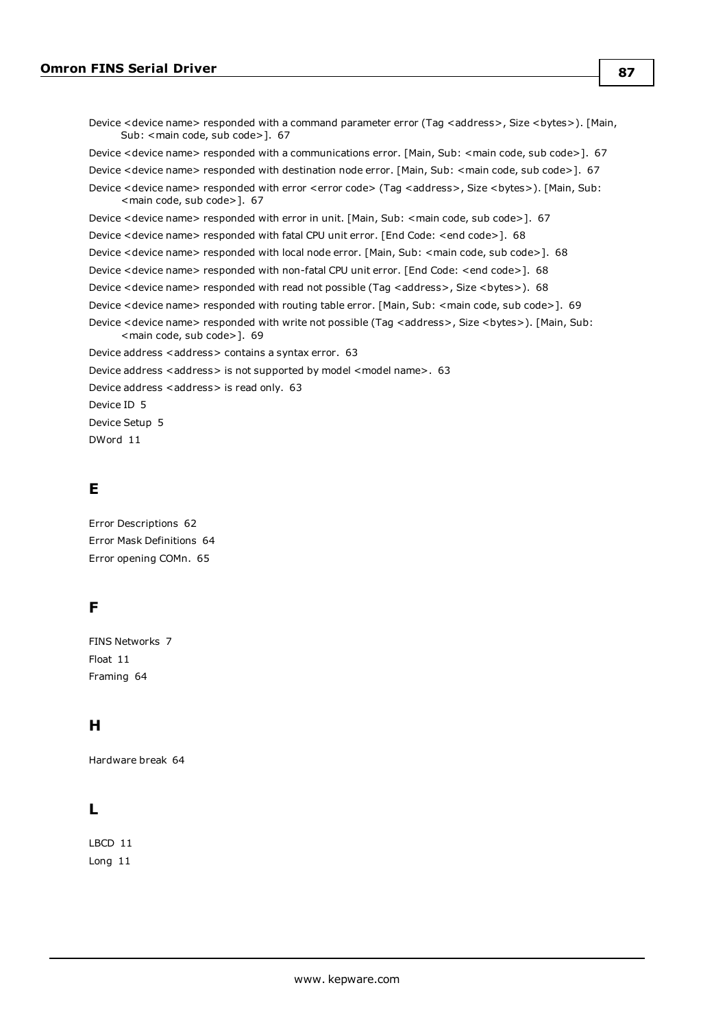Device <device name> responded with a command parameter error (Tag <address>, Size <bytes>). [Main, Sub: <main code, sub code>]. 67

Device <device name> responded with a communications error. [Main, Sub: <main code, sub code>]. 67

Device <device name> responded with destination node error. [Main, Sub: <main code, sub code>]. 67

Device <device name> responded with error <error code> (Tag <address>, Size <bytes>). [Main, Sub: <main code, sub code>]. 67

Device <device name> responded with error in unit. [Main, Sub: <main code, sub code>]. 67

Device <device name> responded with fatal CPU unit error. [End Code: <end code>]. 68

Device <device name> responded with local node error. [Main, Sub: <main code, sub code>]. 68

Device <device name> responded with non-fatal CPU unit error. [End Code: <end code>]. 68

Device <device name> responded with read not possible (Tag <address>, Size <bytes>). 68

Device <device name> responded with routing table error. [Main, Sub: <main code, sub code>]. 69

Device <device name> responded with write not possible (Tag <address>, Size <bytes>). [Main, Sub: <main code, sub code>]. 69

Device address <address> contains a syntax error. 63

Device address <address> is not supported by model <model name>. 63

Device address <address> is read only. 63

Device ID 5

Device Setup 5

DWord 11

## E

Error Descriptions 62

Error Mask Definitions 64

Error opening COMn. 65

## F

FINS Networks 7

Float 11

Framing 64

## H

Hardware break 64

## L

LBCD 11

Long 11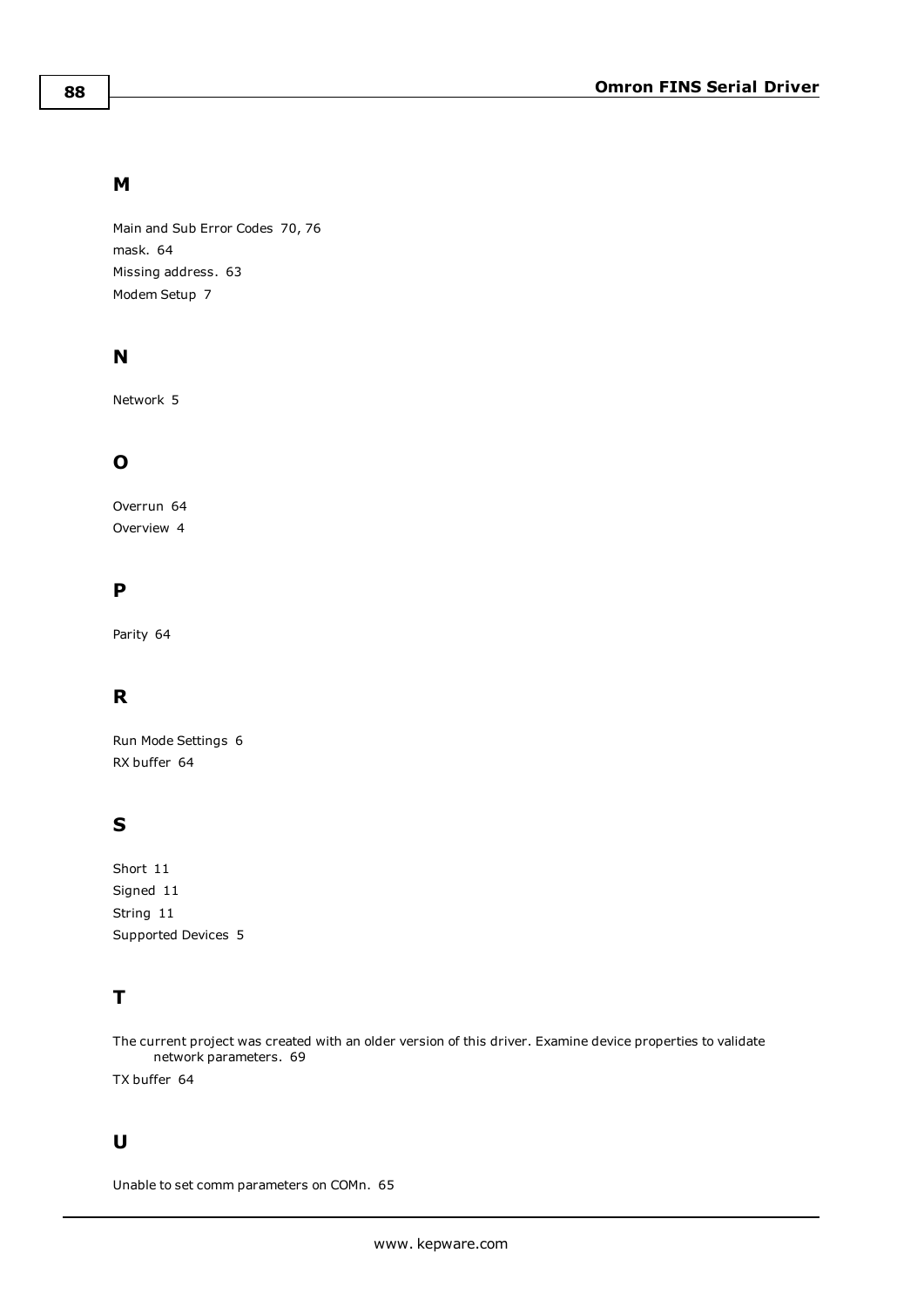## M

Main and Sub Error Codes 70, 76
mask. 64
Missing address. 63
Modem Setup 7

## N

Network 5

## O

Overrun 64
Overview 4

## P

Parity 64

## R

Run Mode Settings 6
RX buffer 64

## S

Short 11
Signed 11
String 11
Supported Devices 5

## T

The current project was created with an older version of this driver. Examine device properties to validate network parameters. 69
TX buffer 64

## U

Unable to set comm parameters on COMn. 65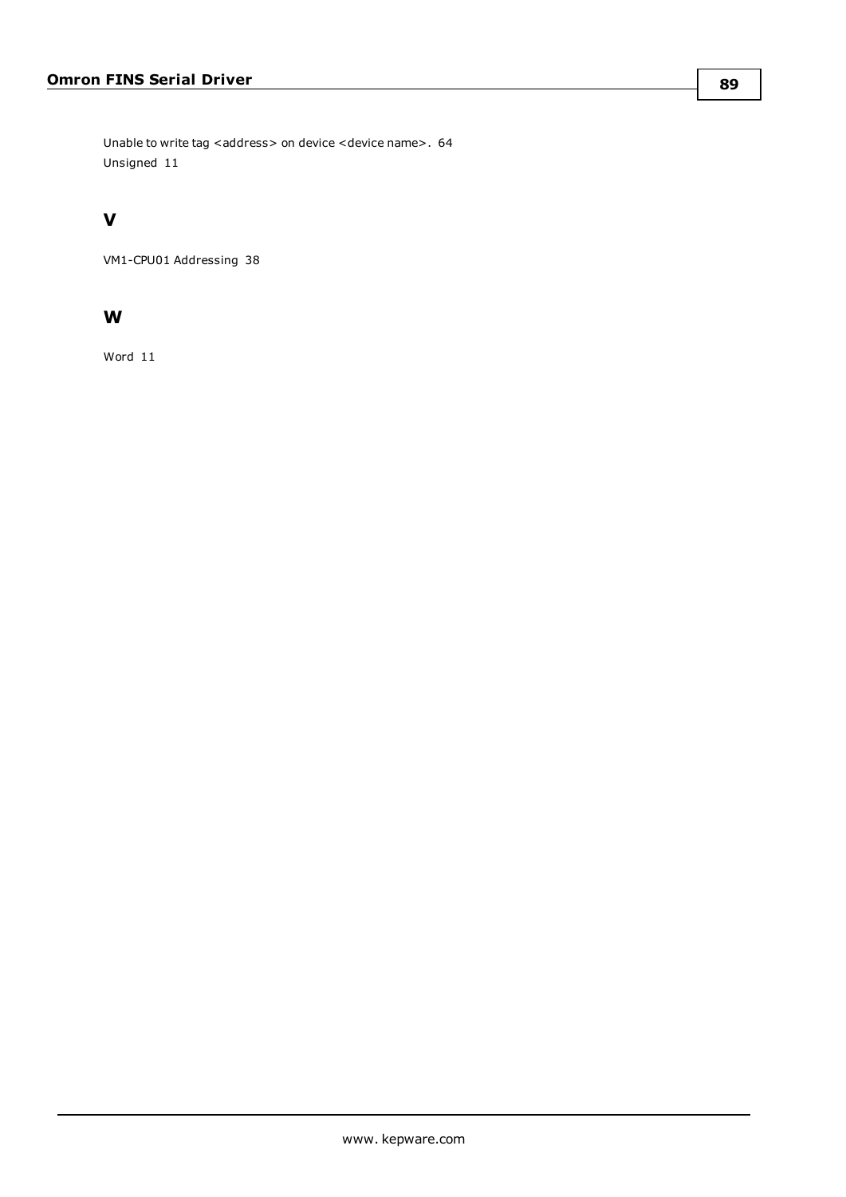Unable to write tag <address> on device <device name>. 64
Unsigned 11

## V

VM1-CPU01 Addressing 38

## W

Word 11